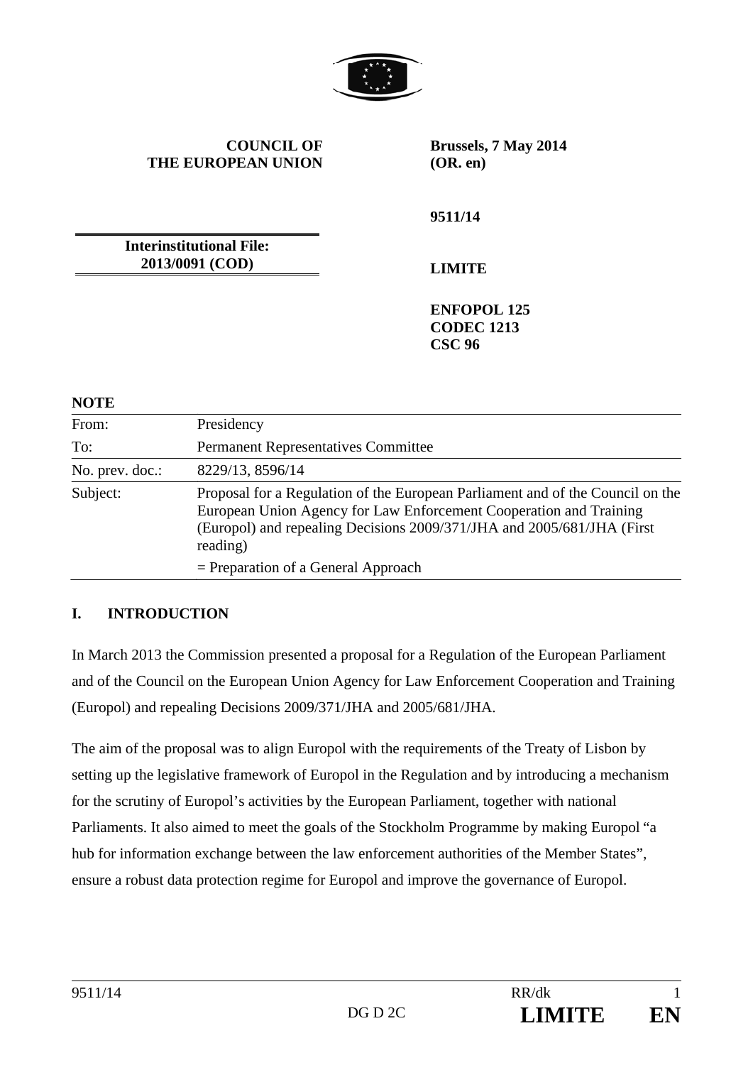**COUNCIL OF THE EUROPEAN UNION**

**Brussels, 7 May 2014 (OR. en)**

**9511/14**

**Interinstitutional File: 2013/0091 (COD)**

**LIMITE**

**ENFOPOL 125**
**CODEC 1213**
**CSC 96**

**NOTE**

| | |
|---|---|
| From: | Presidency |
| To: | Permanent Representatives Committee |
| No. prev. doc.: | 8229/13, 8596/14 |
| Subject: | Proposal for a Regulation of the European Parliament and of the Council on the European Union Agency for Law Enforcement Cooperation and Training (Europol) and repealing Decisions 2009/371/JHA and 2005/681/JHA (First reading)<br>= Preparation of a General Approach |

## I. INTRODUCTION

In March 2013 the Commission presented a proposal for a Regulation of the European Parliament and of the Council on the European Union Agency for Law Enforcement Cooperation and Training (Europol) and repealing Decisions 2009/371/JHA and 2005/681/JHA.

The aim of the proposal was to align Europol with the requirements of the Treaty of Lisbon by setting up the legislative framework of Europol in the Regulation and by introducing a mechanism for the scrutiny of Europol's activities by the European Parliament, together with national Parliaments. It also aimed to meet the goals of the Stockholm Programme by making Europol "a hub for information exchange between the law enforcement authorities of the Member States", ensure a robust data protection regime for Europol and improve the governance of Europol.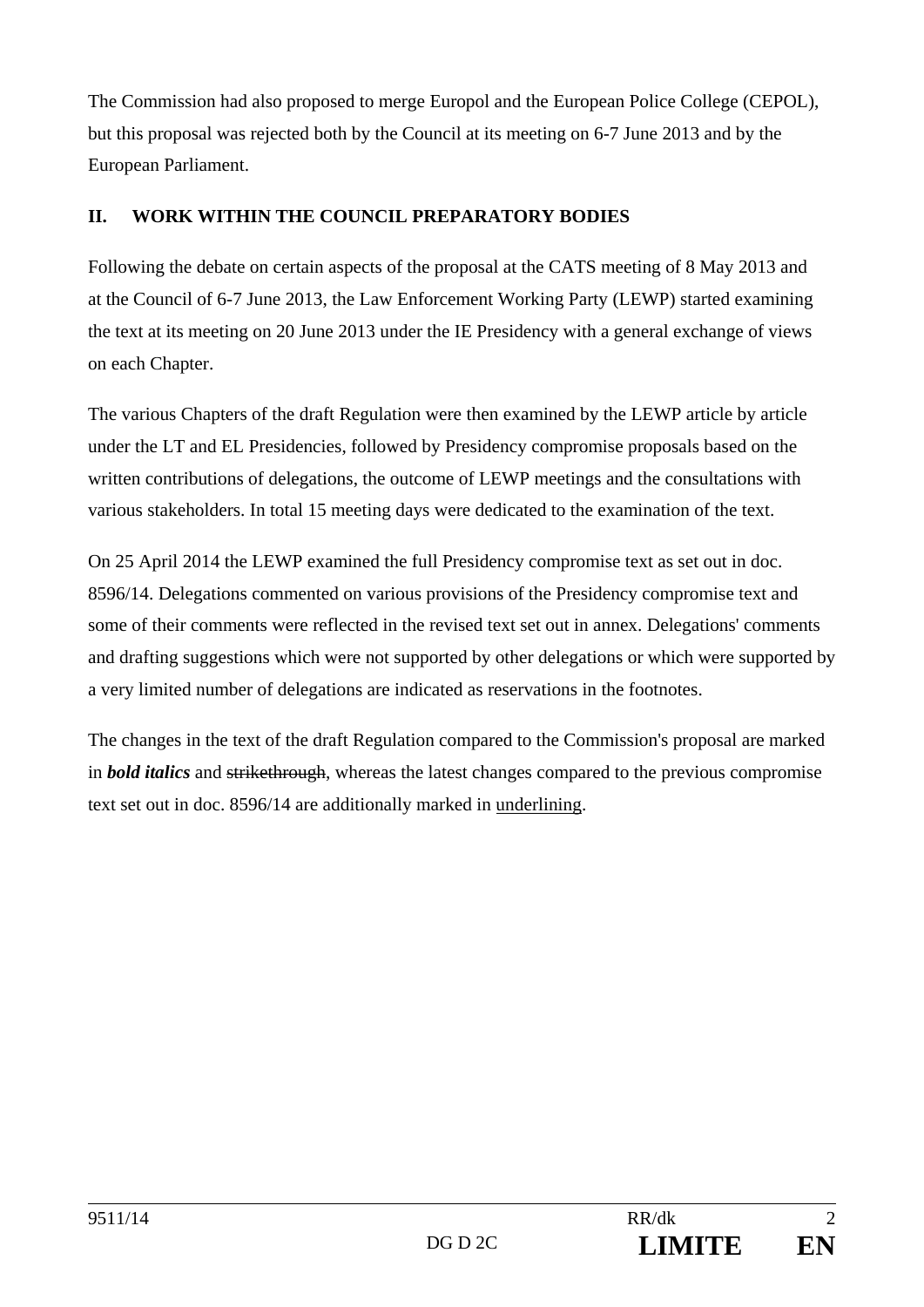The Commission had also proposed to merge Europol and the European Police College (CEPOL), but this proposal was rejected both by the Council at its meeting on 6-7 June 2013 and by the European Parliament.

## II. WORK WITHIN THE COUNCIL PREPARATORY BODIES

Following the debate on certain aspects of the proposal at the CATS meeting of 8 May 2013 and at the Council of 6-7 June 2013, the Law Enforcement Working Party (LEWP) started examining the text at its meeting on 20 June 2013 under the IE Presidency with a general exchange of views on each Chapter.

The various Chapters of the draft Regulation were then examined by the LEWP article by article under the LT and EL Presidencies, followed by Presidency compromise proposals based on the written contributions of delegations, the outcome of LEWP meetings and the consultations with various stakeholders. In total 15 meeting days were dedicated to the examination of the text.

On 25 April 2014 the LEWP examined the full Presidency compromise text as set out in doc. 8596/14. Delegations commented on various provisions of the Presidency compromise text and some of their comments were reflected in the revised text set out in annex. Delegations' comments and drafting suggestions which were not supported by other delegations or which were supported by a very limited number of delegations are indicated as reservations in the footnotes.

The changes in the text of the draft Regulation compared to the Commission's proposal are marked in ***bold italics*** and ~~strikethrough~~, whereas the latest changes compared to the previous compromise text set out in doc. 8596/14 are additionally marked in <u>underlining</u>.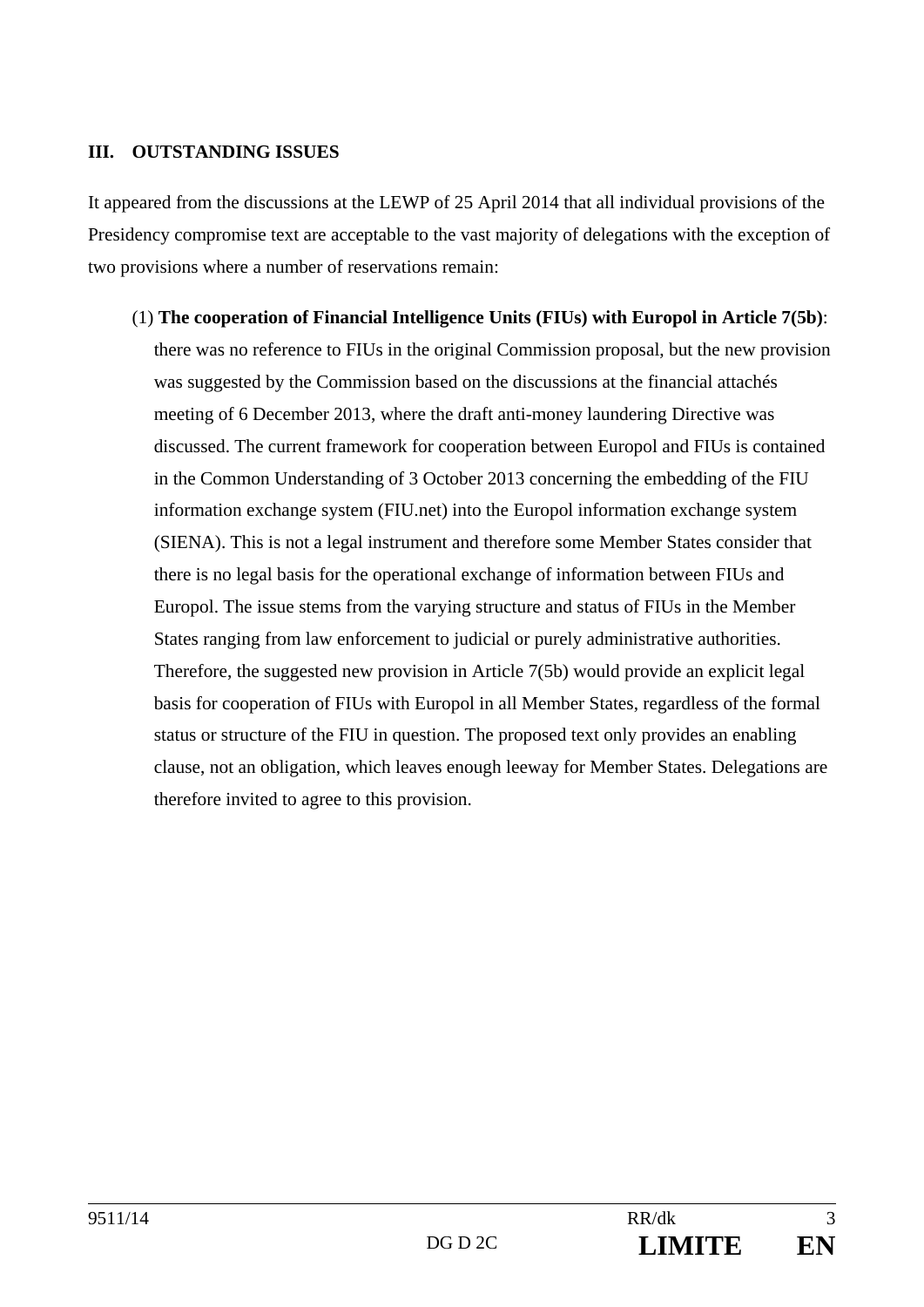## III. OUTSTANDING ISSUES

It appeared from the discussions at the LEWP of 25 April 2014 that all individual provisions of the Presidency compromise text are acceptable to the vast majority of delegations with the exception of two provisions where a number of reservations remain:

(1) **The cooperation of Financial Intelligence Units (FIUs) with Europol in Article 7(5b)**: there was no reference to FIUs in the original Commission proposal, but the new provision was suggested by the Commission based on the discussions at the financial attachés meeting of 6 December 2013, where the draft anti-money laundering Directive was discussed. The current framework for cooperation between Europol and FIUs is contained in the Common Understanding of 3 October 2013 concerning the embedding of the FIU information exchange system (FIU.net) into the Europol information exchange system (SIENA). This is not a legal instrument and therefore some Member States consider that there is no legal basis for the operational exchange of information between FIUs and Europol. The issue stems from the varying structure and status of FIUs in the Member States ranging from law enforcement to judicial or purely administrative authorities. Therefore, the suggested new provision in Article 7(5b) would provide an explicit legal basis for cooperation of FIUs with Europol in all Member States, regardless of the formal status or structure of the FIU in question. The proposed text only provides an enabling clause, not an obligation, which leaves enough leeway for Member States. Delegations are therefore invited to agree to this provision.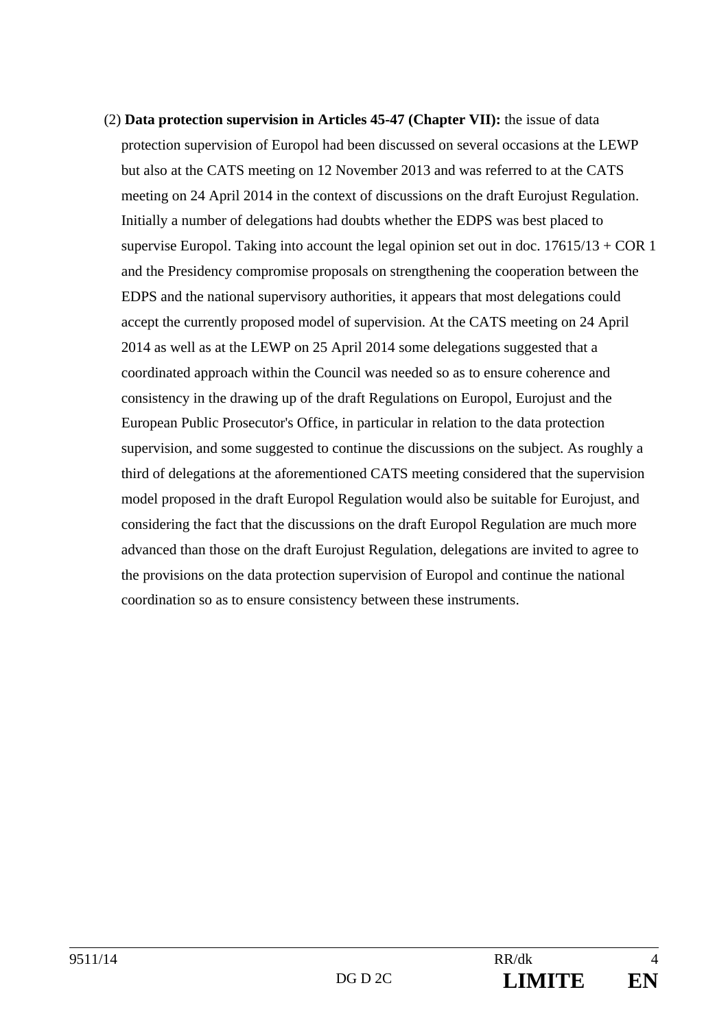(2) **Data protection supervision in Articles 45-47 (Chapter VII):** the issue of data protection supervision of Europol had been discussed on several occasions at the LEWP but also at the CATS meeting on 12 November 2013 and was referred to at the CATS meeting on 24 April 2014 in the context of discussions on the draft Eurojust Regulation. Initially a number of delegations had doubts whether the EDPS was best placed to supervise Europol. Taking into account the legal opinion set out in doc. 17615/13 + COR 1 and the Presidency compromise proposals on strengthening the cooperation between the EDPS and the national supervisory authorities, it appears that most delegations could accept the currently proposed model of supervision. At the CATS meeting on 24 April 2014 as well as at the LEWP on 25 April 2014 some delegations suggested that a coordinated approach within the Council was needed so as to ensure coherence and consistency in the drawing up of the draft Regulations on Europol, Eurojust and the European Public Prosecutor's Office, in particular in relation to the data protection supervision, and some suggested to continue the discussions on the subject. As roughly a third of delegations at the aforementioned CATS meeting considered that the supervision model proposed in the draft Europol Regulation would also be suitable for Eurojust, and considering the fact that the discussions on the draft Europol Regulation are much more advanced than those on the draft Eurojust Regulation, delegations are invited to agree to the provisions on the data protection supervision of Europol and continue the national coordination so as to ensure consistency between these instruments.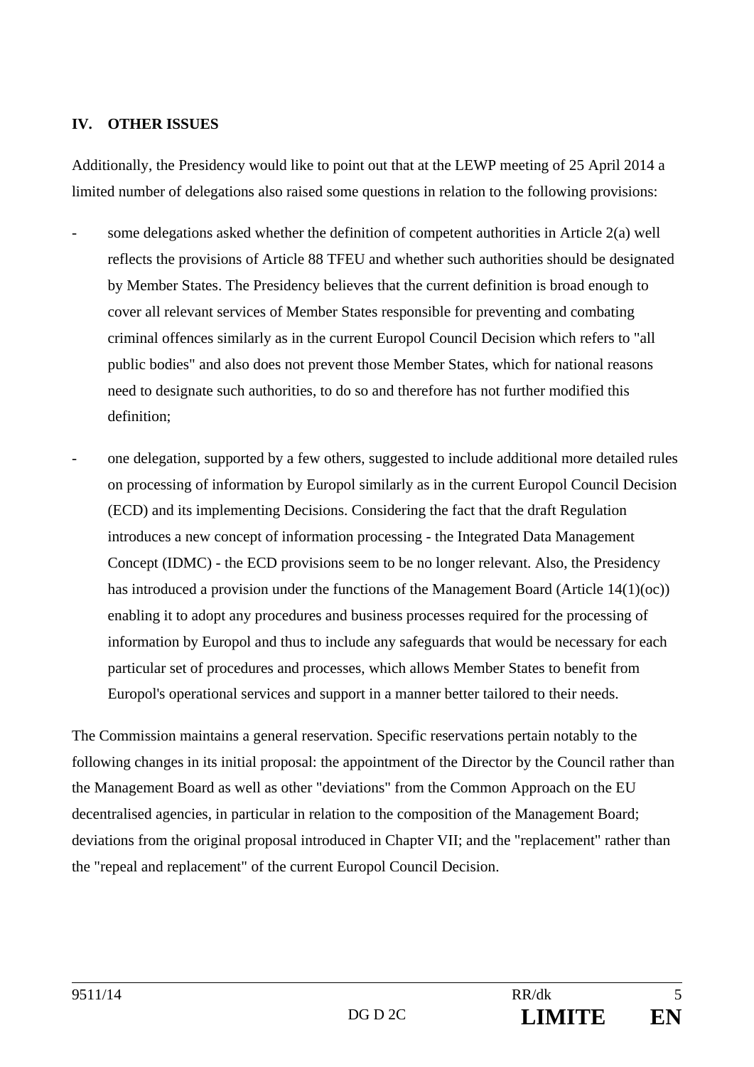## IV. OTHER ISSUES

Additionally, the Presidency would like to point out that at the LEWP meeting of 25 April 2014 a limited number of delegations also raised some questions in relation to the following provisions:

- some delegations asked whether the definition of competent authorities in Article 2(a) well reflects the provisions of Article 88 TFEU and whether such authorities should be designated by Member States. The Presidency believes that the current definition is broad enough to cover all relevant services of Member States responsible for preventing and combating criminal offences similarly as in the current Europol Council Decision which refers to "all public bodies" and also does not prevent those Member States, which for national reasons need to designate such authorities, to do so and therefore has not further modified this definition;

- one delegation, supported by a few others, suggested to include additional more detailed rules on processing of information by Europol similarly as in the current Europol Council Decision (ECD) and its implementing Decisions. Considering the fact that the draft Regulation introduces a new concept of information processing - the Integrated Data Management Concept (IDMC) - the ECD provisions seem to be no longer relevant. Also, the Presidency has introduced a provision under the functions of the Management Board (Article 14(1)(oc)) enabling it to adopt any procedures and business processes required for the processing of information by Europol and thus to include any safeguards that would be necessary for each particular set of procedures and processes, which allows Member States to benefit from Europol's operational services and support in a manner better tailored to their needs.

The Commission maintains a general reservation. Specific reservations pertain notably to the following changes in its initial proposal: the appointment of the Director by the Council rather than the Management Board as well as other "deviations" from the Common Approach on the EU decentralised agencies, in particular in relation to the composition of the Management Board; deviations from the original proposal introduced in Chapter VII; and the "replacement" rather than the "repeal and replacement" of the current Europol Council Decision.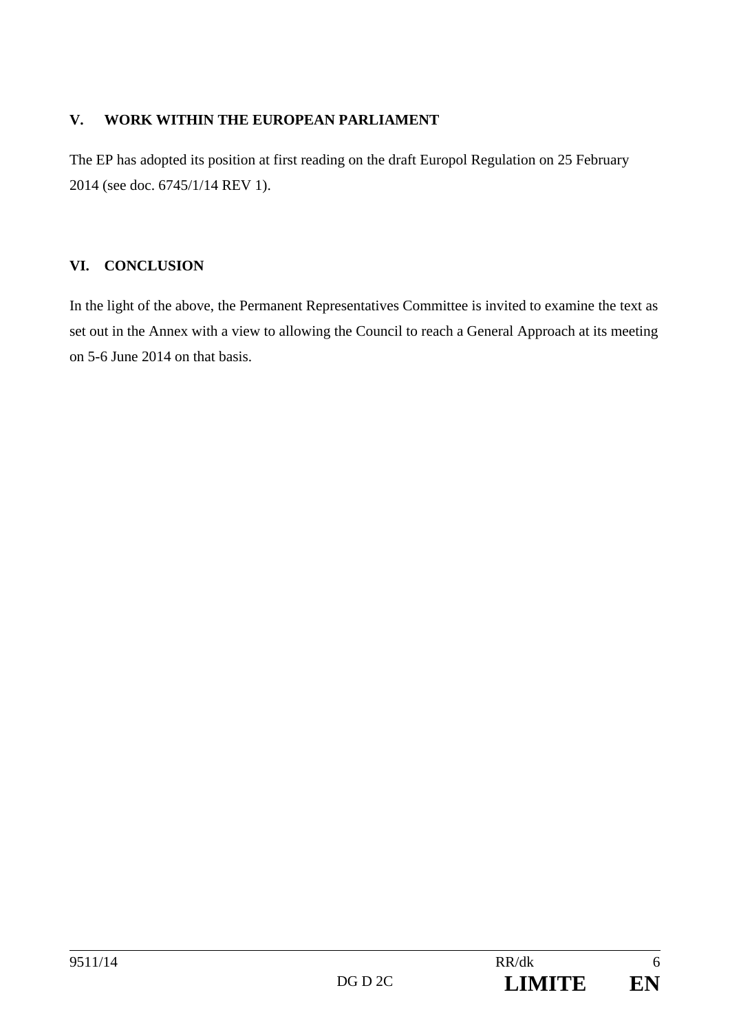## V. WORK WITHIN THE EUROPEAN PARLIAMENT

The EP has adopted its position at first reading on the draft Europol Regulation on 25 February 2014 (see doc. 6745/1/14 REV 1).

## VI. CONCLUSION

In the light of the above, the Permanent Representatives Committee is invited to examine the text as set out in the Annex with a view to allowing the Council to reach a General Approach at its meeting on 5-6 June 2014 on that basis.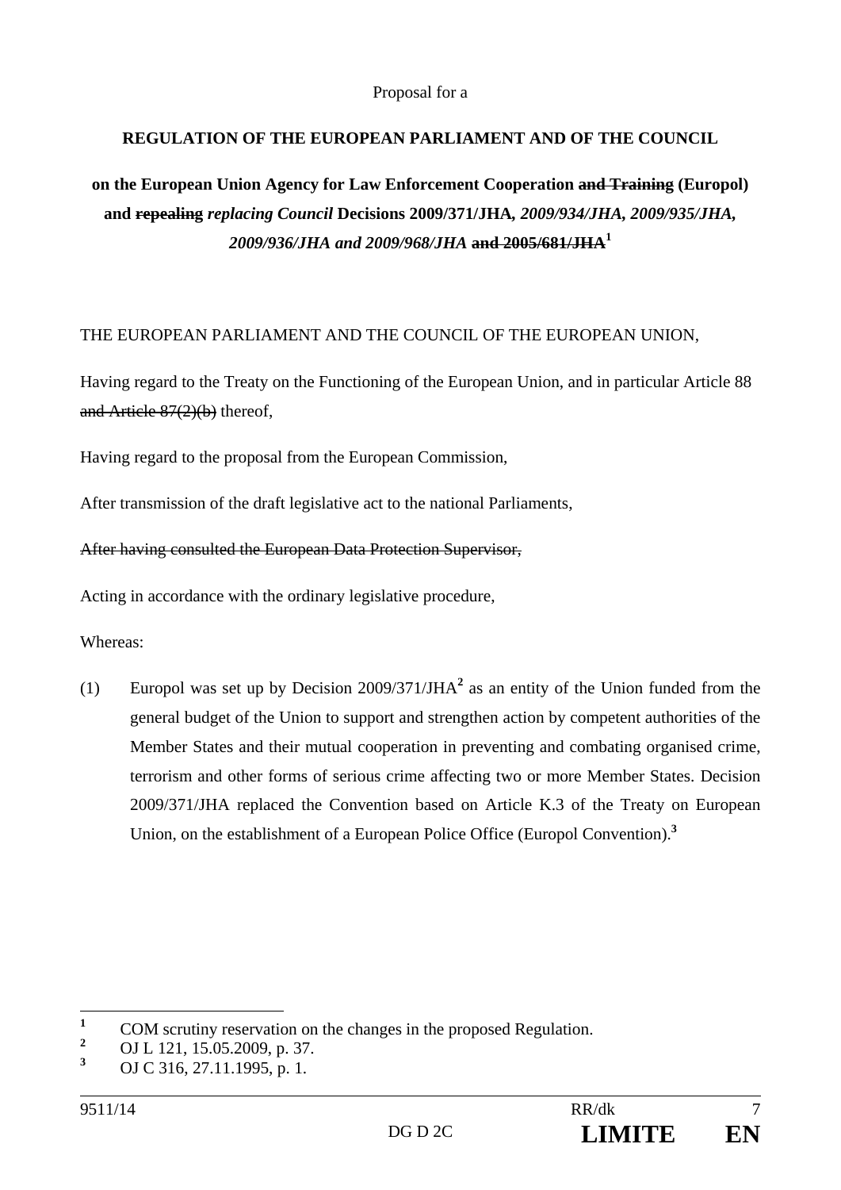Proposal for a

**REGULATION OF THE EUROPEAN PARLIAMENT AND OF THE COUNCIL**

**on the European Union Agency for Law Enforcement Cooperation ~~and Training~~ (Europol) and ~~repealing~~ *replacing Council* Decisions 2009/371/JHA, *2009/934/JHA, 2009/935/JHA, 2009/936/JHA and 2009/968/JHA* ~~and 2005/681/JHA~~[1]**

THE EUROPEAN PARLIAMENT AND THE COUNCIL OF THE EUROPEAN UNION,

Having regard to the Treaty on the Functioning of the European Union, and in particular Article 88 ~~and Article 87(2)(b)~~ thereof,

Having regard to the proposal from the European Commission,

After transmission of the draft legislative act to the national Parliaments,

~~After having consulted the European Data Protection Supervisor,~~

Acting in accordance with the ordinary legislative procedure,

Whereas:

(1) Europol was set up by Decision 2009/371/JHA[2] as an entity of the Union funded from the general budget of the Union to support and strengthen action by competent authorities of the Member States and their mutual cooperation in preventing and combating organised crime, terrorism and other forms of serious crime affecting two or more Member States. Decision 2009/371/JHA replaced the Convention based on Article K.3 of the Treaty on European Union, on the establishment of a European Police Office (Europol Convention).[3]

---

[1] COM scrutiny reservation on the changes in the proposed Regulation.

[2] OJ L 121, 15.05.2009, p. 37.

[3] OJ C 316, 27.11.1995, p. 1.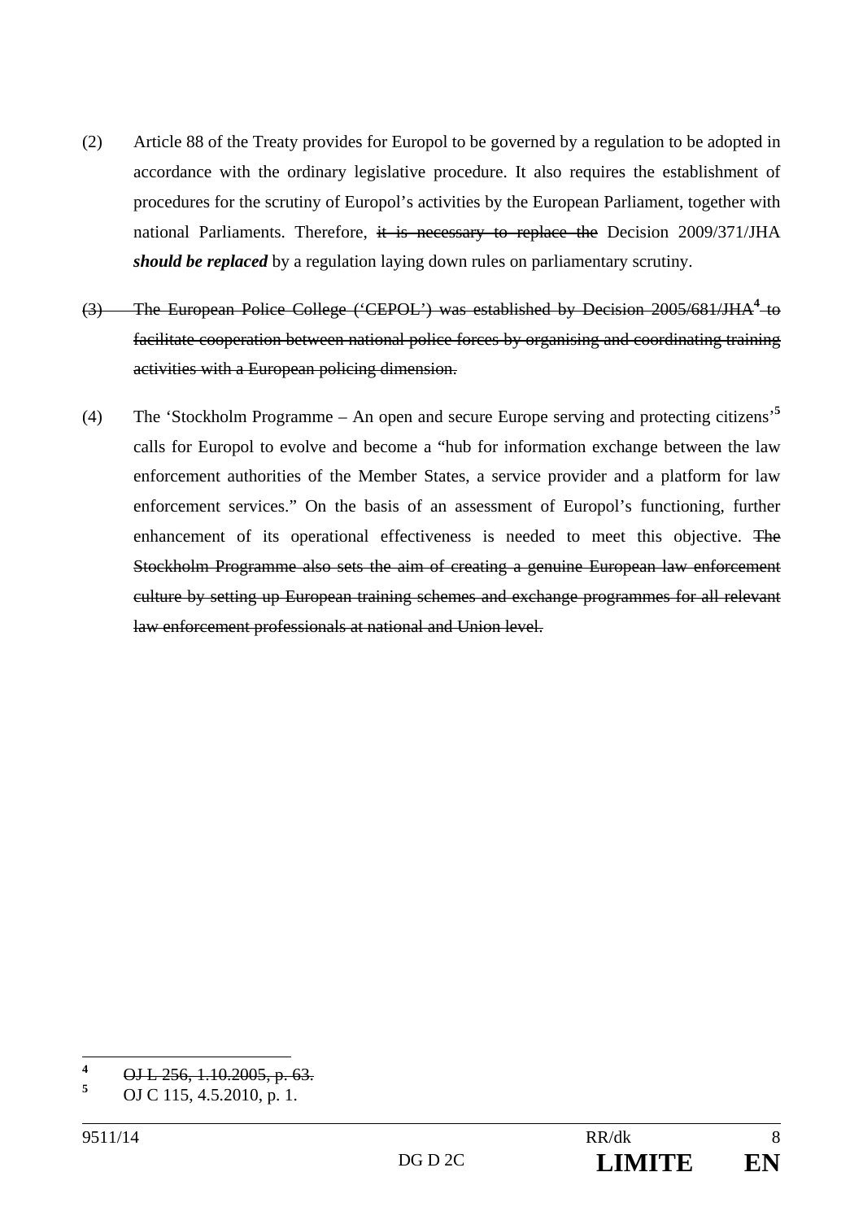(2) Article 88 of the Treaty provides for Europol to be governed by a regulation to be adopted in accordance with the ordinary legislative procedure. It also requires the establishment of procedures for the scrutiny of Europol's activities by the European Parliament, together with national Parliaments. Therefore, ~~it is necessary to replace the~~ Decision 2009/371/JHA ***should be replaced*** by a regulation laying down rules on parliamentary scrutiny.

~~(3) The European Police College ('CEPOL') was established by Decision 2005/681/JHA[4] to facilitate cooperation between national police forces by organising and coordinating training activities with a European policing dimension.~~

(4) The 'Stockholm Programme – An open and secure Europe serving and protecting citizens'[5] calls for Europol to evolve and become a "hub for information exchange between the law enforcement authorities of the Member States, a service provider and a platform for law enforcement services." On the basis of an assessment of Europol's functioning, further enhancement of its operational effectiveness is needed to meet this objective. ~~The Stockholm Programme also sets the aim of creating a genuine European law enforcement culture by setting up European training schemes and exchange programmes for all relevant law enforcement professionals at national and Union level.~~

---

[4] ~~OJ L 256, 1.10.2005, p. 63.~~

[5] OJ C 115, 4.5.2010, p. 1.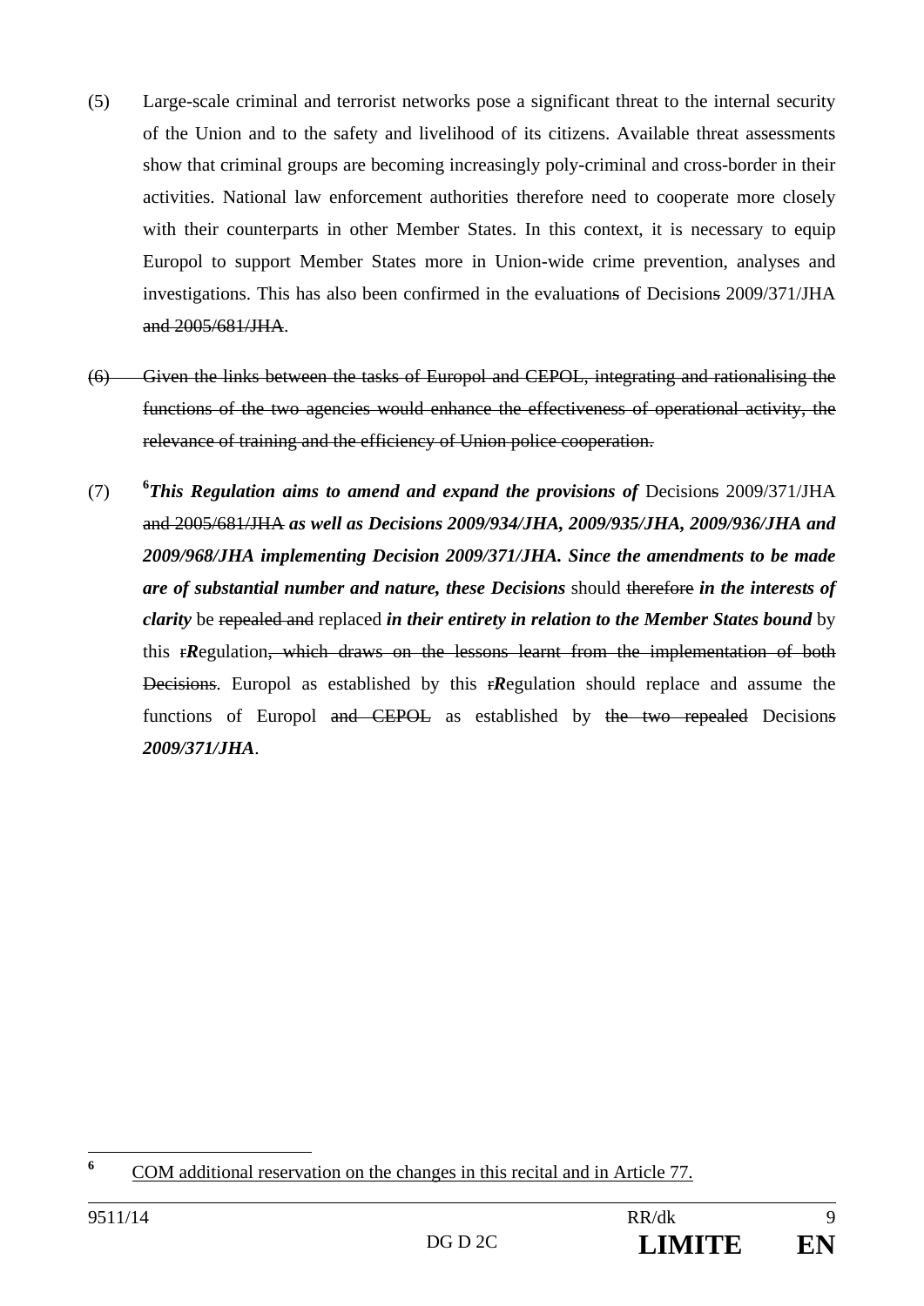(5) Large-scale criminal and terrorist networks pose a significant threat to the internal security of the Union and to the safety and livelihood of its citizens. Available threat assessments show that criminal groups are becoming increasingly poly-criminal and cross-border in their activities. National law enforcement authorities therefore need to cooperate more closely with their counterparts in other Member States. In this context, it is necessary to equip Europol to support Member States more in Union-wide crime prevention, analyses and investigations. This has also been confirmed in the evaluation~~s~~ of Decision~~s~~ 2009/371/JHA ~~and 2005/681/JHA~~.

~~(6) Given the links between the tasks of Europol and CEPOL, integrating and rationalising the functions of the two agencies would enhance the effectiveness of operational activity, the relevance of training and the efficiency of Union police cooperation.~~

(7) [6]***This Regulation aims to amend and expand the provisions of*** Decision~~s~~ 2009/371/JHA ~~and 2005/681/JHA~~ ***as well as Decisions 2009/934/JHA, 2009/935/JHA, 2009/936/JHA and 2009/968/JHA implementing Decision 2009/371/JHA. Since the amendments to be made are of substantial number and nature, these Decisions*** should ~~therefore~~ ***in the interests of clarity*** be ~~repealed and~~ replaced ***in their entirety in relation to the Member States bound*** by this ~~r~~***R***egulation~~, which draws on the lessons learnt from the implementation of both Decisions~~. Europol as established by this ~~r~~***R***egulation should replace and assume the functions of Europol ~~and CEPOL~~ as established by ~~the two repealed~~ Decision~~s~~ ***2009/371/JHA***.

---

[6] COM additional reservation on the changes in this recital and in Article 77.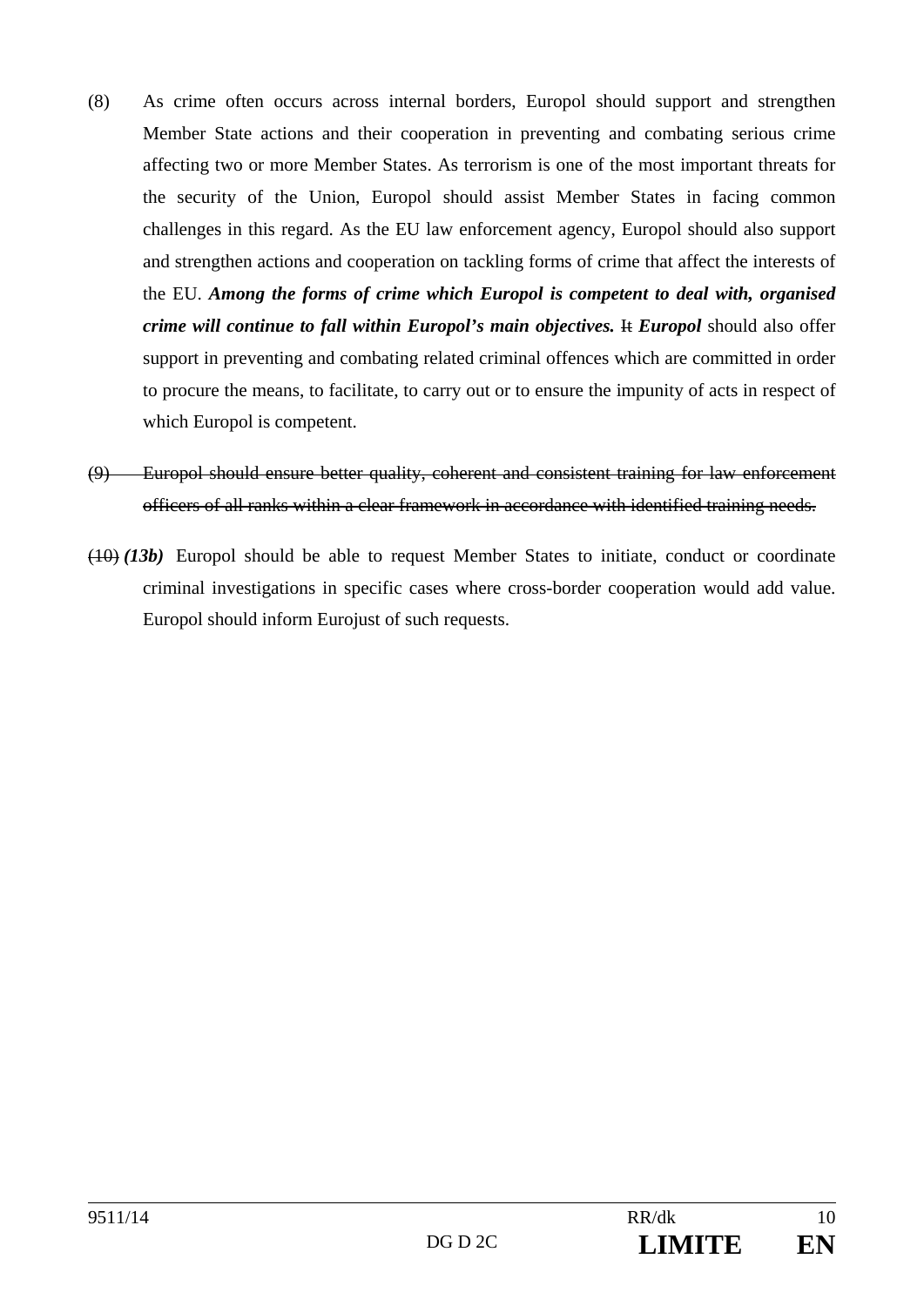(8) As crime often occurs across internal borders, Europol should support and strengthen Member State actions and their cooperation in preventing and combating serious crime affecting two or more Member States. As terrorism is one of the most important threats for the security of the Union, Europol should assist Member States in facing common challenges in this regard. As the EU law enforcement agency, Europol should also support and strengthen actions and cooperation on tackling forms of crime that affect the interests of the EU. ***Among the forms of crime which Europol is competent to deal with, organised crime will continue to fall within Europol's main objectives.*** ~~It~~ ***Europol*** should also offer support in preventing and combating related criminal offences which are committed in order to procure the means, to facilitate, to carry out or to ensure the impunity of acts in respect of which Europol is competent.

~~(9) Europol should ensure better quality, coherent and consistent training for law enforcement officers of all ranks within a clear framework in accordance with identified training needs.~~

~~(10)~~ ***(13b)*** Europol should be able to request Member States to initiate, conduct or coordinate criminal investigations in specific cases where cross-border cooperation would add value. Europol should inform Eurojust of such requests.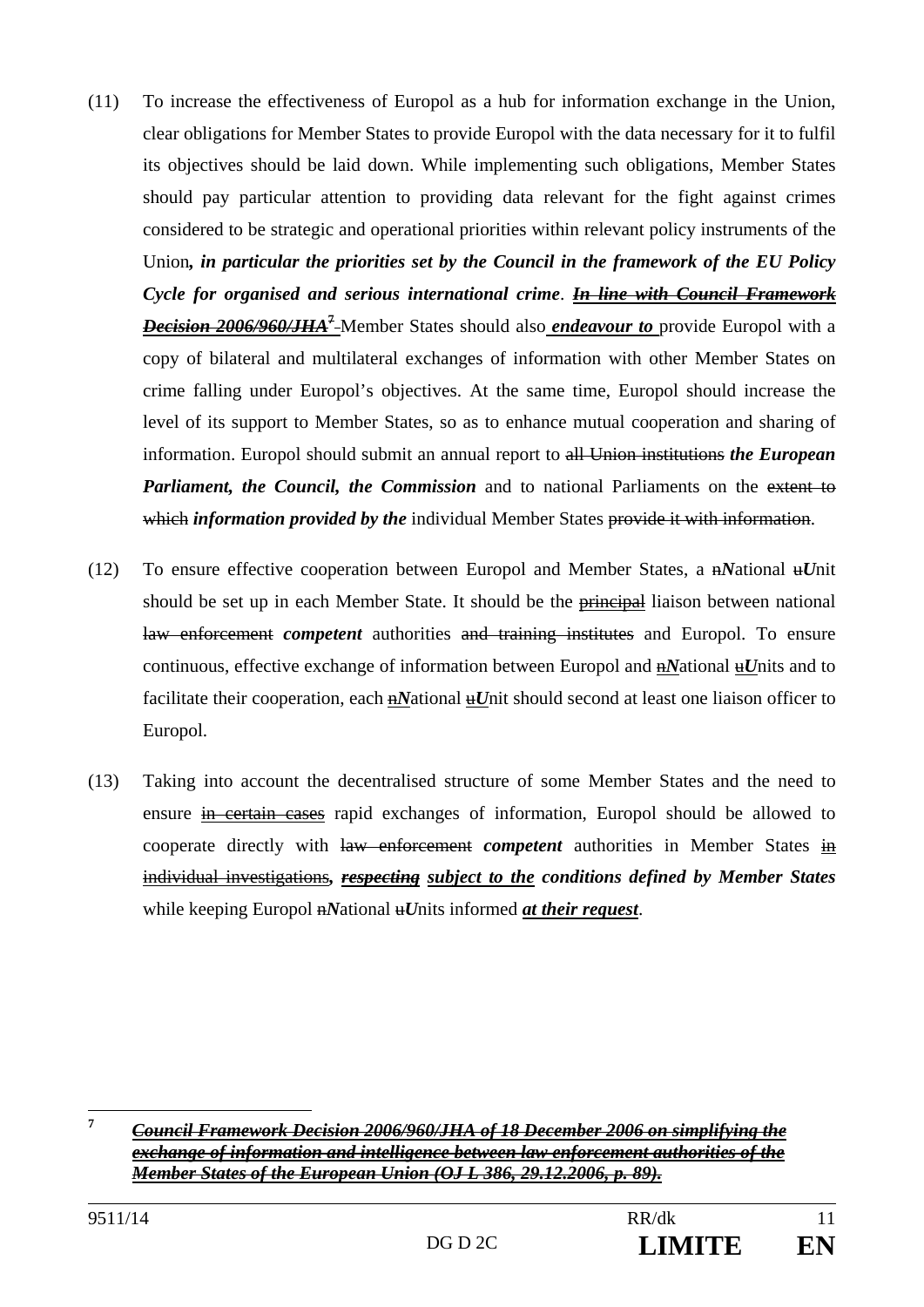(11) To increase the effectiveness of Europol as a hub for information exchange in the Union, clear obligations for Member States to provide Europol with the data necessary for it to fulfil its objectives should be laid down. While implementing such obligations, Member States should pay particular attention to providing data relevant for the fight against crimes considered to be strategic and operational priorities within relevant policy instruments of the Union***, in particular the priorities set by the Council in the framework of the EU Policy Cycle for organised and serious international crime***. ~~***In line with Council Framework Decision 2006/960/JHA***~~[7] Member States should also ***endeavour to*** provide Europol with a copy of bilateral and multilateral exchanges of information with other Member States on crime falling under Europol's objectives. At the same time, Europol should increase the level of its support to Member States, so as to enhance mutual cooperation and sharing of information. Europol should submit an annual report to ~~all Union institutions~~ ***the European Parliament, the Council, the Commission*** and to national Parliaments on the ~~extent to which~~ ***information provided by the*** individual Member States ~~provide it with information~~.

(12) To ensure effective cooperation between Europol and Member States, a ~~n~~***N***ational ~~u~~***U***nit should be set up in each Member State. It should be the ~~principal~~ liaison between national ~~law enforcement~~ ***competent*** authorities ~~and training institutes~~ and Europol. To ensure continuous, effective exchange of information between Europol and ~~n~~***N***ational ~~u~~***U***nits and to facilitate their cooperation, each ~~n~~***N***ational ~~u~~***U***nit should second at least one liaison officer to Europol.

(13) Taking into account the decentralised structure of some Member States and the need to ensure ~~in certain cases~~ rapid exchanges of information, Europol should be allowed to cooperate directly with ~~law enforcement~~ ***competent*** authorities in Member States ~~in individual investigations~~***,*** ~~***respecting***~~ ***subject to the conditions defined by Member States*** while keeping Europol ~~n~~***N***ational ~~u~~***U***nits informed ***at their request***.

---

[7] ~~***Council Framework Decision 2006/960/JHA of 18 December 2006 on simplifying the exchange of information and intelligence between law enforcement authorities of the Member States of the European Union (OJ L 386, 29.12.2006, p. 89).***~~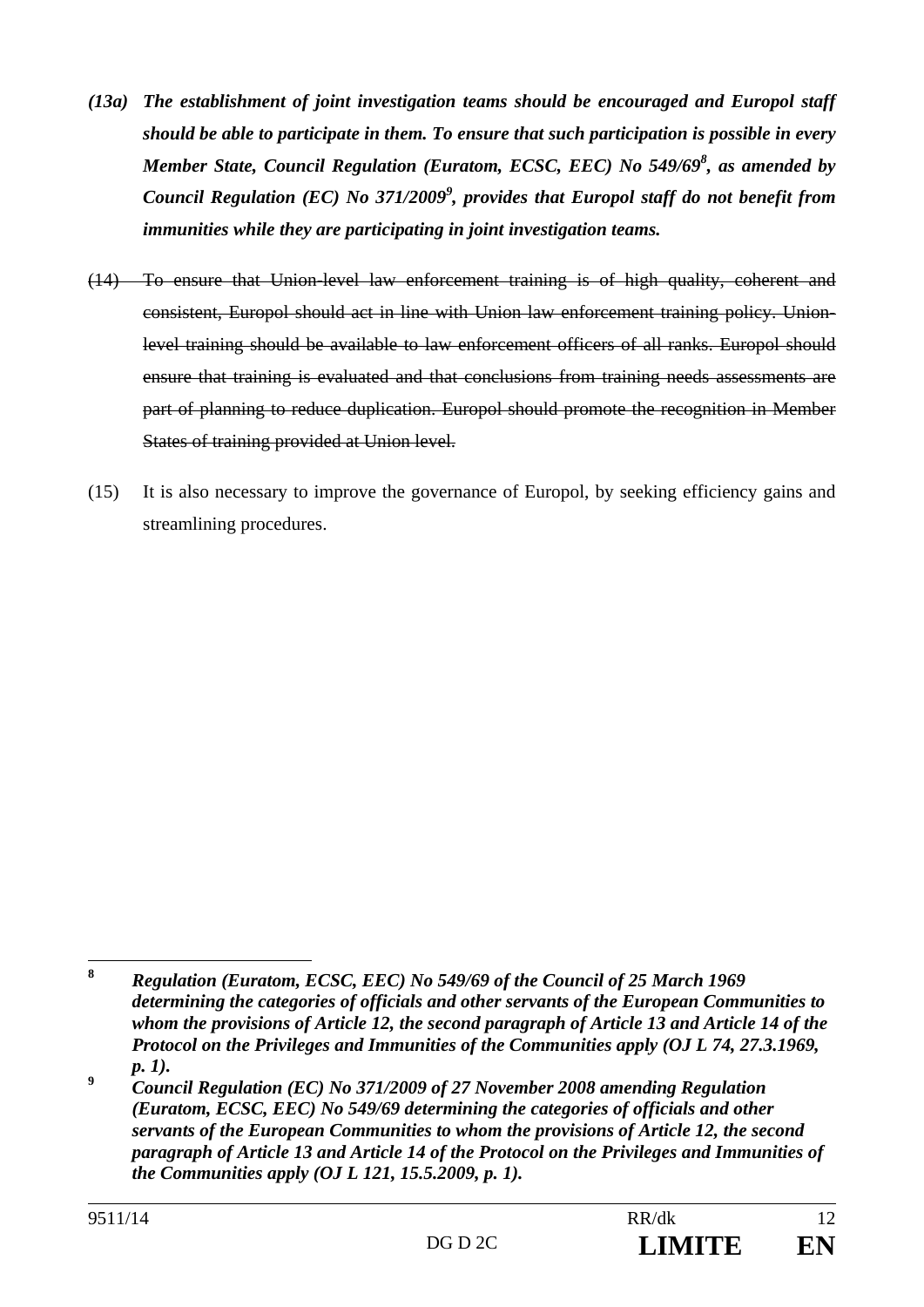***(13a) The establishment of joint investigation teams should be encouraged and Europol staff should be able to participate in them. To ensure that such participation is possible in every Member State, Council Regulation (Euratom, ECSC, EEC) No 549/69[8], as amended by Council Regulation (EC) No 371/2009[9], provides that Europol staff do not benefit from immunities while they are participating in joint investigation teams.***

~~(14) To ensure that Union-level law enforcement training is of high quality, coherent and consistent, Europol should act in line with Union law enforcement training policy. Union-level training should be available to law enforcement officers of all ranks. Europol should ensure that training is evaluated and that conclusions from training needs assessments are part of planning to reduce duplication. Europol should promote the recognition in Member States of training provided at Union level.~~

(15) It is also necessary to improve the governance of Europol, by seeking efficiency gains and streamlining procedures.

---

[8] ***Regulation (Euratom, ECSC, EEC) No 549/69 of the Council of 25 March 1969 determining the categories of officials and other servants of the European Communities to whom the provisions of Article 12, the second paragraph of Article 13 and Article 14 of the Protocol on the Privileges and Immunities of the Communities apply (OJ L 74, 27.3.1969, p. 1).***

[9] ***Council Regulation (EC) No 371/2009 of 27 November 2008 amending Regulation (Euratom, ECSC, EEC) No 549/69 determining the categories of officials and other servants of the European Communities to whom the provisions of Article 12, the second paragraph of Article 13 and Article 14 of the Protocol on the Privileges and Immunities of the Communities apply (OJ L 121, 15.5.2009, p. 1).***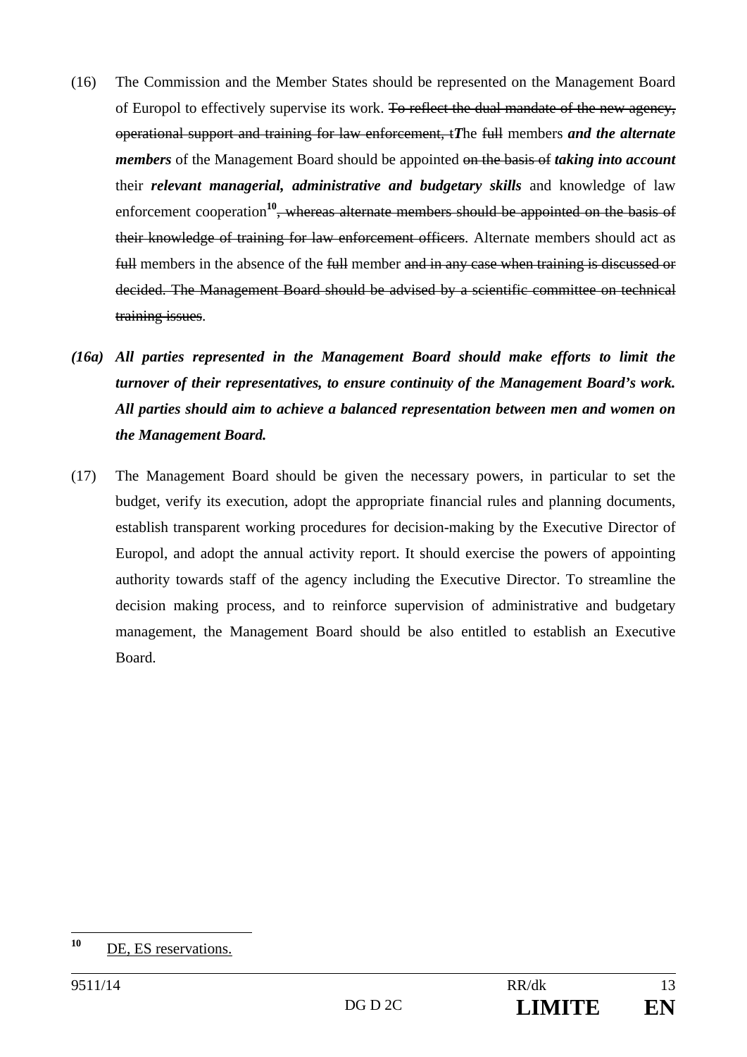(16) The Commission and the Member States should be represented on the Management Board of Europol to effectively supervise its work. ~~To reflect the dual mandate of the new agency, operational support and training for law enforcement, t~~***T***he ~~full~~ members ***and the alternate members*** of the Management Board should be appointed ~~on the basis of~~ ***taking into account*** their ***relevant managerial, administrative and budgetary skills*** and knowledge of law enforcement cooperation[10]~~, whereas alternate members should be appointed on the basis of their knowledge of training for law enforcement officers~~. Alternate members should act as ~~full~~ members in the absence of the ~~full~~ member ~~and in any case when training is discussed or decided. The Management Board should be advised by a scientific committee on technical training issues~~.

***(16a) All parties represented in the Management Board should make efforts to limit the turnover of their representatives, to ensure continuity of the Management Board's work. All parties should aim to achieve a balanced representation between men and women on the Management Board.***

(17) The Management Board should be given the necessary powers, in particular to set the budget, verify its execution, adopt the appropriate financial rules and planning documents, establish transparent working procedures for decision-making by the Executive Director of Europol, and adopt the annual activity report. It should exercise the powers of appointing authority towards staff of the agency including the Executive Director. To streamline the decision making process, and to reinforce supervision of administrative and budgetary management, the Management Board should be also entitled to establish an Executive Board.

---

[10] DE, ES reservations.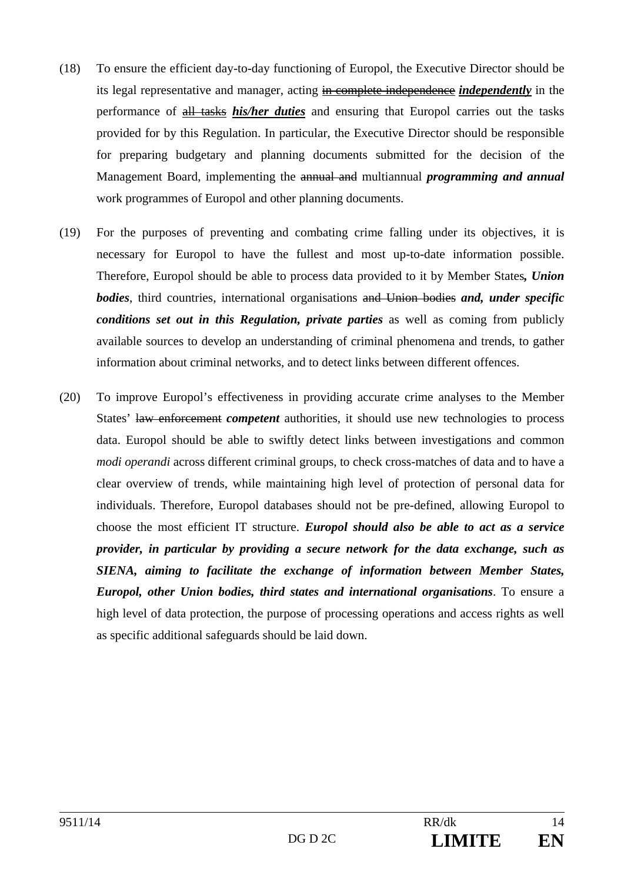(18) To ensure the efficient day-to-day functioning of Europol, the Executive Director should be its legal representative and manager, acting ~~in complete independence~~ ***independently*** in the performance of ~~all tasks~~ ***his/her duties*** and ensuring that Europol carries out the tasks provided for by this Regulation. In particular, the Executive Director should be responsible for preparing budgetary and planning documents submitted for the decision of the Management Board, implementing the ~~annual and~~ multiannual ***programming and annual*** work programmes of Europol and other planning documents.

(19) For the purposes of preventing and combating crime falling under its objectives, it is necessary for Europol to have the fullest and most up-to-date information possible. Therefore, Europol should be able to process data provided to it by Member States***, Union bodies***, third countries, international organisations ~~and Union bodies~~ ***and, under specific conditions set out in this Regulation, private parties*** as well as coming from publicly available sources to develop an understanding of criminal phenomena and trends, to gather information about criminal networks, and to detect links between different offences.

(20) To improve Europol's effectiveness in providing accurate crime analyses to the Member States' ~~law enforcement~~ ***competent*** authorities, it should use new technologies to process data. Europol should be able to swiftly detect links between investigations and common *modi operandi* across different criminal groups, to check cross-matches of data and to have a clear overview of trends, while maintaining high level of protection of personal data for individuals. Therefore, Europol databases should not be pre-defined, allowing Europol to choose the most efficient IT structure. ***Europol should also be able to act as a service provider, in particular by providing a secure network for the data exchange, such as SIENA, aiming to facilitate the exchange of information between Member States, Europol, other Union bodies, third states and international organisations***. To ensure a high level of data protection, the purpose of processing operations and access rights as well as specific additional safeguards should be laid down.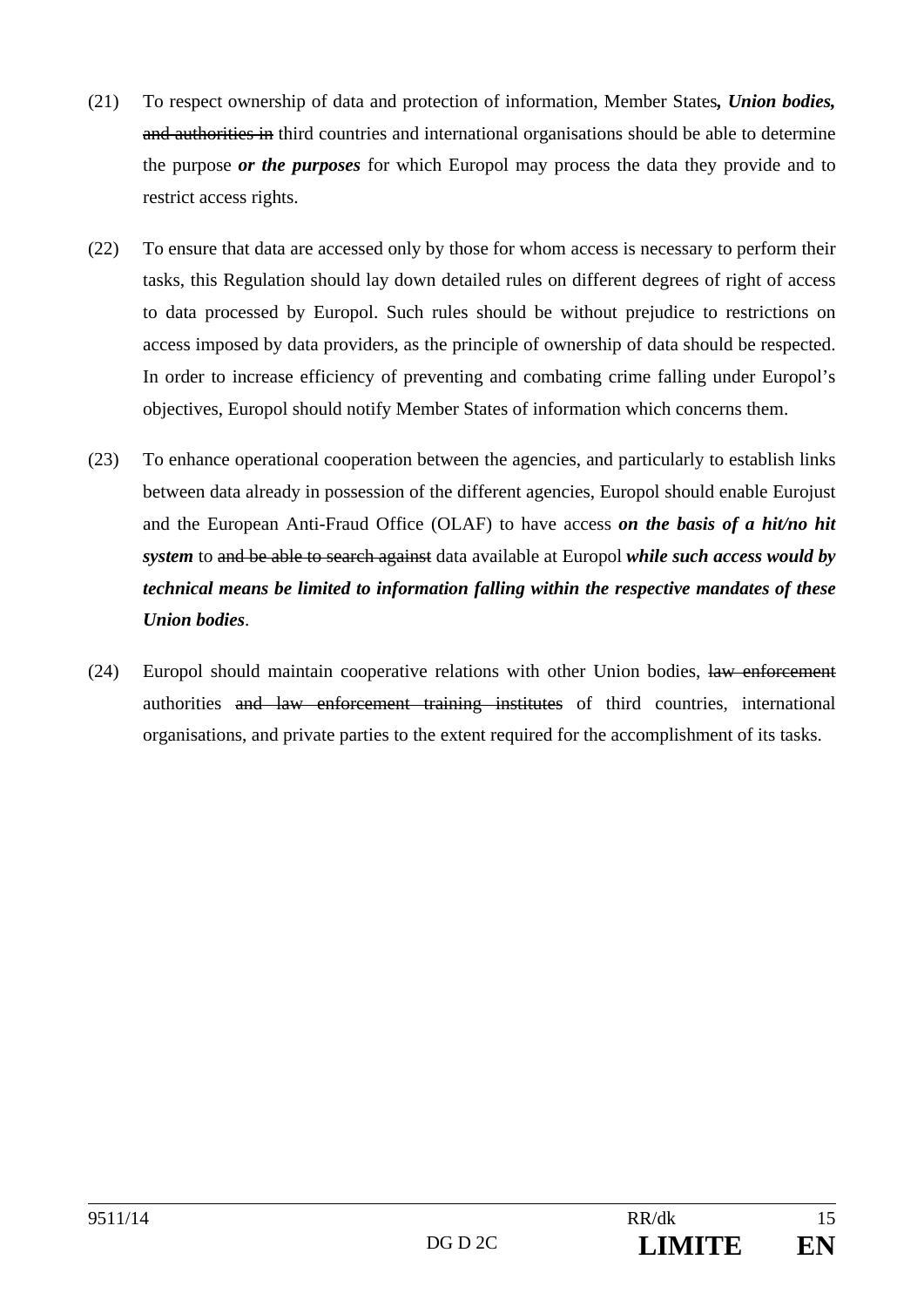(21) To respect ownership of data and protection of information, Member States***, Union bodies,*** ~~and authorities in~~ third countries and international organisations should be able to determine the purpose ***or the purposes*** for which Europol may process the data they provide and to restrict access rights.

(22) To ensure that data are accessed only by those for whom access is necessary to perform their tasks, this Regulation should lay down detailed rules on different degrees of right of access to data processed by Europol. Such rules should be without prejudice to restrictions on access imposed by data providers, as the principle of ownership of data should be respected. In order to increase efficiency of preventing and combating crime falling under Europol's objectives, Europol should notify Member States of information which concerns them.

(23) To enhance operational cooperation between the agencies, and particularly to establish links between data already in possession of the different agencies, Europol should enable Eurojust and the European Anti-Fraud Office (OLAF) to have access ***on the basis of a hit/no hit system*** to ~~and be able to search against~~ data available at Europol ***while such access would by technical means be limited to information falling within the respective mandates of these Union bodies***.

(24) Europol should maintain cooperative relations with other Union bodies, ~~law enforcement~~ authorities ~~and law enforcement training institutes~~ of third countries, international organisations, and private parties to the extent required for the accomplishment of its tasks.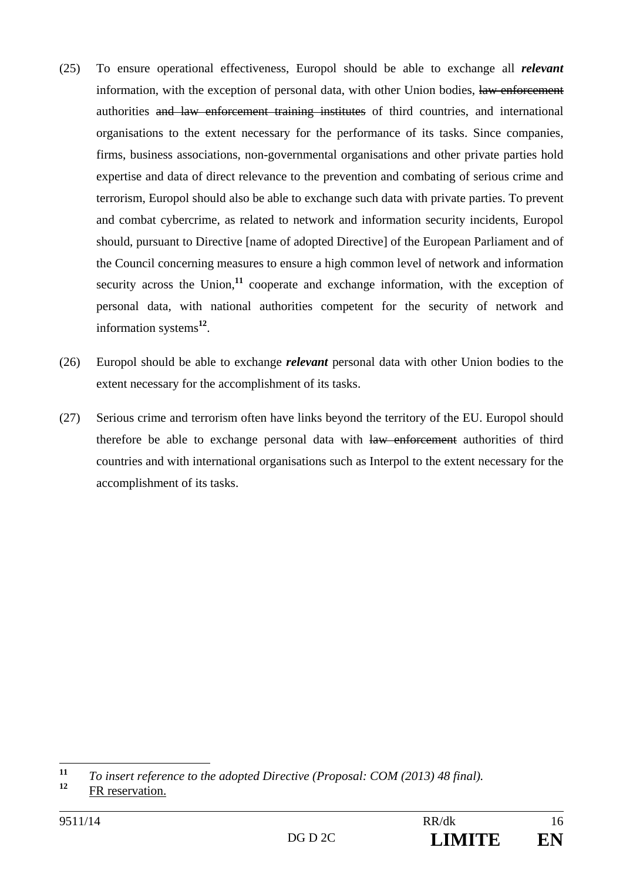(25) To ensure operational effectiveness, Europol should be able to exchange all ***relevant*** information, with the exception of personal data, with other Union bodies, ~~law enforcement~~ authorities ~~and law enforcement training institutes~~ of third countries, and international organisations to the extent necessary for the performance of its tasks. Since companies, firms, business associations, non-governmental organisations and other private parties hold expertise and data of direct relevance to the prevention and combating of serious crime and terrorism, Europol should also be able to exchange such data with private parties. To prevent and combat cybercrime, as related to network and information security incidents, Europol should, pursuant to Directive [name of adopted Directive] of the European Parliament and of the Council concerning measures to ensure a high common level of network and information security across the Union,[11] cooperate and exchange information, with the exception of personal data, with national authorities competent for the security of network and information systems[12].

(26) Europol should be able to exchange ***relevant*** personal data with other Union bodies to the extent necessary for the accomplishment of its tasks.

(27) Serious crime and terrorism often have links beyond the territory of the EU. Europol should therefore be able to exchange personal data with ~~law enforcement~~ authorities of third countries and with international organisations such as Interpol to the extent necessary for the accomplishment of its tasks.

---

[11] *To insert reference to the adopted Directive (Proposal: COM (2013) 48 final).*

[12] <u>FR reservation.</u>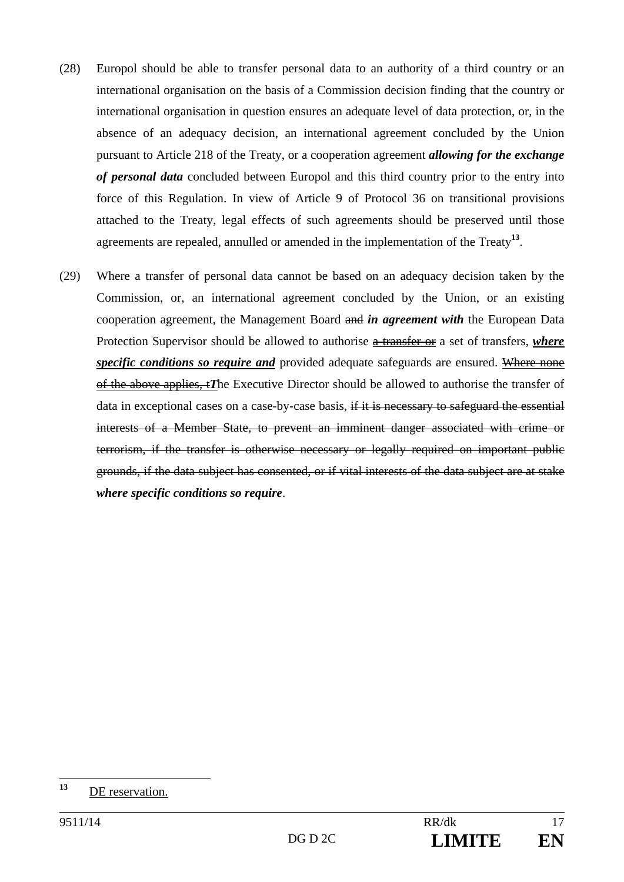(28) Europol should be able to transfer personal data to an authority of a third country or an international organisation on the basis of a Commission decision finding that the country or international organisation in question ensures an adequate level of data protection, or, in the absence of an adequacy decision, an international agreement concluded by the Union pursuant to Article 218 of the Treaty, or a cooperation agreement ***allowing for the exchange of personal data*** concluded between Europol and this third country prior to the entry into force of this Regulation. In view of Article 9 of Protocol 36 on transitional provisions attached to the Treaty, legal effects of such agreements should be preserved until those agreements are repealed, annulled or amended in the implementation of the Treaty[13].

(29) Where a transfer of personal data cannot be based on an adequacy decision taken by the Commission, or, an international agreement concluded by the Union, or an existing cooperation agreement, the Management Board ~~and~~ ***in agreement with*** the European Data Protection Supervisor should be allowed to authorise ~~a transfer or~~ a set of transfers, ***where specific conditions so require and*** provided adequate safeguards are ensured. ~~Where none of the above applies, t~~***T***he Executive Director should be allowed to authorise the transfer of data in exceptional cases on a case-by-case basis, ~~if it is necessary to safeguard the essential interests of a Member State, to prevent an imminent danger associated with crime or terrorism, if the transfer is otherwise necessary or legally required on important public grounds, if the data subject has consented, or if vital interests of the data subject are at stake~~ ***where specific conditions so require***.

---

[13] DE reservation.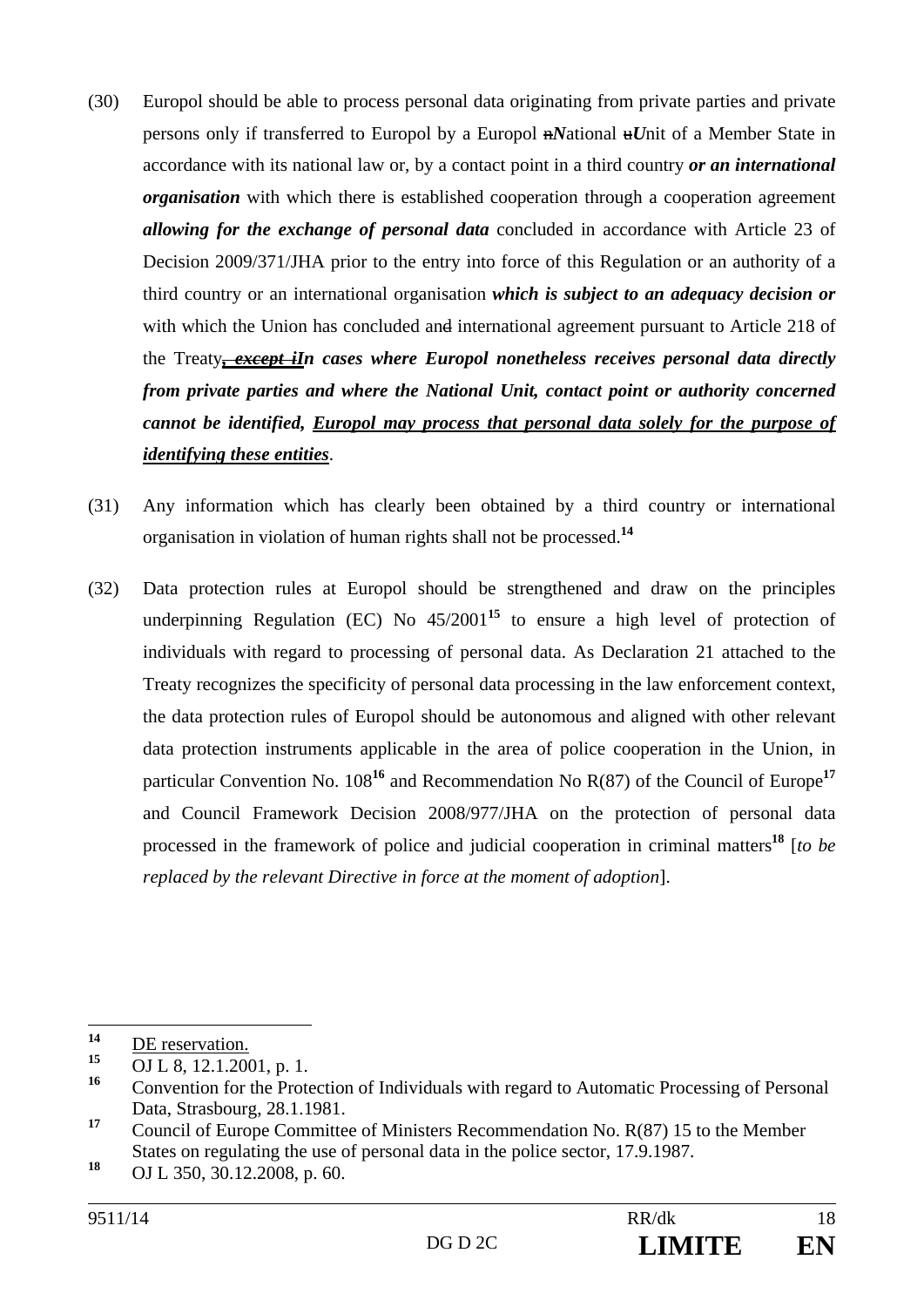(30) Europol should be able to process personal data originating from private parties and private persons only if transferred to Europol by a Europol ~~n~~***N***ational ~~u~~***U***nit of a Member State in accordance with its national law or, by a contact point in a third country ***or an international organisation*** with which there is established cooperation through a cooperation agreement ***allowing for the exchange of personal data*** concluded in accordance with Article 23 of Decision 2009/371/JHA prior to the entry into force of this Regulation or an authority of a third country or an international organisation ***which is subject to an adequacy decision or*** with which the Union has concluded an~~d~~ international agreement pursuant to Article 218 of the Treaty~~, except i~~***In cases where Europol nonetheless receives personal data directly from private parties and where the National Unit, contact point or authority concerned cannot be identified, Europol may process that personal data solely for the purpose of identifying these entities***.

(31) Any information which has clearly been obtained by a third country or international organisation in violation of human rights shall not be processed.[14]

(32) Data protection rules at Europol should be strengthened and draw on the principles underpinning Regulation (EC) No 45/2001[15] to ensure a high level of protection of individuals with regard to processing of personal data. As Declaration 21 attached to the Treaty recognizes the specificity of personal data processing in the law enforcement context, the data protection rules of Europol should be autonomous and aligned with other relevant data protection instruments applicable in the area of police cooperation in the Union, in particular Convention No. 108[16] and Recommendation No R(87) of the Council of Europe[17] and Council Framework Decision 2008/977/JHA on the protection of personal data processed in the framework of police and judicial cooperation in criminal matters[18] [*to be replaced by the relevant Directive in force at the moment of adoption*].

---

[14] DE reservation.

[15] OJ L 8, 12.1.2001, p. 1.

[16] Convention for the Protection of Individuals with regard to Automatic Processing of Personal Data, Strasbourg, 28.1.1981.

[17] Council of Europe Committee of Ministers Recommendation No. R(87) 15 to the Member States on regulating the use of personal data in the police sector, 17.9.1987.

[18] OJ L 350, 30.12.2008, p. 60.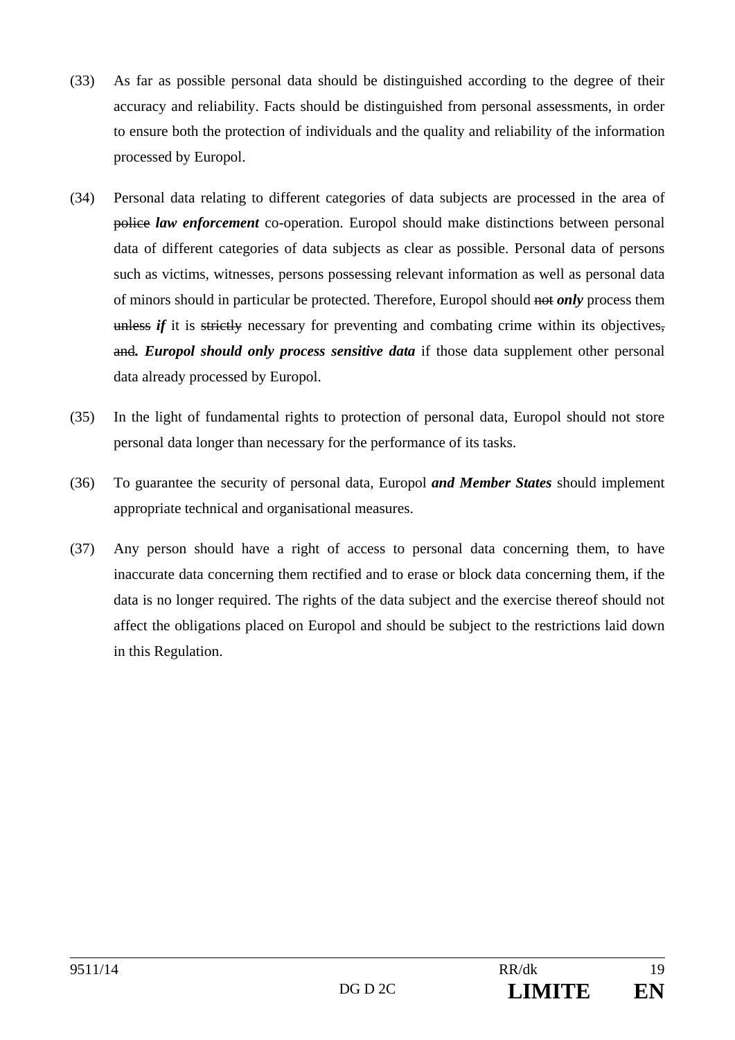(33) As far as possible personal data should be distinguished according to the degree of their accuracy and reliability. Facts should be distinguished from personal assessments, in order to ensure both the protection of individuals and the quality and reliability of the information processed by Europol.

(34) Personal data relating to different categories of data subjects are processed in the area of ~~police~~ ***law enforcement*** co-operation. Europol should make distinctions between personal data of different categories of data subjects as clear as possible. Personal data of persons such as victims, witnesses, persons possessing relevant information as well as personal data of minors should in particular be protected. Therefore, Europol should ~~not~~ ***only*** process them ~~unless~~ ***if*** it is ~~strictly~~ necessary for preventing and combating crime within its objectives~~,~~ ~~and~~***. Europol should only process sensitive data*** if those data supplement other personal data already processed by Europol.

(35) In the light of fundamental rights to protection of personal data, Europol should not store personal data longer than necessary for the performance of its tasks.

(36) To guarantee the security of personal data, Europol ***and Member States*** should implement appropriate technical and organisational measures.

(37) Any person should have a right of access to personal data concerning them, to have inaccurate data concerning them rectified and to erase or block data concerning them, if the data is no longer required. The rights of the data subject and the exercise thereof should not affect the obligations placed on Europol and should be subject to the restrictions laid down in this Regulation.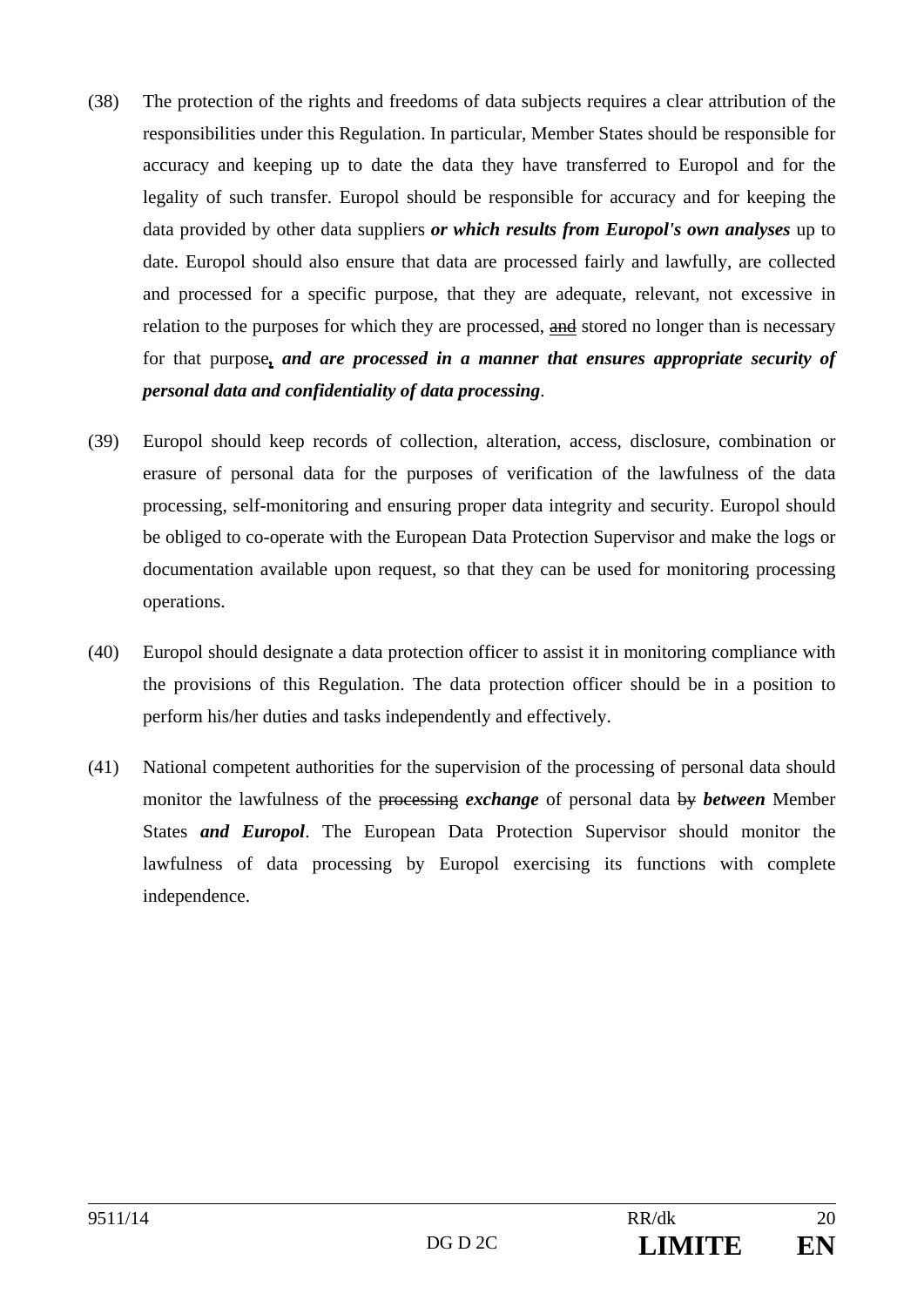(38) The protection of the rights and freedoms of data subjects requires a clear attribution of the responsibilities under this Regulation. In particular, Member States should be responsible for accuracy and keeping up to date the data they have transferred to Europol and for the legality of such transfer. Europol should be responsible for accuracy and for keeping the data provided by other data suppliers ***or which results from Europol's own analyses*** up to date. Europol should also ensure that data are processed fairly and lawfully, are collected and processed for a specific purpose, that they are adequate, relevant, not excessive in relation to the purposes for which they are processed, ~~and~~ stored no longer than is necessary for that purpose***, and are processed in a manner that ensures appropriate security of personal data and confidentiality of data processing***.

(39) Europol should keep records of collection, alteration, access, disclosure, combination or erasure of personal data for the purposes of verification of the lawfulness of the data processing, self-monitoring and ensuring proper data integrity and security. Europol should be obliged to co-operate with the European Data Protection Supervisor and make the logs or documentation available upon request, so that they can be used for monitoring processing operations.

(40) Europol should designate a data protection officer to assist it in monitoring compliance with the provisions of this Regulation. The data protection officer should be in a position to perform his/her duties and tasks independently and effectively.

(41) National competent authorities for the supervision of the processing of personal data should monitor the lawfulness of the ~~processing~~ ***exchange*** of personal data ~~by~~ ***between*** Member States ***and Europol***. The European Data Protection Supervisor should monitor the lawfulness of data processing by Europol exercising its functions with complete independence.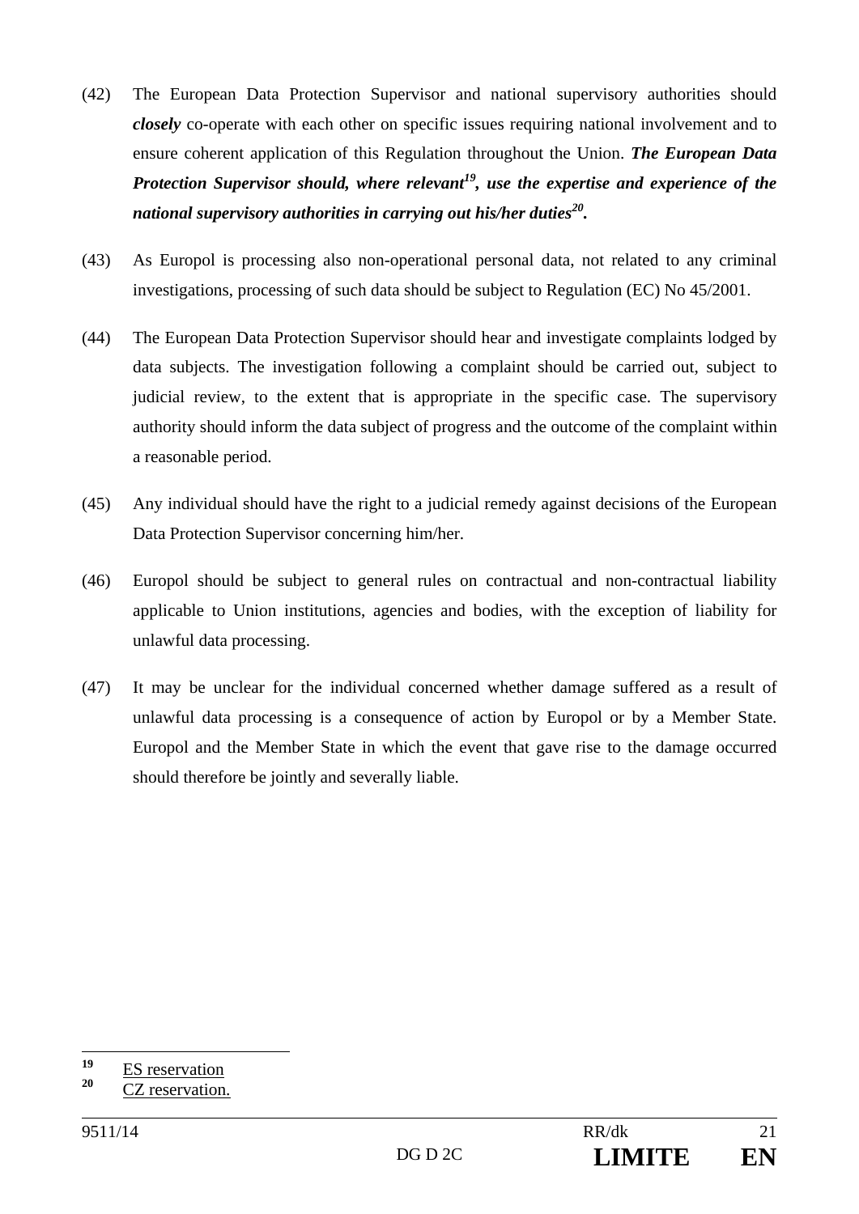(42) The European Data Protection Supervisor and national supervisory authorities should ***closely*** co-operate with each other on specific issues requiring national involvement and to ensure coherent application of this Regulation throughout the Union. ***The European Data Protection Supervisor should, where relevant[19], use the expertise and experience of the national supervisory authorities in carrying out his/her duties[20].***

(43) As Europol is processing also non-operational personal data, not related to any criminal investigations, processing of such data should be subject to Regulation (EC) No 45/2001.

(44) The European Data Protection Supervisor should hear and investigate complaints lodged by data subjects. The investigation following a complaint should be carried out, subject to judicial review, to the extent that is appropriate in the specific case. The supervisory authority should inform the data subject of progress and the outcome of the complaint within a reasonable period.

(45) Any individual should have the right to a judicial remedy against decisions of the European Data Protection Supervisor concerning him/her.

(46) Europol should be subject to general rules on contractual and non-contractual liability applicable to Union institutions, agencies and bodies, with the exception of liability for unlawful data processing.

(47) It may be unclear for the individual concerned whether damage suffered as a result of unlawful data processing is a consequence of action by Europol or by a Member State. Europol and the Member State in which the event that gave rise to the damage occurred should therefore be jointly and severally liable.

---

[19] ES reservation

[20] CZ reservation.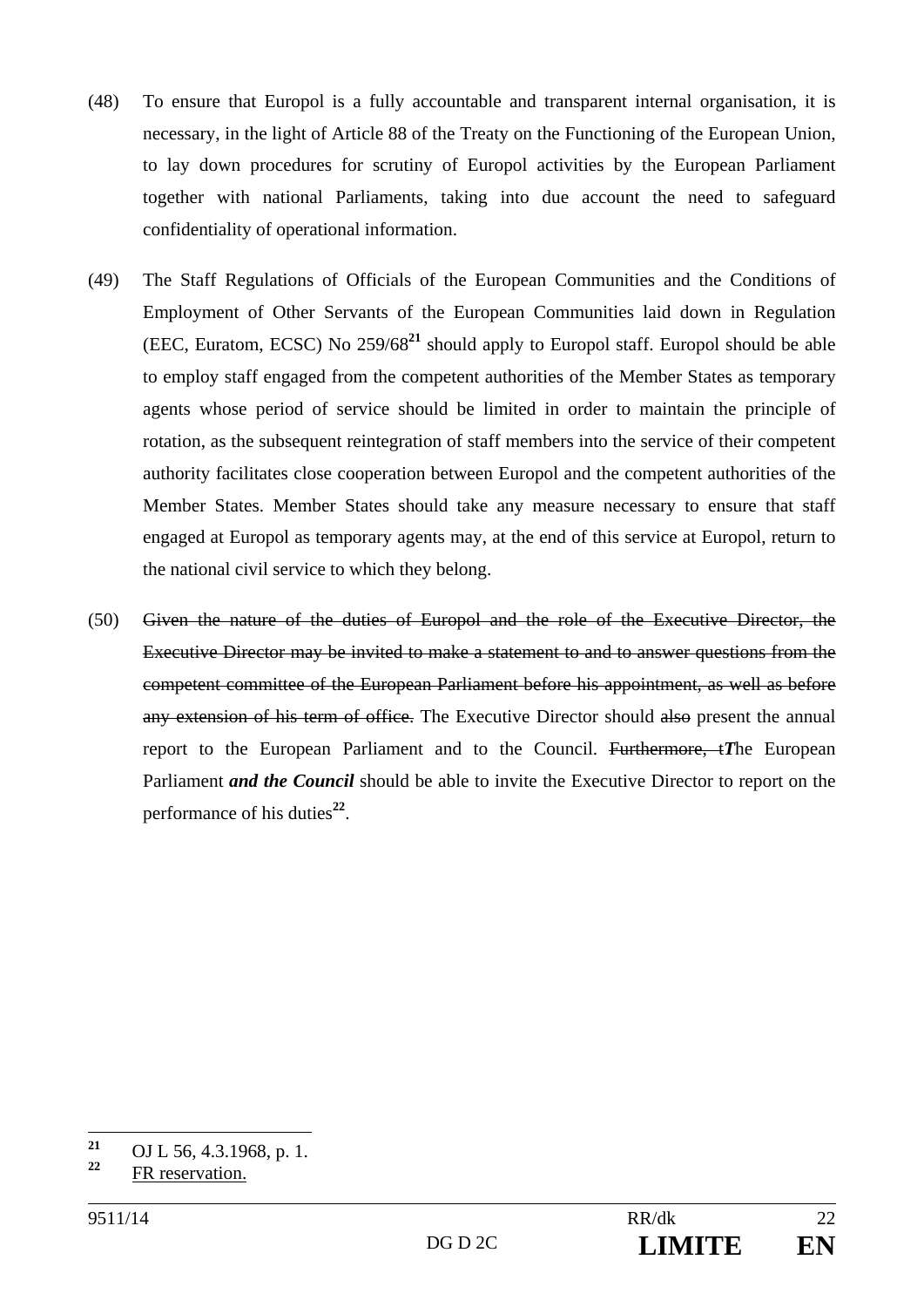(48) To ensure that Europol is a fully accountable and transparent internal organisation, it is necessary, in the light of Article 88 of the Treaty on the Functioning of the European Union, to lay down procedures for scrutiny of Europol activities by the European Parliament together with national Parliaments, taking into due account the need to safeguard confidentiality of operational information.

(49) The Staff Regulations of Officials of the European Communities and the Conditions of Employment of Other Servants of the European Communities laid down in Regulation (EEC, Euratom, ECSC) No 259/68[21] should apply to Europol staff. Europol should be able to employ staff engaged from the competent authorities of the Member States as temporary agents whose period of service should be limited in order to maintain the principle of rotation, as the subsequent reintegration of staff members into the service of their competent authority facilitates close cooperation between Europol and the competent authorities of the Member States. Member States should take any measure necessary to ensure that staff engaged at Europol as temporary agents may, at the end of this service at Europol, return to the national civil service to which they belong.

(50) ~~Given the nature of the duties of Europol and the role of the Executive Director, the Executive Director may be invited to make a statement to and to answer questions from the competent committee of the European Parliament before his appointment, as well as before any extension of his term of office.~~ The Executive Director should ~~also~~ present the annual report to the European Parliament and to the Council. ~~Furthermore, t~~***T***he European Parliament ***and the Council*** should be able to invite the Executive Director to report on the performance of his duties[22].

---

[21] OJ L 56, 4.3.1968, p. 1.

[22] FR reservation.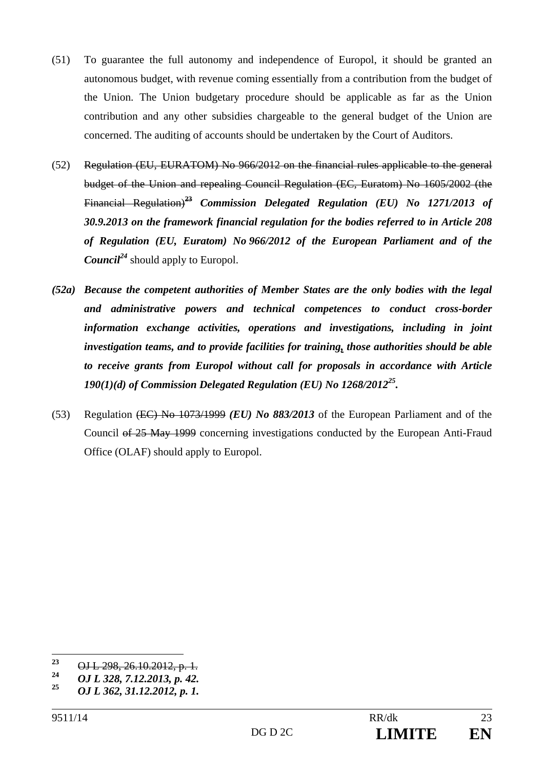(51) To guarantee the full autonomy and independence of Europol, it should be granted an autonomous budget, with revenue coming essentially from a contribution from the budget of the Union. The Union budgetary procedure should be applicable as far as the Union contribution and any other subsidies chargeable to the general budget of the Union are concerned. The auditing of accounts should be undertaken by the Court of Auditors.

(52) ~~Regulation (EU, EURATOM) No 966/2012 on the financial rules applicable to the general budget of the Union and repealing Council Regulation (EC, Euratom) No 1605/2002 (the Financial Regulation)~~~~[23]~~ ***Commission Delegated Regulation (EU) No 1271/2013 of 30.9.2013 on the framework financial regulation for the bodies referred to in Article 208 of Regulation (EU, Euratom) No 966/2012 of the European Parliament and of the Council***[24] should apply to Europol.

***(52a) Because the competent authorities of Member States are the only bodies with the legal and administrative powers and technical competences to conduct cross-border information exchange activities, operations and investigations, including in joint investigation teams, and to provide facilities for training, those authorities should be able to receive grants from Europol without call for proposals in accordance with Article 190(1)(d) of Commission Delegated Regulation (EU) No 1268/2012***[25]***.***

(53) Regulation ~~(EC) No 1073/1999~~ ***(EU) No 883/2013*** of the European Parliament and of the Council ~~of 25 May 1999~~ concerning investigations conducted by the European Anti-Fraud Office (OLAF) should apply to Europol.

---

[23] ~~OJ L 298, 26.10.2012, p. 1.~~

[24] ***OJ L 328, 7.12.2013, p. 42.***

[25] ***OJ L 362, 31.12.2012, p. 1.***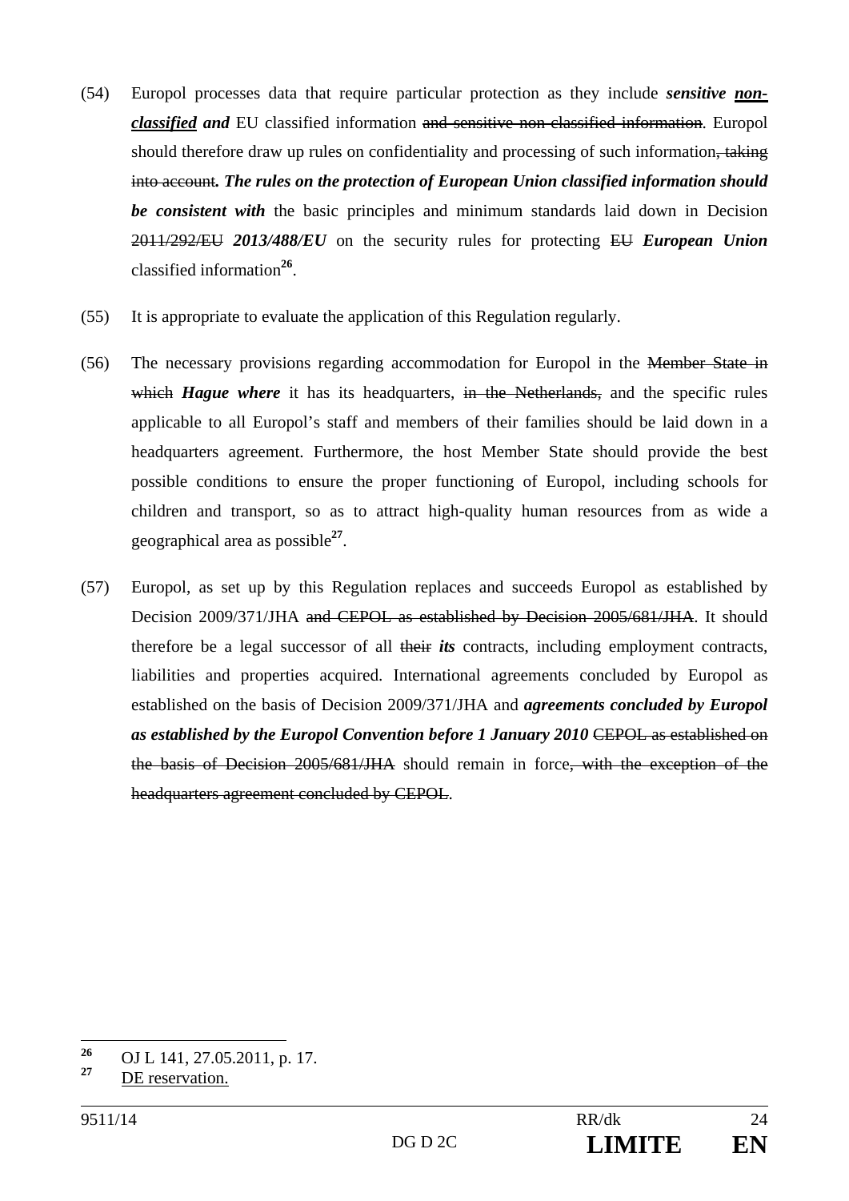(54) Europol processes data that require particular protection as they include ***sensitive <u>non-classified</u> and*** EU classified information ~~and sensitive non-classified information~~. Europol should therefore draw up rules on confidentiality and processing of such information~~, taking into account~~***. The rules on the protection of European Union classified information should be consistent with*** the basic principles and minimum standards laid down in Decision ~~2011/292/EU~~ ***2013/488/EU*** on the security rules for protecting ~~EU~~ ***European Union*** classified information[26].

(55) It is appropriate to evaluate the application of this Regulation regularly.

(56) The necessary provisions regarding accommodation for Europol in the ~~Member State in which~~ ***Hague where*** it has its headquarters, ~~in the Netherlands,~~ and the specific rules applicable to all Europol's staff and members of their families should be laid down in a headquarters agreement. Furthermore, the host Member State should provide the best possible conditions to ensure the proper functioning of Europol, including schools for children and transport, so as to attract high-quality human resources from as wide a geographical area as possible[27].

(57) Europol, as set up by this Regulation replaces and succeeds Europol as established by Decision 2009/371/JHA ~~and CEPOL as established by Decision 2005/681/JHA~~. It should therefore be a legal successor of all ~~their~~ ***its*** contracts, including employment contracts, liabilities and properties acquired. International agreements concluded by Europol as established on the basis of Decision 2009/371/JHA and ***agreements concluded by Europol as established by the Europol Convention before 1 January 2010*** ~~CEPOL as established on the basis of Decision 2005/681/JHA~~ should remain in force~~, with the exception of the headquarters agreement concluded by CEPOL~~.

---

[26] OJ L 141, 27.05.2011, p. 17.

[27] <u>DE reservation.</u>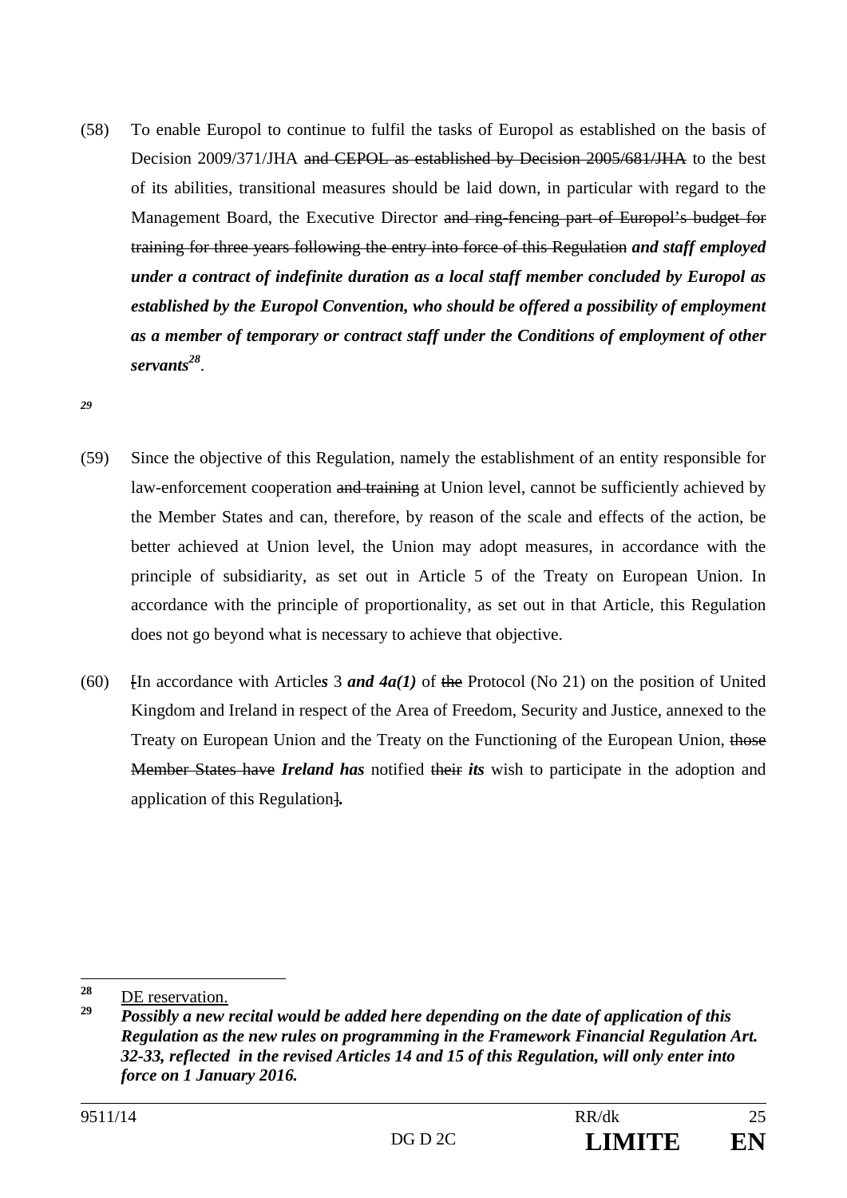(58) To enable Europol to continue to fulfil the tasks of Europol as established on the basis of Decision 2009/371/JHA ~~and CEPOL as established by Decision 2005/681/JHA~~ to the best of its abilities, transitional measures should be laid down, in particular with regard to the Management Board, the Executive Director ~~and ring-fencing part of Europol's budget for training for three years following the entry into force of this Regulation~~ ***and staff employed under a contract of indefinite duration as a local staff member concluded by Europol as established by the Europol Convention, who should be offered a possibility of employment as a member of temporary or contract staff under the Conditions of employment of other servants***[28].

***29***

(59) Since the objective of this Regulation, namely the establishment of an entity responsible for law-enforcement cooperation ~~and training~~ at Union level, cannot be sufficiently achieved by the Member States and can, therefore, by reason of the scale and effects of the action, be better achieved at Union level, the Union may adopt measures, in accordance with the principle of subsidiarity, as set out in Article 5 of the Treaty on European Union. In accordance with the principle of proportionality, as set out in that Article, this Regulation does not go beyond what is necessary to achieve that objective.

(60) ~~[~~In accordance with Article***s*** 3 ***and 4a(1)*** of ~~the~~ Protocol (No 21) on the position of United Kingdom and Ireland in respect of the Area of Freedom, Security and Justice, annexed to the Treaty on European Union and the Treaty on the Functioning of the European Union, ~~those Member States have~~ ***Ireland has*** notified ~~their~~ ***its*** wish to participate in the adoption and application of this Regulation~~]~~***.***

---

[28] DE reservation.

[29] ***Possibly a new recital would be added here depending on the date of application of this Regulation as the new rules on programming in the Framework Financial Regulation Art. 32-33, reflected in the revised Articles 14 and 15 of this Regulation, will only enter into force on 1 January 2016.***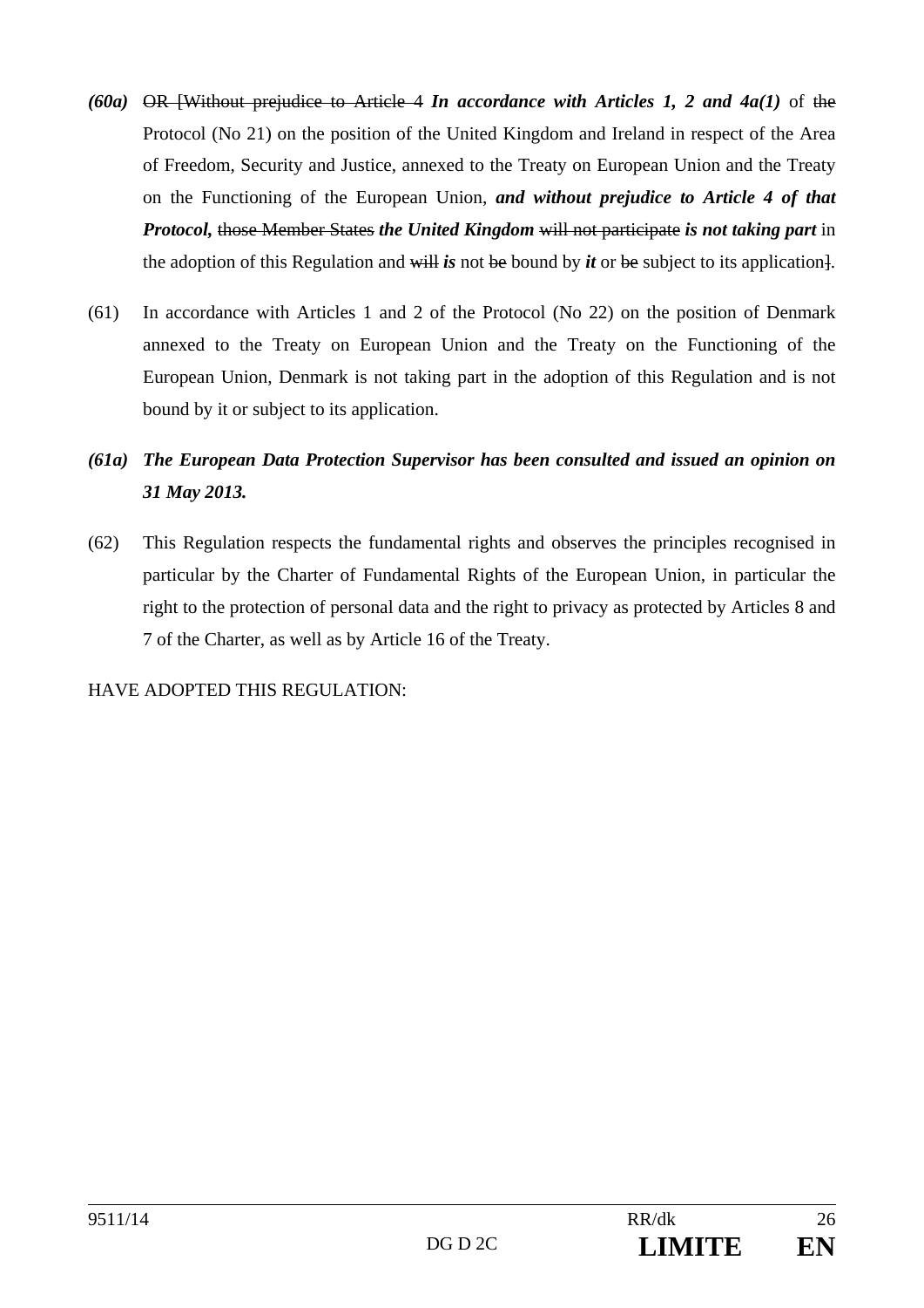*(60a)* ~~OR [Without prejudice to Article 4~~ ***In accordance with Articles 1, 2 and 4a(1)*** of ~~the~~ Protocol (No 21) on the position of the United Kingdom and Ireland in respect of the Area of Freedom, Security and Justice, annexed to the Treaty on European Union and the Treaty on the Functioning of the European Union, ***and without prejudice to Article 4 of that Protocol,*** ~~those Member States~~ ***the United Kingdom*** ~~will not participate~~ ***is not taking part*** in the adoption of this Regulation and ~~will~~ ***is*** not ~~be~~ bound by ***it*** or ~~be~~ subject to its application~~]~~.

(61) In accordance with Articles 1 and 2 of the Protocol (No 22) on the position of Denmark annexed to the Treaty on European Union and the Treaty on the Functioning of the European Union, Denmark is not taking part in the adoption of this Regulation and is not bound by it or subject to its application.

***(61a) The European Data Protection Supervisor has been consulted and issued an opinion on 31 May 2013.***

(62) This Regulation respects the fundamental rights and observes the principles recognised in particular by the Charter of Fundamental Rights of the European Union, in particular the right to the protection of personal data and the right to privacy as protected by Articles 8 and 7 of the Charter, as well as by Article 16 of the Treaty.

HAVE ADOPTED THIS REGULATION: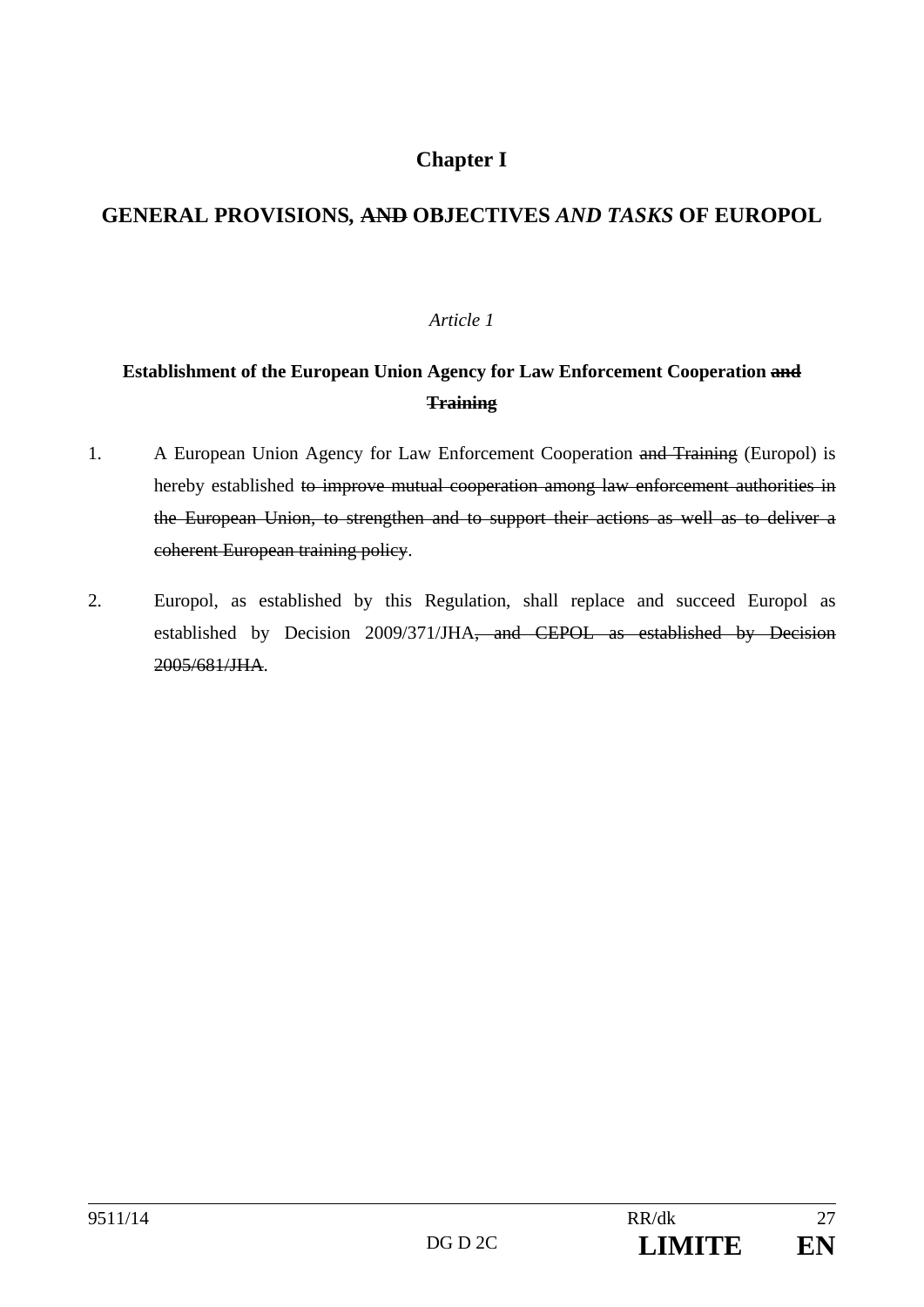# Chapter I

## GENERAL PROVISIONS, ~~AND~~ OBJECTIVES *AND TASKS* OF EUROPOL

*Article 1*

**Establishment of the European Union Agency for Law Enforcement Cooperation ~~and Training~~**

1. A European Union Agency for Law Enforcement Cooperation ~~and Training~~ (Europol) is hereby established ~~to improve mutual cooperation among law enforcement authorities in the European Union, to strengthen and to support their actions as well as to deliver a coherent European training policy~~.

2. Europol, as established by this Regulation, shall replace and succeed Europol as established by Decision 2009/371/JHA~~, and CEPOL as established by Decision 2005/681/JHA~~.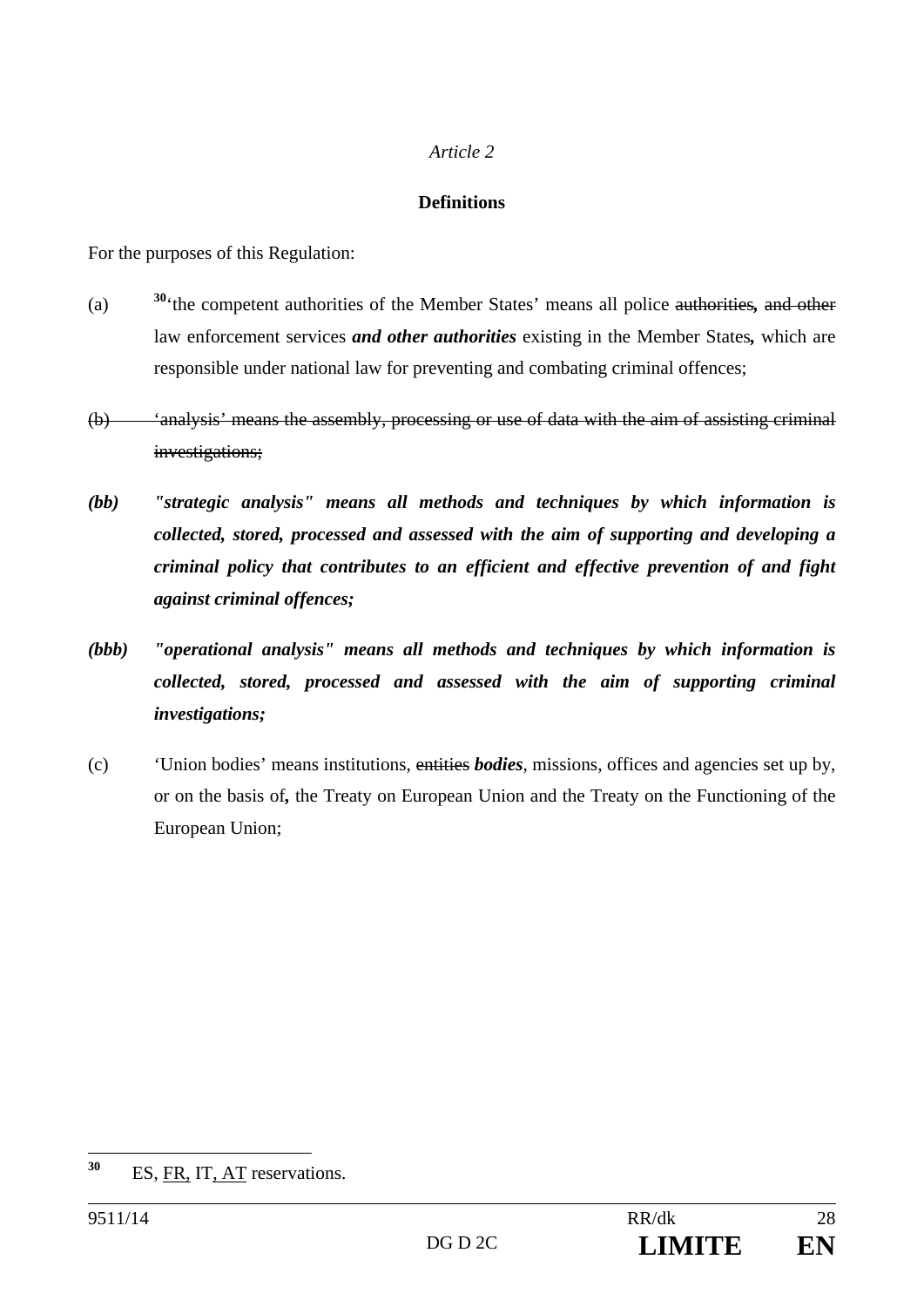*Article 2*

**Definitions**

For the purposes of this Regulation:

(a) [30]'the competent authorities of the Member States' means all police ~~authorities~~**,** ~~and other~~ law enforcement services ***and other authorities*** existing in the Member States**,** which are responsible under national law for preventing and combating criminal offences;

~~(b) 'analysis' means the assembly, processing or use of data with the aim of assisting criminal investigations;~~

***(bb) "strategic analysis" means all methods and techniques by which information is collected, stored, processed and assessed with the aim of supporting and developing a criminal policy that contributes to an efficient and effective prevention of and fight against criminal offences;***

***(bbb) "operational analysis" means all methods and techniques by which information is collected, stored, processed and assessed with the aim of supporting criminal investigations;***

(c) 'Union bodies' means institutions, ~~entities~~ ***bodies***, missions, offices and agencies set up by, or on the basis of**,** the Treaty on European Union and the Treaty on the Functioning of the European Union;

---

[30] ES, <u>FR,</u> IT<u>, AT</u> reservations.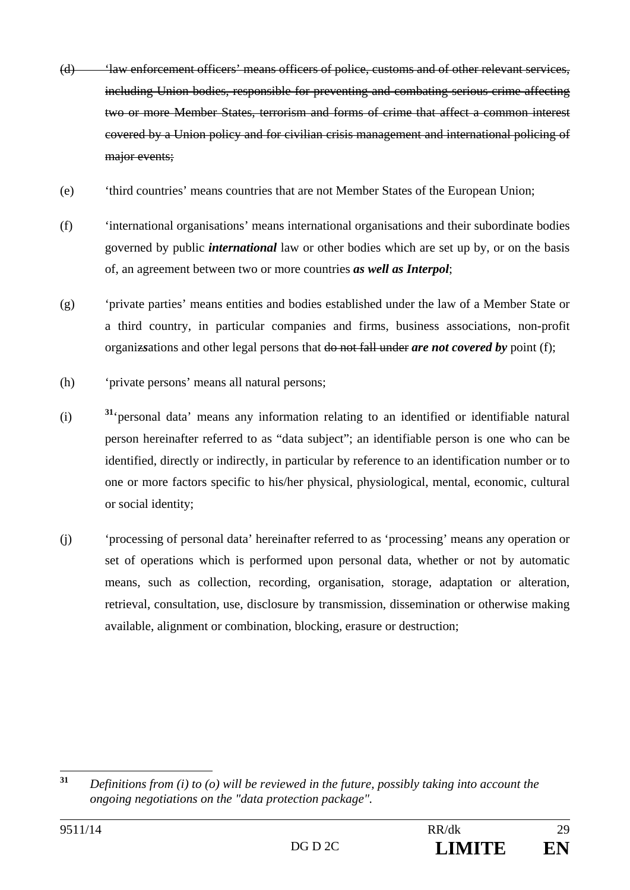~~(d) 'law enforcement officers' means officers of police, customs and of other relevant services, including Union bodies, responsible for preventing and combating serious crime affecting two or more Member States, terrorism and forms of crime that affect a common interest covered by a Union policy and for civilian crisis management and international policing of major events;~~

(e) 'third countries' means countries that are not Member States of the European Union;

(f) 'international organisations' means international organisations and their subordinate bodies governed by public ***international*** law or other bodies which are set up by, or on the basis of, an agreement between two or more countries ***as well as Interpol***;

(g) 'private parties' means entities and bodies established under the law of a Member State or a third country, in particular companies and firms, business associations, non-profit organi~~z~~***s***ations and other legal persons that ~~do not fall under~~ ***are not covered by*** point (f);

(h) 'private persons' means all natural persons;

(i) [31]'personal data' means any information relating to an identified or identifiable natural person hereinafter referred to as "data subject"; an identifiable person is one who can be identified, directly or indirectly, in particular by reference to an identification number or to one or more factors specific to his/her physical, physiological, mental, economic, cultural or social identity;

(j) 'processing of personal data' hereinafter referred to as 'processing' means any operation or set of operations which is performed upon personal data, whether or not by automatic means, such as collection, recording, organisation, storage, adaptation or alteration, retrieval, consultation, use, disclosure by transmission, dissemination or otherwise making available, alignment or combination, blocking, erasure or destruction;

---

[31] *Definitions from (i) to (o) will be reviewed in the future, possibly taking into account the ongoing negotiations on the "data protection package".*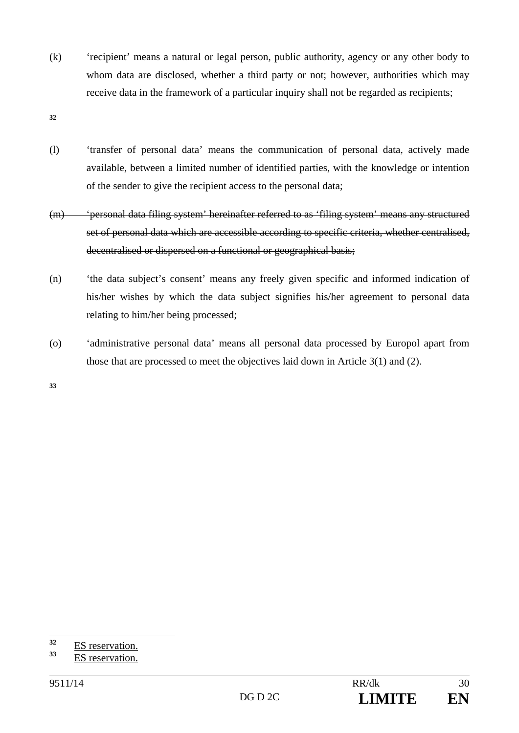(k) 'recipient' means a natural or legal person, public authority, agency or any other body to whom data are disclosed, whether a third party or not; however, authorities which may receive data in the framework of a particular inquiry shall not be regarded as recipients;

[32]

(l) 'transfer of personal data' means the communication of personal data, actively made available, between a limited number of identified parties, with the knowledge or intention of the sender to give the recipient access to the personal data;

~~(m) 'personal data filing system' hereinafter referred to as 'filing system' means any structured set of personal data which are accessible according to specific criteria, whether centralised, decentralised or dispersed on a functional or geographical basis;~~

(n) 'the data subject's consent' means any freely given specific and informed indication of his/her wishes by which the data subject signifies his/her agreement to personal data relating to him/her being processed;

(o) 'administrative personal data' means all personal data processed by Europol apart from those that are processed to meet the objectives laid down in Article 3(1) and (2).

[33]

---

[32] ES reservation.

[33] ES reservation.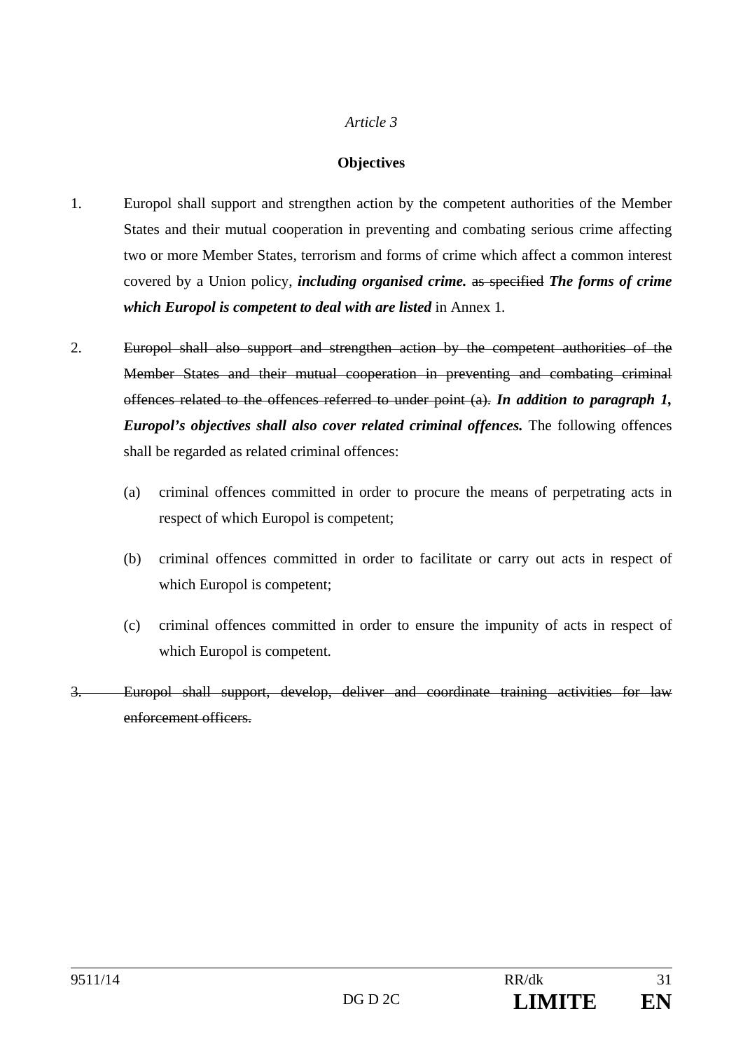*Article 3*

**Objectives**

1. Europol shall support and strengthen action by the competent authorities of the Member States and their mutual cooperation in preventing and combating serious crime affecting two or more Member States, terrorism and forms of crime which affect a common interest covered by a Union policy, ***including organised crime.*** ~~as specified~~ ***The forms of crime which Europol is competent to deal with are listed*** in Annex 1.

2. ~~Europol shall also support and strengthen action by the competent authorities of the Member States and their mutual cooperation in preventing and combating criminal offences related to the offences referred to under point (a).~~ ***In addition to paragraph 1, Europol's objectives shall also cover related criminal offences.*** The following offences shall be regarded as related criminal offences:

   (a) criminal offences committed in order to procure the means of perpetrating acts in respect of which Europol is competent;

   (b) criminal offences committed in order to facilitate or carry out acts in respect of which Europol is competent;

   (c) criminal offences committed in order to ensure the impunity of acts in respect of which Europol is competent.

~~3. Europol shall support, develop, deliver and coordinate training activities for law enforcement officers.~~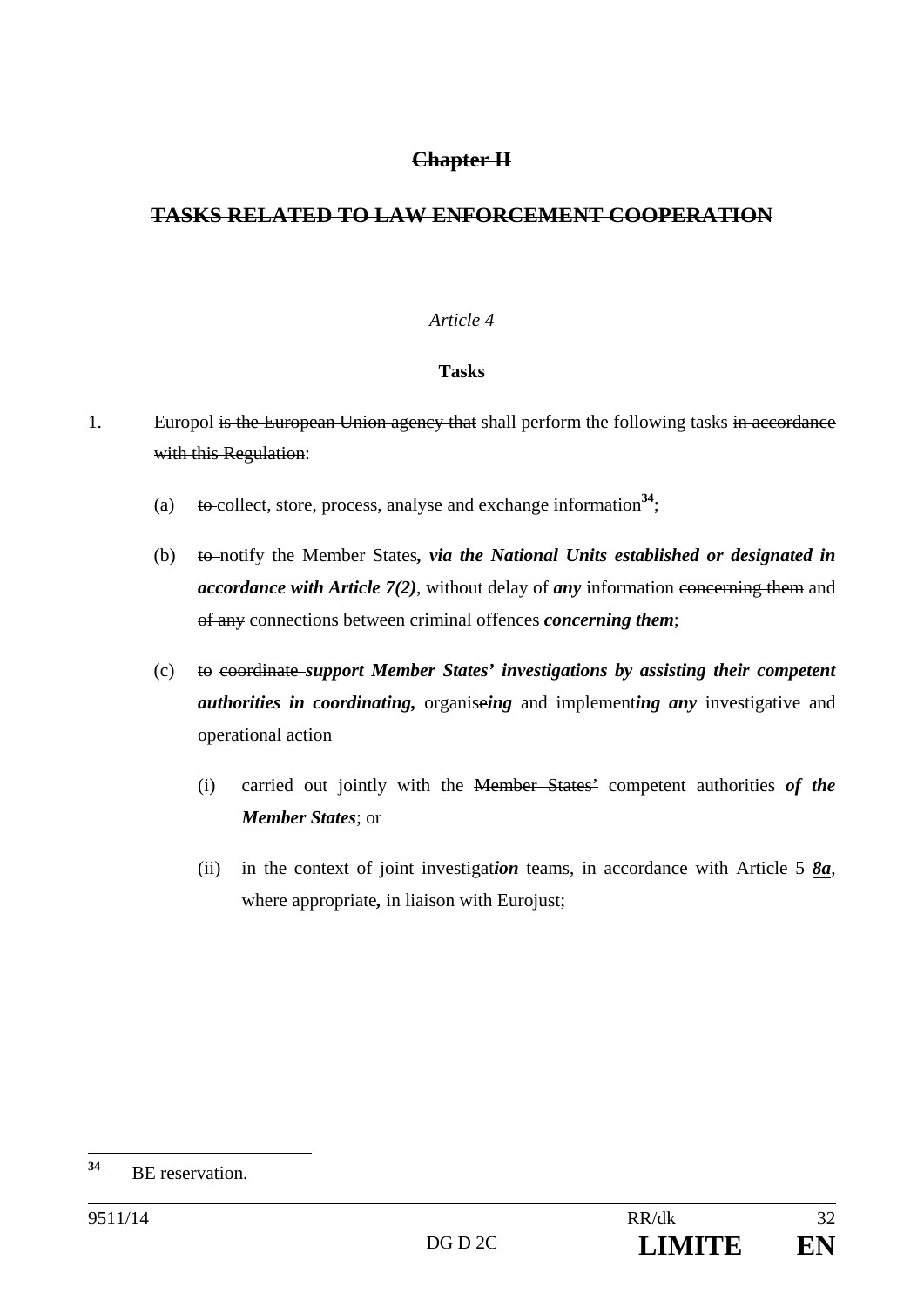## ~~Chapter II~~

## ~~TASKS RELATED TO LAW ENFORCEMENT COOPERATION~~

*Article 4*

**Tasks**

1. Europol ~~is the European Union agency that~~ shall perform the following tasks ~~in accordance with this Regulation~~:

   (a) ~~to~~ collect, store, process, analyse and exchange information[34];

   (b) ~~to~~ notify the Member States***, via the National Units established or designated in accordance with Article 7(2)***, without delay of ***any*** information ~~concerning them~~ and ~~of any~~ connections between criminal offences ***concerning them***;

   (c) ~~to coordinate~~ ***support Member States' investigations by assisting their competent authorities in coordinating,*** organis~~e~~***ing*** and implement***ing any*** investigative and operational action

      (i) carried out jointly with the ~~Member States'~~ competent authorities ***of the Member States***; or

      (ii) in the context of joint investigat***ion*** teams, in accordance with Article ~~5~~ ***8a***, where appropriate***,*** in liaison with Eurojust;

[34] BE reservation.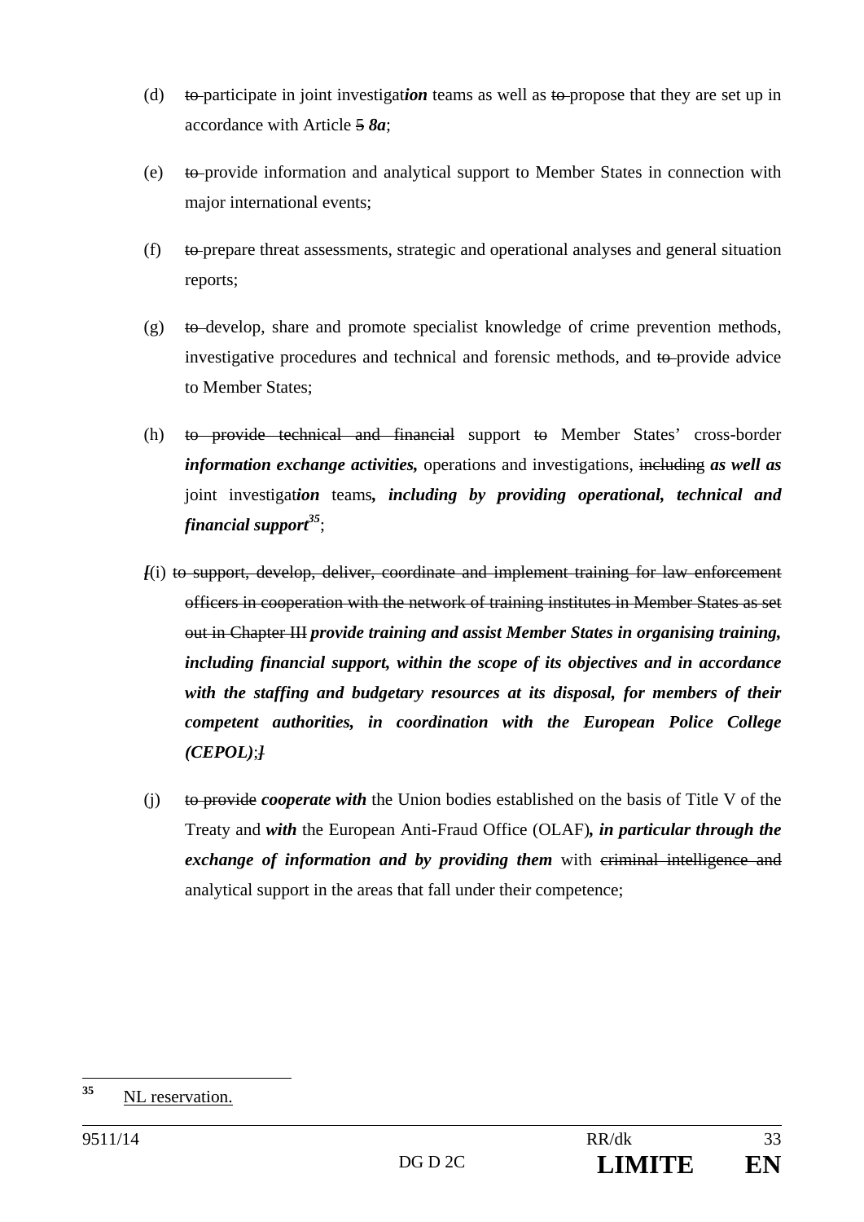(d) ~~to~~ participate in joint investigat***ion*** teams as well as ~~to~~ propose that they are set up in accordance with Article ~~5~~ ***8a***;

(e) ~~to~~ provide information and analytical support to Member States in connection with major international events;

(f) ~~to~~ prepare threat assessments, strategic and operational analyses and general situation reports;

(g) ~~to~~ develop, share and promote specialist knowledge of crime prevention methods, investigative procedures and technical and forensic methods, and ~~to~~ provide advice to Member States;

(h) ~~to provide technical and financial~~ support ~~to~~ Member States' cross-border ***information exchange activities,*** operations and investigations, ~~including~~ ***as well as*** joint investigat***ion*** teams***, including by providing operational, technical and financial support***[35];

***[***(i) ~~to support, develop, deliver, coordinate and implement training for law enforcement officers in cooperation with the network of training institutes in Member States as set out in Chapter III~~ ***provide training and assist Member States in organising training, including financial support, within the scope of its objectives and in accordance with the staffing and budgetary resources at its disposal, for members of their competent authorities, in coordination with the European Police College (CEPOL)***;***]***

(j) ~~to provide~~ ***cooperate with*** the Union bodies established on the basis of Title V of the Treaty and ***with*** the European Anti-Fraud Office (OLAF)***, in particular through the exchange of information and by providing them*** with ~~criminal intelligence and~~ analytical support in the areas that fall under their competence;

---

[35] NL reservation.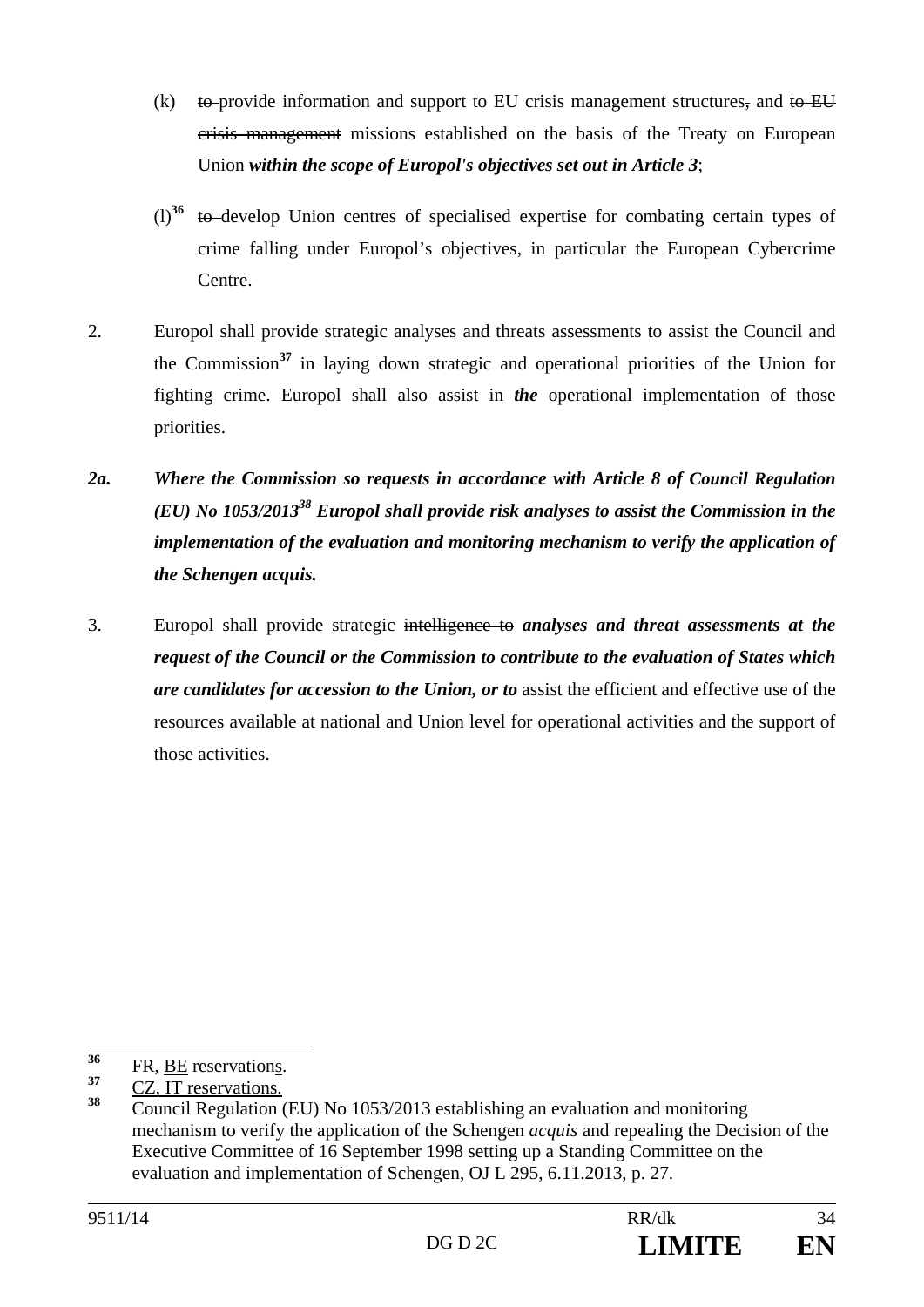(k) ~~to~~ provide information and support to EU crisis management structures~~,~~ and ~~to EU crisis management~~ missions established on the basis of the Treaty on European Union ***within the scope of Europol's objectives set out in Article 3***;

(l)[36] ~~to~~ develop Union centres of specialised expertise for combating certain types of crime falling under Europol's objectives, in particular the European Cybercrime Centre.

2. Europol shall provide strategic analyses and threats assessments to assist the Council and the Commission[37] in laying down strategic and operational priorities of the Union for fighting crime. Europol shall also assist in ***the*** operational implementation of those priorities.

***2a. Where the Commission so requests in accordance with Article 8 of Council Regulation (EU) No 1053/2013[38] Europol shall provide risk analyses to assist the Commission in the implementation of the evaluation and monitoring mechanism to verify the application of the Schengen acquis.***

3. Europol shall provide strategic ~~intelligence to~~ ***analyses and threat assessments at the request of the Council or the Commission to contribute to the evaluation of States which are candidates for accession to the Union, or to*** assist the efficient and effective use of the resources available at national and Union level for operational activities and the support of those activities.

---

[36] FR, <u>BE</u> reservation<u>s</u>.

[37] <u>CZ, IT reservations.</u>

[38] Council Regulation (EU) No 1053/2013 establishing an evaluation and monitoring mechanism to verify the application of the Schengen *acquis* and repealing the Decision of the Executive Committee of 16 September 1998 setting up a Standing Committee on the evaluation and implementation of Schengen, OJ L 295, 6.11.2013, p. 27.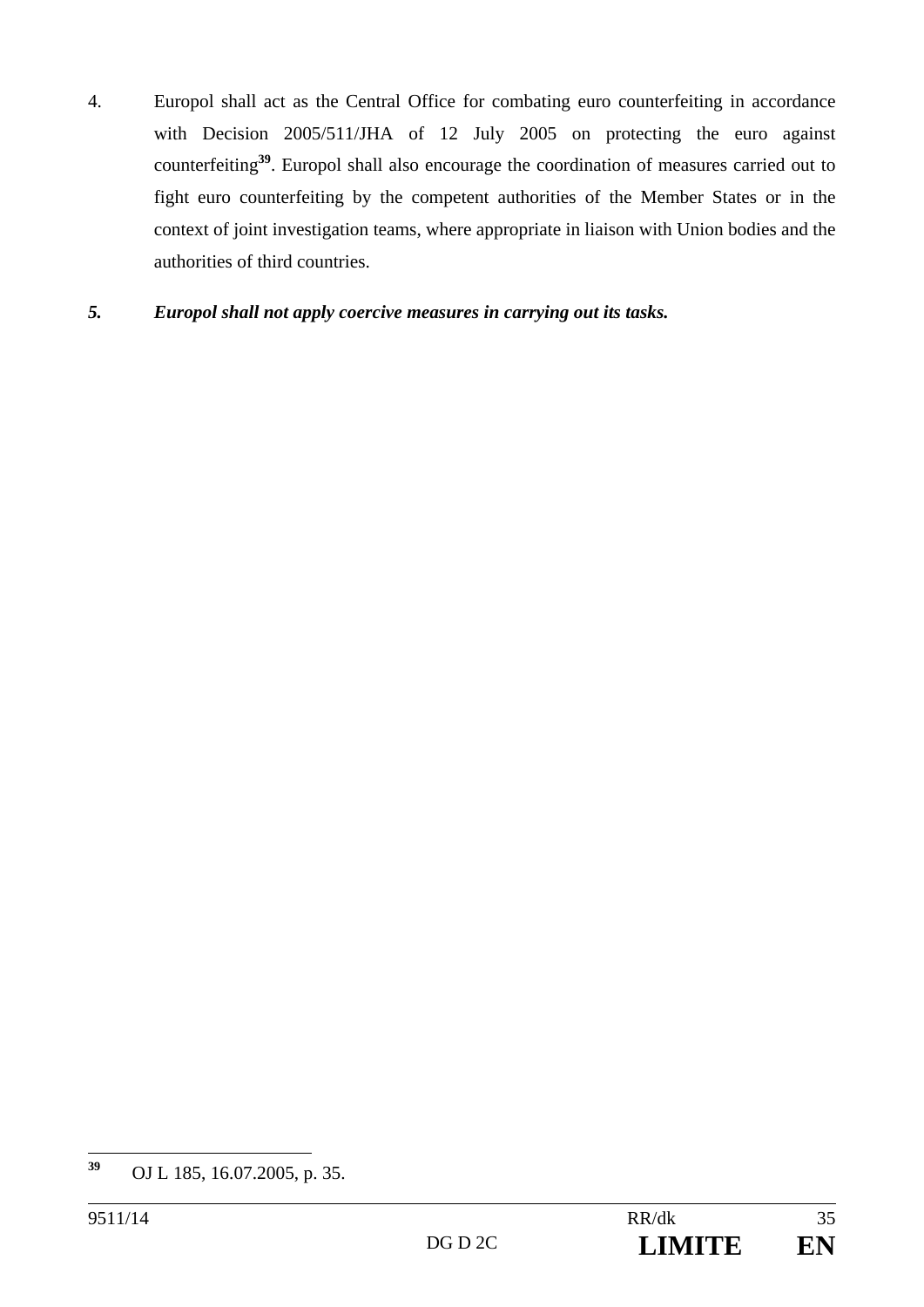4. Europol shall act as the Central Office for combating euro counterfeiting in accordance with Decision 2005/511/JHA of 12 July 2005 on protecting the euro against counterfeiting[39]. Europol shall also encourage the coordination of measures carried out to fight euro counterfeiting by the competent authorities of the Member States or in the context of joint investigation teams, where appropriate in liaison with Union bodies and the authorities of third countries.

***5. Europol shall not apply coercive measures in carrying out its tasks.***

---

[39] OJ L 185, 16.07.2005, p. 35.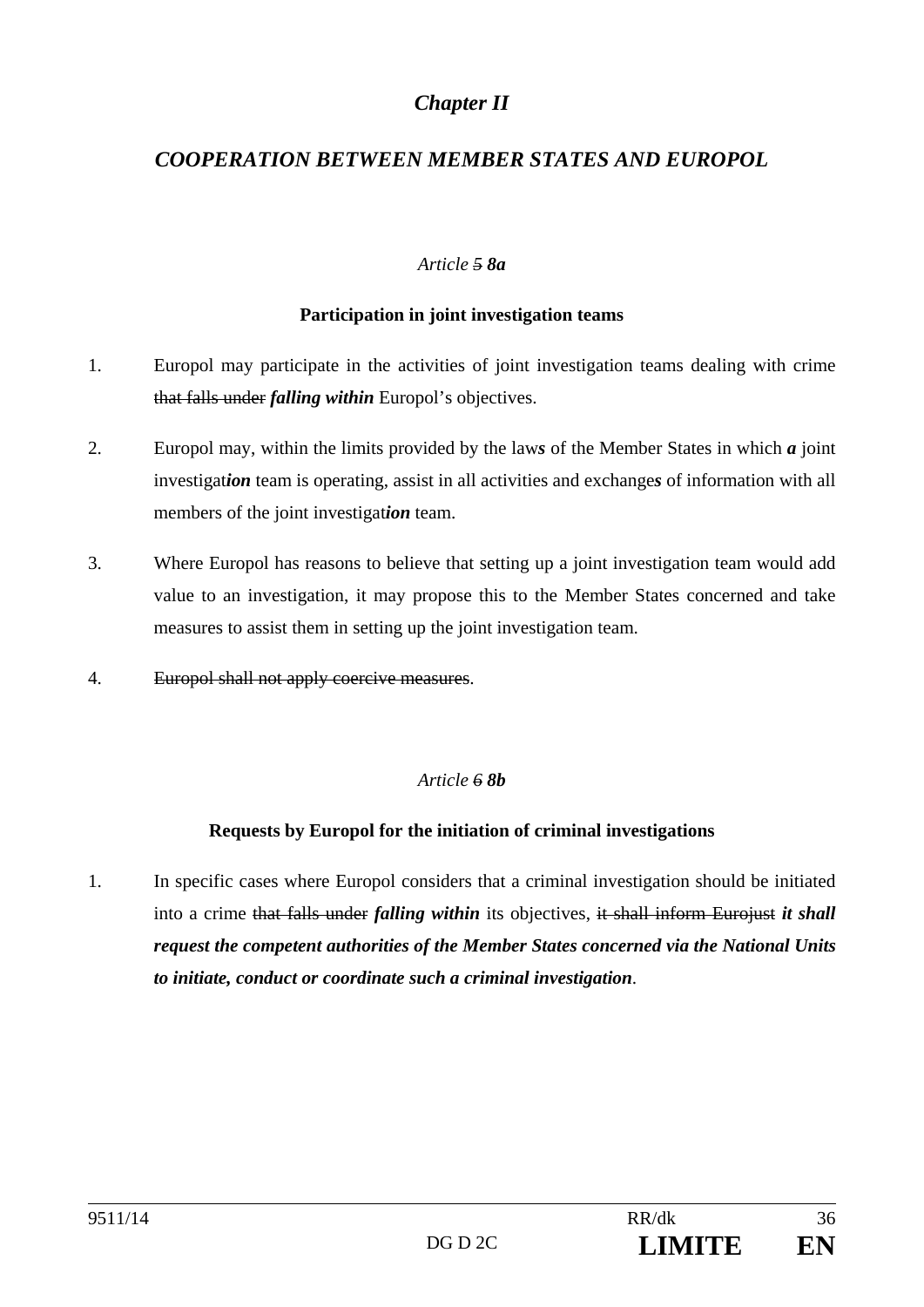## *Chapter II*

## *COOPERATION BETWEEN MEMBER STATES AND EUROPOL*

*Article ~~5~~ **8a***

**Participation in joint investigation teams**

1. Europol may participate in the activities of joint investigation teams dealing with crime ~~that falls under~~ ***falling within*** Europol's objectives.

2. Europol may, within the limits provided by the law***s*** of the Member States in which ***a*** joint investigat***ion*** team is operating, assist in all activities and exchange***s*** of information with all members of the joint investigat***ion*** team.

3. Where Europol has reasons to believe that setting up a joint investigation team would add value to an investigation, it may propose this to the Member States concerned and take measures to assist them in setting up the joint investigation team.

4. ~~Europol shall not apply coercive measures~~.

*Article ~~6~~ **8b***

**Requests by Europol for the initiation of criminal investigations**

1. In specific cases where Europol considers that a criminal investigation should be initiated into a crime ~~that falls under~~ ***falling within*** its objectives, ~~it shall inform Eurojust~~ ***it shall request the competent authorities of the Member States concerned via the National Units to initiate, conduct or coordinate such a criminal investigation***.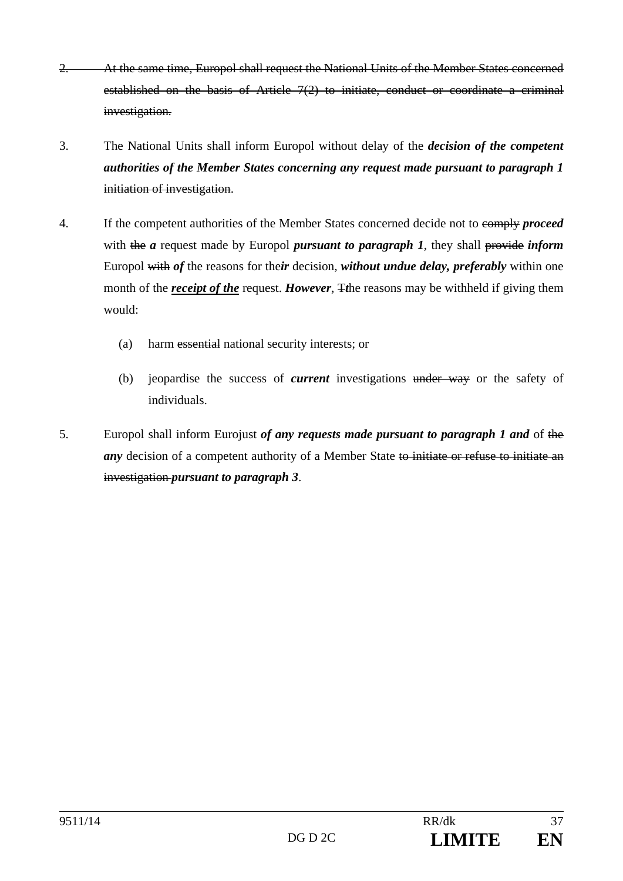~~2. At the same time, Europol shall request the National Units of the Member States concerned established on the basis of Article 7(2) to initiate, conduct or coordinate a criminal investigation.~~

3. The National Units shall inform Europol without delay of the ***decision of the competent authorities of the Member States concerning any request made pursuant to paragraph 1*** ~~initiation of investigation~~.

4. If the competent authorities of the Member States concerned decide not to ~~comply~~ ***proceed*** with ~~the~~ ***a*** request made by Europol ***pursuant to paragraph 1***, they shall ~~provide~~ ***inform*** Europol ~~with~~ ***of*** the reasons for the***ir*** decision, ***without undue delay, preferably*** within one month of the ***receipt of the*** request. ***However***, ~~T~~***t***he reasons may be withheld if giving them would:

   (a) harm ~~essential~~ national security interests; or

   (b) jeopardise the success of ***current*** investigations ~~under way~~ or the safety of individuals.

5. Europol shall inform Eurojust ***of any requests made pursuant to paragraph 1 and*** of ~~the~~ ***any*** decision of a competent authority of a Member State ~~to initiate or refuse to initiate an investigation~~ ***pursuant to paragraph 3***.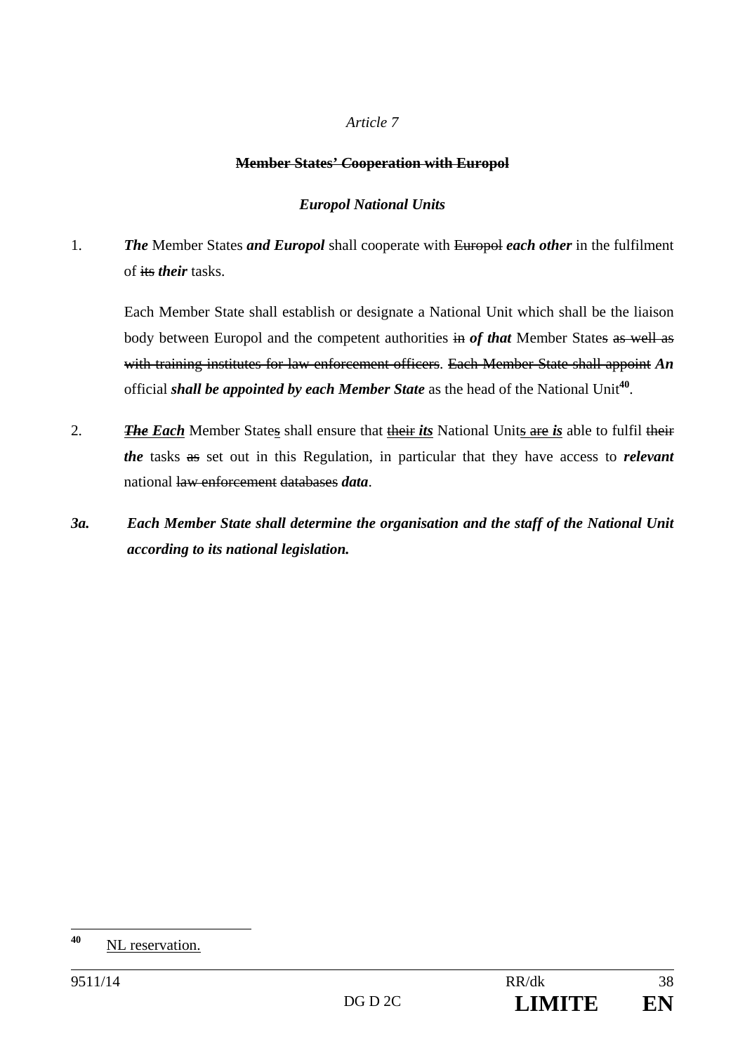*Article 7*

~~**Member States' *C*ooperation with Europol**~~

***Europol National Units***

1. ***The*** Member States ***and Europol*** shall cooperate with ~~Europol~~ ***each other*** in the fulfilment of ~~its~~ ***their*** tasks.

   Each Member State shall establish or designate a National Unit which shall be the liaison body between Europol and the competent authorities ~~in~~ ***of that*** Member State~~s as well as with training institutes for law enforcement officers~~. ~~Each Member State shall appoint~~ ***An*** official ***shall be appointed by each Member State*** as the head of the National Unit[40].

2. ~~***The***~~ ***Each*** Member State~~s~~ shall ensure that ~~their~~ ***its*** National Unit~~s are~~ ***is*** able to fulfil ~~their~~ ***the*** tasks ~~as~~ set out in this Regulation, in particular that they have access to ***relevant*** national ~~law enforcement~~ ~~databases~~ ***data***.

***3a. Each Member State shall determine the organisation and the staff of the National Unit according to its national legislation.***

---

[40] NL reservation.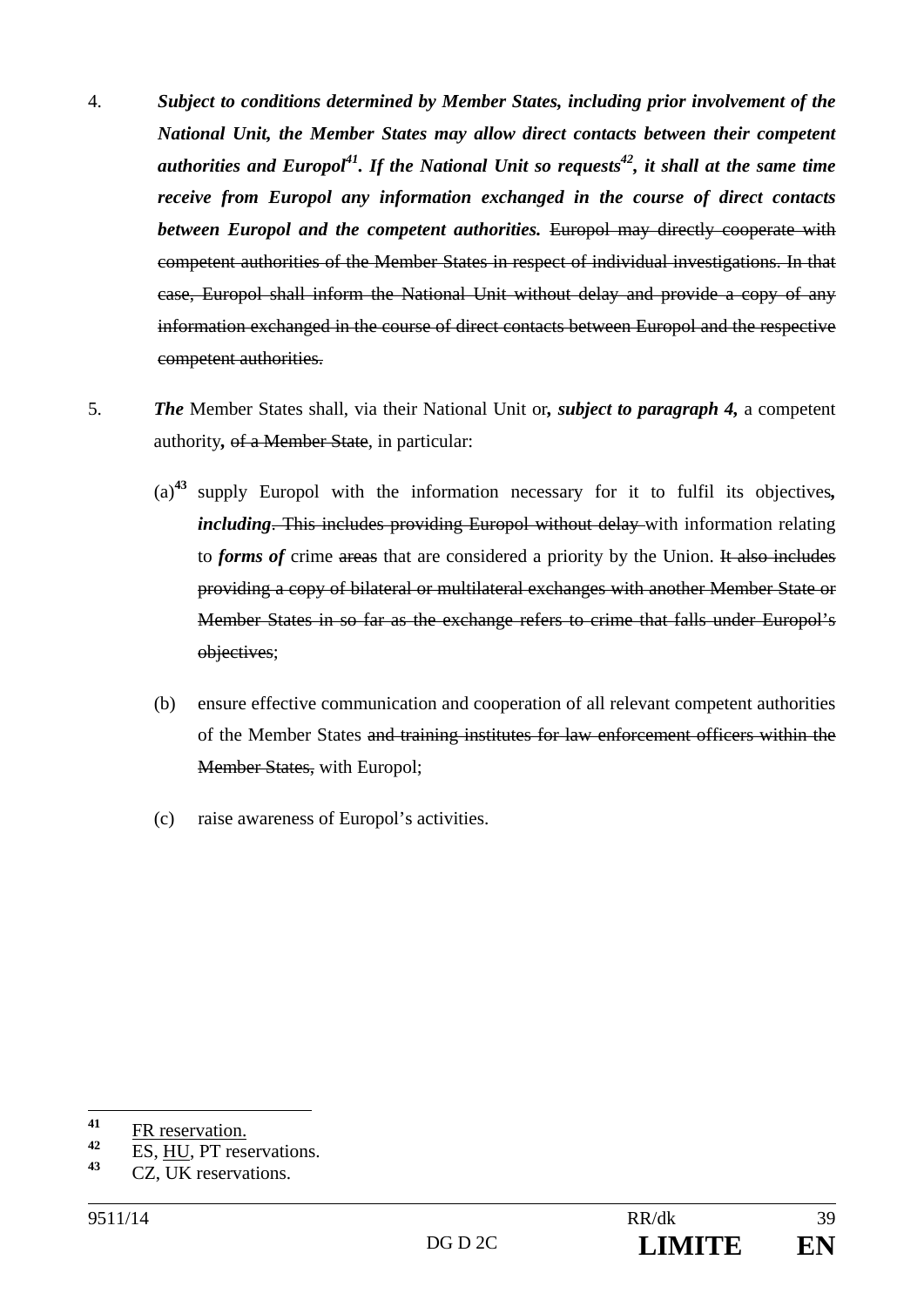4. ***Subject to conditions determined by Member States, including prior involvement of the National Unit, the Member States may allow direct contacts between their competent authorities and Europol***[41]***. If the National Unit so requests***[42]***, it shall at the same time receive from Europol any information exchanged in the course of direct contacts between Europol and the competent authorities.*** ~~Europol may directly cooperate with competent authorities of the Member States in respect of individual investigations. In that case, Europol shall inform the National Unit without delay and provide a copy of any information exchanged in the course of direct contacts between Europol and the respective competent authorities.~~

5. ***The*** Member States shall, via their National Unit or***, subject to paragraph 4,*** a competent authority***,*** ~~of a Member State~~, in particular:

   (a)[43] supply Europol with the information necessary for it to fulfil its objectives***, including***~~. This includes providing Europol without delay~~ with information relating to ***forms of*** crime ~~areas~~ that are considered a priority by the Union. ~~It also includes providing a copy of bilateral or multilateral exchanges with another Member State or Member States in so far as the exchange refers to crime that falls under Europol's objectives~~;

   (b) ensure effective communication and cooperation of all relevant competent authorities of the Member States ~~and training institutes for law enforcement officers within the Member States,~~ with Europol;

   (c) raise awareness of Europol's activities.

---

[41] FR reservation.

[42] ES, HU, PT reservations.

[43] CZ, UK reservations.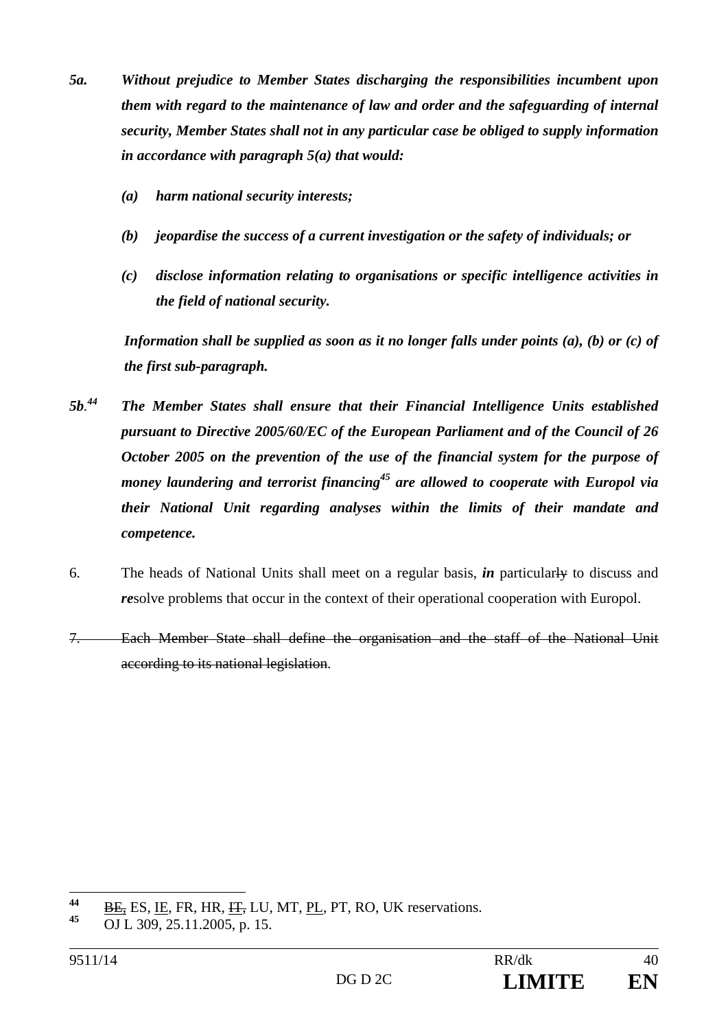***5a. Without prejudice to Member States discharging the responsibilities incumbent upon them with regard to the maintenance of law and order and the safeguarding of internal security, Member States shall not in any particular case be obliged to supply information in accordance with paragraph 5(a) that would:***

***(a) harm national security interests;***

***(b) jeopardise the success of a current investigation or the safety of individuals; or***

***(c) disclose information relating to organisations or specific intelligence activities in the field of national security.***

***Information shall be supplied as soon as it no longer falls under points (a), (b) or (c) of the first sub-paragraph.***

***5b.[44] The Member States shall ensure that their Financial Intelligence Units established pursuant to Directive 2005/60/EC of the European Parliament and of the Council of 26 October 2005 on the prevention of the use of the financial system for the purpose of money laundering and terrorist financing[45] are allowed to cooperate with Europol via their National Unit regarding analyses within the limits of their mandate and competence.***

6. The heads of National Units shall meet on a regular basis, ***in*** particular~~ly~~ to discuss and ***re***solve problems that occur in the context of their operational cooperation with Europol.

~~7. Each Member State shall define the organisation and the staff of the National Unit according to its national legislation~~.

---

[44] ~~BE,~~ ES, IE, FR, HR, ~~IT,~~ LU, MT, PL, PT, RO, UK reservations.

[45] OJ L 309, 25.11.2005, p. 15.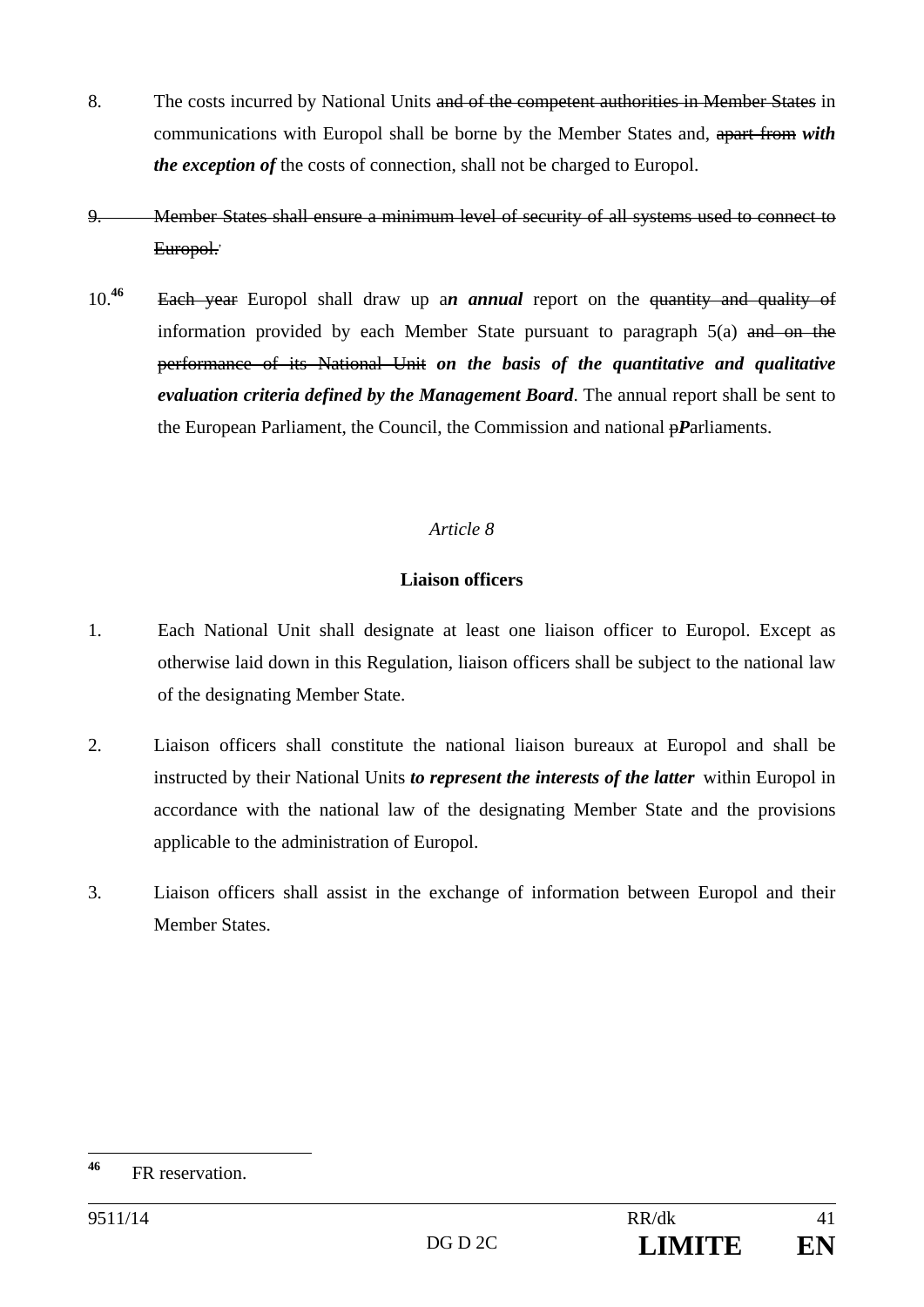8. The costs incurred by National Units ~~and of the competent authorities in Member States~~ in communications with Europol shall be borne by the Member States and, ~~apart from~~ ***with the exception of*** the costs of connection, shall not be charged to Europol.

~~9. Member States shall ensure a minimum level of security of all systems used to connect to Europol.~~'

10.[46] ~~Each year~~ Europol shall draw up a***n annual*** report on the ~~quantity and quality of~~ information provided by each Member State pursuant to paragraph 5(a) ~~and on the performance of its National Unit~~ ***on the basis of the quantitative and qualitative evaluation criteria defined by the Management Board***. The annual report shall be sent to the European Parliament, the Council, the Commission and national ~~p~~***P***arliaments.

*Article 8*

**Liaison officers**

1. Each National Unit shall designate at least one liaison officer to Europol. Except as otherwise laid down in this Regulation, liaison officers shall be subject to the national law of the designating Member State.

2. Liaison officers shall constitute the national liaison bureaux at Europol and shall be instructed by their National Units ***to represent the interests of the latter*** within Europol in accordance with the national law of the designating Member State and the provisions applicable to the administration of Europol.

3. Liaison officers shall assist in the exchange of information between Europol and their Member States.

---

[46] FR reservation.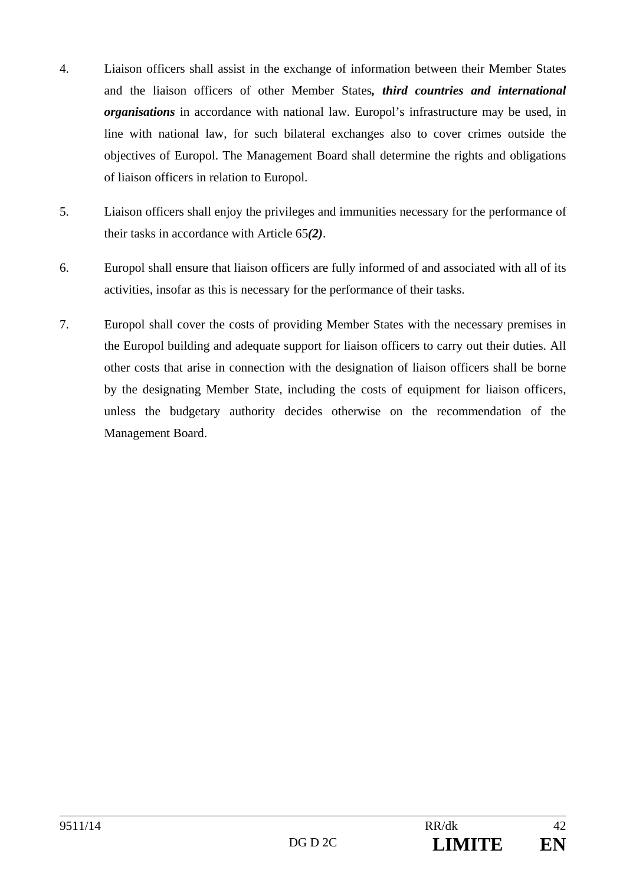4. Liaison officers shall assist in the exchange of information between their Member States and the liaison officers of other Member States***, third countries and international organisations*** in accordance with national law. Europol's infrastructure may be used, in line with national law, for such bilateral exchanges also to cover crimes outside the objectives of Europol. The Management Board shall determine the rights and obligations of liaison officers in relation to Europol.

5. Liaison officers shall enjoy the privileges and immunities necessary for the performance of their tasks in accordance with Article 65***(2)***.

6. Europol shall ensure that liaison officers are fully informed of and associated with all of its activities, insofar as this is necessary for the performance of their tasks.

7. Europol shall cover the costs of providing Member States with the necessary premises in the Europol building and adequate support for liaison officers to carry out their duties. All other costs that arise in connection with the designation of liaison officers shall be borne by the designating Member State, including the costs of equipment for liaison officers, unless the budgetary authority decides otherwise on the recommendation of the Management Board.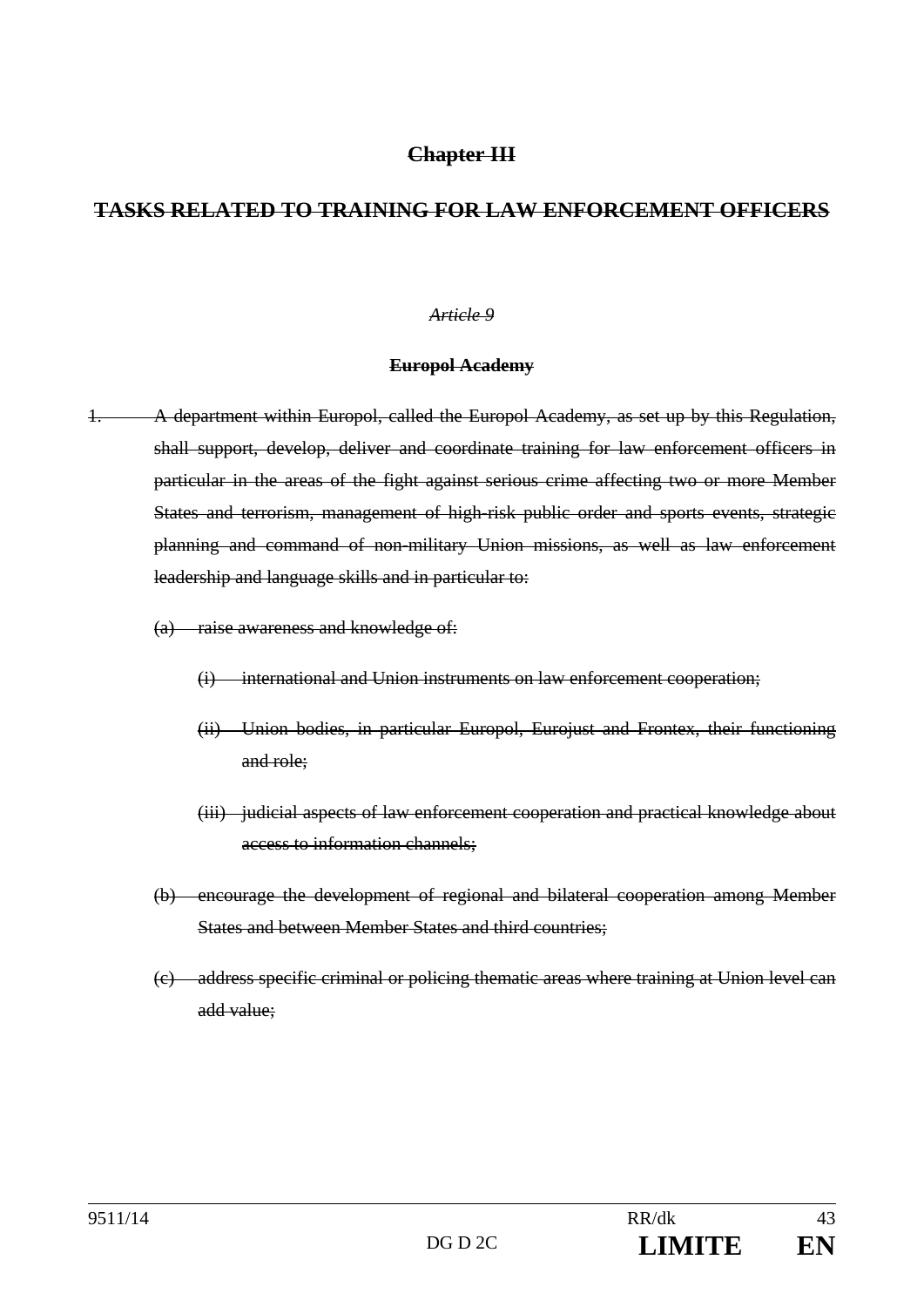## ~~Chapter III~~

## ~~TASKS RELATED TO TRAINING FOR LAW ENFORCEMENT OFFICERS~~

*~~Article 9~~*

**~~Europol Academy~~**

~~1. A department within Europol, called the Europol Academy, as set up by this Regulation, shall support, develop, deliver and coordinate training for law enforcement officers in particular in the areas of the fight against serious crime affecting two or more Member States and terrorism, management of high-risk public order and sports events, strategic planning and command of non-military Union missions, as well as law enforcement leadership and language skills and in particular to:~~

- ~~(a) raise awareness and knowledge of:~~
  - ~~(i) international and Union instruments on law enforcement cooperation;~~
  - ~~(ii) Union bodies, in particular Europol, Eurojust and Frontex, their functioning and role;~~
  - ~~(iii) judicial aspects of law enforcement cooperation and practical knowledge about access to information channels;~~
- ~~(b) encourage the development of regional and bilateral cooperation among Member States and between Member States and third countries;~~
- ~~(c) address specific criminal or policing thematic areas where training at Union level can add value;~~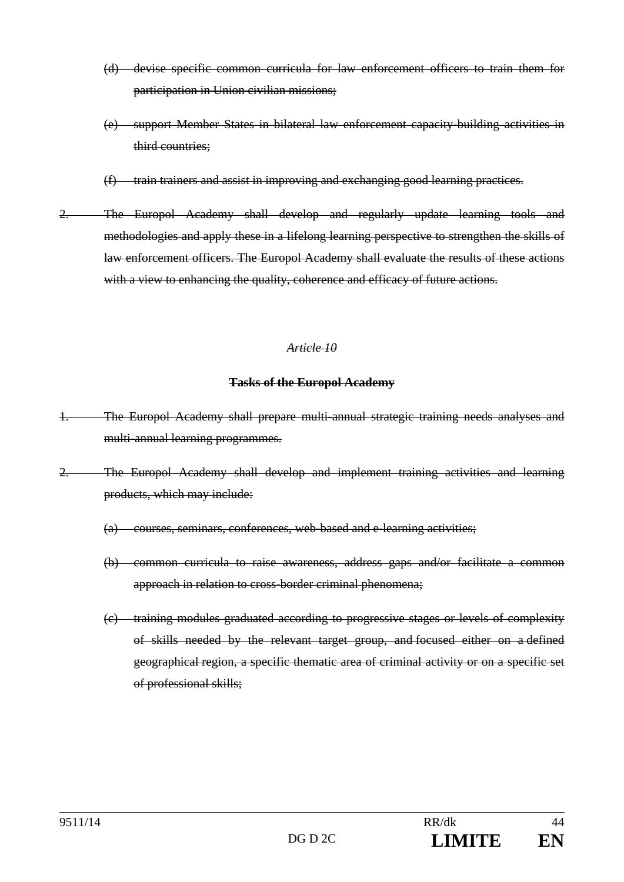(d) ~~devise specific common curricula for law enforcement officers to train them for participation in Union civilian missions;~~

(e) ~~support Member States in bilateral law enforcement capacity-building activities in third countries;~~

(f) ~~train trainers and assist in improving and exchanging good learning practices.~~

2. ~~The Europol Academy shall develop and regularly update learning tools and methodologies and apply these in a lifelong learning perspective to strengthen the skills of law enforcement officers. The Europol Academy shall evaluate the results of these actions with a view to enhancing the quality, coherence and efficacy of future actions.~~

*~~Article 10~~*

**~~Tasks of the Europol Academy~~**

1. ~~The Europol Academy shall prepare multi-annual strategic training needs analyses and multi-annual learning programmes.~~

2. ~~The Europol Academy shall develop and implement training activities and learning products, which may include:~~

   (a) ~~courses, seminars, conferences, web-based and e-learning activities;~~

   (b) ~~common curricula to raise awareness, address gaps and/or facilitate a common approach in relation to cross-border criminal phenomena;~~

   (c) ~~training modules graduated according to progressive stages or levels of complexity of skills needed by the relevant target group, and focused either on a defined geographical region, a specific thematic area of criminal activity or on a specific set of professional skills;~~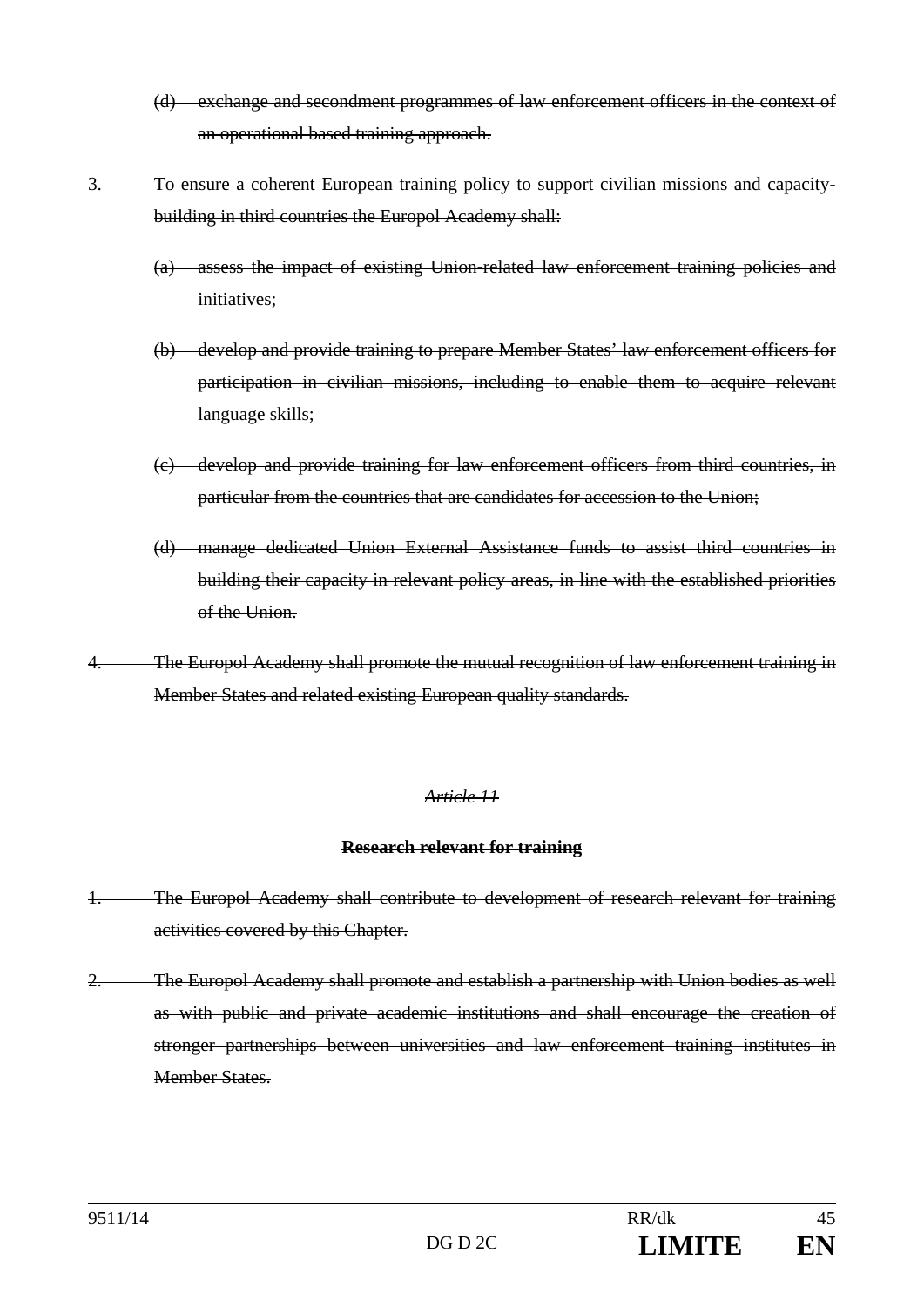~~(d) exchange and secondment programmes of law enforcement officers in the context of an operational based training approach.~~

~~3. To ensure a coherent European training policy to support civilian missions and capacity-building in third countries the Europol Academy shall:~~

~~(a) assess the impact of existing Union-related law enforcement training policies and initiatives;~~

~~(b) develop and provide training to prepare Member States' law enforcement officers for participation in civilian missions, including to enable them to acquire relevant language skills;~~

~~(c) develop and provide training for law enforcement officers from third countries, in particular from the countries that are candidates for accession to the Union;~~

~~(d) manage dedicated Union External Assistance funds to assist third countries in building their capacity in relevant policy areas, in line with the established priorities of the Union.~~

~~4. The Europol Academy shall promote the mutual recognition of law enforcement training in Member States and related existing European quality standards.~~

*~~Article 11~~*

**~~Research relevant for training~~**

~~1. The Europol Academy shall contribute to development of research relevant for training activities covered by this Chapter.~~

~~2. The Europol Academy shall promote and establish a partnership with Union bodies as well as with public and private academic institutions and shall encourage the creation of stronger partnerships between universities and law enforcement training institutes in Member States.~~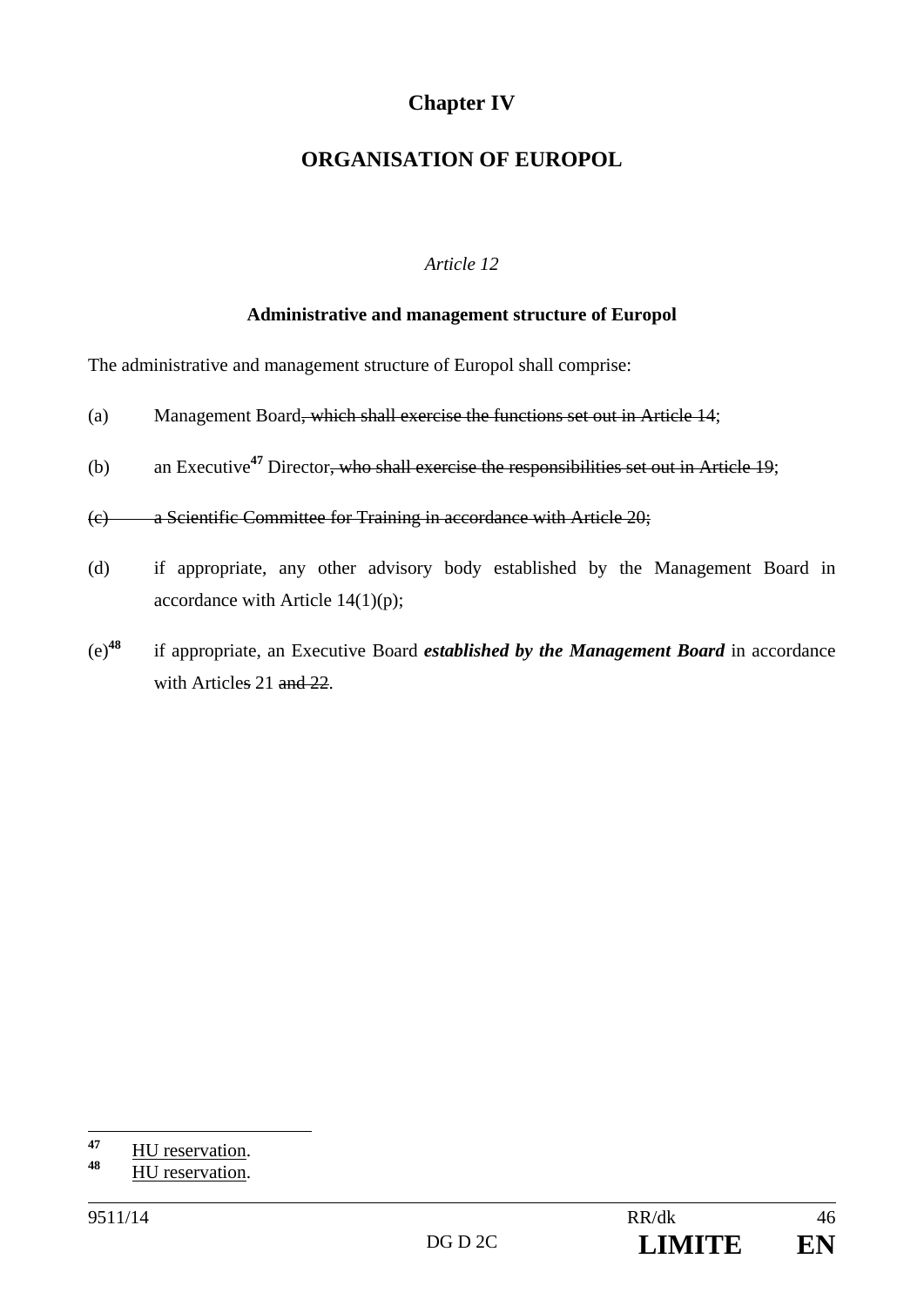# Chapter IV

## ORGANISATION OF EUROPOL

*Article 12*

**Administrative and management structure of Europol**

The administrative and management structure of Europol shall comprise:

(a) Management Board~~, which shall exercise the functions set out in Article 14~~;

(b) an Executive[47] Director~~, who shall exercise the responsibilities set out in Article 19~~;

~~(c) a Scientific Committee for Training in accordance with Article 20;~~

(d) if appropriate, any other advisory body established by the Management Board in accordance with Article 14(1)(p);

(e)[48] if appropriate, an Executive Board ***established by the Management Board*** in accordance with Article~~s~~ 21 ~~and 22~~.

---

[47] HU reservation.

[48] HU reservation.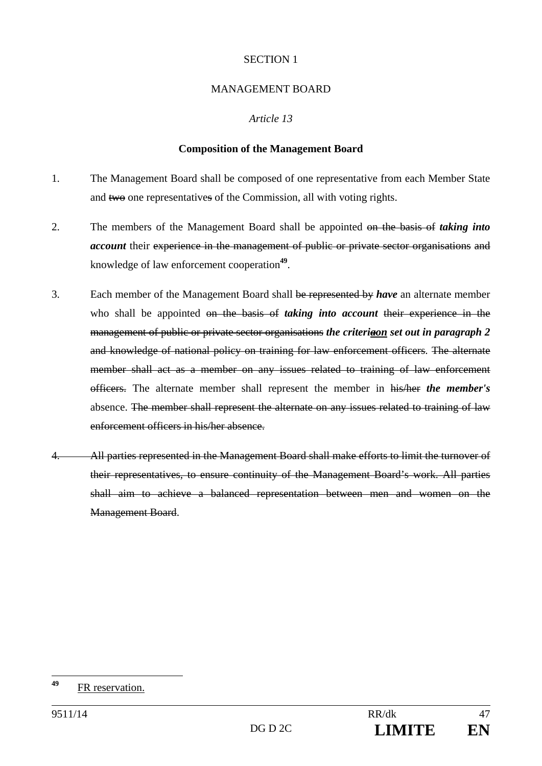SECTION 1

MANAGEMENT BOARD

*Article 13*

**Composition of the Management Board**

1. The Management Board shall be composed of one representative from each Member State and ~~two~~ one representative~~s~~ of the Commission, all with voting rights.

2. The members of the Management Board shall be appointed ~~on the basis of~~ ***taking into account*** their ~~experience in the management of public or private sector organisations~~ ~~and~~ knowledge of law enforcement cooperation[49].

3. Each member of the Management Board shall ~~be represented by~~ ***have*** an alternate member who shall be appointed ~~on the basis of~~ ***taking into account*** ~~their experience in the management of public or private sector organisations~~ ***the criteri~~a~~on set out in paragraph 2*** ~~and knowledge of national policy on training for law enforcement officers~~. ~~The alternate member shall act as a member on any issues related to training of law enforcement officers.~~ The alternate member shall represent the member in ~~his/her~~ ***the member's*** absence. ~~The member shall represent the alternate on any issues related to training of law enforcement officers in his/her absence.~~

~~4. All parties represented in the Management Board shall make efforts to limit the turnover of their representatives, to ensure continuity of the Management Board's work. All parties shall aim to achieve a balanced representation between men and women on the Management Board.~~

---

[49] FR reservation.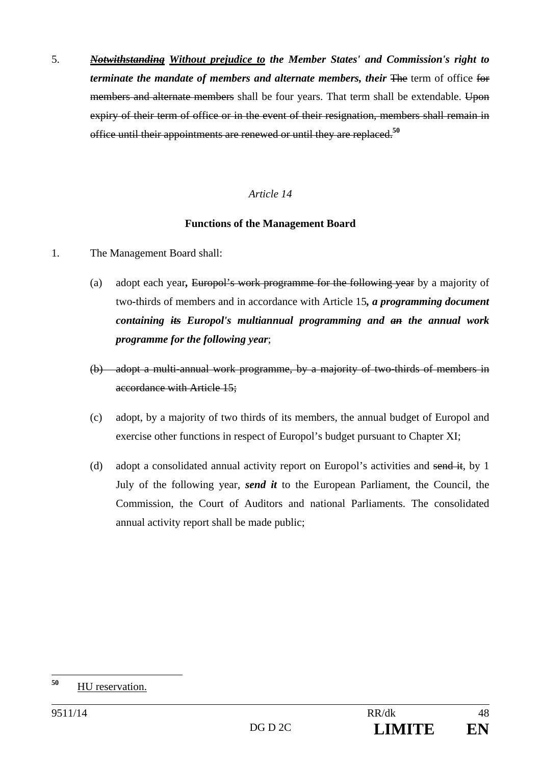5. ~~***Notwithstanding***~~ ***<u>Without prejudice to</u> the Member States' and Commission's right to terminate the mandate of members and alternate members, their*** ~~The~~ term of office ~~for members and alternate members~~ shall be four years. That term shall be extendable. ~~Upon expiry of their term of office or in the event of their resignation, members shall remain in office until their appointments are renewed or until they are replaced.~~[50]

*Article 14*

**Functions of the Management Board**

1. The Management Board shall:

   (a) adopt each year**,** ~~Europol's work programme for the following year~~ by a majority of two-thirds of members and in accordance with Article 15***, a programming document containing*** ~~***its***~~ ***Europol's multiannual programming and*** ~~***an***~~ ***the annual work programme for the following year***;

   ~~(b) adopt a multi-annual work programme, by a majority of two-thirds of members in accordance with Article 15;~~

   (c) adopt, by a majority of two thirds of its members, the annual budget of Europol and exercise other functions in respect of Europol's budget pursuant to Chapter XI;

   (d) adopt a consolidated annual activity report on Europol's activities and ~~send it~~, by 1 July of the following year, ***send it*** to the European Parliament, the Council, the Commission, the Court of Auditors and national Parliaments. The consolidated annual activity report shall be made public;

---

[50] <u>HU reservation.</u>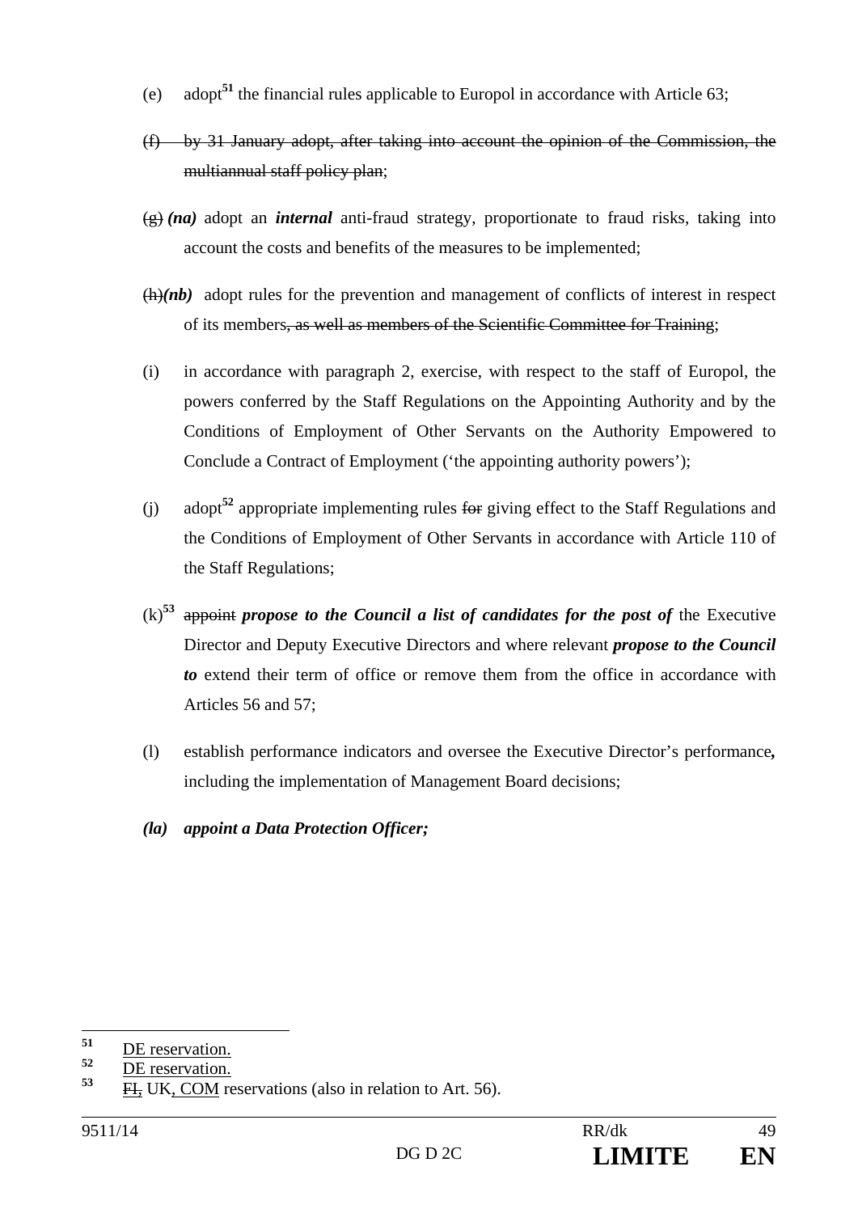(e) adopt[51] the financial rules applicable to Europol in accordance with Article 63;

~~(f) by 31 January adopt, after taking into account the opinion of the Commission, the multiannual staff policy plan~~;

~~(g)~~ ***(na)*** adopt an ***internal*** anti-fraud strategy, proportionate to fraud risks, taking into account the costs and benefits of the measures to be implemented;

~~(h)~~***(nb)*** adopt rules for the prevention and management of conflicts of interest in respect of its members~~, as well as members of the Scientific Committee for Training~~;

(i) in accordance with paragraph 2, exercise, with respect to the staff of Europol, the powers conferred by the Staff Regulations on the Appointing Authority and by the Conditions of Employment of Other Servants on the Authority Empowered to Conclude a Contract of Employment ('the appointing authority powers');

(j) adopt[52] appropriate implementing rules ~~for~~ giving effect to the Staff Regulations and the Conditions of Employment of Other Servants in accordance with Article 110 of the Staff Regulations;

(k)[53] ~~appoint~~ ***propose to the Council a list of candidates for the post of*** the Executive Director and Deputy Executive Directors and where relevant ***propose to the Council to*** extend their term of office or remove them from the office in accordance with Articles 56 and 57;

(l) establish performance indicators and oversee the Executive Director's performance**,** including the implementation of Management Board decisions;

***(la) appoint a Data Protection Officer;***

---

[51] DE reservation.

[52] DE reservation.

[53] ~~FI,~~ UK, COM reservations (also in relation to Art. 56).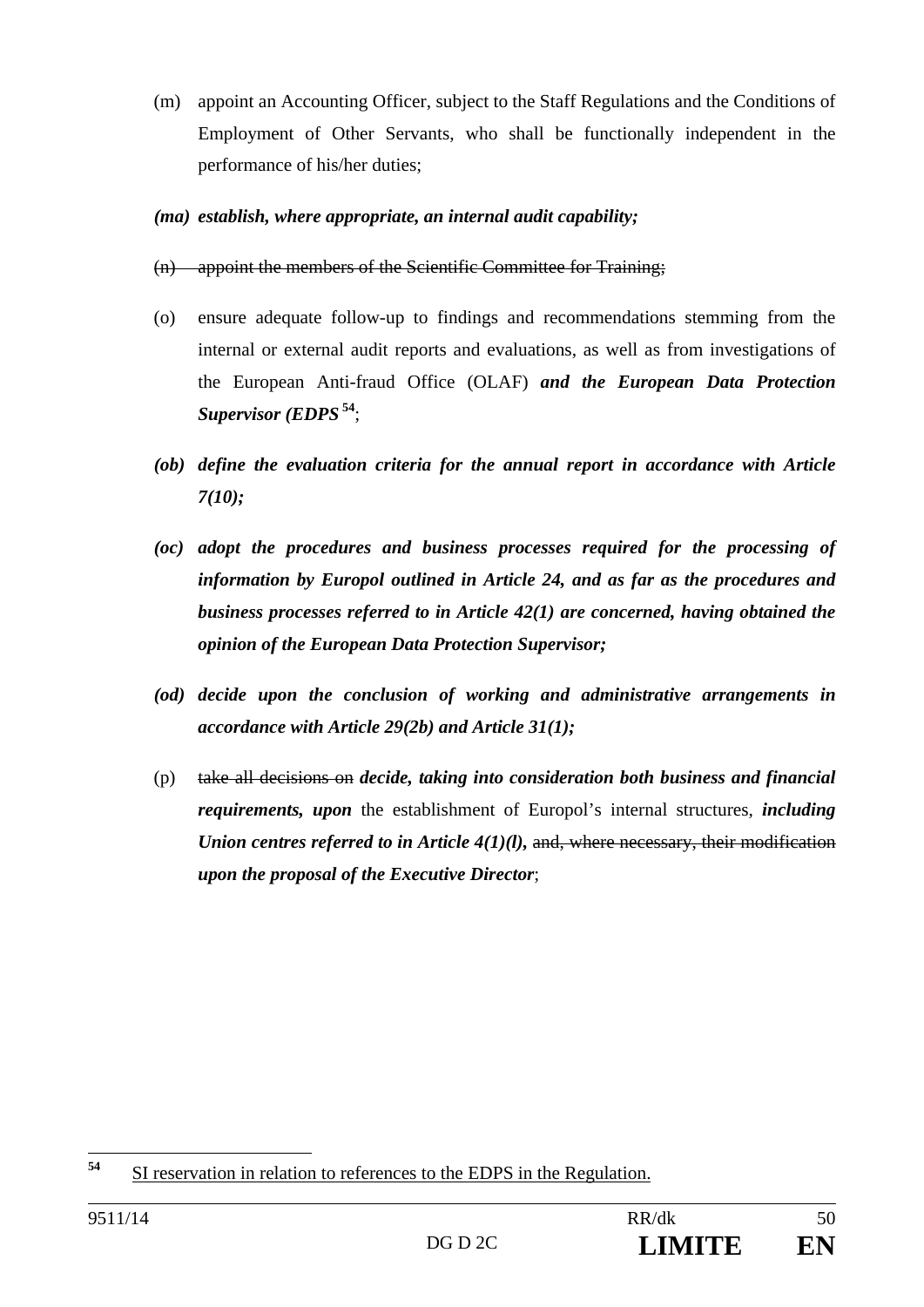(m) appoint an Accounting Officer, subject to the Staff Regulations and the Conditions of Employment of Other Servants, who shall be functionally independent in the performance of his/her duties;

***(ma) establish, where appropriate, an internal audit capability;***

~~(n) appoint the members of the Scientific Committee for Training;~~

(o) ensure adequate follow-up to findings and recommendations stemming from the internal or external audit reports and evaluations, as well as from investigations of the European Anti-fraud Office (OLAF) ***and the European Data Protection Supervisor (EDPS*** [54];

***(ob) define the evaluation criteria for the annual report in accordance with Article 7(10);***

***(oc) adopt the procedures and business processes required for the processing of information by Europol outlined in Article 24, and as far as the procedures and business processes referred to in Article 42(1) are concerned, having obtained the opinion of the European Data Protection Supervisor;***

***(od) decide upon the conclusion of working and administrative arrangements in accordance with Article 29(2b) and Article 31(1);***

(p) ~~take all decisions on~~ ***decide, taking into consideration both business and financial requirements, upon*** the establishment of Europol's internal structures, ***including Union centres referred to in Article 4(1)(l),*** ~~and, where necessary, their modification~~ ***upon the proposal of the Executive Director***;

---

[54] SI reservation in relation to references to the EDPS in the Regulation.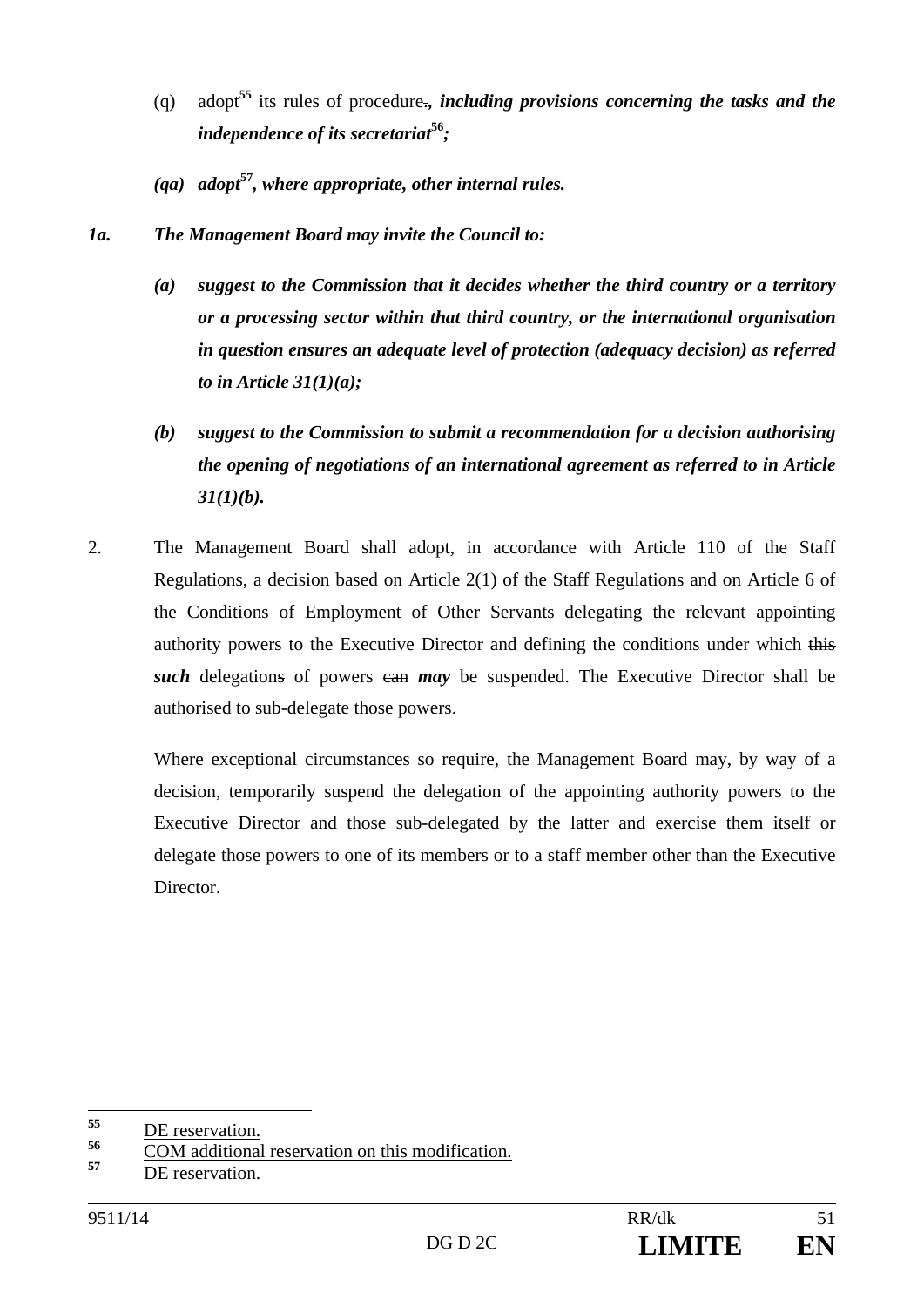(q) adopt[55] its rules of procedure~~.~~***, including provisions concerning the tasks and the independence of its secretariat***[56]***;***

***(qa) adopt***[57]***, where appropriate, other internal rules.***

***1a. The Management Board may invite the Council to:***

***(a) suggest to the Commission that it decides whether the third country or a territory or a processing sector within that third country, or the international organisation in question ensures an adequate level of protection (adequacy decision) as referred to in Article 31(1)(a);***

***(b) suggest to the Commission to submit a recommendation for a decision authorising the opening of negotiations of an international agreement as referred to in Article 31(1)(b).***

2. The Management Board shall adopt, in accordance with Article 110 of the Staff Regulations, a decision based on Article 2(1) of the Staff Regulations and on Article 6 of the Conditions of Employment of Other Servants delegating the relevant appointing authority powers to the Executive Director and defining the conditions under which ~~this~~ ***such*** delegation~~s~~ of powers ~~can~~ ***may*** be suspended. The Executive Director shall be authorised to sub-delegate those powers.

Where exceptional circumstances so require, the Management Board may, by way of a decision, temporarily suspend the delegation of the appointing authority powers to the Executive Director and those sub-delegated by the latter and exercise them itself or delegate those powers to one of its members or to a staff member other than the Executive Director.

---

[55] DE reservation.

[56] COM additional reservation on this modification.

[57] DE reservation.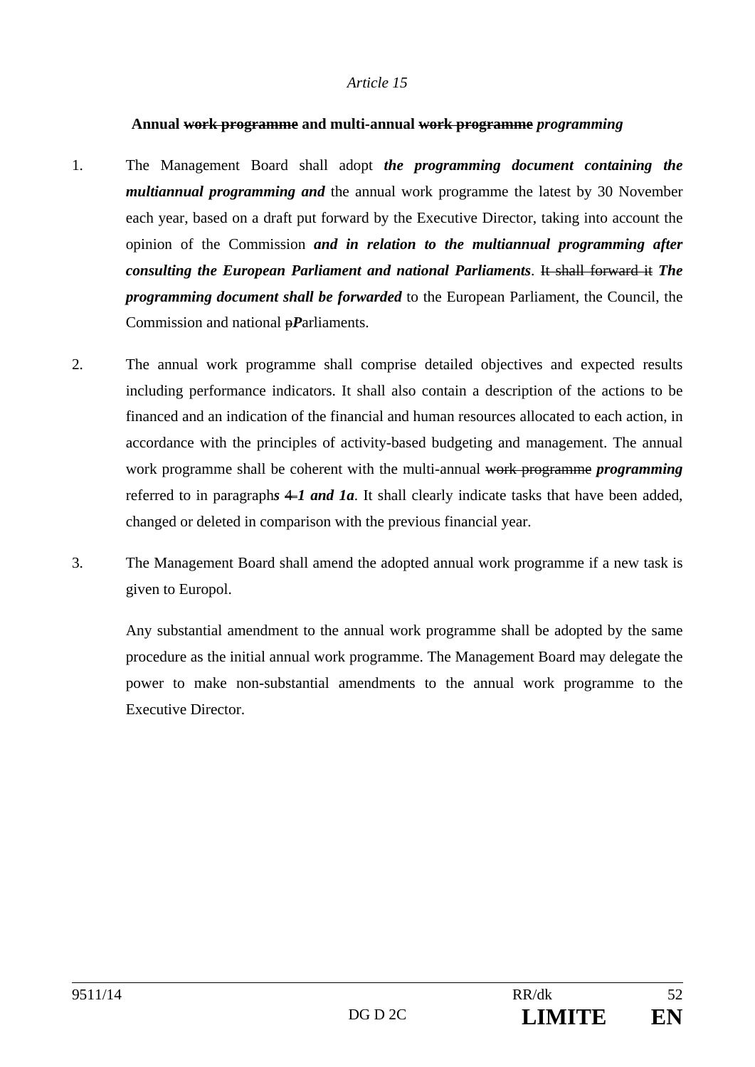*Article 15*

**Annual ~~work programme~~ and multi-annual ~~work programme~~ *programming***

1. The Management Board shall adopt ***the programming document containing the multiannual programming and*** the annual work programme the latest by 30 November each year, based on a draft put forward by the Executive Director, taking into account the opinion of the Commission ***and in relation to the multiannual programming after consulting the European Parliament and national Parliaments***. ~~It shall forward it~~ ***The programming document shall be forwarded*** to the European Parliament, the Council, the Commission and national ~~p~~***P***arliaments.

2. The annual work programme shall comprise detailed objectives and expected results including performance indicators. It shall also contain a description of the actions to be financed and an indication of the financial and human resources allocated to each action, in accordance with the principles of activity-based budgeting and management. The annual work programme shall be coherent with the multi-annual ~~work programme~~ ***programming*** referred to in paragraph***s*** ~~4~~ ***1 and 1a***. It shall clearly indicate tasks that have been added, changed or deleted in comparison with the previous financial year.

3. The Management Board shall amend the adopted annual work programme if a new task is given to Europol.

   Any substantial amendment to the annual work programme shall be adopted by the same procedure as the initial annual work programme. The Management Board may delegate the power to make non-substantial amendments to the annual work programme to the Executive Director.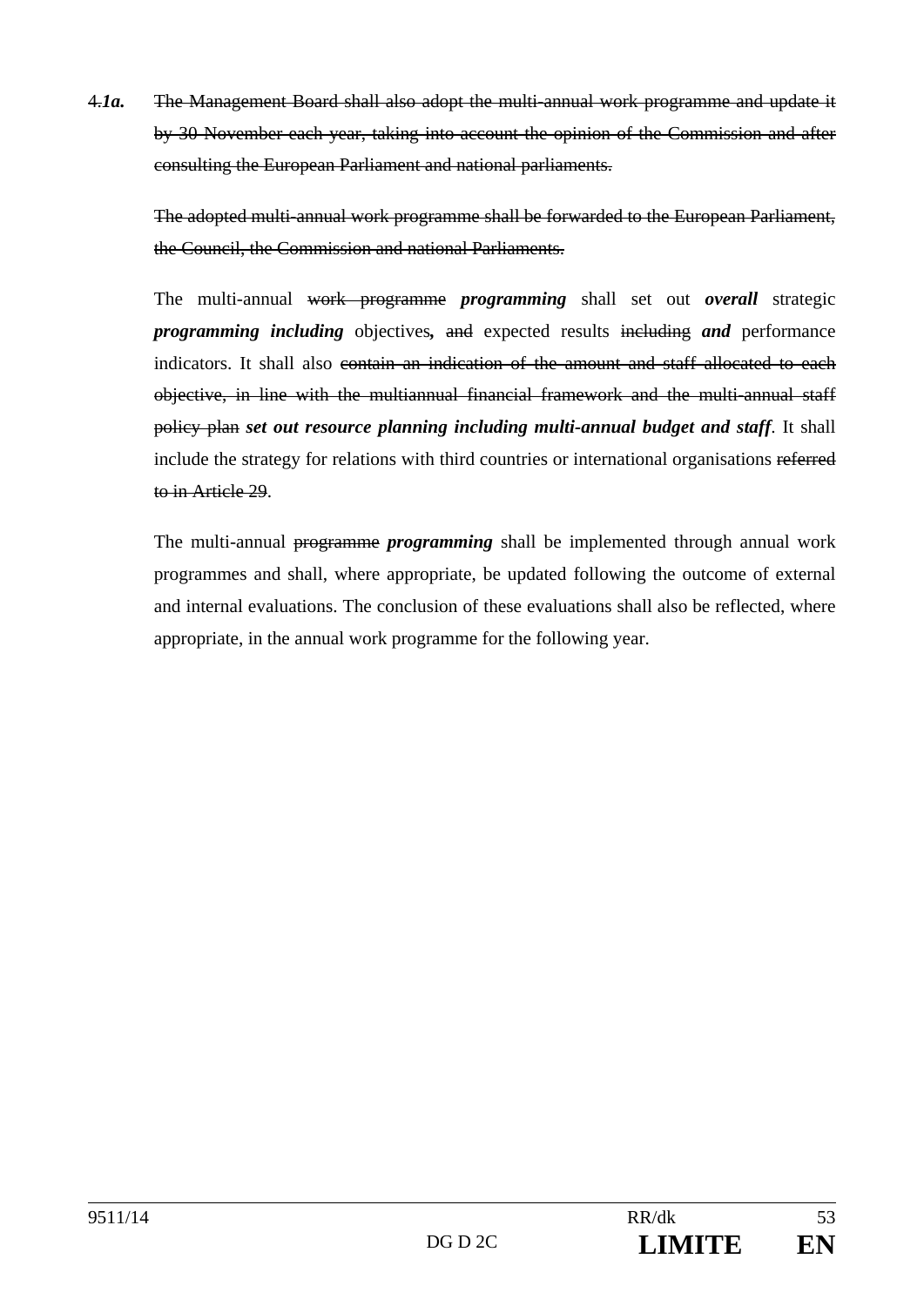4.*1a.* ~~The Management Board shall also adopt the multi-annual work programme and update it by 30 November each year, taking into account the opinion of the Commission and after consulting the European Parliament and national parliaments.~~

~~The adopted multi-annual work programme shall be forwarded to the European Parliament, the Council, the Commission and national Parliaments.~~

The multi-annual ~~work programme~~ ***programming*** shall set out ***overall*** strategic ***programming including*** objectives***,*** ~~and~~ expected results ~~including~~ ***and*** performance indicators. It shall also ~~contain an indication of the amount and staff allocated to each objective, in line with the multiannual financial framework and the multi-annual staff policy plan~~ ***set out resource planning including multi-annual budget and staff***. It shall include the strategy for relations with third countries or international organisations ~~referred to in Article 29~~.

The multi-annual ~~programme~~ ***programming*** shall be implemented through annual work programmes and shall, where appropriate, be updated following the outcome of external and internal evaluations. The conclusion of these evaluations shall also be reflected, where appropriate, in the annual work programme for the following year.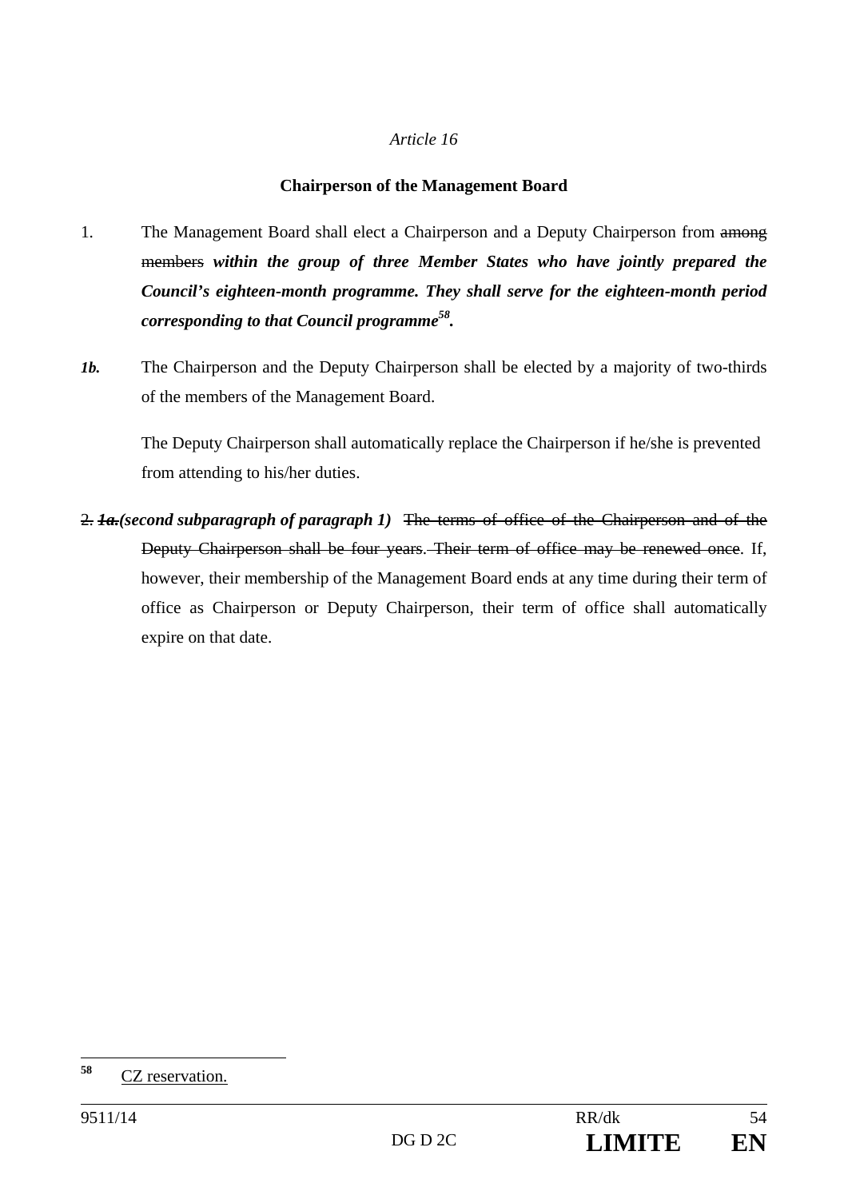*Article 16*

**Chairperson of the Management Board**

1. The Management Board shall elect a Chairperson and a Deputy Chairperson from ~~among members~~ ***within the group of three Member States who have jointly prepared the Council's eighteen-month programme. They shall serve for the eighteen-month period corresponding to that Council programme***[58]***.***

***1b.*** The Chairperson and the Deputy Chairperson shall be elected by a majority of two-thirds of the members of the Management Board.

The Deputy Chairperson shall automatically replace the Chairperson if he/she is prevented from attending to his/her duties.

~~2.~~ ***~~1a.~~(second subparagraph of paragraph 1)*** ~~The terms of office of the Chairperson and of the Deputy Chairperson shall be four years. Their term of office may be renewed once~~. If, however, their membership of the Management Board ends at any time during their term of office as Chairperson or Deputy Chairperson, their term of office shall automatically expire on that date.

---

[58] CZ reservation.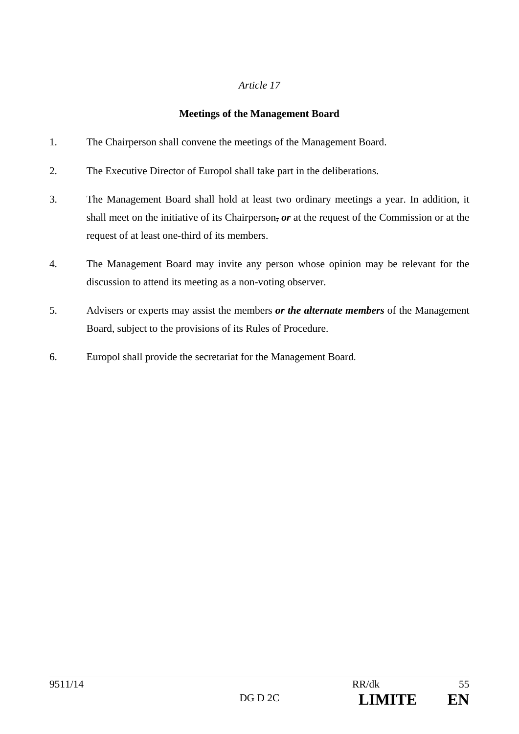*Article 17*

**Meetings of the Management Board**

1. The Chairperson shall convene the meetings of the Management Board.

2. The Executive Director of Europol shall take part in the deliberations.

3. The Management Board shall hold at least two ordinary meetings a year. In addition, it shall meet on the initiative of its Chairperson~~,~~ ***or*** at the request of the Commission or at the request of at least one-third of its members.

4. The Management Board may invite any person whose opinion may be relevant for the discussion to attend its meeting as a non-voting observer.

5. Advisers or experts may assist the members ***or the alternate members*** of the Management Board, subject to the provisions of its Rules of Procedure.

6. Europol shall provide the secretariat for the Management Board.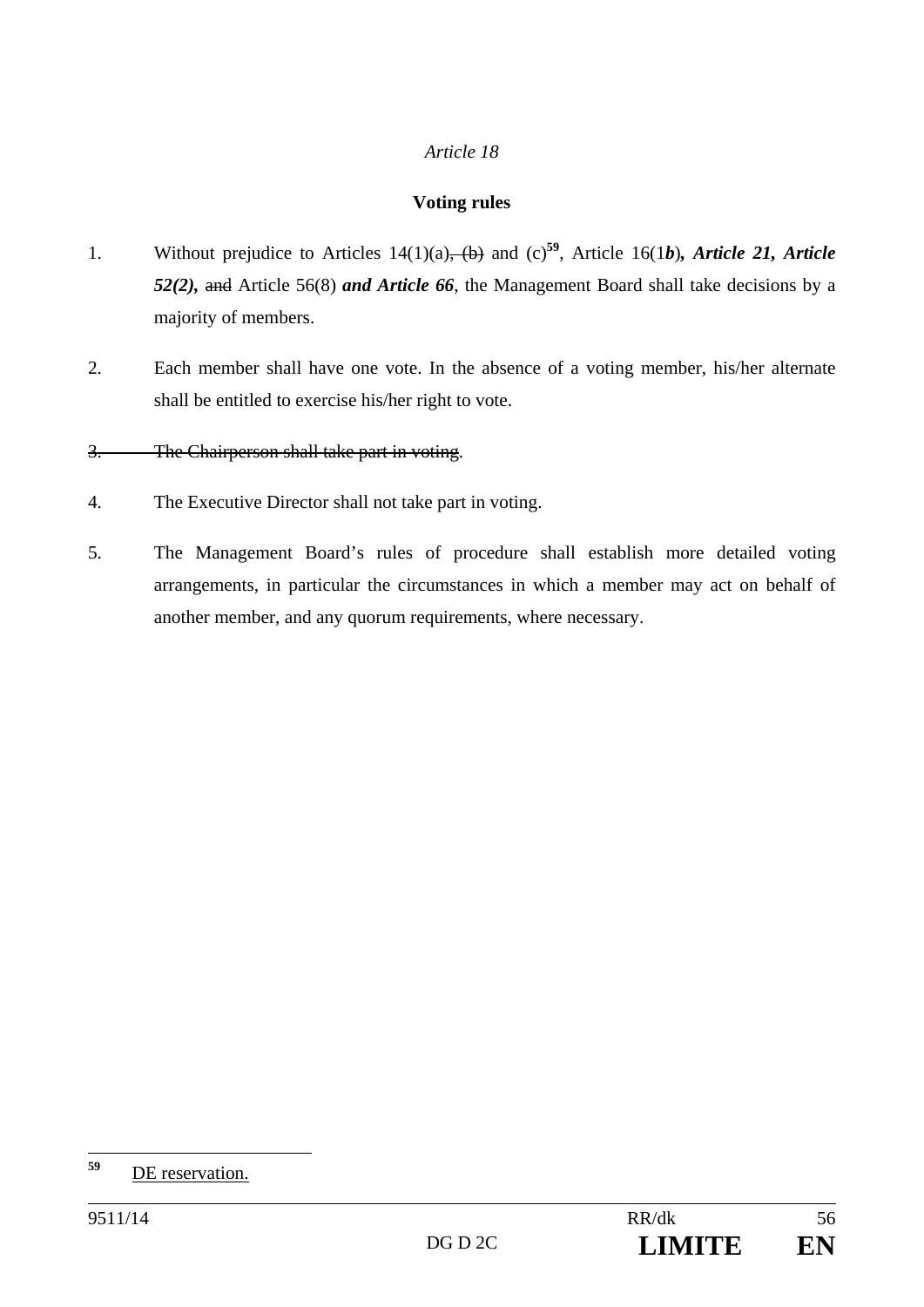*Article 18*

**Voting rules**

1. Without prejudice to Articles 14(1)(a)~~, (b)~~ and (c)[59], Article 16(1***b***)***, Article 21, Article 52(2),*** ~~and~~ Article 56(8) ***and Article 66***, the Management Board shall take decisions by a majority of members.

2. Each member shall have one vote. In the absence of a voting member, his/her alternate shall be entitled to exercise his/her right to vote.

~~3. The Chairperson shall take part in voting~~.

4. The Executive Director shall not take part in voting.

5. The Management Board's rules of procedure shall establish more detailed voting arrangements, in particular the circumstances in which a member may act on behalf of another member, and any quorum requirements, where necessary.

---

[59] <u>DE reservation.</u>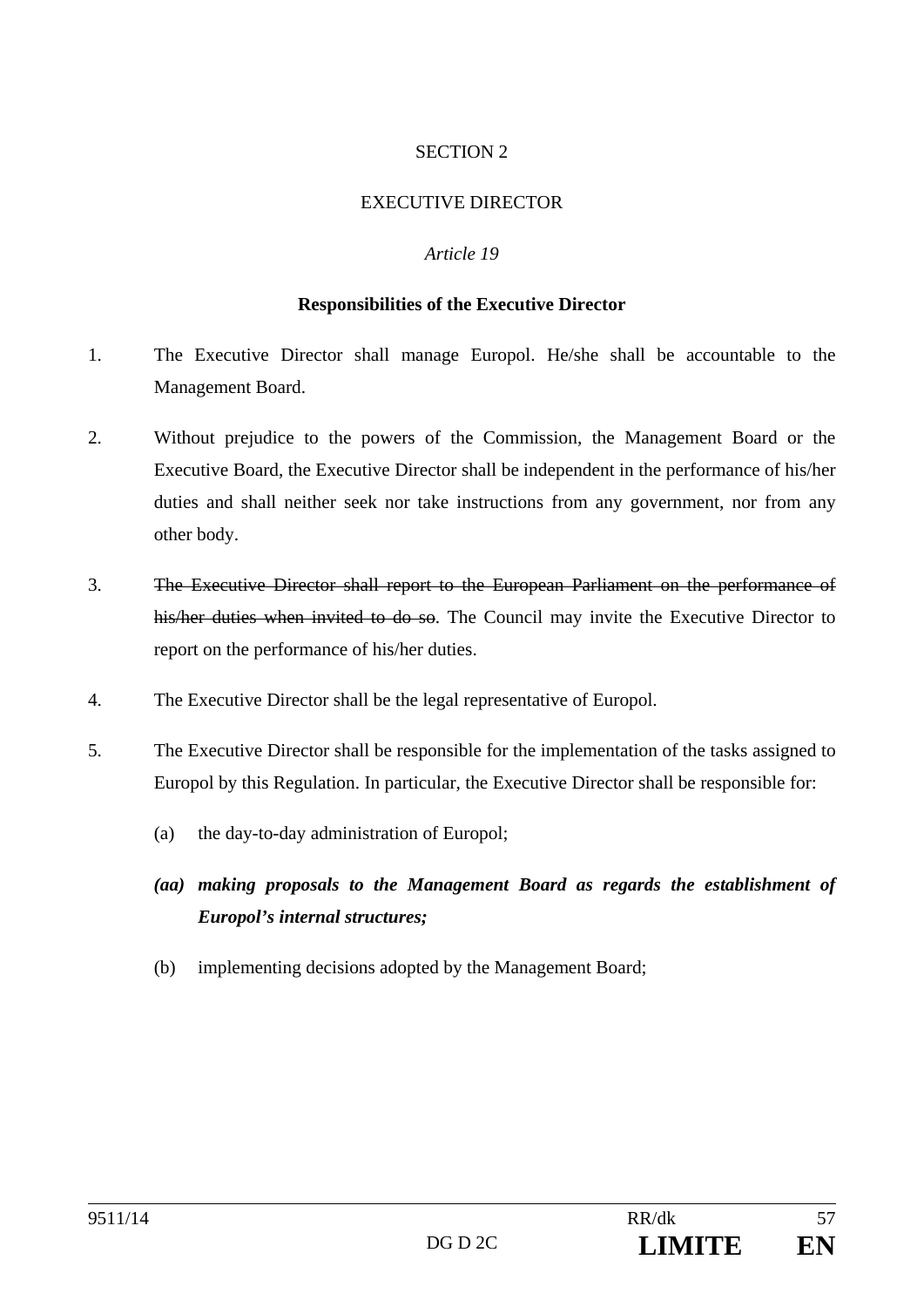SECTION 2

EXECUTIVE DIRECTOR

*Article 19*

**Responsibilities of the Executive Director**

1. The Executive Director shall manage Europol. He/she shall be accountable to the Management Board.

2. Without prejudice to the powers of the Commission, the Management Board or the Executive Board, the Executive Director shall be independent in the performance of his/her duties and shall neither seek nor take instructions from any government, nor from any other body.

3. ~~The Executive Director shall report to the European Parliament on the performance of his/her duties when invited to do so~~. The Council may invite the Executive Director to report on the performance of his/her duties.

4. The Executive Director shall be the legal representative of Europol.

5. The Executive Director shall be responsible for the implementation of the tasks assigned to Europol by this Regulation. In particular, the Executive Director shall be responsible for:

   (a) the day-to-day administration of Europol;

   ***(aa) making proposals to the Management Board as regards the establishment of Europol's internal structures;***

   (b) implementing decisions adopted by the Management Board;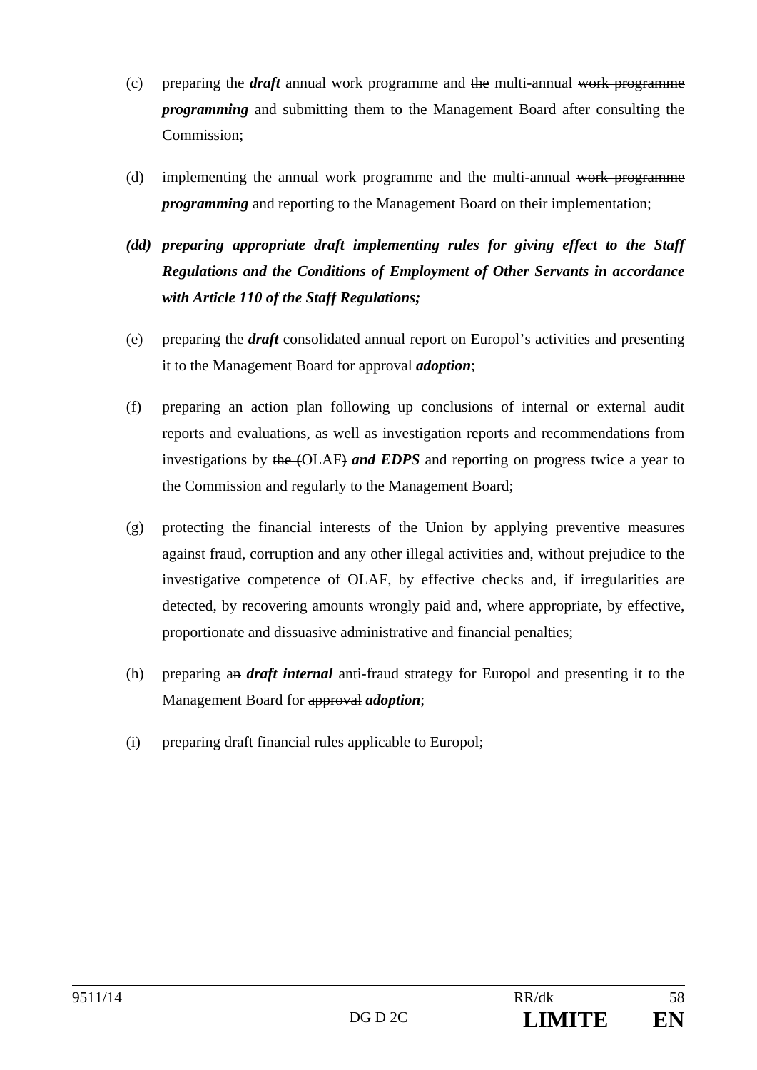(c) preparing the ***draft*** annual work programme and ~~the~~ multi-annual ~~work programme~~ ***programming*** and submitting them to the Management Board after consulting the Commission;

(d) implementing the annual work programme and the multi-annual ~~work programme~~ ***programming*** and reporting to the Management Board on their implementation;

***(dd) preparing appropriate draft implementing rules for giving effect to the Staff Regulations and the Conditions of Employment of Other Servants in accordance with Article 110 of the Staff Regulations;***

(e) preparing the ***draft*** consolidated annual report on Europol's activities and presenting it to the Management Board for ~~approval~~ ***adoption***;

(f) preparing an action plan following up conclusions of internal or external audit reports and evaluations, as well as investigation reports and recommendations from investigations by ~~the (~~OLAF~~)~~ ***and EDPS*** and reporting on progress twice a year to the Commission and regularly to the Management Board;

(g) protecting the financial interests of the Union by applying preventive measures against fraud, corruption and any other illegal activities and, without prejudice to the investigative competence of OLAF, by effective checks and, if irregularities are detected, by recovering amounts wrongly paid and, where appropriate, by effective, proportionate and dissuasive administrative and financial penalties;

(h) preparing a~~n~~ ***draft internal*** anti-fraud strategy for Europol and presenting it to the Management Board for ~~approval~~ ***adoption***;

(i) preparing draft financial rules applicable to Europol;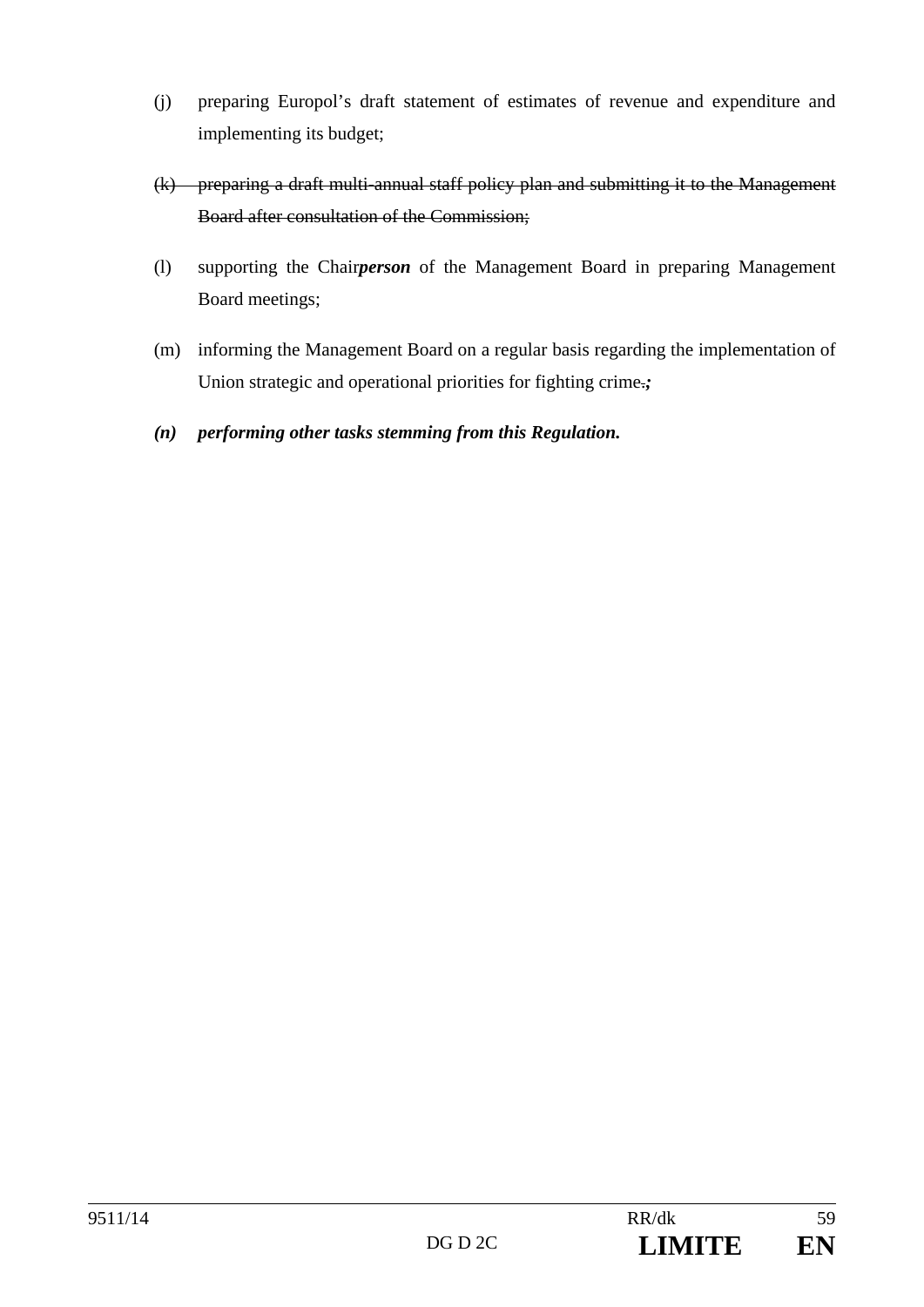(j) preparing Europol's draft statement of estimates of revenue and expenditure and implementing its budget;

~~(k) preparing a draft multi-annual staff policy plan and submitting it to the Management Board after consultation of the Commission;~~

(l) supporting the Chair***person*** of the Management Board in preparing Management Board meetings;

(m) informing the Management Board on a regular basis regarding the implementation of Union strategic and operational priorities for fighting crime~~.~~***;***

***(n) performing other tasks stemming from this Regulation.***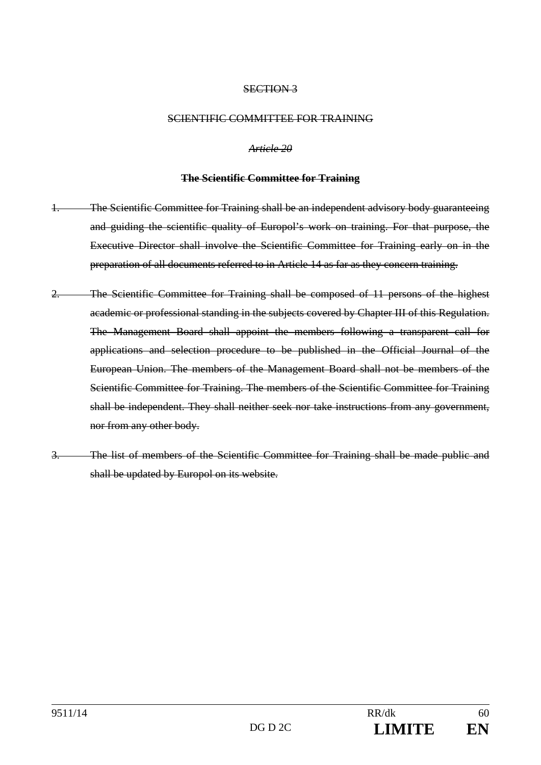~~SECTION 3~~

~~SCIENTIFIC COMMITTEE FOR TRAINING~~

~~*Article 20*~~

~~**The Scientific Committee for Training**~~

~~1. The Scientific Committee for Training shall be an independent advisory body guaranteeing and guiding the scientific quality of Europol's work on training. For that purpose, the Executive Director shall involve the Scientific Committee for Training early on in the preparation of all documents referred to in Article 14 as far as they concern training.~~

~~2. The Scientific Committee for Training shall be composed of 11 persons of the highest academic or professional standing in the subjects covered by Chapter III of this Regulation. The Management Board shall appoint the members following a transparent call for applications and selection procedure to be published in the Official Journal of the European Union. The members of the Management Board shall not be members of the Scientific Committee for Training. The members of the Scientific Committee for Training shall be independent. They shall neither seek nor take instructions from any government, nor from any other body.~~

~~3. The list of members of the Scientific Committee for Training shall be made public and shall be updated by Europol on its website.~~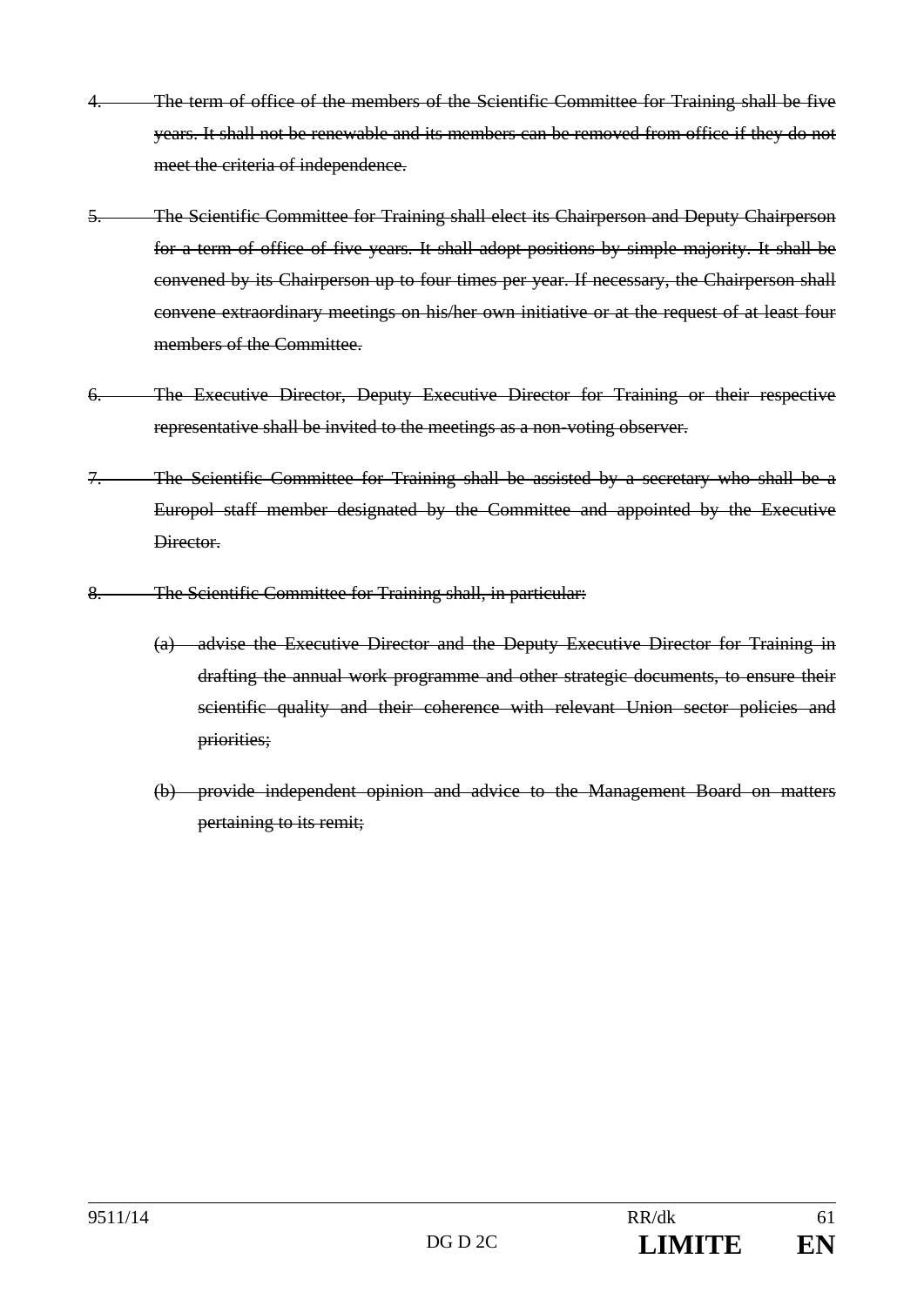~~4. The term of office of the members of the Scientific Committee for Training shall be five years. It shall not be renewable and its members can be removed from office if they do not meet the criteria of independence.~~

~~5. The Scientific Committee for Training shall elect its Chairperson and Deputy Chairperson for a term of office of five years. It shall adopt positions by simple majority. It shall be convened by its Chairperson up to four times per year. If necessary, the Chairperson shall convene extraordinary meetings on his/her own initiative or at the request of at least four members of the Committee.~~

~~6. The Executive Director, Deputy Executive Director for Training or their respective representative shall be invited to the meetings as a non-voting observer.~~

~~7. The Scientific Committee for Training shall be assisted by a secretary who shall be a Europol staff member designated by the Committee and appointed by the Executive Director.~~

~~8. The Scientific Committee for Training shall, in particular:~~

~~(a) advise the Executive Director and the Deputy Executive Director for Training in drafting the annual work programme and other strategic documents, to ensure their scientific quality and their coherence with relevant Union sector policies and priorities;~~

~~(b) provide independent opinion and advice to the Management Board on matters pertaining to its remit;~~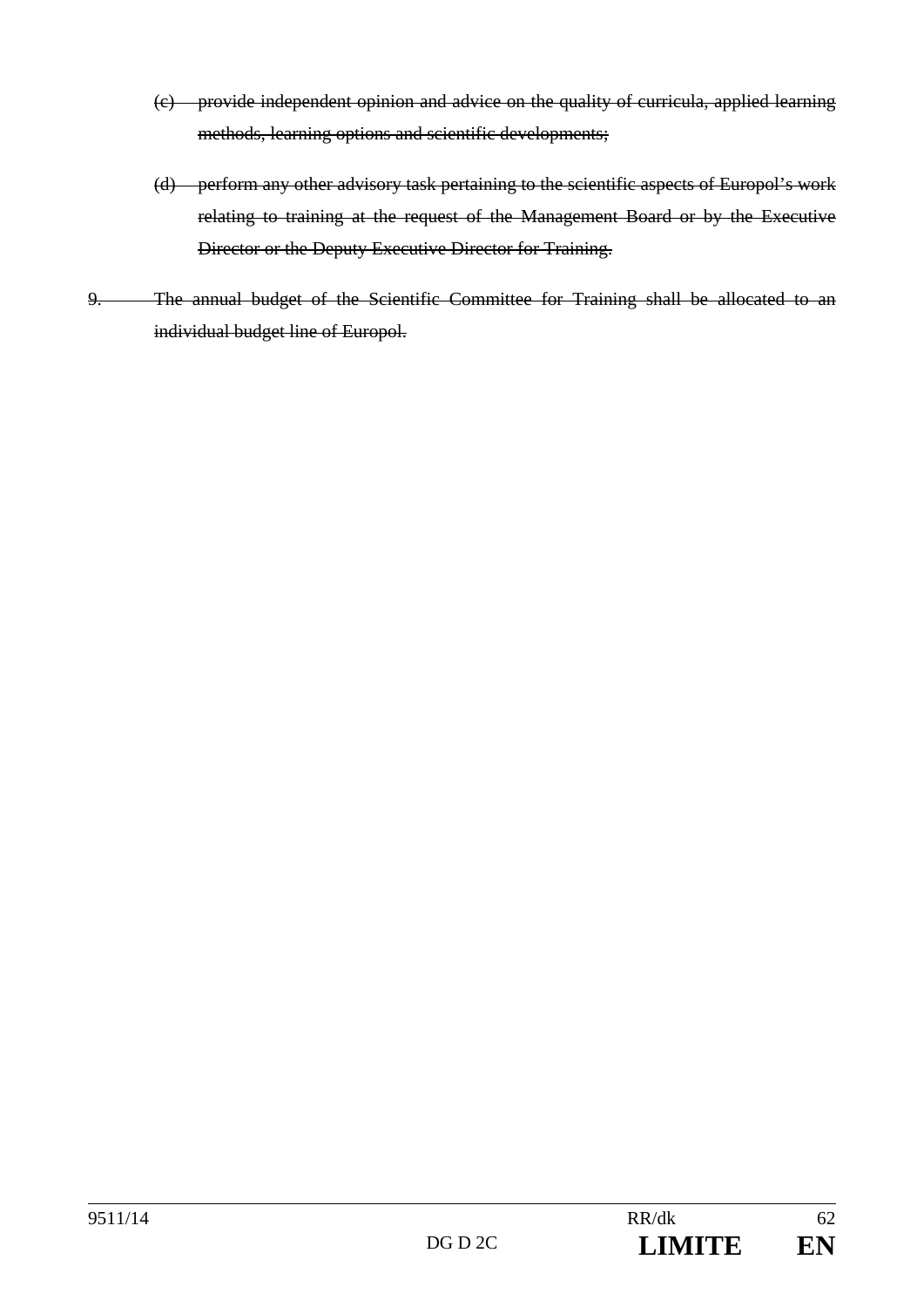~~(c) provide independent opinion and advice on the quality of curricula, applied learning methods, learning options and scientific developments;~~

~~(d) perform any other advisory task pertaining to the scientific aspects of Europol's work relating to training at the request of the Management Board or by the Executive Director or the Deputy Executive Director for Training.~~

~~9. The annual budget of the Scientific Committee for Training shall be allocated to an individual budget line of Europol.~~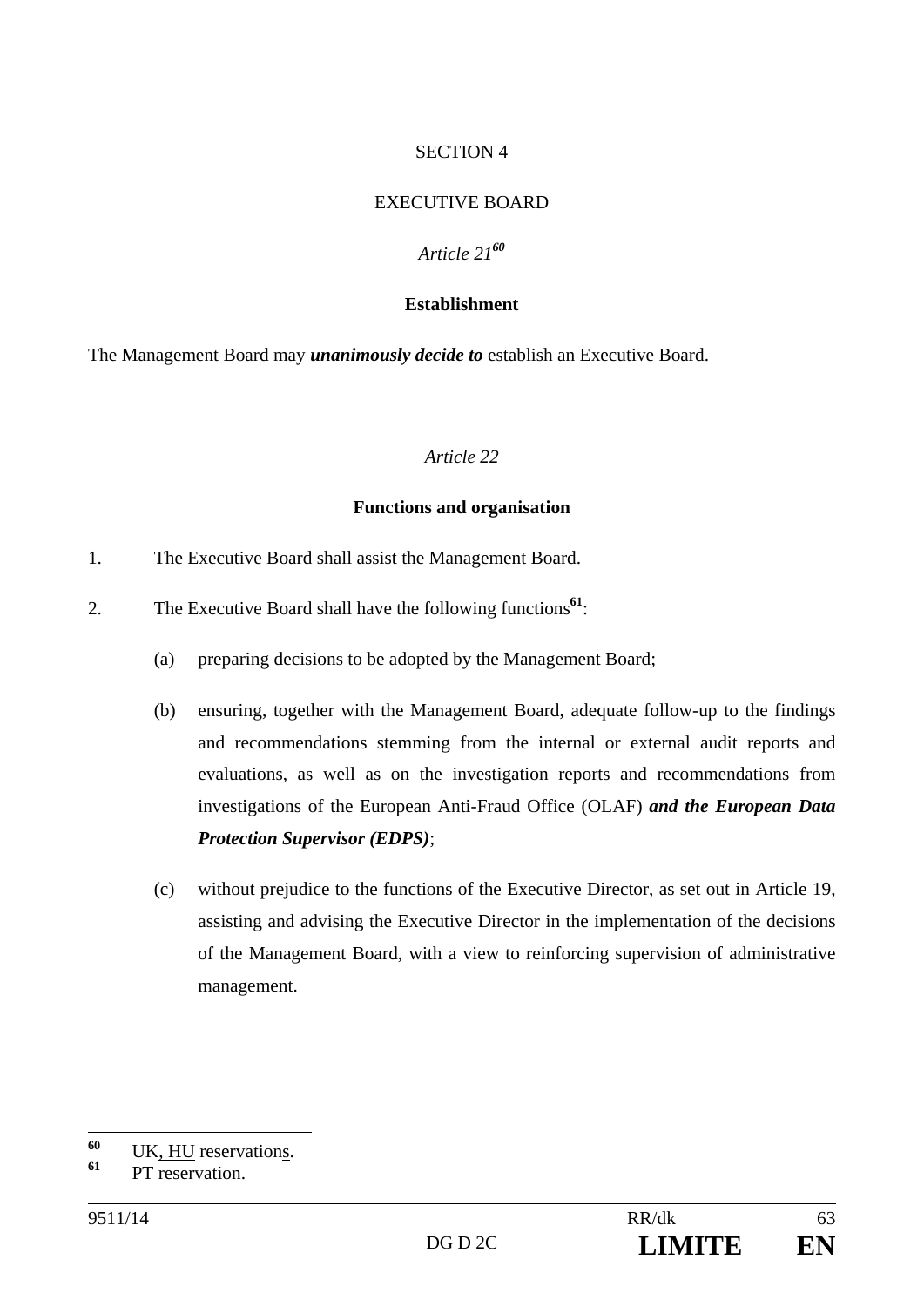SECTION 4

EXECUTIVE BOARD

*Article 21*[60]

**Establishment**

The Management Board may ***unanimously decide to*** establish an Executive Board.

*Article 22*

**Functions and organisation**

1. The Executive Board shall assist the Management Board.

2. The Executive Board shall have the following functions[61]:

   (a) preparing decisions to be adopted by the Management Board;

   (b) ensuring, together with the Management Board, adequate follow-up to the findings and recommendations stemming from the internal or external audit reports and evaluations, as well as on the investigation reports and recommendations from investigations of the European Anti-Fraud Office (OLAF) ***and the European Data Protection Supervisor (EDPS)***;

   (c) without prejudice to the functions of the Executive Director, as set out in Article 19, assisting and advising the Executive Director in the implementation of the decisions of the Management Board, with a view to reinforcing supervision of administrative management.

---

[60] UK, HU reservations.

[61] PT reservation.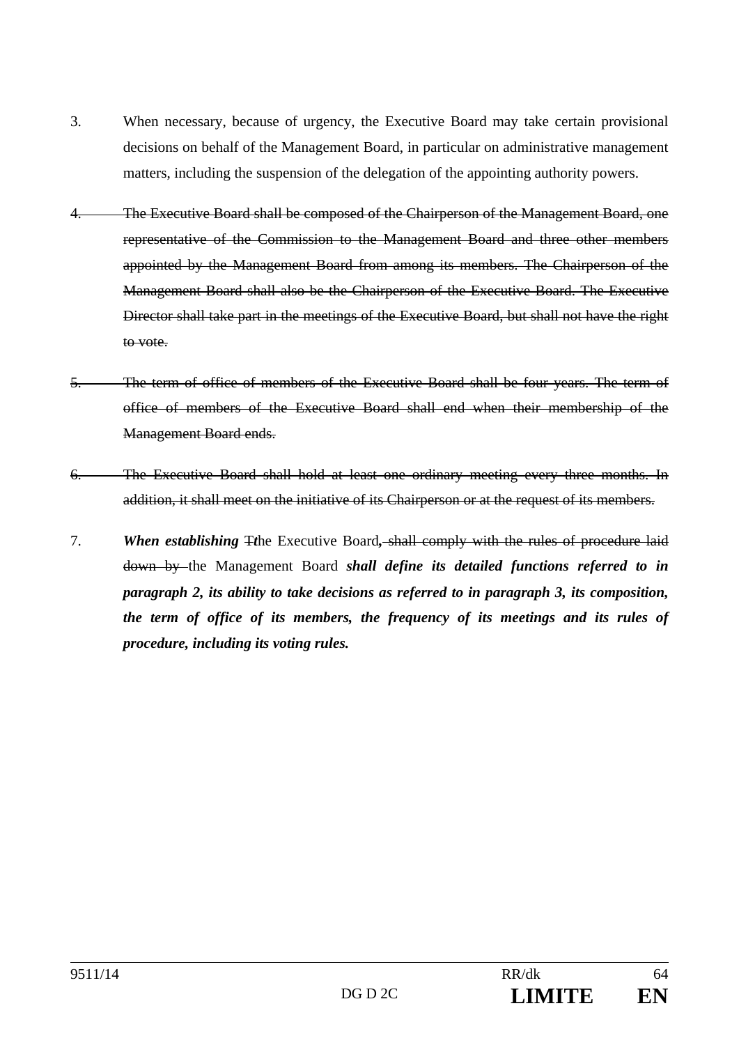3. When necessary, because of urgency, the Executive Board may take certain provisional decisions on behalf of the Management Board, in particular on administrative management matters, including the suspension of the delegation of the appointing authority powers.

~~4. The Executive Board shall be composed of the Chairperson of the Management Board, one representative of the Commission to the Management Board and three other members appointed by the Management Board from among its members. The Chairperson of the Management Board shall also be the Chairperson of the Executive Board. The Executive Director shall take part in the meetings of the Executive Board, but shall not have the right to vote.~~

~~5. The term of office of members of the Executive Board shall be four years. The term of office of members of the Executive Board shall end when their membership of the Management Board ends.~~

~~6. The Executive Board shall hold at least one ordinary meeting every three months. In addition, it shall meet on the initiative of its Chairperson or at the request of its members.~~

7. ***When establishing*** ~~T~~***t***he Executive Board***,*** ~~shall comply with the rules of procedure laid down by~~ the Management Board ***shall define its detailed functions referred to in paragraph 2, its ability to take decisions as referred to in paragraph 3, its composition, the term of office of its members, the frequency of its meetings and its rules of procedure, including its voting rules.***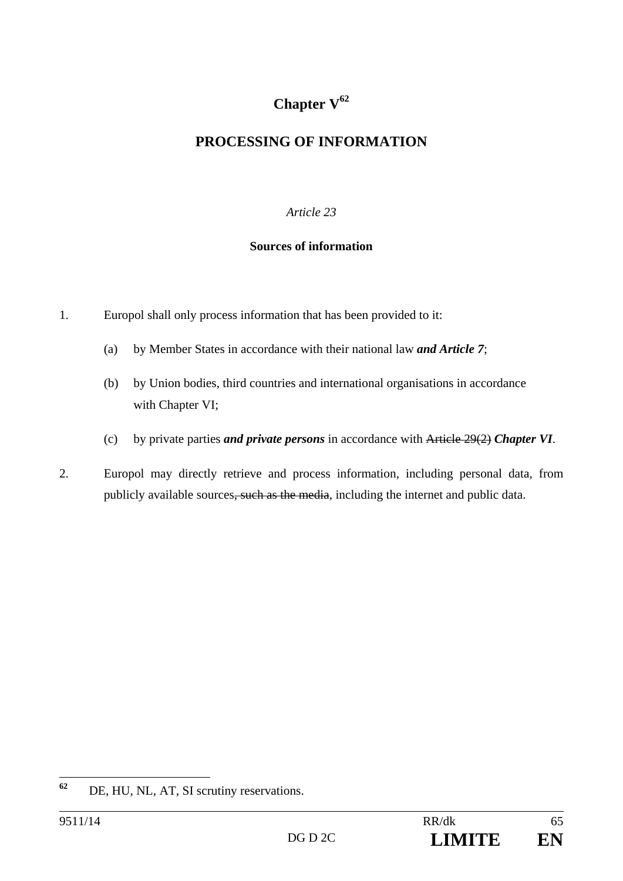# Chapter V[62]

## PROCESSING OF INFORMATION

*Article 23*

**Sources of information**

1. Europol shall only process information that has been provided to it:

   (a) by Member States in accordance with their national law ***and Article 7***;

   (b) by Union bodies, third countries and international organisations in accordance with Chapter VI;

   (c) by private parties ***and private persons*** in accordance with ~~Article 29(2)~~ ***Chapter VI***.

2. Europol may directly retrieve and process information, including personal data, from publicly available sources~~, such as the media~~, including the internet and public data.

---

[62] DE, HU, NL, AT, SI scrutiny reservations.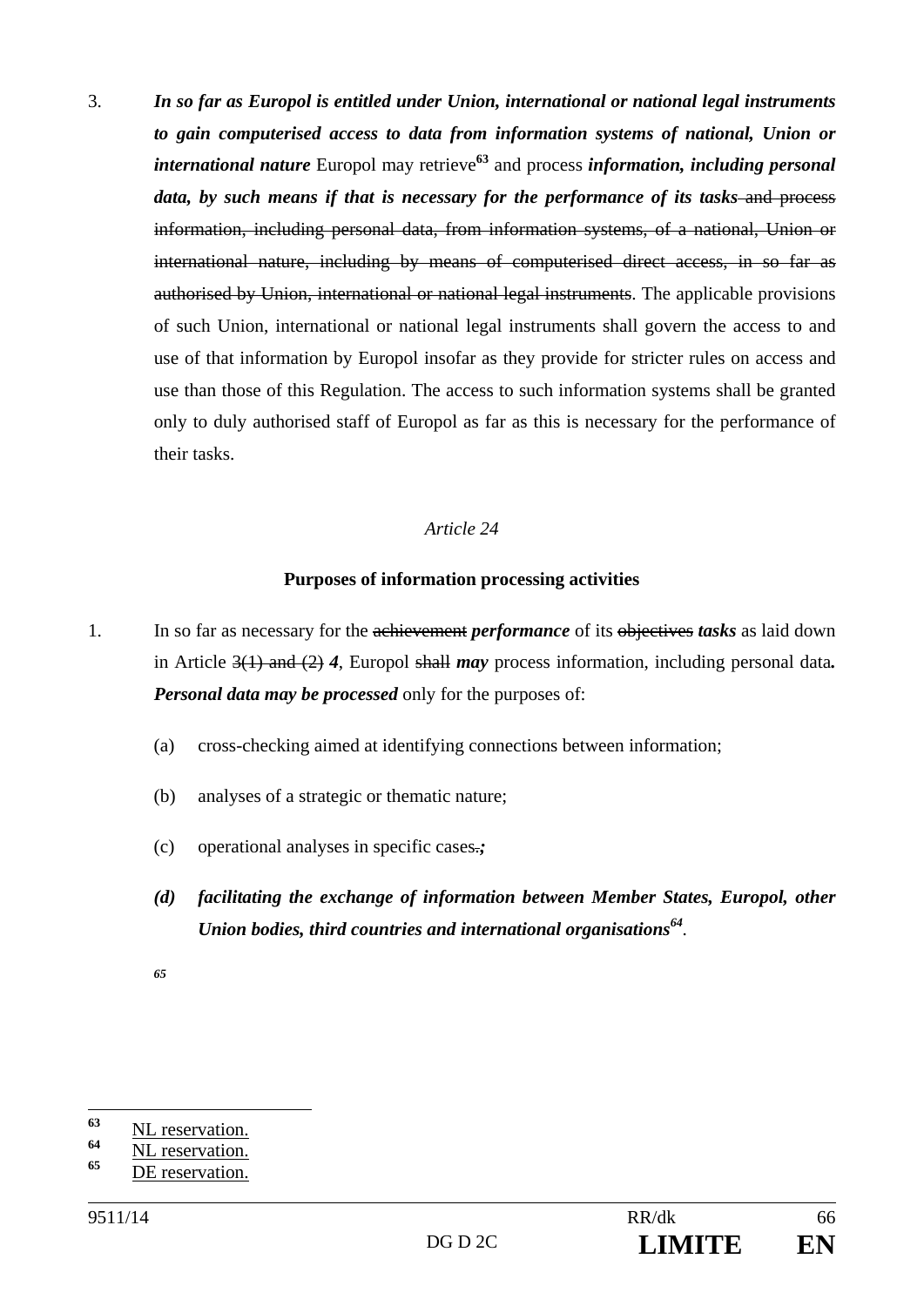3. ***In so far as Europol is entitled under Union, international or national legal instruments to gain computerised access to data from information systems of national, Union or international nature*** Europol may retrieve[63] and process ***information, including personal data, by such means if that is necessary for the performance of its tasks*** ~~and process information, including personal data, from information systems, of a national, Union or international nature, including by means of computerised direct access, in so far as authorised by Union, international or national legal instruments~~. The applicable provisions of such Union, international or national legal instruments shall govern the access to and use of that information by Europol insofar as they provide for stricter rules on access and use than those of this Regulation. The access to such information systems shall be granted only to duly authorised staff of Europol as far as this is necessary for the performance of their tasks.

*Article 24*

**Purposes of information processing activities**

1. In so far as necessary for the ~~achievement~~ ***performance*** of its ~~objectives~~ ***tasks*** as laid down in Article ~~3(1) and (2)~~ ***4***, Europol ~~shall~~ ***may*** process information, including personal data***. Personal data may be processed*** only for the purposes of:

   (a) cross-checking aimed at identifying connections between information;

   (b) analyses of a strategic or thematic nature;

   (c) operational analyses in specific cases~~.~~***;***

   ***(d) facilitating the exchange of information between Member States, Europol, other Union bodies, third countries and international organisations***[64].

   [65]

[63] NL reservation.

[64] NL reservation.

[65] DE reservation.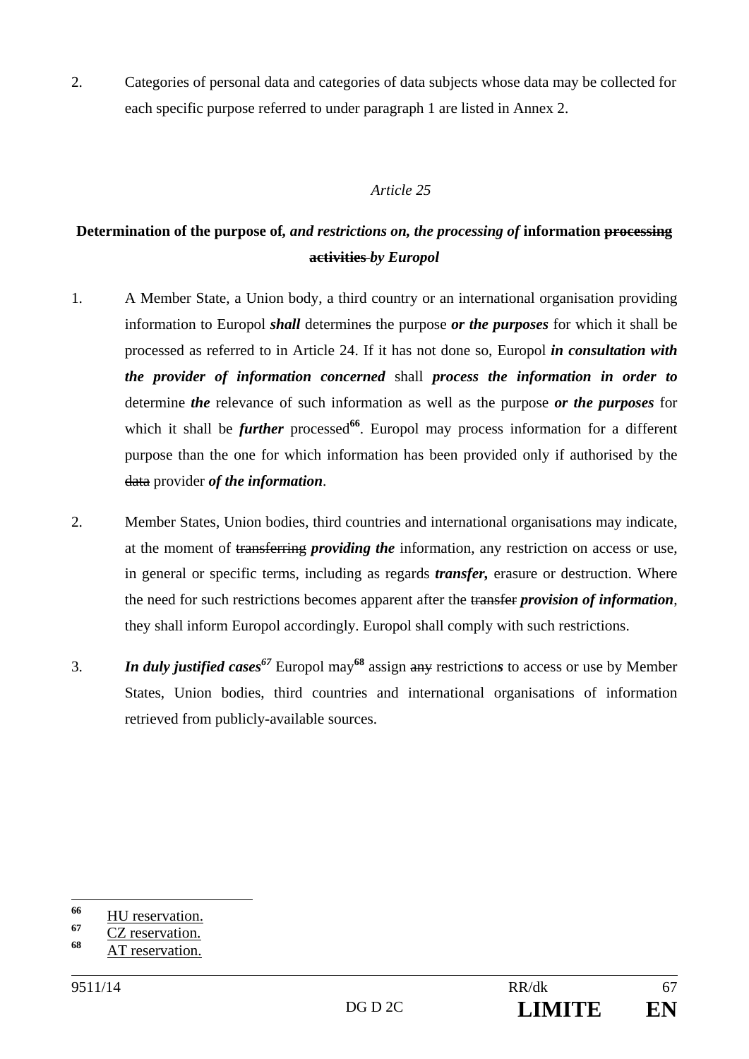2. Categories of personal data and categories of data subjects whose data may be collected for each specific purpose referred to under paragraph 1 are listed in Annex 2.

*Article 25*

**Determination of the purpose of,** ***and restrictions on, the processing of*** **information** ~~**processing activities**~~ ***by Europol***

1. A Member State, a Union body, a third country or an international organisation providing information to Europol ***shall*** determine~~s~~ the purpose ***or the purposes*** for which it shall be processed as referred to in Article 24. If it has not done so, Europol ***in consultation with the provider of information concerned*** shall ***process the information in order to*** determine ***the*** relevance of such information as well as the purpose ***or the purposes*** for which it shall be ***further*** processed[66]. Europol may process information for a different purpose than the one for which information has been provided only if authorised by the ~~data~~ provider ***of the information***.

2. Member States, Union bodies, third countries and international organisations may indicate, at the moment of ~~transferring~~ ***providing the*** information, any restriction on access or use, in general or specific terms, including as regards ***transfer,*** erasure or destruction. Where the need for such restrictions becomes apparent after the ~~transfer~~ ***provision of information***, they shall inform Europol accordingly. Europol shall comply with such restrictions.

3. ***In duly justified cases***[67] Europol may[68] assign ~~any~~ restriction***s*** to access or use by Member States, Union bodies, third countries and international organisations of information retrieved from publicly-available sources.

---

[66] HU reservation.

[67] CZ reservation.

[68] AT reservation.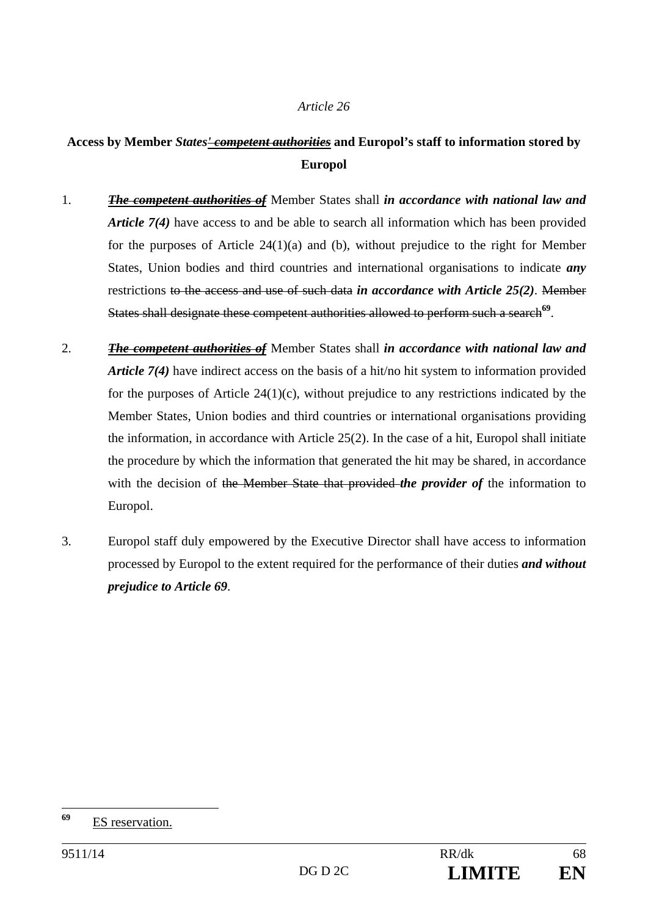*Article 26*

**Access by Member *States'* ~~*competent authorities*~~ and Europol's staff to information stored by Europol**

1. ~~*The competent authorities of*~~ Member States shall ***in accordance with national law and Article 7(4)*** have access to and be able to search all information which has been provided for the purposes of Article 24(1)(a) and (b), without prejudice to the right for Member States, Union bodies and third countries and international organisations to indicate ***any*** restrictions ~~to the access and use of such data~~ ***in accordance with Article 25(2)***. ~~Member States shall designate these competent authorities allowed to perform such a search~~[69].

2. ~~*The competent authorities of*~~ Member States shall ***in accordance with national law and Article 7(4)*** have indirect access on the basis of a hit/no hit system to information provided for the purposes of Article 24(1)(c), without prejudice to any restrictions indicated by the Member States, Union bodies and third countries or international organisations providing the information, in accordance with Article 25(2). In the case of a hit, Europol shall initiate the procedure by which the information that generated the hit may be shared, in accordance with the decision of ~~the Member State that provided~~ ***the provider of*** the information to Europol.

3. Europol staff duly empowered by the Executive Director shall have access to information processed by Europol to the extent required for the performance of their duties ***and without prejudice to Article 69***.

---

[69] ES reservation.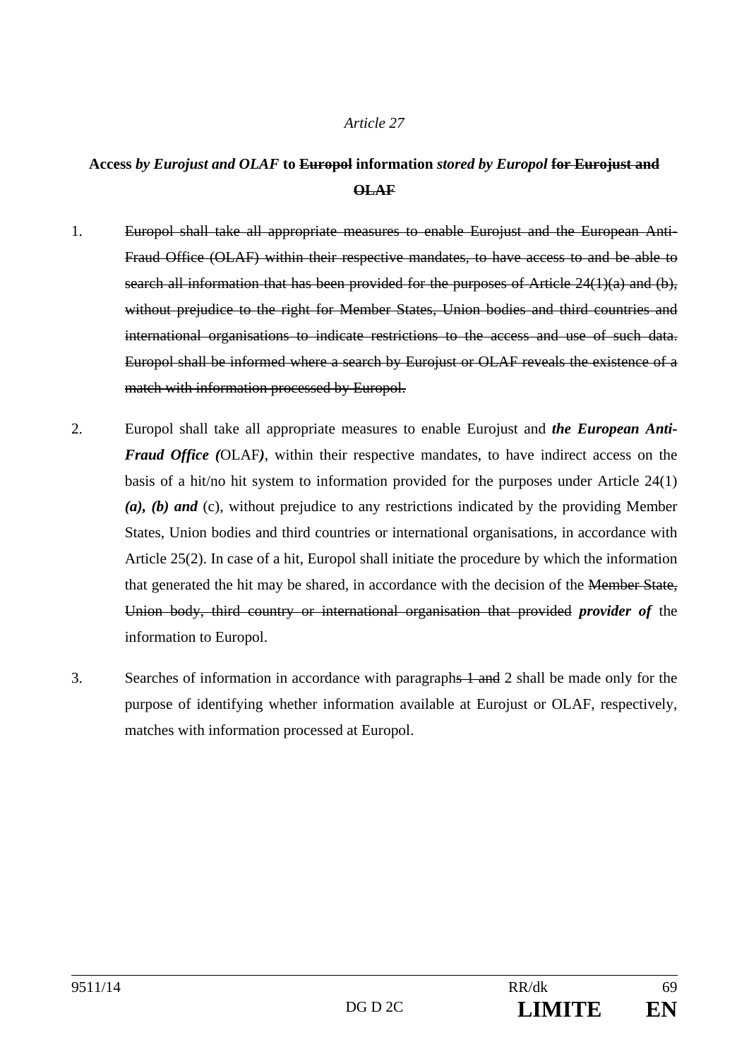*Article 27*

**Access *by Eurojust and OLAF* to ~~Europol~~ information *stored by Europol* ~~for Eurojust and OLAF~~**

1. ~~Europol shall take all appropriate measures to enable Eurojust and the European Anti-Fraud Office (OLAF) within their respective mandates, to have access to and be able to search all information that has been provided for the purposes of Article 24(1)(a) and (b), without prejudice to the right for Member States, Union bodies and third countries and international organisations to indicate restrictions to the access and use of such data. Europol shall be informed where a search by Eurojust or OLAF reveals the existence of a match with information processed by Europol.~~

2. Europol shall take all appropriate measures to enable Eurojust and ***the European Anti-Fraud Office (***OLAF***)***, within their respective mandates, to have indirect access on the basis of a hit/no hit system to information provided for the purposes under Article 24(1) ***(a), (b) and*** (c), without prejudice to any restrictions indicated by the providing Member States, Union bodies and third countries or international organisations, in accordance with Article 25(2). In case of a hit, Europol shall initiate the procedure by which the information that generated the hit may be shared, in accordance with the decision of the ~~Member State, Union body, third country or international organisation that provided~~ ***provider of*** the information to Europol.

3. Searches of information in accordance with paragraph~~s 1 and~~ 2 shall be made only for the purpose of identifying whether information available at Eurojust or OLAF, respectively, matches with information processed at Europol.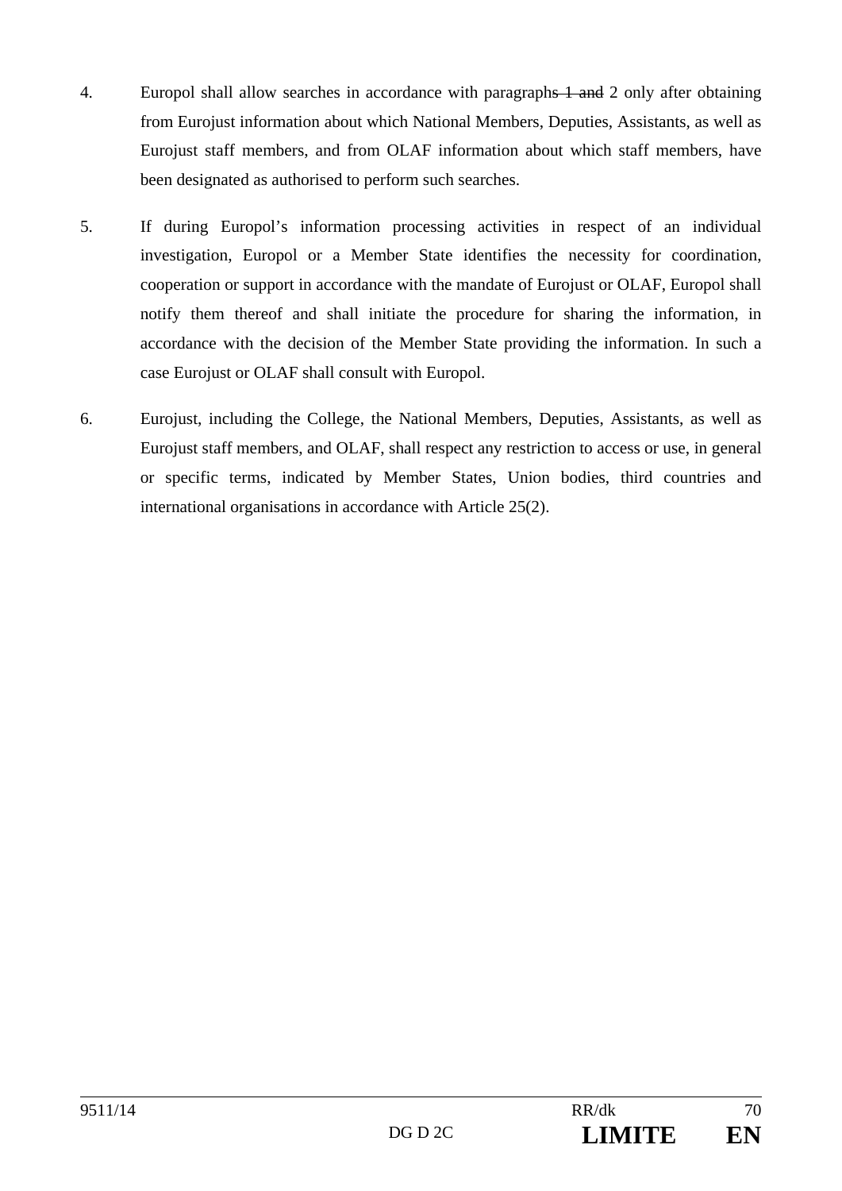4. Europol shall allow searches in accordance with paragraph~~s 1 and~~ 2 only after obtaining from Eurojust information about which National Members, Deputies, Assistants, as well as Eurojust staff members, and from OLAF information about which staff members, have been designated as authorised to perform such searches.

5. If during Europol's information processing activities in respect of an individual investigation, Europol or a Member State identifies the necessity for coordination, cooperation or support in accordance with the mandate of Eurojust or OLAF, Europol shall notify them thereof and shall initiate the procedure for sharing the information, in accordance with the decision of the Member State providing the information. In such a case Eurojust or OLAF shall consult with Europol.

6. Eurojust, including the College, the National Members, Deputies, Assistants, as well as Eurojust staff members, and OLAF, shall respect any restriction to access or use, in general or specific terms, indicated by Member States, Union bodies, third countries and international organisations in accordance with Article 25(2).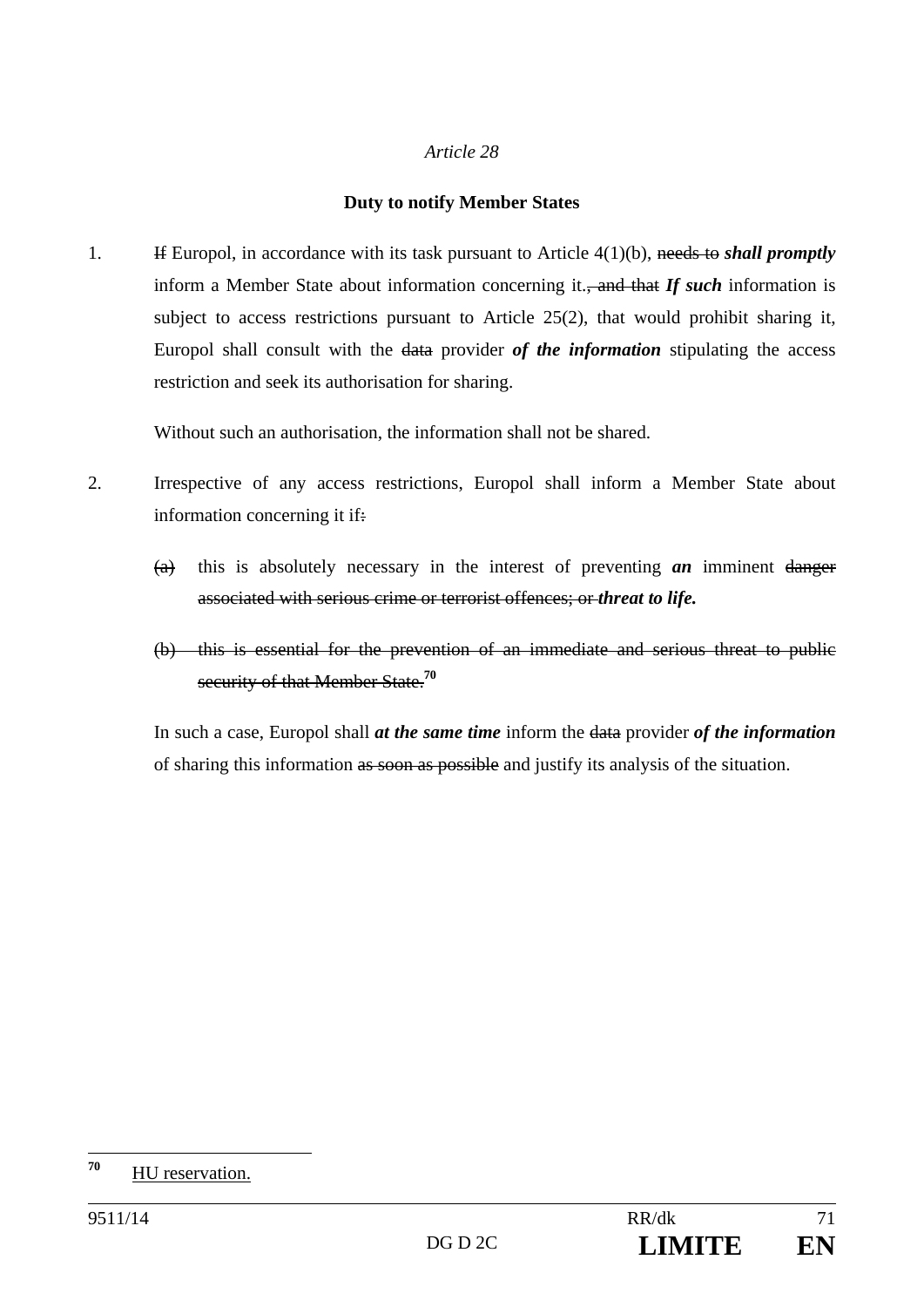*Article 28*

**Duty to notify Member States**

1. ~~If~~ Europol, in accordance with its task pursuant to Article 4(1)(b), ~~needs to~~ ***shall promptly*** inform a Member State about information concerning it.~~, and that~~ ***If such*** information is subject to access restrictions pursuant to Article 25(2), that would prohibit sharing it, Europol shall consult with the ~~data~~ provider ***of the information*** stipulating the access restriction and seek its authorisation for sharing.

   Without such an authorisation, the information shall not be shared.

2. Irrespective of any access restrictions, Europol shall inform a Member State about information concerning it if~~:~~

   ~~(a)~~ this is absolutely necessary in the interest of preventing ***an*** imminent ~~danger associated with serious crime or terrorist offences; or~~ ***threat to life.***

   ~~(b) this is essential for the prevention of an immediate and serious threat to public security of that Member State.~~[70]

   In such a case, Europol shall ***at the same time*** inform the ~~data~~ provider ***of the information*** of sharing this information ~~as soon as possible~~ and justify its analysis of the situation.

---

[70] HU reservation.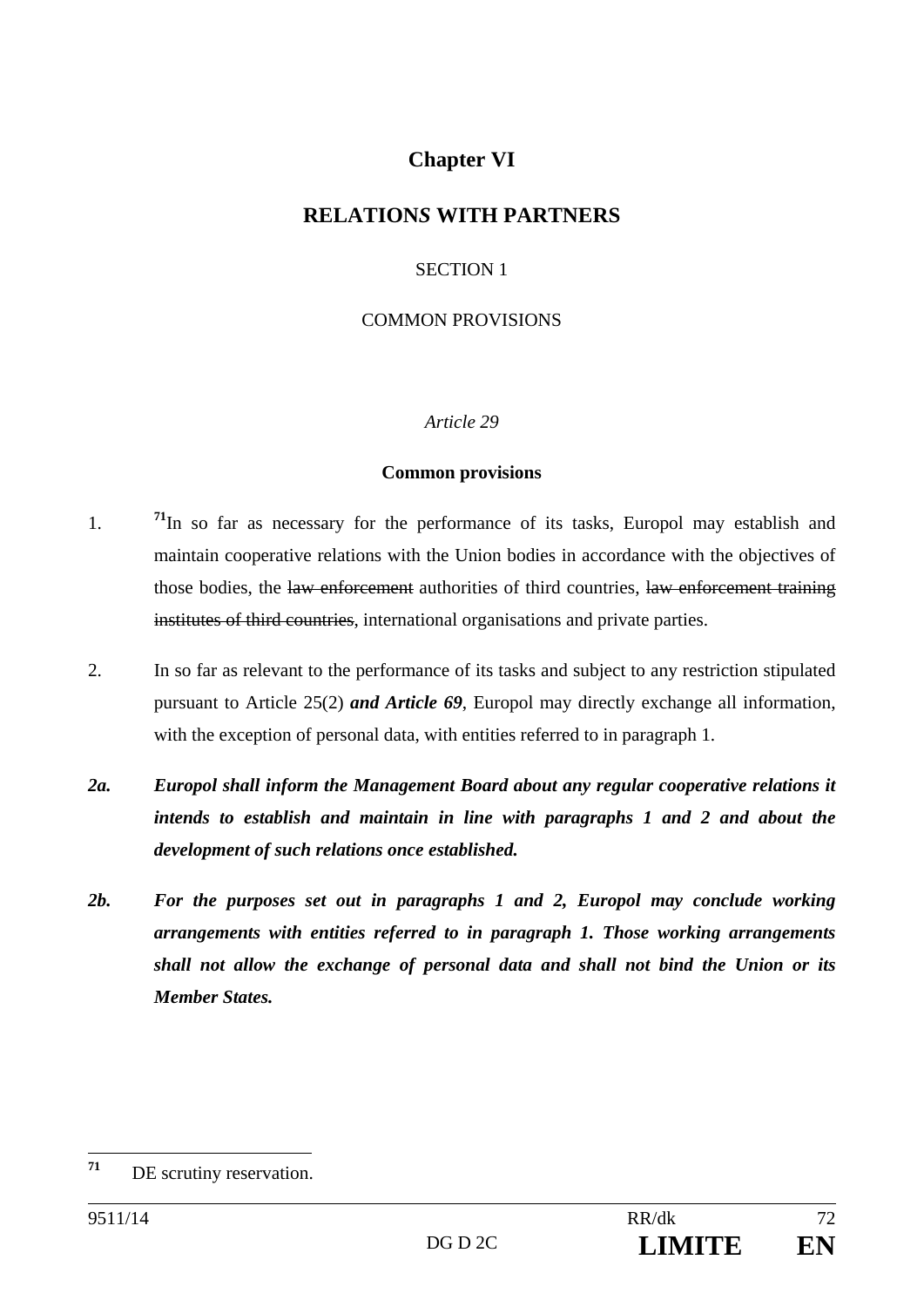# Chapter VI

## RELATION*S* WITH PARTNERS

SECTION 1

COMMON PROVISIONS

*Article 29*

**Common provisions**

1. [71]In so far as necessary for the performance of its tasks, Europol may establish and maintain cooperative relations with the Union bodies in accordance with the objectives of those bodies, the ~~law enforcement~~ authorities of third countries, ~~law enforcement training institutes of third countries~~, international organisations and private parties.

2. In so far as relevant to the performance of its tasks and subject to any restriction stipulated pursuant to Article 25(2) ***and Article 69***, Europol may directly exchange all information, with the exception of personal data, with entities referred to in paragraph 1.

***2a. Europol shall inform the Management Board about any regular cooperative relations it intends to establish and maintain in line with paragraphs 1 and 2 and about the development of such relations once established.***

***2b. For the purposes set out in paragraphs 1 and 2, Europol may conclude working arrangements with entities referred to in paragraph 1. Those working arrangements shall not allow the exchange of personal data and shall not bind the Union or its Member States.***

---

[71] DE scrutiny reservation.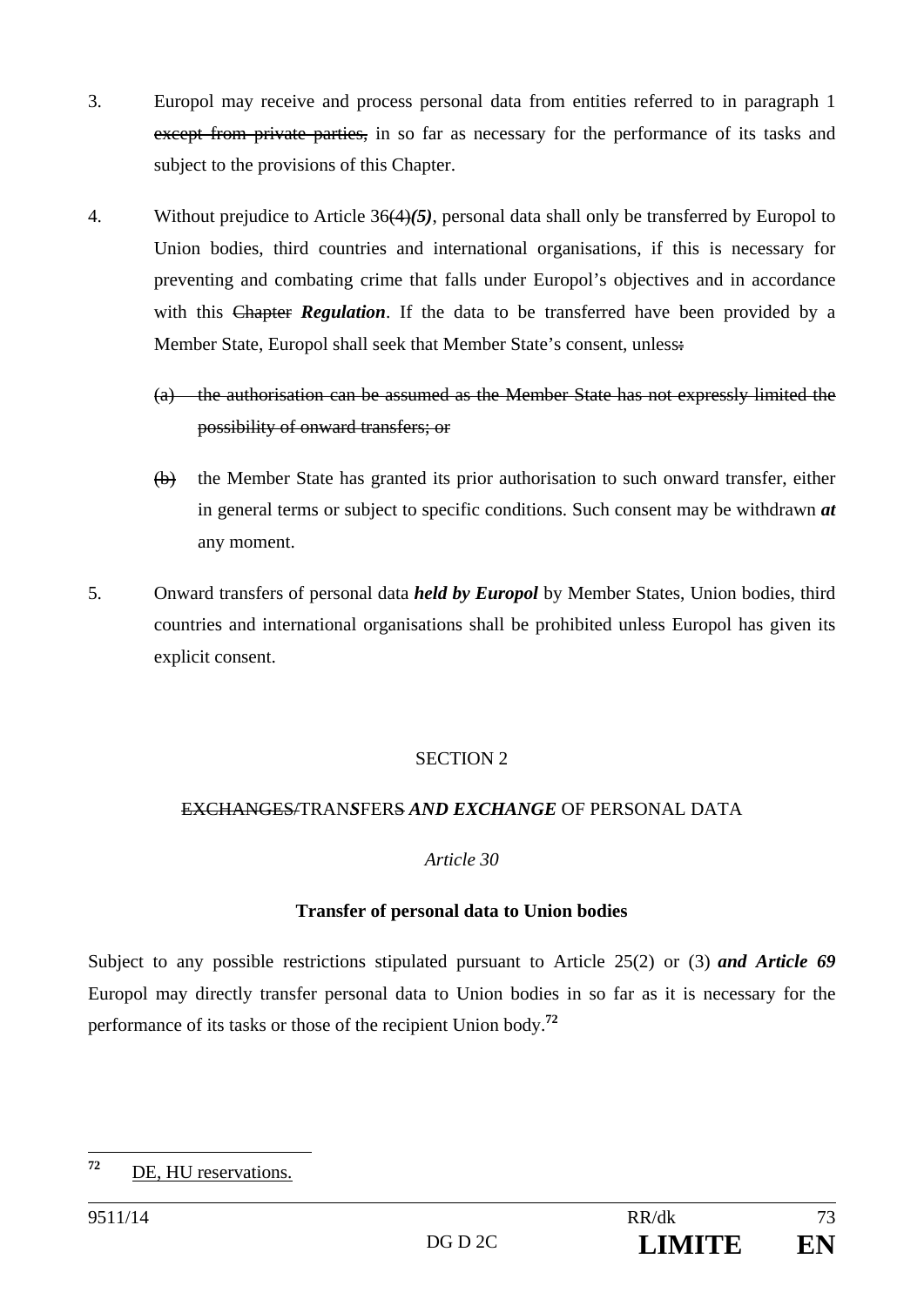3. Europol may receive and process personal data from entities referred to in paragraph 1 ~~except from private parties,~~ in so far as necessary for the performance of its tasks and subject to the provisions of this Chapter.

4. Without prejudice to Article 36~~(4)~~***(5)***, personal data shall only be transferred by Europol to Union bodies, third countries and international organisations, if this is necessary for preventing and combating crime that falls under Europol's objectives and in accordance with this ~~Chapter~~ ***Regulation***. If the data to be transferred have been provided by a Member State, Europol shall seek that Member State's consent, unless~~:~~

   ~~(a) the authorisation can be assumed as the Member State has not expressly limited the possibility of onward transfers; or~~

   ~~(b)~~ the Member State has granted its prior authorisation to such onward transfer, either in general terms or subject to specific conditions. Such consent may be withdrawn ***at*** any moment.

5. Onward transfers of personal data ***held by Europol*** by Member States, Union bodies, third countries and international organisations shall be prohibited unless Europol has given its explicit consent.

SECTION 2

~~EXCHANGES/~~TRAN***S***FER~~S~~ ***AND EXCHANGE*** OF PERSONAL DATA

*Article 30*

**Transfer of personal data to Union bodies**

Subject to any possible restrictions stipulated pursuant to Article 25(2) or (3) ***and Article 69*** Europol may directly transfer personal data to Union bodies in so far as it is necessary for the performance of its tasks or those of the recipient Union body.[72]

---

[72] DE, HU reservations.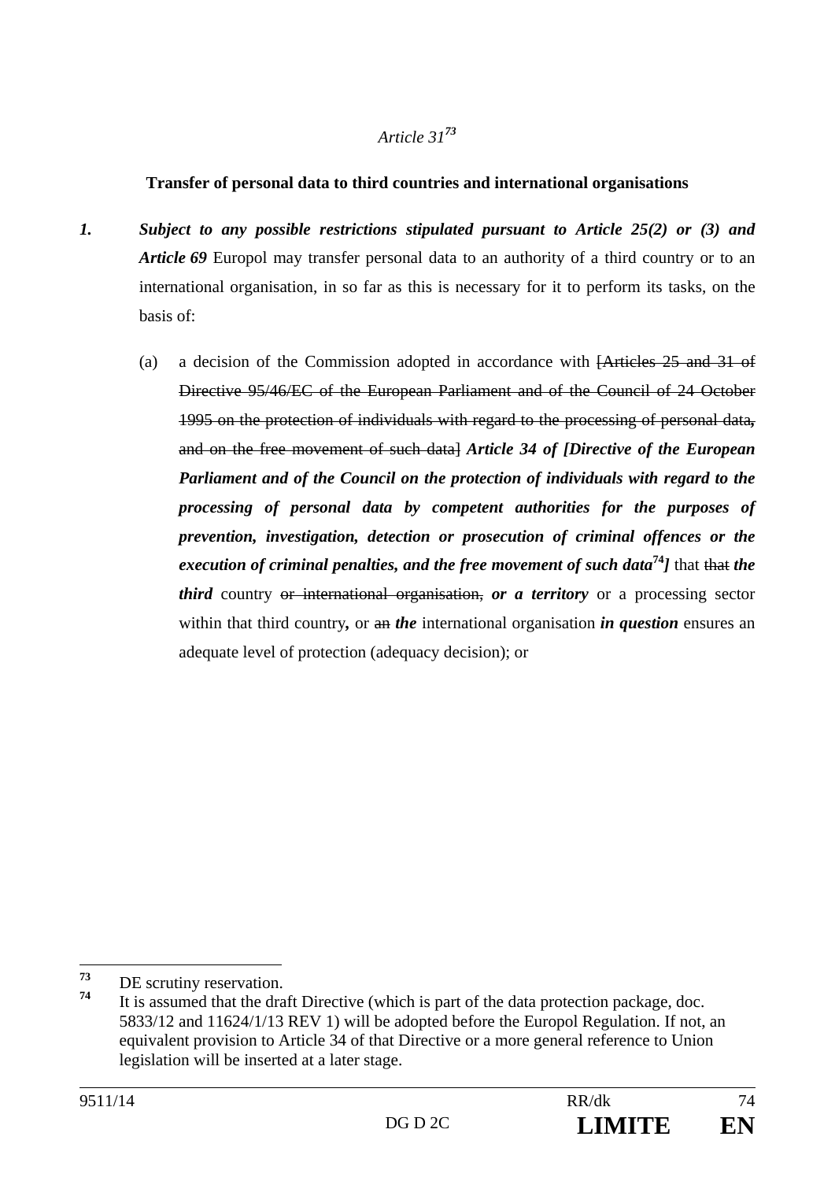*Article 31*[73]

**Transfer of personal data to third countries and international organisations**

1. ***Subject to any possible restrictions stipulated pursuant to Article 25(2) or (3) and Article 69*** Europol may transfer personal data to an authority of a third country or to an international organisation, in so far as this is necessary for it to perform its tasks, on the basis of:

   (a) a decision of the Commission adopted in accordance with ~~[Articles 25 and 31 of Directive 95/46/EC of the European Parliament and of the Council of 24 October 1995 on the protection of individuals with regard to the processing of personal data, and on the free movement of such data]~~ ***Article 34 of [Directive of the European Parliament and of the Council on the protection of individuals with regard to the processing of personal data by competent authorities for the purposes of prevention, investigation, detection or prosecution of criminal offences or the execution of criminal penalties, and the free movement of such data***[74]***]*** that ~~that~~ ***the third*** country ~~or international organisation,~~ ***or a territory*** or a processing sector within that third country***,*** or ~~an~~ ***the*** international organisation ***in question*** ensures an adequate level of protection (adequacy decision); or

---

[73] DE scrutiny reservation.

[74] It is assumed that the draft Directive (which is part of the data protection package, doc. 5833/12 and 11624/1/13 REV 1) will be adopted before the Europol Regulation. If not, an equivalent provision to Article 34 of that Directive or a more general reference to Union legislation will be inserted at a later stage.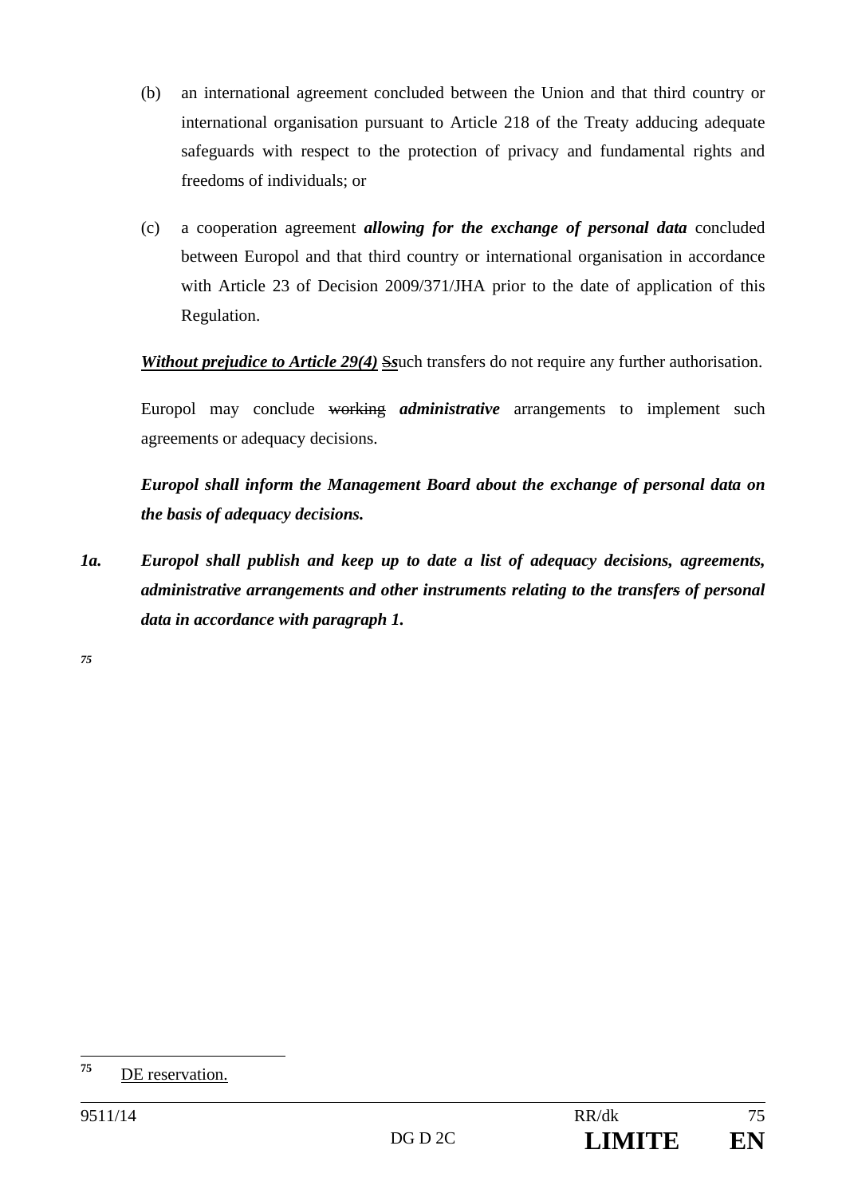(b) an international agreement concluded between the Union and that third country or international organisation pursuant to Article 218 of the Treaty adducing adequate safeguards with respect to the protection of privacy and fundamental rights and freedoms of individuals; or

(c) a cooperation agreement ***allowing for the exchange of personal data*** concluded between Europol and that third country or international organisation in accordance with Article 23 of Decision 2009/371/JHA prior to the date of application of this Regulation.

***Without prejudice to Article 29(4)*** ~~S~~***s***uch transfers do not require any further authorisation.

Europol may conclude ~~working~~ ***administrative*** arrangements to implement such agreements or adequacy decisions.

***Europol shall inform the Management Board about the exchange of personal data on the basis of adequacy decisions.***

***1a. Europol shall publish and keep up to date a list of adequacy decisions, agreements, administrative arrangements and other instruments relating to the transfer~~s~~ of personal data in accordance with paragraph 1.***

***[75]***

[75] DE reservation.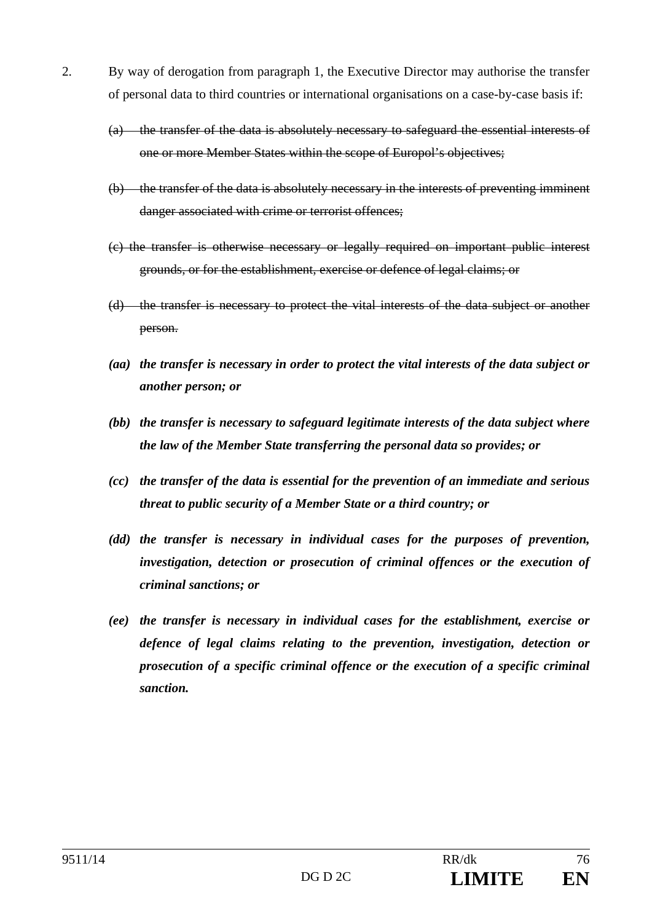2. By way of derogation from paragraph 1, the Executive Director may authorise the transfer of personal data to third countries or international organisations on a case-by-case basis if:

   ~~(a) the transfer of the data is absolutely necessary to safeguard the essential interests of one or more Member States within the scope of Europol's objectives;~~

   ~~(b) the transfer of the data is absolutely necessary in the interests of preventing imminent danger associated with crime or terrorist offences;~~

   ~~(c) the transfer is otherwise necessary or legally required on important public interest grounds, or for the establishment, exercise or defence of legal claims; or~~

   ~~(d) the transfer is necessary to protect the vital interests of the data subject or another person.~~

   ***(aa) the transfer is necessary in order to protect the vital interests of the data subject or another person; or***

   ***(bb) the transfer is necessary to safeguard legitimate interests of the data subject where the law of the Member State transferring the personal data so provides; or***

   ***(cc) the transfer of the data is essential for the prevention of an immediate and serious threat to public security of a Member State or a third country; or***

   ***(dd) the transfer is necessary in individual cases for the purposes of prevention, investigation, detection or prosecution of criminal offences or the execution of criminal sanctions; or***

   ***(ee) the transfer is necessary in individual cases for the establishment, exercise or defence of legal claims relating to the prevention, investigation, detection or prosecution of a specific criminal offence or the execution of a specific criminal sanction.***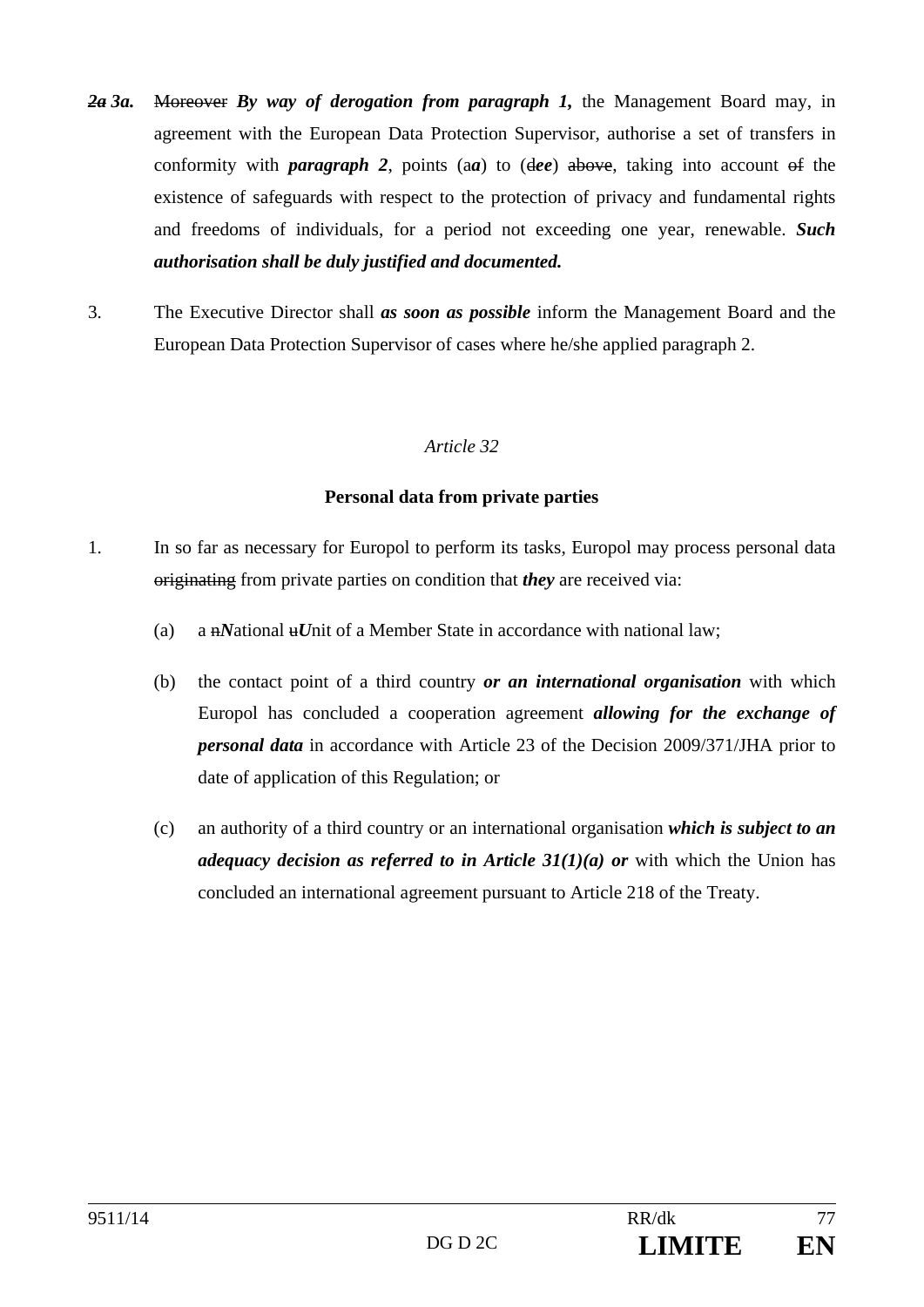~~*2a*~~ ***3a.*** ~~Moreover~~ ***By way of derogation from paragraph 1,*** the Management Board may, in agreement with the European Data Protection Supervisor, authorise a set of transfers in conformity with ***paragraph 2***, points (a***a***) to (~~d~~***ee***) ~~above~~, taking into account ~~of~~ the existence of safeguards with respect to the protection of privacy and fundamental rights and freedoms of individuals, for a period not exceeding one year, renewable. ***Such authorisation shall be duly justified and documented.***

3. The Executive Director shall ***as soon as possible*** inform the Management Board and the European Data Protection Supervisor of cases where he/she applied paragraph 2.

*Article 32*

**Personal data from private parties**

1. In so far as necessary for Europol to perform its tasks, Europol may process personal data ~~originating~~ from private parties on condition that ***they*** are received via:

   (a) a ~~n~~***N***ational ~~u~~***U***nit of a Member State in accordance with national law;

   (b) the contact point of a third country ***or an international organisation*** with which Europol has concluded a cooperation agreement ***allowing for the exchange of personal data*** in accordance with Article 23 of the Decision 2009/371/JHA prior to date of application of this Regulation; or

   (c) an authority of a third country or an international organisation ***which is subject to an adequacy decision as referred to in Article 31(1)(a) or*** with which the Union has concluded an international agreement pursuant to Article 218 of the Treaty.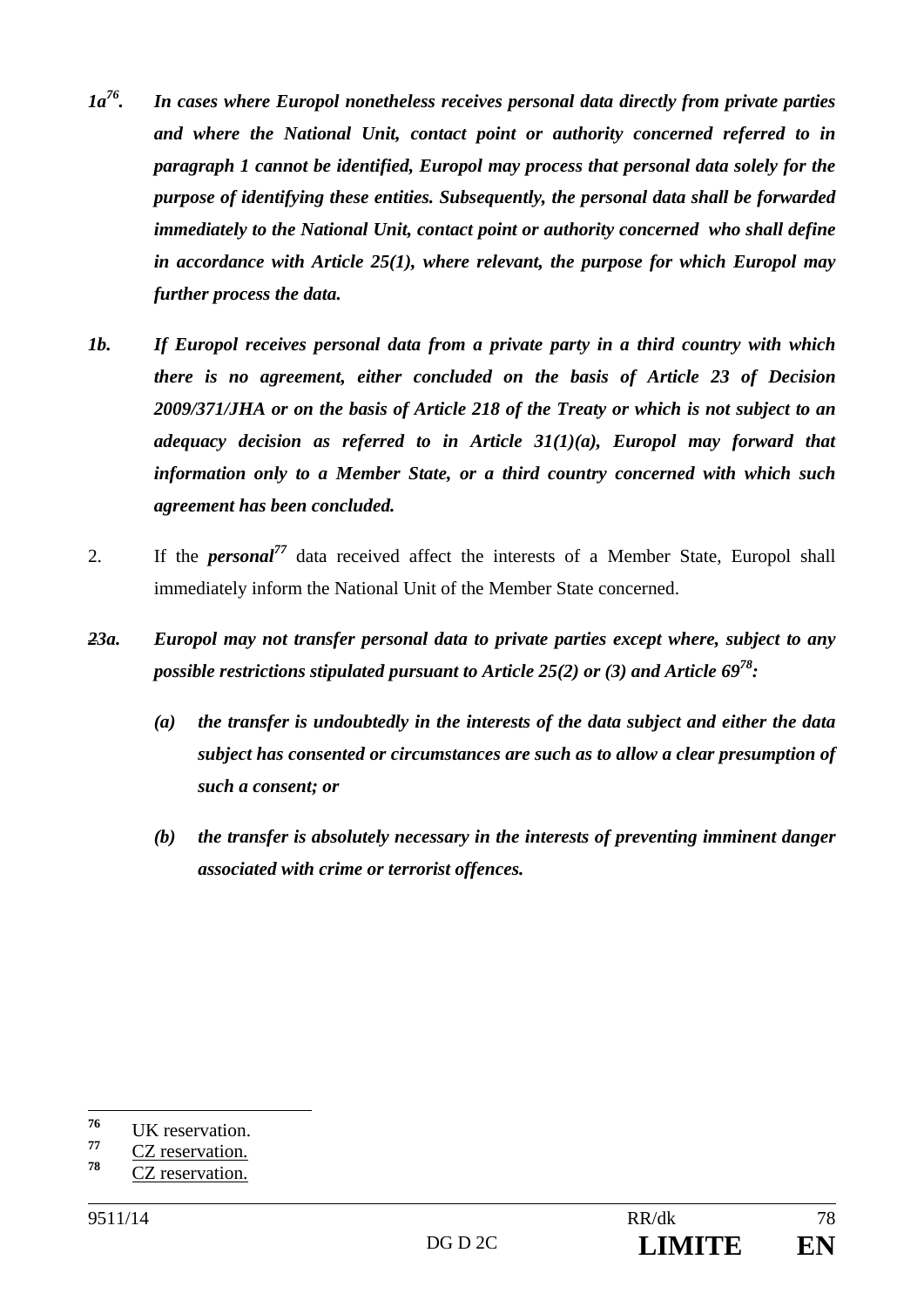*1a*[76]*.* ***In cases where Europol nonetheless receives personal data directly from private parties and where the National Unit, contact point or authority concerned referred to in paragraph 1 cannot be identified, Europol may process that personal data solely for the purpose of identifying these entities. Subsequently, the personal data shall be forwarded immediately to the National Unit, contact point or authority concerned who shall define in accordance with Article 25(1), where relevant, the purpose for which Europol may further process the data.***

***1b.*** ***If Europol receives personal data from a private party in a third country with which there is no agreement, either concluded on the basis of Article 23 of Decision 2009/371/JHA or on the basis of Article 218 of the Treaty or which is not subject to an adequacy decision as referred to in Article 31(1)(a), Europol may forward that information only to a Member State, or a third country concerned with which such agreement has been concluded.***

2. If the ***personal***[77] data received affect the interests of a Member State, Europol shall immediately inform the National Unit of the Member State concerned.

~~2~~***3a.*** ***Europol may not transfer personal data to private parties except where, subject to any possible restrictions stipulated pursuant to Article 25(2) or (3) and Article 69***[78]***:***

***(a)*** ***the transfer is undoubtedly in the interests of the data subject and either the data subject has consented or circumstances are such as to allow a clear presumption of such a consent; or***

***(b)*** ***the transfer is absolutely necessary in the interests of preventing imminent danger associated with crime or terrorist offences.***

---

[76] UK reservation.

[77] CZ reservation.

[78] CZ reservation.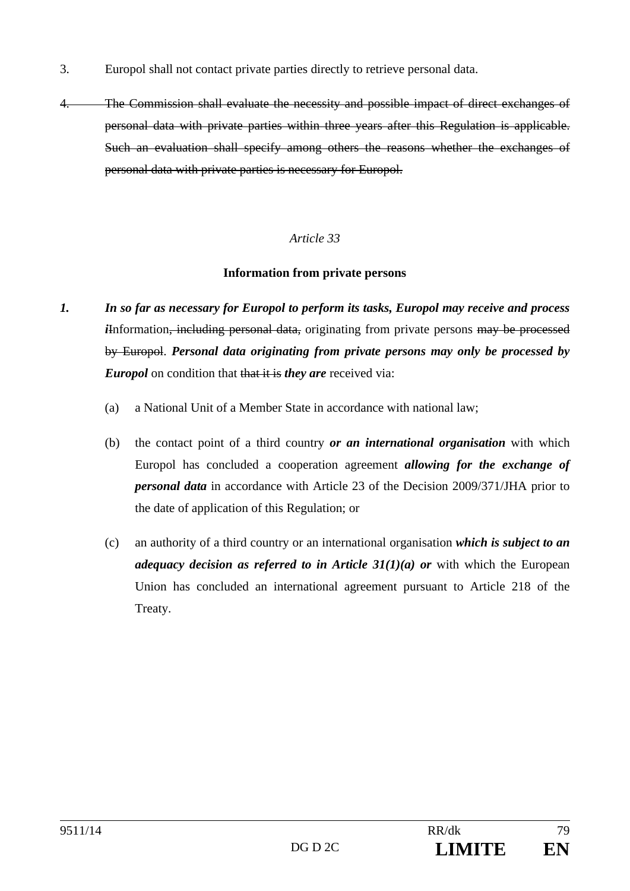3. Europol shall not contact private parties directly to retrieve personal data.

4. ~~The Commission shall evaluate the necessity and possible impact of direct exchanges of personal data with private parties within three years after this Regulation is applicable. Such an evaluation shall specify among others the reasons whether the exchanges of personal data with private parties is necessary for Europol.~~

*Article 33*

**Information from private persons**

***1.*** ***In so far as necessary for Europol to perform its tasks, Europol may receive and process i***~~I~~nformation~~, including personal data,~~ originating from private persons ~~may be processed by Europol~~. ***Personal data originating from private persons may only be processed by Europol*** on condition that ~~that it is~~ ***they are*** received via:

(a) a National Unit of a Member State in accordance with national law;

(b) the contact point of a third country ***or an international organisation*** with which Europol has concluded a cooperation agreement ***allowing for the exchange of personal data*** in accordance with Article 23 of the Decision 2009/371/JHA prior to the date of application of this Regulation; or

(c) an authority of a third country or an international organisation ***which is subject to an adequacy decision as referred to in Article 31(1)(a) or*** with which the European Union has concluded an international agreement pursuant to Article 218 of the Treaty.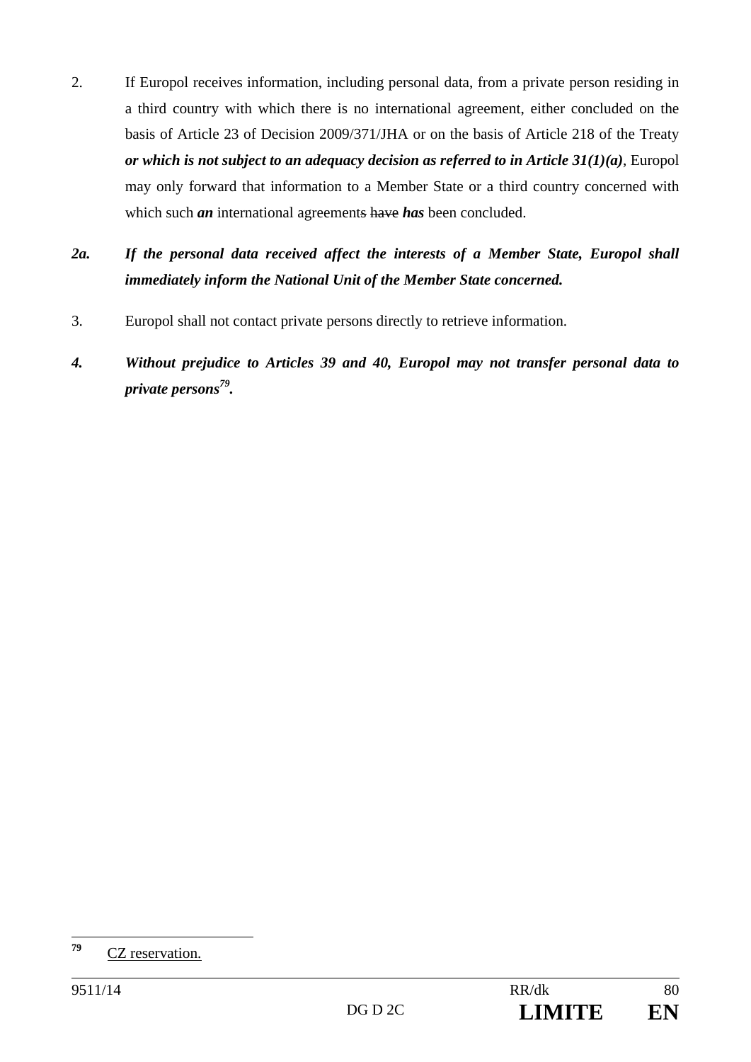2. If Europol receives information, including personal data, from a private person residing in a third country with which there is no international agreement, either concluded on the basis of Article 23 of Decision 2009/371/JHA or on the basis of Article 218 of the Treaty ***or which is not subject to an adequacy decision as referred to in Article 31(1)(a)***, Europol may only forward that information to a Member State or a third country concerned with which such ***an*** international agreement~~s~~ ~~have~~ ***has*** been concluded.

***2a. If the personal data received affect the interests of a Member State, Europol shall immediately inform the National Unit of the Member State concerned.***

3. Europol shall not contact private persons directly to retrieve information.

***4. Without prejudice to Articles 39 and 40, Europol may not transfer personal data to private persons***[79]***.***

---

[79] CZ reservation.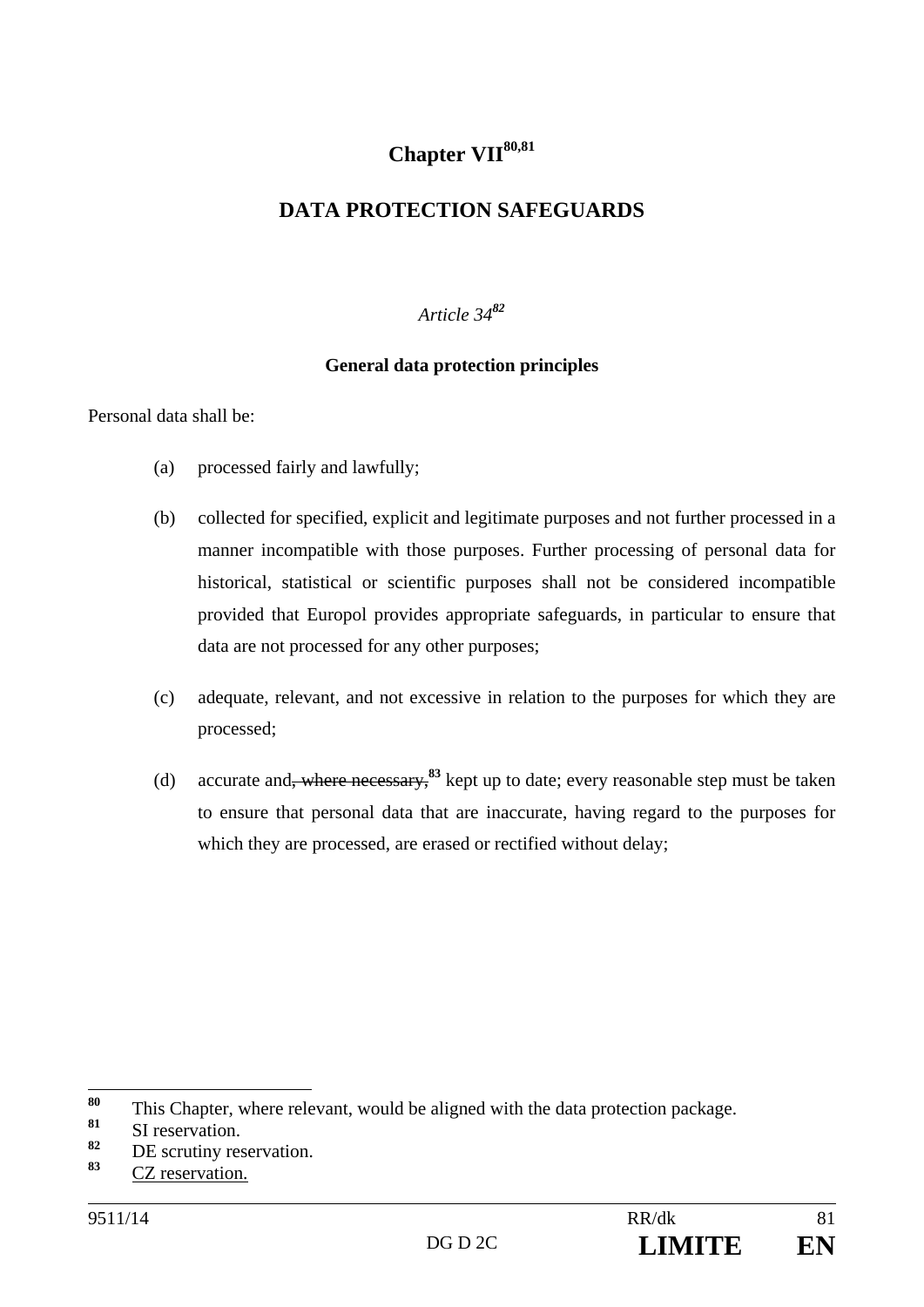# Chapter VII[80,81]

## DATA PROTECTION SAFEGUARDS

*Article 34*[82]

**General data protection principles**

Personal data shall be:

(a) processed fairly and lawfully;

(b) collected for specified, explicit and legitimate purposes and not further processed in a manner incompatible with those purposes. Further processing of personal data for historical, statistical or scientific purposes shall not be considered incompatible provided that Europol provides appropriate safeguards, in particular to ensure that data are not processed for any other purposes;

(c) adequate, relevant, and not excessive in relation to the purposes for which they are processed;

(d) accurate and~~, where necessary,~~[83] kept up to date; every reasonable step must be taken to ensure that personal data that are inaccurate, having regard to the purposes for which they are processed, are erased or rectified without delay;

---

[80] This Chapter, where relevant, would be aligned with the data protection package.

[81] SI reservation.

[82] DE scrutiny reservation.

[83] CZ reservation.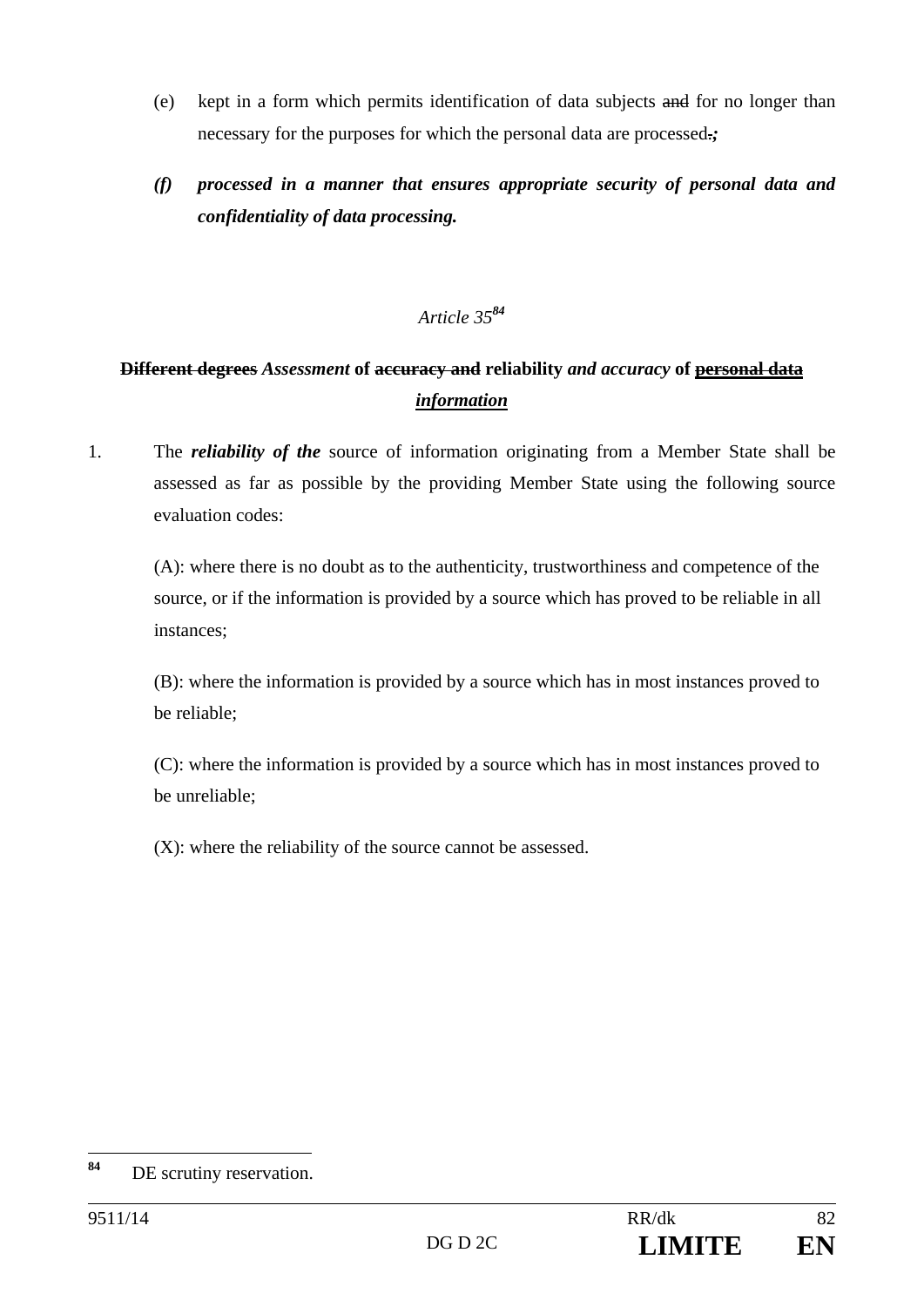(e) kept in a form which permits identification of data subjects ~~and~~ for no longer than necessary for the purposes for which the personal data are processed~~.~~***;***

***(f) processed in a manner that ensures appropriate security of personal data and confidentiality of data processing.***

*Article 35*[84]

**~~Different degrees~~** ***Assessment*** **of ~~accuracy and~~ reliability** ***and accuracy*** **of ~~personal data~~** ***information***

1. The ***reliability of the*** source of information originating from a Member State shall be assessed as far as possible by the providing Member State using the following source evaluation codes:

(A): where there is no doubt as to the authenticity, trustworthiness and competence of the source, or if the information is provided by a source which has proved to be reliable in all instances;

(B): where the information is provided by a source which has in most instances proved to be reliable;

(C): where the information is provided by a source which has in most instances proved to be unreliable;

(X): where the reliability of the source cannot be assessed.

---

[84] DE scrutiny reservation.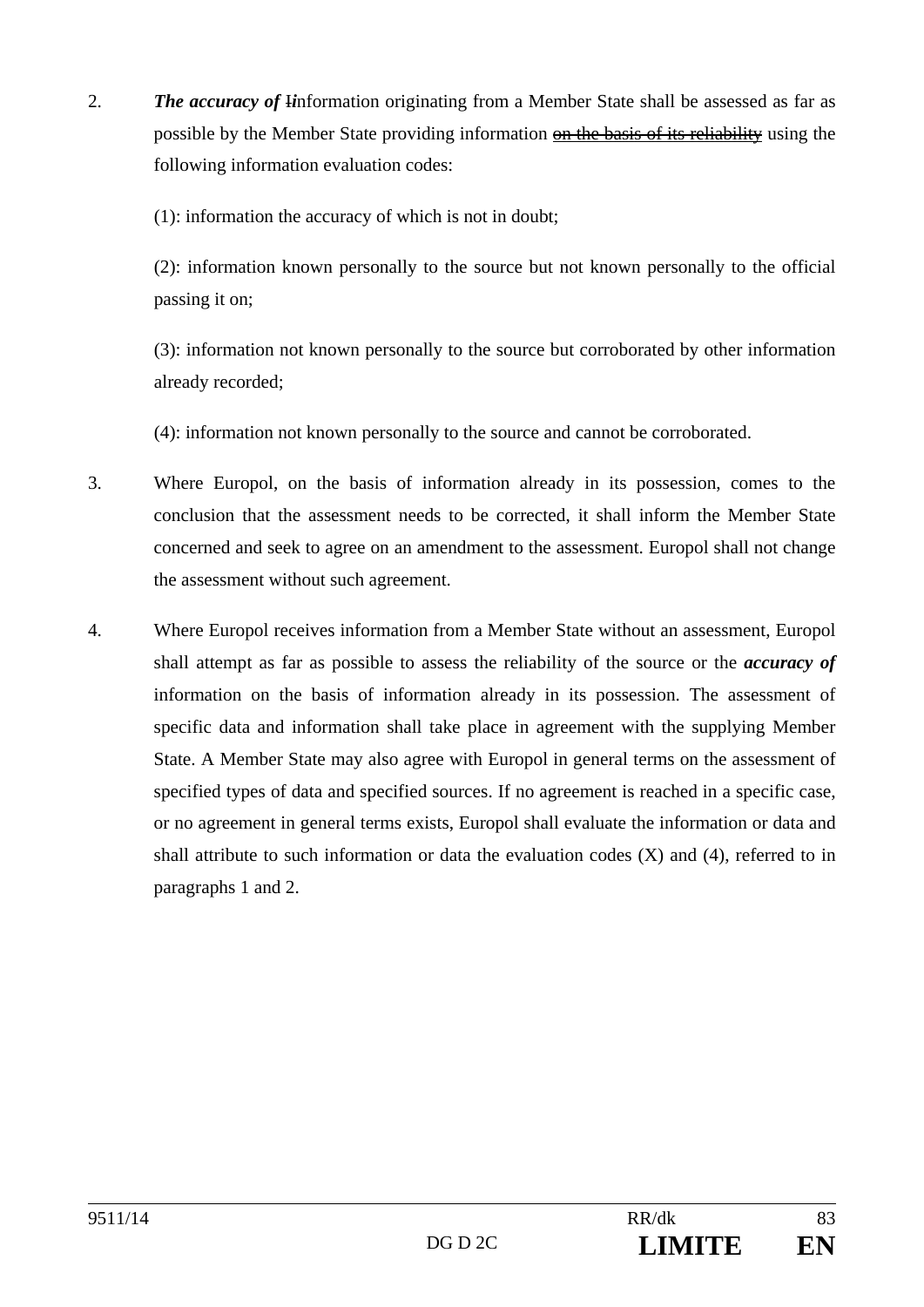2. ***The accuracy of*** ~~I~~*i*nformation originating from a Member State shall be assessed as far as possible by the Member State providing information ~~on the basis of its reliability~~ using the following information evaluation codes:

   (1): information the accuracy of which is not in doubt;

   (2): information known personally to the source but not known personally to the official passing it on;

   (3): information not known personally to the source but corroborated by other information already recorded;

   (4): information not known personally to the source and cannot be corroborated.

3. Where Europol, on the basis of information already in its possession, comes to the conclusion that the assessment needs to be corrected, it shall inform the Member State concerned and seek to agree on an amendment to the assessment. Europol shall not change the assessment without such agreement.

4. Where Europol receives information from a Member State without an assessment, Europol shall attempt as far as possible to assess the reliability of the source or the ***accuracy of*** information on the basis of information already in its possession. The assessment of specific data and information shall take place in agreement with the supplying Member State. A Member State may also agree with Europol in general terms on the assessment of specified types of data and specified sources. If no agreement is reached in a specific case, or no agreement in general terms exists, Europol shall evaluate the information or data and shall attribute to such information or data the evaluation codes (X) and (4), referred to in paragraphs 1 and 2.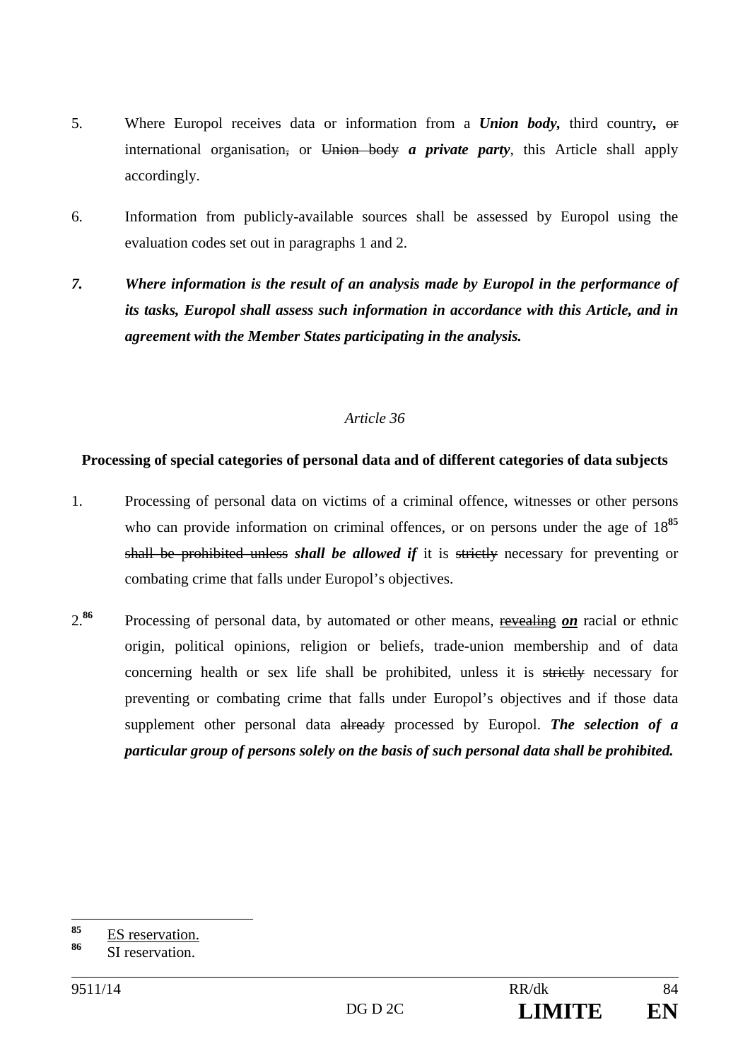5. Where Europol receives data or information from a ***Union body,*** third country***,*** ~~or~~ international organisation~~,~~ or ~~Union body~~ ***a private party***, this Article shall apply accordingly.

6. Information from publicly-available sources shall be assessed by Europol using the evaluation codes set out in paragraphs 1 and 2.

***7. Where information is the result of an analysis made by Europol in the performance of its tasks, Europol shall assess such information in accordance with this Article, and in agreement with the Member States participating in the analysis.***

*Article 36*

**Processing of special categories of personal data and of different categories of data subjects**

1. Processing of personal data on victims of a criminal offence, witnesses or other persons who can provide information on criminal offences, or on persons under the age of 18[85] ~~shall be prohibited unless~~ ***shall be allowed if*** it is ~~strictly~~ necessary for preventing or combating crime that falls under Europol's objectives.

2.[86] Processing of personal data, by automated or other means, ~~revealing~~ ***on*** racial or ethnic origin, political opinions, religion or beliefs, trade-union membership and of data concerning health or sex life shall be prohibited, unless it is ~~strictly~~ necessary for preventing or combating crime that falls under Europol's objectives and if those data supplement other personal data ~~already~~ processed by Europol. ***The selection of a particular group of persons solely on the basis of such personal data shall be prohibited.***

---

[85] ES reservation.

[86] SI reservation.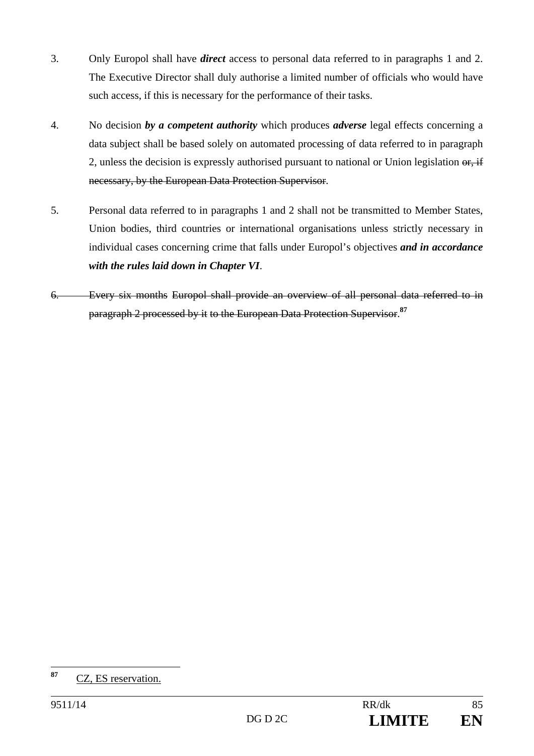3. Only Europol shall have ***direct*** access to personal data referred to in paragraphs 1 and 2. The Executive Director shall duly authorise a limited number of officials who would have such access, if this is necessary for the performance of their tasks.

4. No decision ***by a competent authority*** which produces ***adverse*** legal effects concerning a data subject shall be based solely on automated processing of data referred to in paragraph 2, unless the decision is expressly authorised pursuant to national or Union legislation ~~or, if necessary, by the European Data Protection Supervisor~~.

5. Personal data referred to in paragraphs 1 and 2 shall not be transmitted to Member States, Union bodies, third countries or international organisations unless strictly necessary in individual cases concerning crime that falls under Europol's objectives ***and in accordance with the rules laid down in Chapter VI***.

~~6. Every six months Europol shall provide an overview of all personal data referred to in paragraph 2 processed by it to the European Data Protection Supervisor.~~[87]

---

[87] CZ, ES reservation.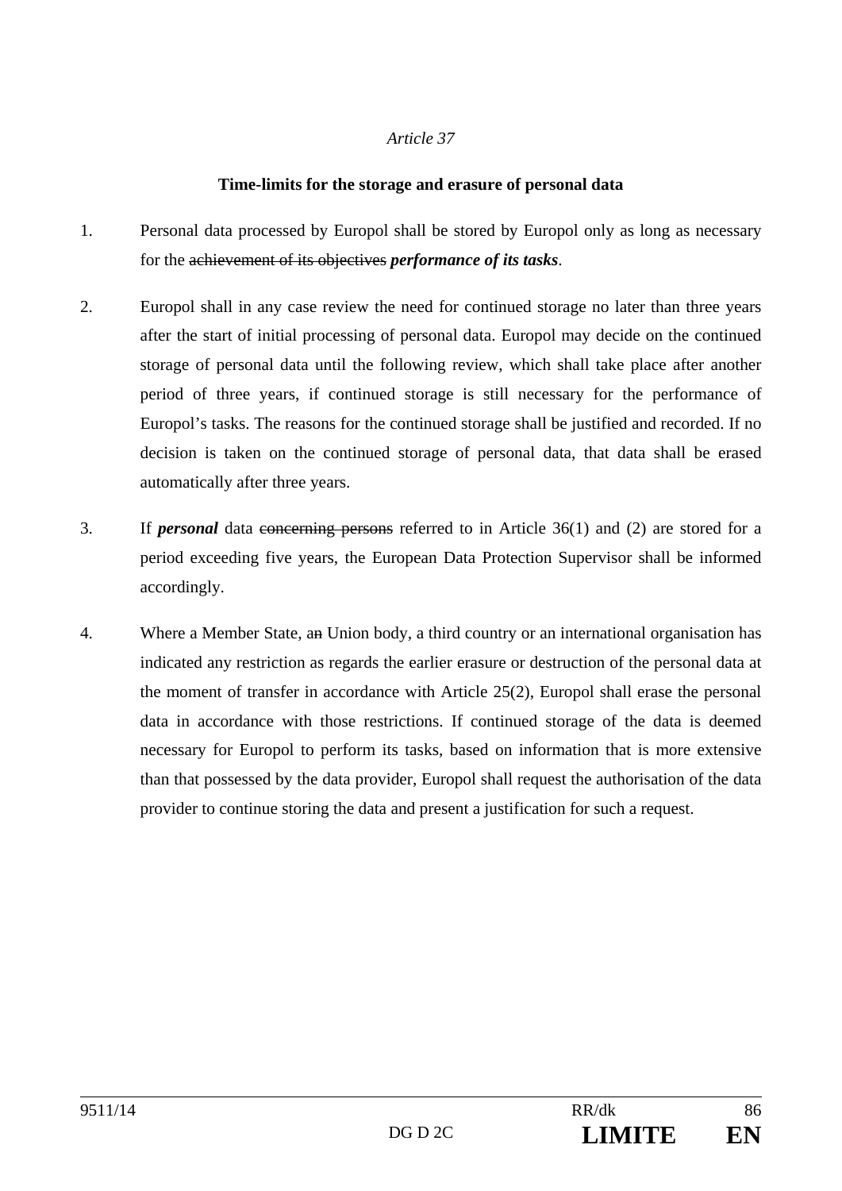*Article 37*

**Time-limits for the storage and erasure of personal data**

1. Personal data processed by Europol shall be stored by Europol only as long as necessary for the ~~achievement of its objectives~~ ***performance of its tasks***.

2. Europol shall in any case review the need for continued storage no later than three years after the start of initial processing of personal data. Europol may decide on the continued storage of personal data until the following review, which shall take place after another period of three years, if continued storage is still necessary for the performance of Europol's tasks. The reasons for the continued storage shall be justified and recorded. If no decision is taken on the continued storage of personal data, that data shall be erased automatically after three years.

3. If ***personal*** data ~~concerning persons~~ referred to in Article 36(1) and (2) are stored for a period exceeding five years, the European Data Protection Supervisor shall be informed accordingly.

4. Where a Member State, a~~n~~ Union body, a third country or an international organisation has indicated any restriction as regards the earlier erasure or destruction of the personal data at the moment of transfer in accordance with Article 25(2), Europol shall erase the personal data in accordance with those restrictions. If continued storage of the data is deemed necessary for Europol to perform its tasks, based on information that is more extensive than that possessed by the data provider, Europol shall request the authorisation of the data provider to continue storing the data and present a justification for such a request.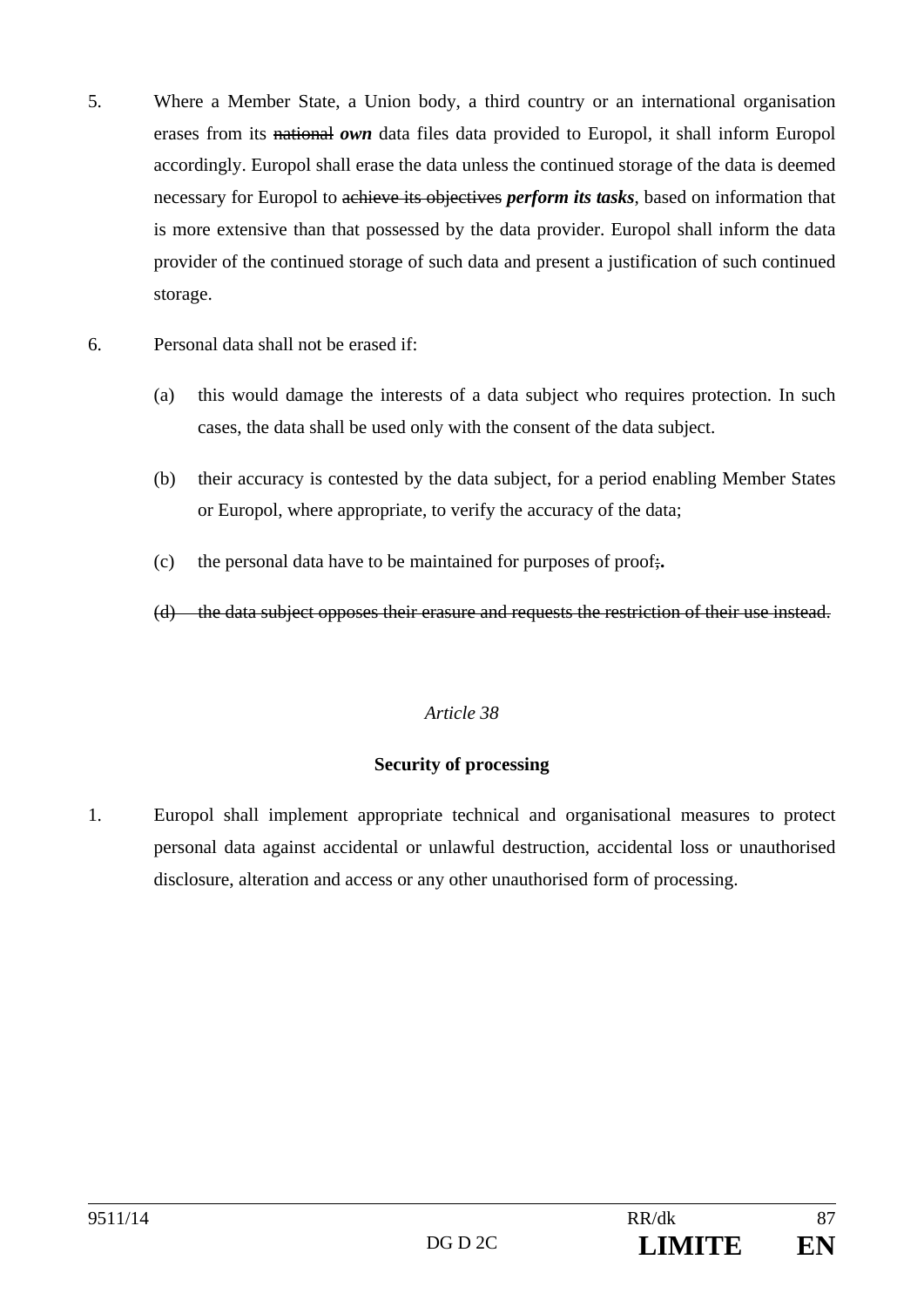5. Where a Member State, a Union body, a third country or an international organisation erases from its ~~national~~ ***own*** data files data provided to Europol, it shall inform Europol accordingly. Europol shall erase the data unless the continued storage of the data is deemed necessary for Europol to ~~achieve its objectives~~ ***perform its tasks***, based on information that is more extensive than that possessed by the data provider. Europol shall inform the data provider of the continued storage of such data and present a justification of such continued storage.

6. Personal data shall not be erased if:

   (a) this would damage the interests of a data subject who requires protection. In such cases, the data shall be used only with the consent of the data subject.

   (b) their accuracy is contested by the data subject, for a period enabling Member States or Europol, where appropriate, to verify the accuracy of the data;

   (c) the personal data have to be maintained for purposes of proof~~;~~**.**

   ~~(d) the data subject opposes their erasure and requests the restriction of their use instead.~~

*Article 38*

**Security of processing**

1. Europol shall implement appropriate technical and organisational measures to protect personal data against accidental or unlawful destruction, accidental loss or unauthorised disclosure, alteration and access or any other unauthorised form of processing.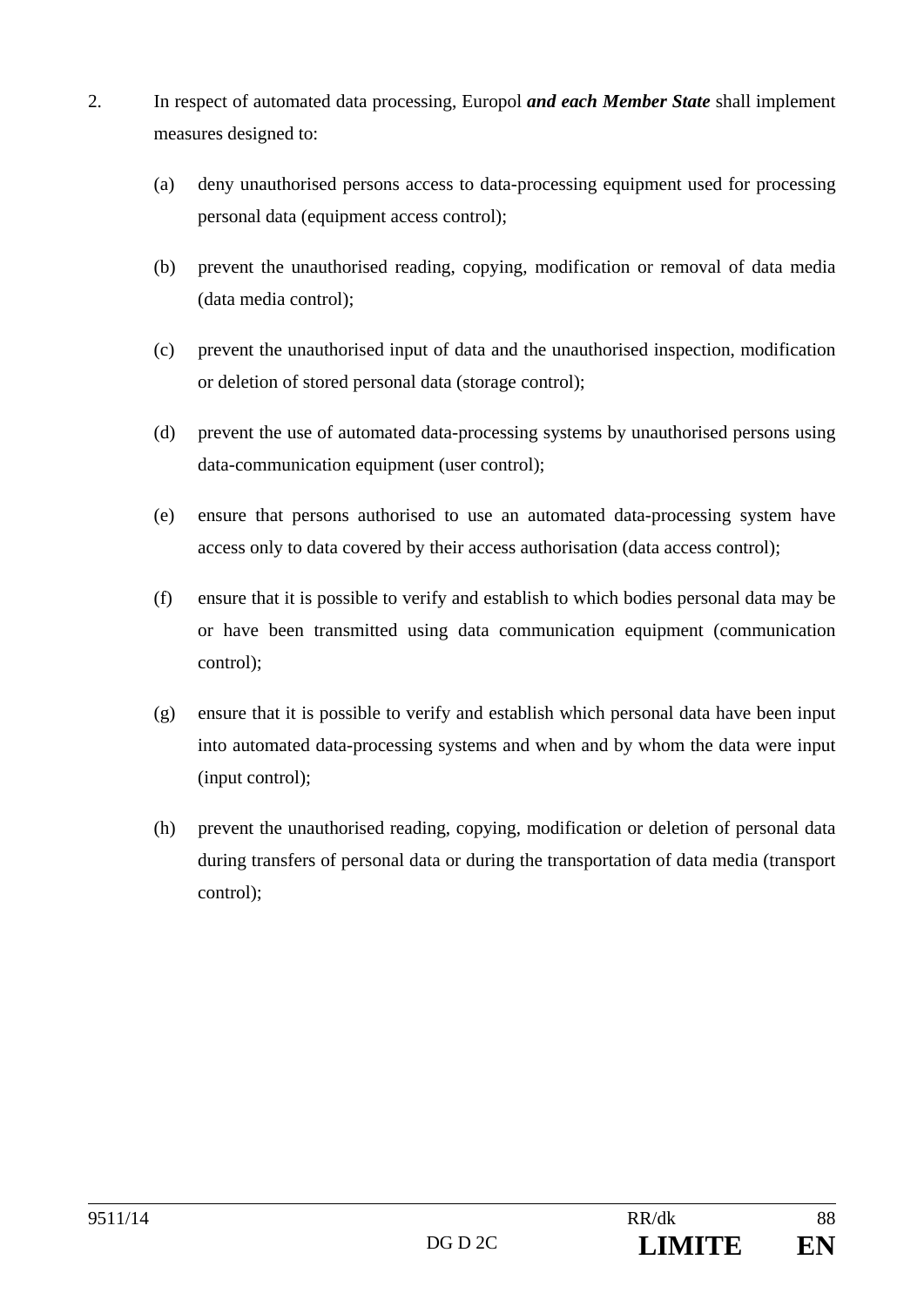2. In respect of automated data processing, Europol ***and each Member State*** shall implement measures designed to:

   (a) deny unauthorised persons access to data-processing equipment used for processing personal data (equipment access control);

   (b) prevent the unauthorised reading, copying, modification or removal of data media (data media control);

   (c) prevent the unauthorised input of data and the unauthorised inspection, modification or deletion of stored personal data (storage control);

   (d) prevent the use of automated data-processing systems by unauthorised persons using data-communication equipment (user control);

   (e) ensure that persons authorised to use an automated data-processing system have access only to data covered by their access authorisation (data access control);

   (f) ensure that it is possible to verify and establish to which bodies personal data may be or have been transmitted using data communication equipment (communication control);

   (g) ensure that it is possible to verify and establish which personal data have been input into automated data-processing systems and when and by whom the data were input (input control);

   (h) prevent the unauthorised reading, copying, modification or deletion of personal data during transfers of personal data or during the transportation of data media (transport control);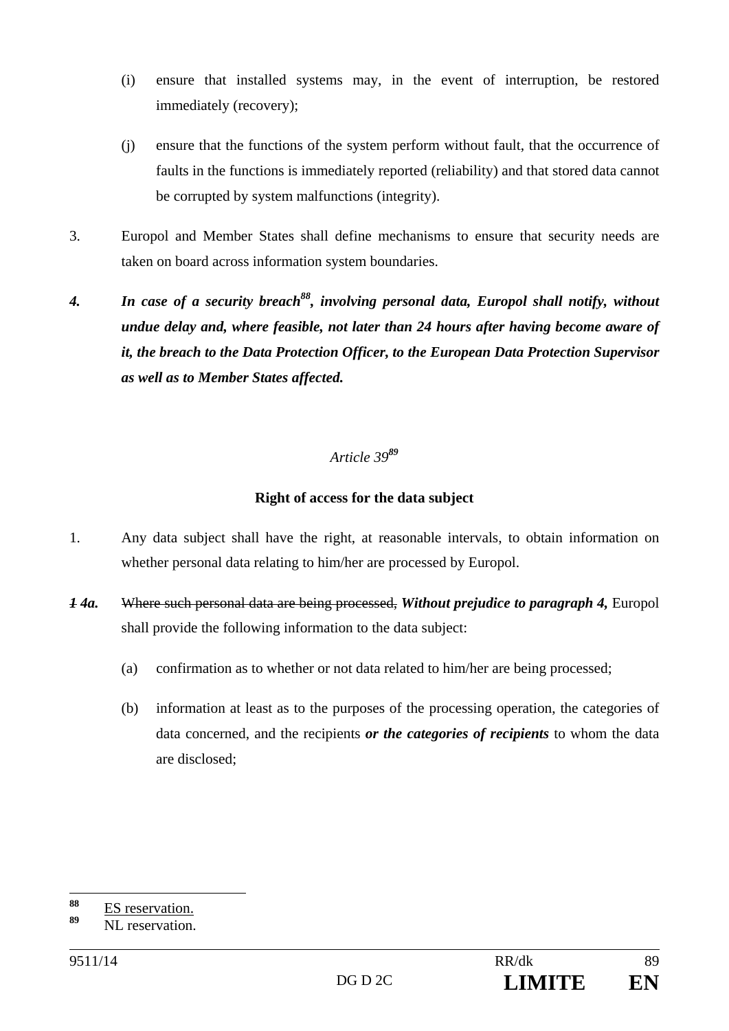(i) ensure that installed systems may, in the event of interruption, be restored immediately (recovery);

(j) ensure that the functions of the system perform without fault, that the occurrence of faults in the functions is immediately reported (reliability) and that stored data cannot be corrupted by system malfunctions (integrity).

3. Europol and Member States shall define mechanisms to ensure that security needs are taken on board across information system boundaries.

***4. In case of a security breach[88], involving personal data, Europol shall notify, without undue delay and, where feasible, not later than 24 hours after having become aware of it, the breach to the Data Protection Officer, to the European Data Protection Supervisor as well as to Member States affected.***

*Article 39[89]*

**Right of access for the data subject**

1. Any data subject shall have the right, at reasonable intervals, to obtain information on whether personal data relating to him/her are processed by Europol.

~~1~~ ***4a.*** ~~Where such personal data are being processed,~~ ***Without prejudice to paragraph 4,*** Europol shall provide the following information to the data subject:

(a) confirmation as to whether or not data related to him/her are being processed;

(b) information at least as to the purposes of the processing operation, the categories of data concerned, and the recipients ***or the categories of recipients*** to whom the data are disclosed;

---

88 ES reservation.

89 NL reservation.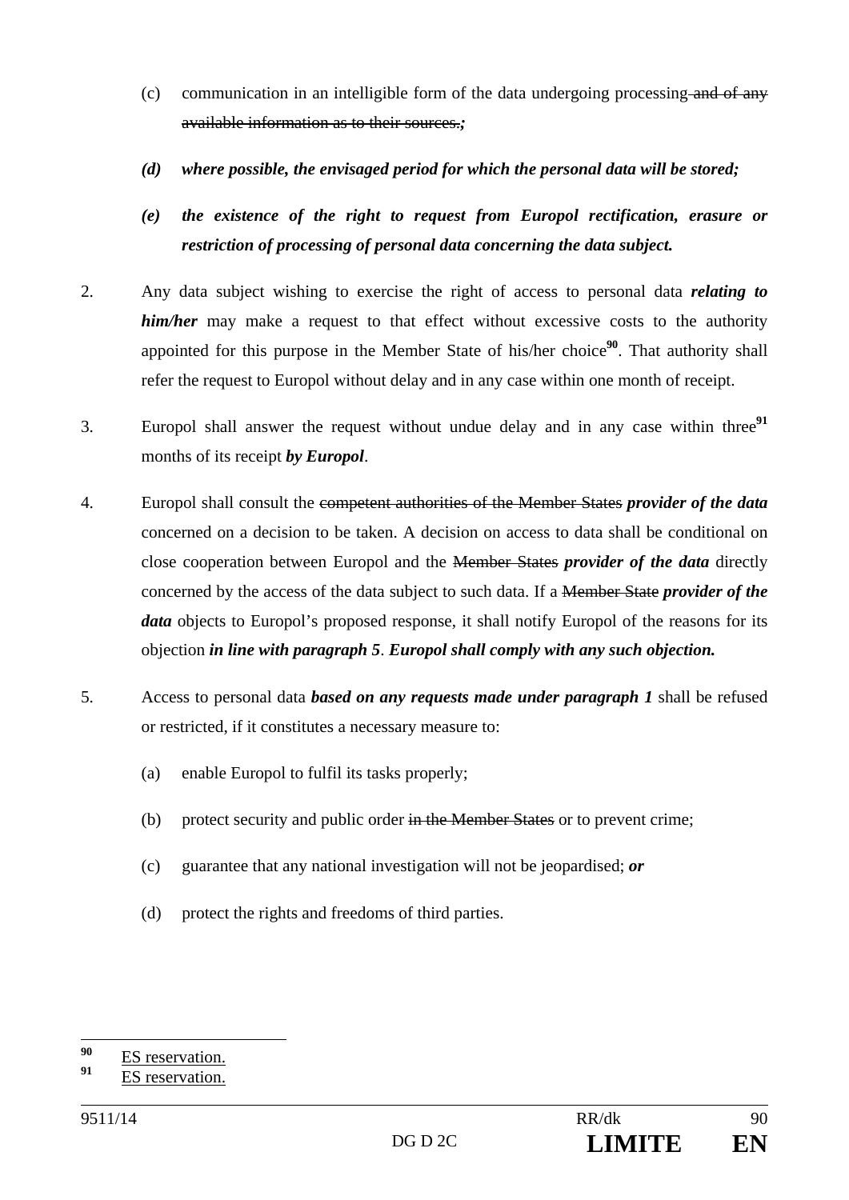(c) communication in an intelligible form of the data undergoing processing ~~and of any available information as to their sources.~~***;***

***(d) where possible, the envisaged period for which the personal data will be stored;***

***(e) the existence of the right to request from Europol rectification, erasure or restriction of processing of personal data concerning the data subject.***

2. Any data subject wishing to exercise the right of access to personal data ***relating to him/her*** may make a request to that effect without excessive costs to the authority appointed for this purpose in the Member State of his/her choice[90]. That authority shall refer the request to Europol without delay and in any case within one month of receipt.

3. Europol shall answer the request without undue delay and in any case within three[91] months of its receipt ***by Europol***.

4. Europol shall consult the ~~competent authorities of the Member States~~ ***provider of the data*** concerned on a decision to be taken. A decision on access to data shall be conditional on close cooperation between Europol and the ~~Member States~~ ***provider of the data*** directly concerned by the access of the data subject to such data. If a ~~Member State~~ ***provider of the data*** objects to Europol's proposed response, it shall notify Europol of the reasons for its objection ***in line with paragraph 5***. ***Europol shall comply with any such objection.***

5. Access to personal data ***based on any requests made under paragraph 1*** shall be refused or restricted, if it constitutes a necessary measure to:

(a) enable Europol to fulfil its tasks properly;

(b) protect security and public order ~~in the Member States~~ or to prevent crime;

(c) guarantee that any national investigation will not be jeopardised; ***or***

(d) protect the rights and freedoms of third parties.

---

[90] ES reservation.

[91] ES reservation.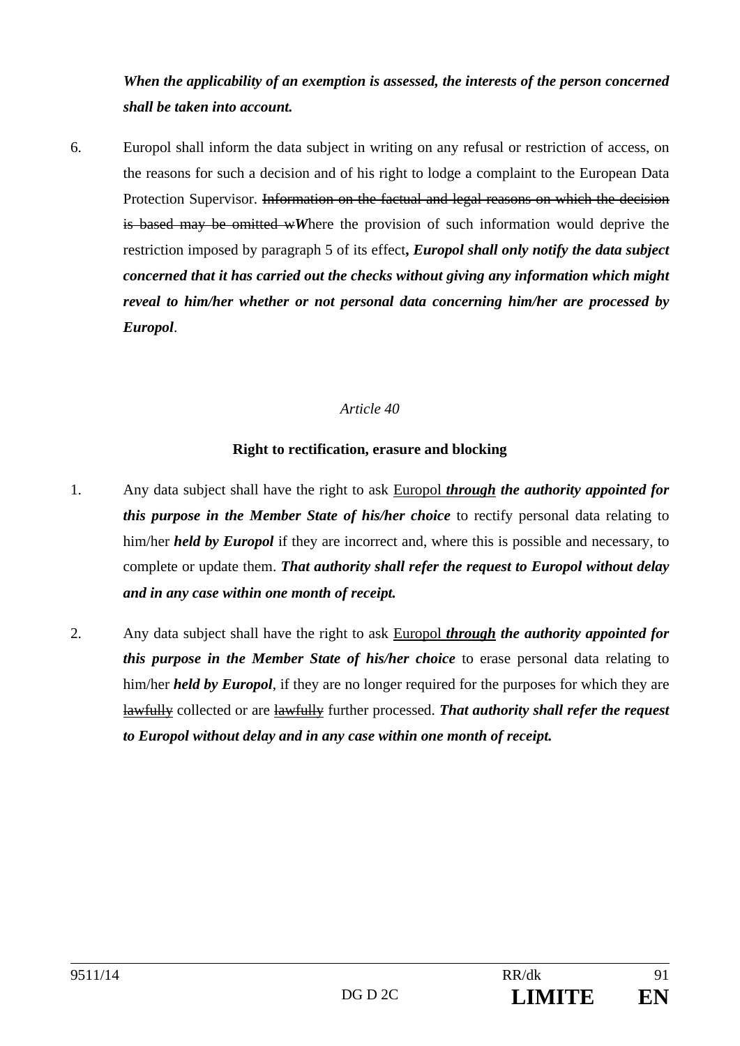***When the applicability of an exemption is assessed, the interests of the person concerned shall be taken into account.***

6. Europol shall inform the data subject in writing on any refusal or restriction of access, on the reasons for such a decision and of his right to lodge a complaint to the European Data Protection Supervisor. ~~Information on the factual and legal reasons on which the decision is based may be omitted w~~***W***here the provision of such information would deprive the restriction imposed by paragraph 5 of its effect***, Europol shall only notify the data subject concerned that it has carried out the checks without giving any information which might reveal to him/her whether or not personal data concerning him/her are processed by Europol***.

*Article 40*

**Right to rectification, erasure and blocking**

1. Any data subject shall have the right to ask <u>Europol</u> ***<u>through</u> the authority appointed for this purpose in the Member State of his/her choice*** to rectify personal data relating to him/her ***held by Europol*** if they are incorrect and, where this is possible and necessary, to complete or update them. ***That authority shall refer the request to Europol without delay and in any case within one month of receipt.***

2. Any data subject shall have the right to ask <u>Europol</u> ***<u>through</u> the authority appointed for this purpose in the Member State of his/her choice*** to erase personal data relating to him/her ***held by Europol***, if they are no longer required for the purposes for which they are ~~lawfully~~ collected or are ~~lawfully~~ further processed. ***That authority shall refer the request to Europol without delay and in any case within one month of receipt.***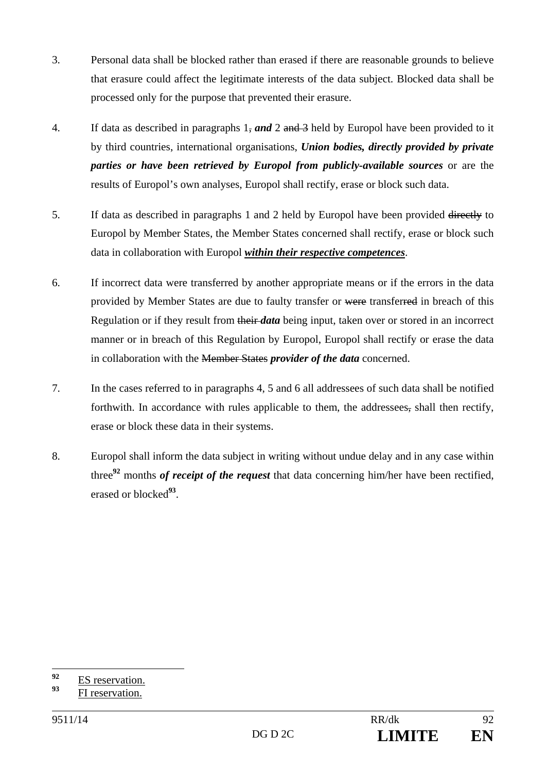3. Personal data shall be blocked rather than erased if there are reasonable grounds to believe that erasure could affect the legitimate interests of the data subject. Blocked data shall be processed only for the purpose that prevented their erasure.

4. If data as described in paragraphs 1~~,~~ ***and*** 2 ~~and 3~~ held by Europol have been provided to it by third countries, international organisations, ***Union bodies, directly provided by private parties or have been retrieved by Europol from publicly-available sources*** or are the results of Europol's own analyses, Europol shall rectify, erase or block such data.

5. If data as described in paragraphs 1 and 2 held by Europol have been provided ~~directly~~ to Europol by Member States, the Member States concerned shall rectify, erase or block such data in collaboration with Europol ***within their respective competences***.

6. If incorrect data were transferred by another appropriate means or if the errors in the data provided by Member States are due to faulty transfer or ~~were~~ transfer~~red~~ in breach of this Regulation or if they result from ~~their~~ ***data*** being input, taken over or stored in an incorrect manner or in breach of this Regulation by Europol, Europol shall rectify or erase the data in collaboration with the ~~Member States~~ ***provider of the data*** concerned.

7. In the cases referred to in paragraphs 4, 5 and 6 all addressees of such data shall be notified forthwith. In accordance with rules applicable to them, the addressees~~,~~ shall then rectify, erase or block these data in their systems.

8. Europol shall inform the data subject in writing without undue delay and in any case within three[92] months ***of receipt of the request*** that data concerning him/her have been rectified, erased or blocked[93].

---

[92] ES reservation.

[93] FI reservation.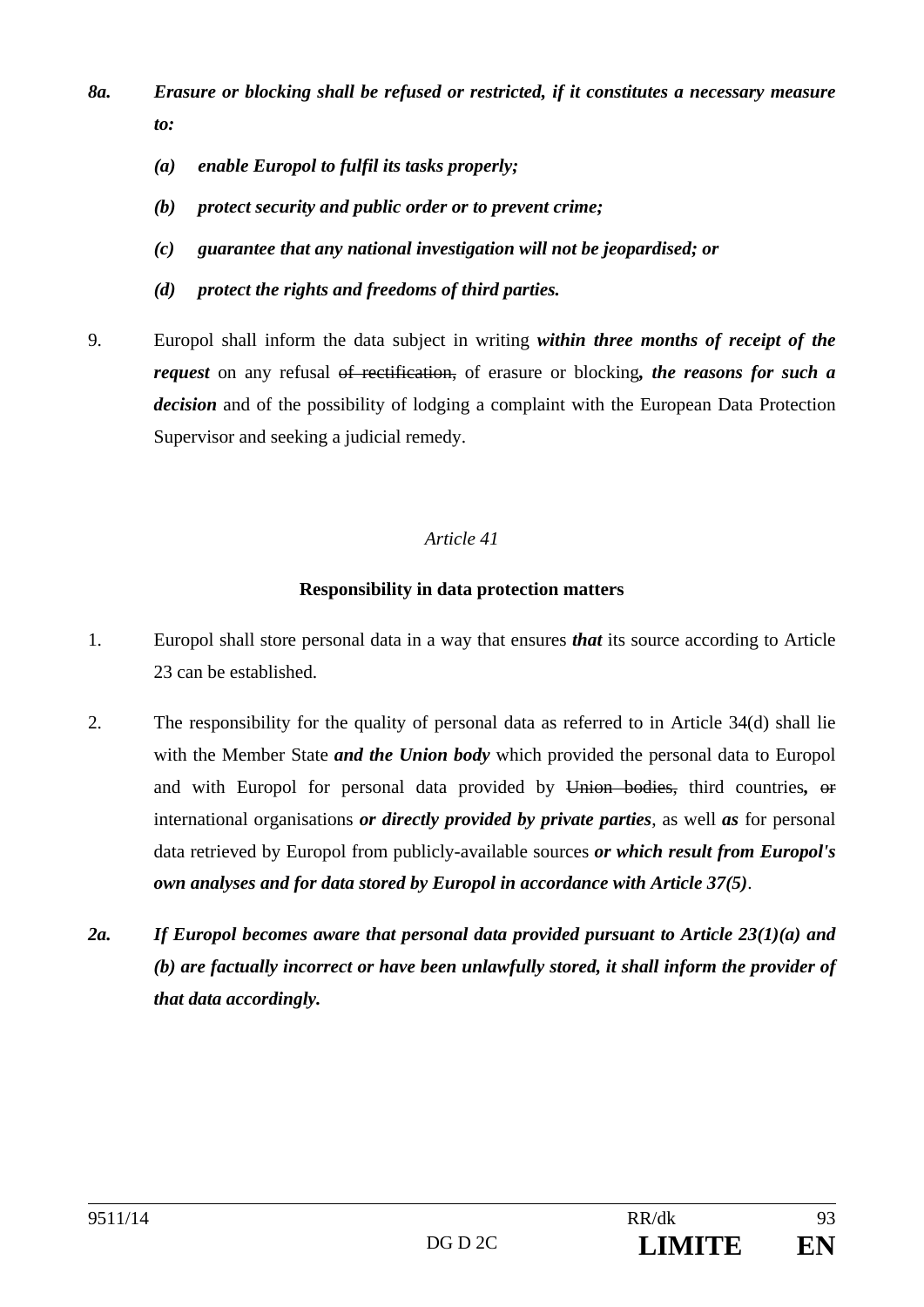***8a. Erasure or blocking shall be refused or restricted, if it constitutes a necessary measure to:***

- ***(a) enable Europol to fulfil its tasks properly;***
- ***(b) protect security and public order or to prevent crime;***
- ***(c) guarantee that any national investigation will not be jeopardised; or***
- ***(d) protect the rights and freedoms of third parties.***

9. Europol shall inform the data subject in writing ***within three months of receipt of the request*** on any refusal ~~of rectification,~~ of erasure or blocking***, the reasons for such a decision*** and of the possibility of lodging a complaint with the European Data Protection Supervisor and seeking a judicial remedy.

*Article 41*

**Responsibility in data protection matters**

1. Europol shall store personal data in a way that ensures ***that*** its source according to Article 23 can be established.

2. The responsibility for the quality of personal data as referred to in Article 34(d) shall lie with the Member State ***and the Union body*** which provided the personal data to Europol and with Europol for personal data provided by ~~Union bodies,~~ third countries***,*** ~~or~~ international organisations ***or directly provided by private parties***, as well ***as*** for personal data retrieved by Europol from publicly-available sources ***or which result from Europol's own analyses and for data stored by Europol in accordance with Article 37(5)***.

***2a. If Europol becomes aware that personal data provided pursuant to Article 23(1)(a) and (b) are factually incorrect or have been unlawfully stored, it shall inform the provider of that data accordingly.***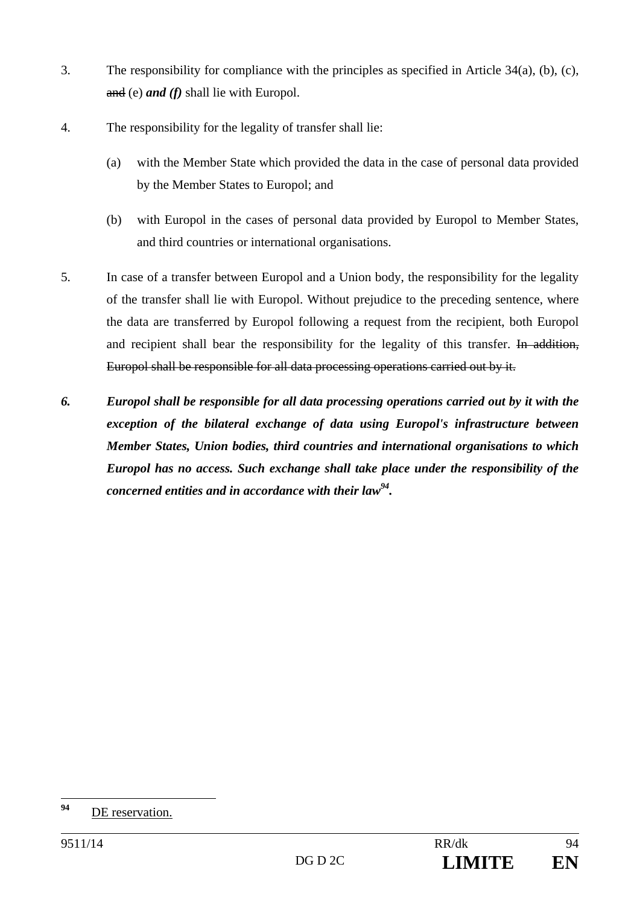3. The responsibility for compliance with the principles as specified in Article 34(a), (b), (c), ~~and~~ (e) ***and (f)*** shall lie with Europol.

4. The responsibility for the legality of transfer shall lie:

   (a) with the Member State which provided the data in the case of personal data provided by the Member States to Europol; and

   (b) with Europol in the cases of personal data provided by Europol to Member States, and third countries or international organisations.

5. In case of a transfer between Europol and a Union body, the responsibility for the legality of the transfer shall lie with Europol. Without prejudice to the preceding sentence, where the data are transferred by Europol following a request from the recipient, both Europol and recipient shall bear the responsibility for the legality of this transfer. ~~In addition, Europol shall be responsible for all data processing operations carried out by it.~~

***6. Europol shall be responsible for all data processing operations carried out by it with the exception of the bilateral exchange of data using Europol's infrastructure between Member States, Union bodies, third countries and international organisations to which Europol has no access. Such exchange shall take place under the responsibility of the concerned entities and in accordance with their law[94].***

---

[94] DE reservation.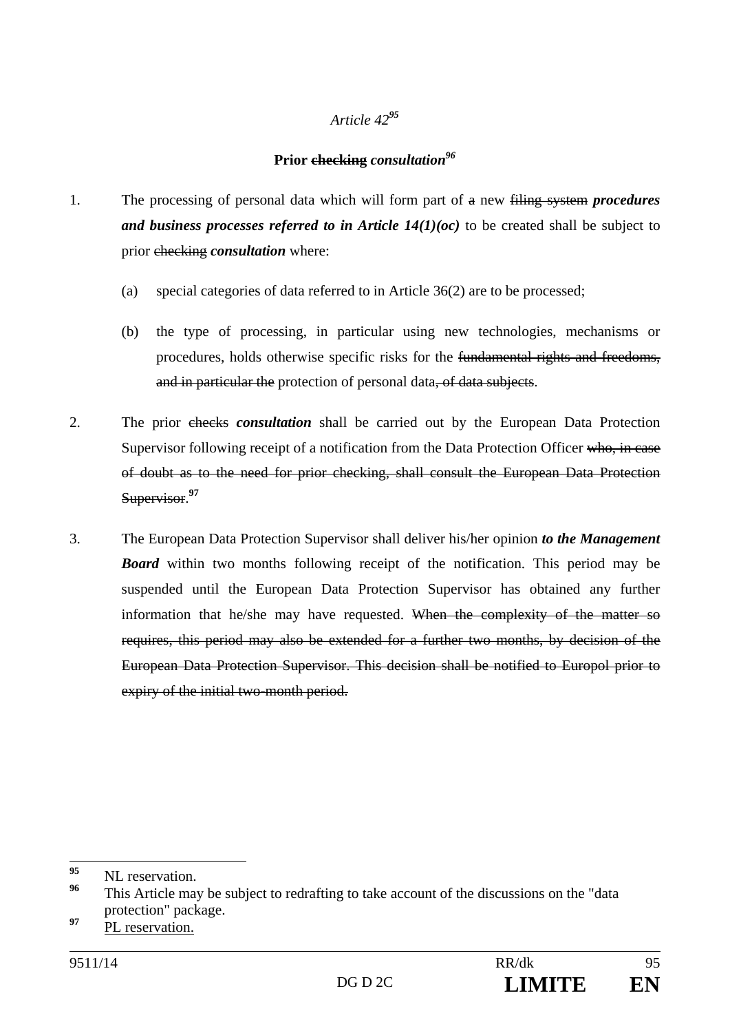*Article 42*[95]

**Prior ~~checking~~ *consultation*[96]**

1. The processing of personal data which will form part of ~~a~~ new ~~filing system~~ ***procedures and business processes referred to in Article 14(1)(oc)*** to be created shall be subject to prior ~~checking~~ ***consultation*** where:

   (a) special categories of data referred to in Article 36(2) are to be processed;

   (b) the type of processing, in particular using new technologies, mechanisms or procedures, holds otherwise specific risks for the ~~fundamental rights and freedoms, and in particular the~~ protection of personal data~~, of data subjects~~.

2. The prior ~~checks~~ ***consultation*** shall be carried out by the European Data Protection Supervisor following receipt of a notification from the Data Protection Officer ~~who, in case of doubt as to the need for prior checking, shall consult the European Data Protection Supervisor~~.[97]

3. The European Data Protection Supervisor shall deliver his/her opinion ***to the Management Board*** within two months following receipt of the notification. This period may be suspended until the European Data Protection Supervisor has obtained any further information that he/she may have requested. ~~When the complexity of the matter so requires, this period may also be extended for a further two months, by decision of the European Data Protection Supervisor. This decision shall be notified to Europol prior to expiry of the initial two-month period.~~

---

[95] NL reservation.

[96] This Article may be subject to redrafting to take account of the discussions on the "data protection" package.

[97] <u>PL reservation.</u>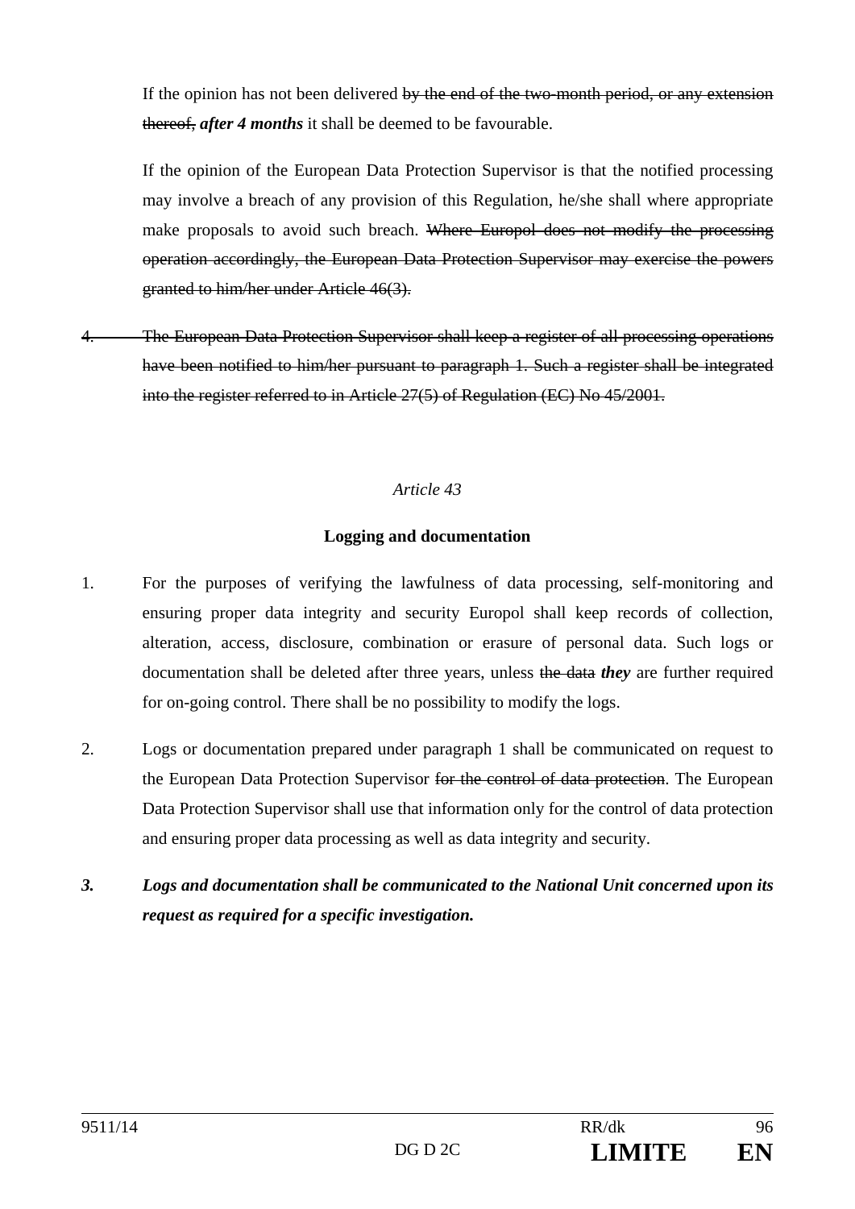If the opinion has not been delivered ~~by the end of the two-month period, or any extension thereof,~~ ***after 4 months*** it shall be deemed to be favourable.

If the opinion of the European Data Protection Supervisor is that the notified processing may involve a breach of any provision of this Regulation, he/she shall where appropriate make proposals to avoid such breach. ~~Where Europol does not modify the processing operation accordingly, the European Data Protection Supervisor may exercise the powers granted to him/her under Article 46(3).~~

~~4. The European Data Protection Supervisor shall keep a register of all processing operations have been notified to him/her pursuant to paragraph 1. Such a register shall be integrated into the register referred to in Article 27(5) of Regulation (EC) No 45/2001.~~

*Article 43*

**Logging and documentation**

1. For the purposes of verifying the lawfulness of data processing, self-monitoring and ensuring proper data integrity and security Europol shall keep records of collection, alteration, access, disclosure, combination or erasure of personal data. Such logs or documentation shall be deleted after three years, unless ~~the data~~ ***they*** are further required for on-going control. There shall be no possibility to modify the logs.

2. Logs or documentation prepared under paragraph 1 shall be communicated on request to the European Data Protection Supervisor ~~for the control of data protection~~. The European Data Protection Supervisor shall use that information only for the control of data protection and ensuring proper data processing as well as data integrity and security.

***3. Logs and documentation shall be communicated to the National Unit concerned upon its request as required for a specific investigation.***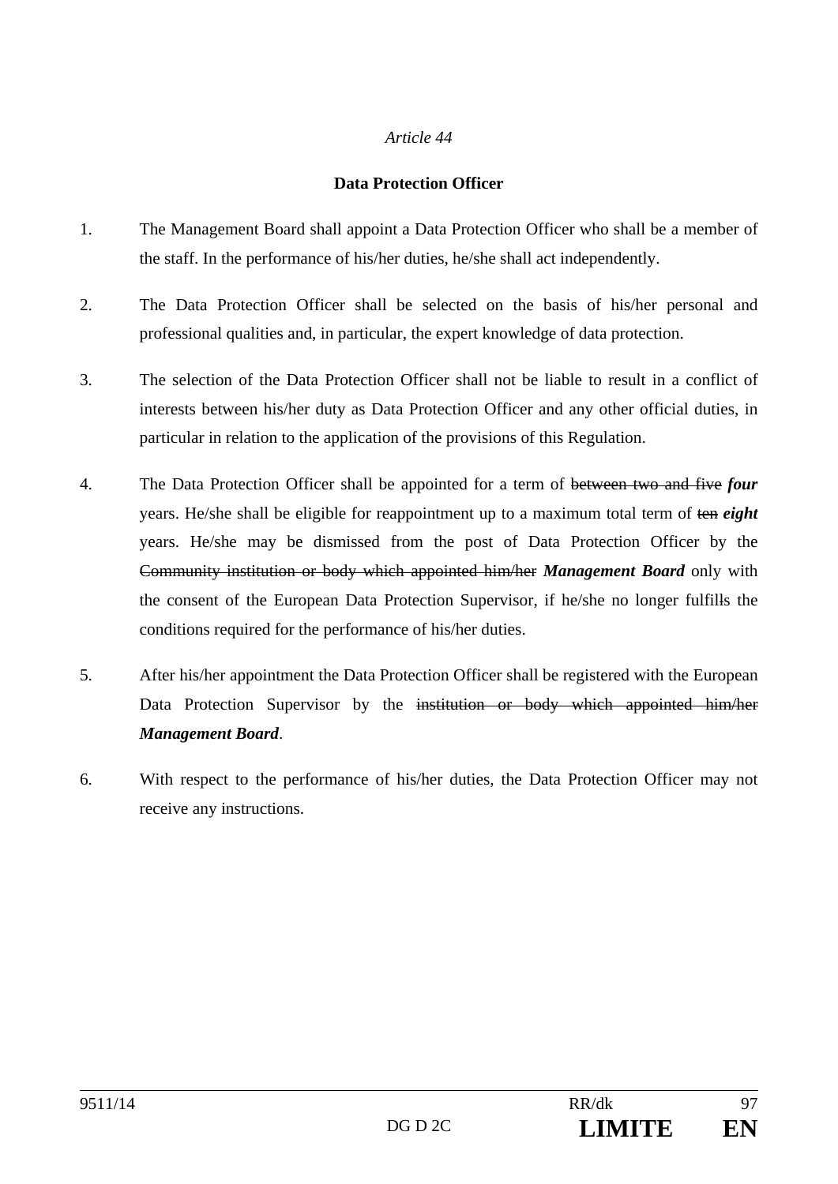*Article 44*

**Data Protection Officer**

1. The Management Board shall appoint a Data Protection Officer who shall be a member of the staff. In the performance of his/her duties, he/she shall act independently.

2. The Data Protection Officer shall be selected on the basis of his/her personal and professional qualities and, in particular, the expert knowledge of data protection.

3. The selection of the Data Protection Officer shall not be liable to result in a conflict of interests between his/her duty as Data Protection Officer and any other official duties, in particular in relation to the application of the provisions of this Regulation.

4. The Data Protection Officer shall be appointed for a term of ~~between two and five~~ ***four*** years. He/she shall be eligible for reappointment up to a maximum total term of ~~ten~~ ***eight*** years. He/she may be dismissed from the post of Data Protection Officer by the ~~Community institution or body which appointed him/her~~ ***Management Board*** only with the consent of the European Data Protection Supervisor, if he/she no longer fulfil~~l~~s the conditions required for the performance of his/her duties.

5. After his/her appointment the Data Protection Officer shall be registered with the European Data Protection Supervisor by the ~~institution or body which appointed him/her~~ ***Management Board***.

6. With respect to the performance of his/her duties, the Data Protection Officer may not receive any instructions.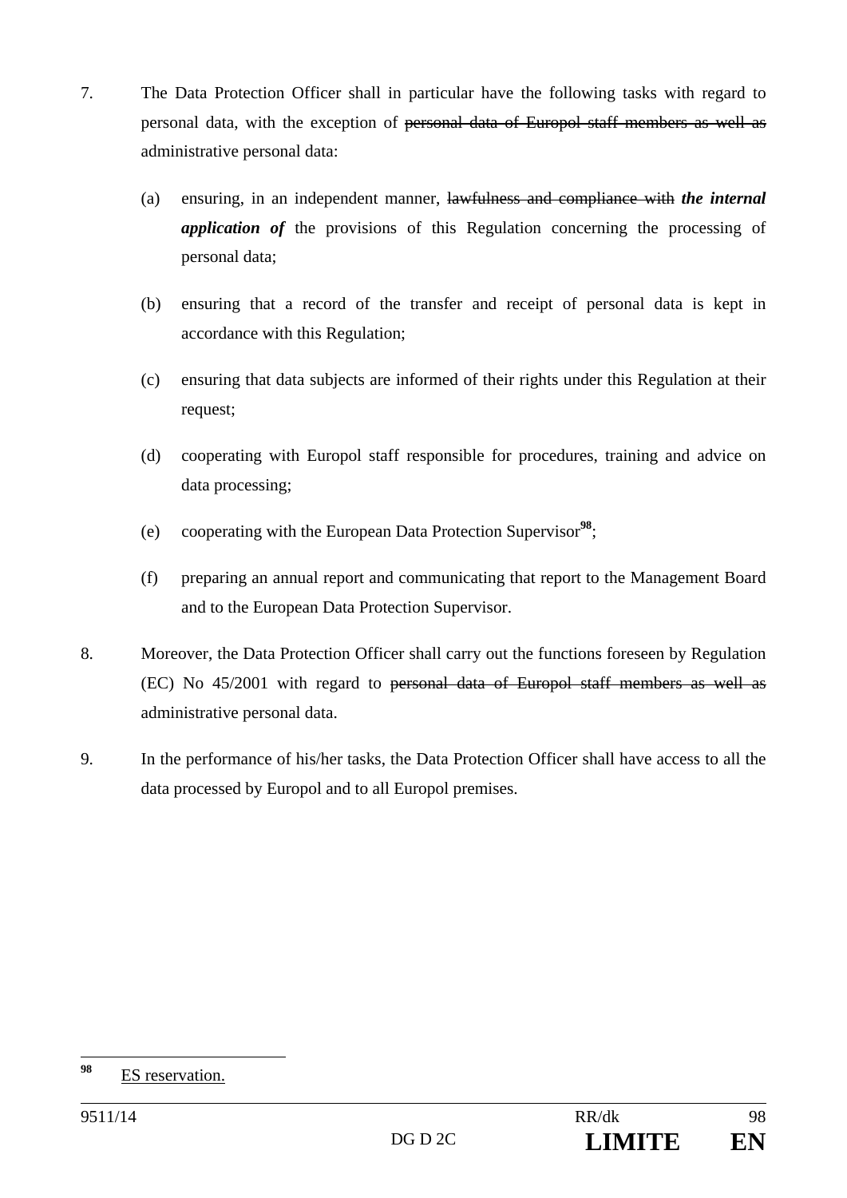7. The Data Protection Officer shall in particular have the following tasks with regard to personal data, with the exception of ~~personal data of Europol staff members as well as~~ administrative personal data:

   (a) ensuring, in an independent manner, ~~lawfulness and compliance with~~ ***the internal application of*** the provisions of this Regulation concerning the processing of personal data;

   (b) ensuring that a record of the transfer and receipt of personal data is kept in accordance with this Regulation;

   (c) ensuring that data subjects are informed of their rights under this Regulation at their request;

   (d) cooperating with Europol staff responsible for procedures, training and advice on data processing;

   (e) cooperating with the European Data Protection Supervisor[98];

   (f) preparing an annual report and communicating that report to the Management Board and to the European Data Protection Supervisor.

8. Moreover, the Data Protection Officer shall carry out the functions foreseen by Regulation (EC) No 45/2001 with regard to ~~personal data of Europol staff members as well as~~ administrative personal data.

9. In the performance of his/her tasks, the Data Protection Officer shall have access to all the data processed by Europol and to all Europol premises.

---

[98] ES reservation.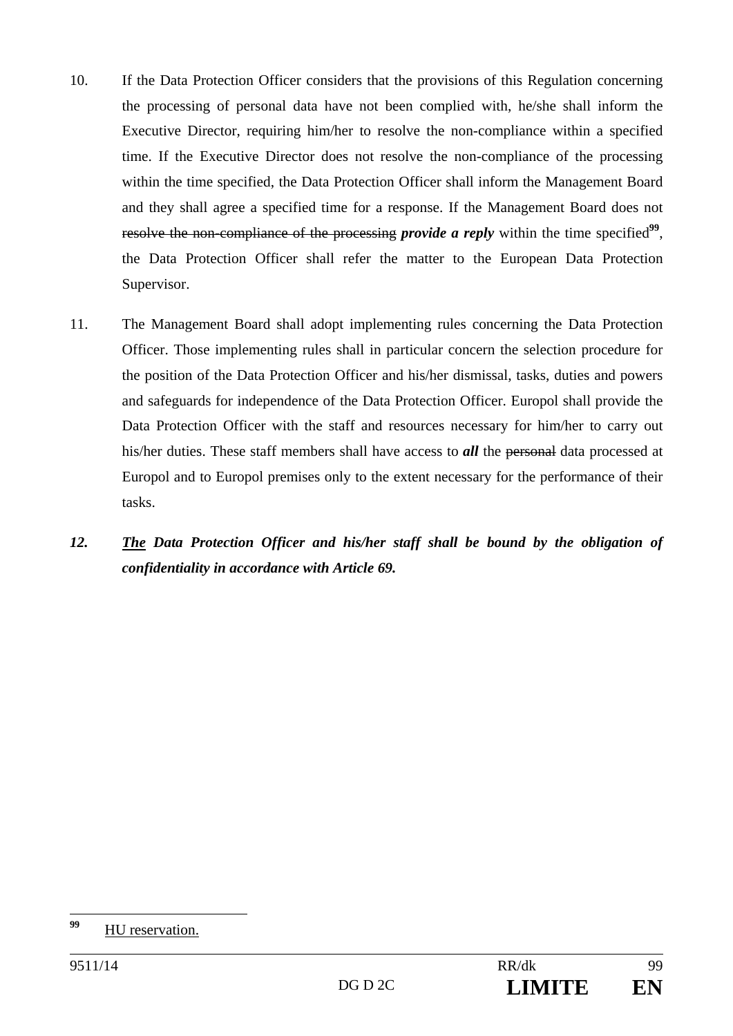10. If the Data Protection Officer considers that the provisions of this Regulation concerning the processing of personal data have not been complied with, he/she shall inform the Executive Director, requiring him/her to resolve the non-compliance within a specified time. If the Executive Director does not resolve the non-compliance of the processing within the time specified, the Data Protection Officer shall inform the Management Board and they shall agree a specified time for a response. If the Management Board does not ~~resolve the non-compliance of the processing~~ ***provide a reply*** within the time specified[99], the Data Protection Officer shall refer the matter to the European Data Protection Supervisor.

11. The Management Board shall adopt implementing rules concerning the Data Protection Officer. Those implementing rules shall in particular concern the selection procedure for the position of the Data Protection Officer and his/her dismissal, tasks, duties and powers and safeguards for independence of the Data Protection Officer. Europol shall provide the Data Protection Officer with the staff and resources necessary for him/her to carry out his/her duties. These staff members shall have access to ***all*** the ~~personal~~ data processed at Europol and to Europol premises only to the extent necessary for the performance of their tasks.

***12. <u>The</u> Data Protection Officer and his/her staff shall be bound by the obligation of confidentiality in accordance with Article 69.***

---

[99] <u>HU reservation.</u>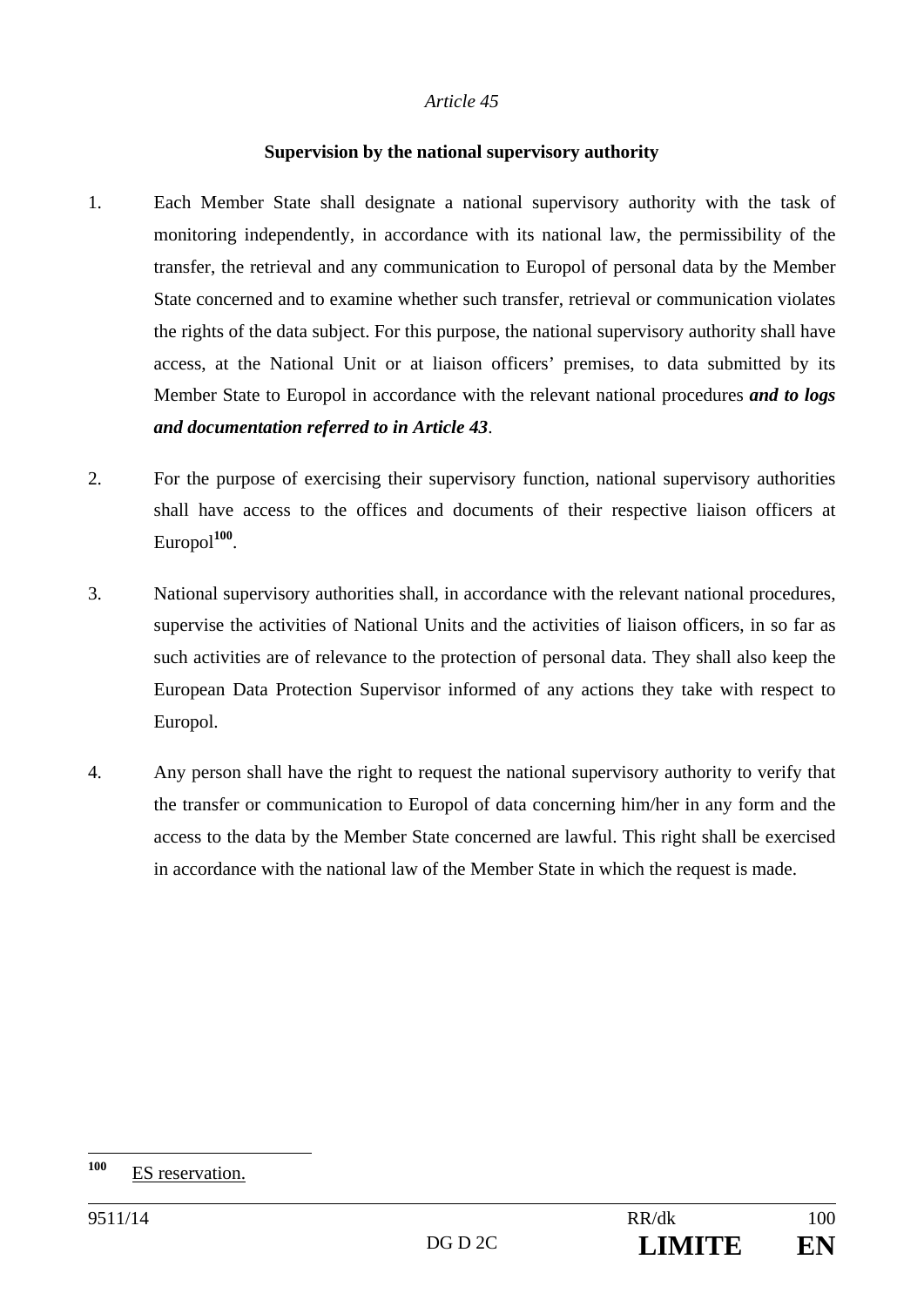*Article 45*

**Supervision by the national supervisory authority**

1. Each Member State shall designate a national supervisory authority with the task of monitoring independently, in accordance with its national law, the permissibility of the transfer, the retrieval and any communication to Europol of personal data by the Member State concerned and to examine whether such transfer, retrieval or communication violates the rights of the data subject. For this purpose, the national supervisory authority shall have access, at the National Unit or at liaison officers' premises, to data submitted by its Member State to Europol in accordance with the relevant national procedures ***and to logs and documentation referred to in Article 43***.

2. For the purpose of exercising their supervisory function, national supervisory authorities shall have access to the offices and documents of their respective liaison officers at Europol[100].

3. National supervisory authorities shall, in accordance with the relevant national procedures, supervise the activities of National Units and the activities of liaison officers, in so far as such activities are of relevance to the protection of personal data. They shall also keep the European Data Protection Supervisor informed of any actions they take with respect to Europol.

4. Any person shall have the right to request the national supervisory authority to verify that the transfer or communication to Europol of data concerning him/her in any form and the access to the data by the Member State concerned are lawful. This right shall be exercised in accordance with the national law of the Member State in which the request is made.

---

[100] ES reservation.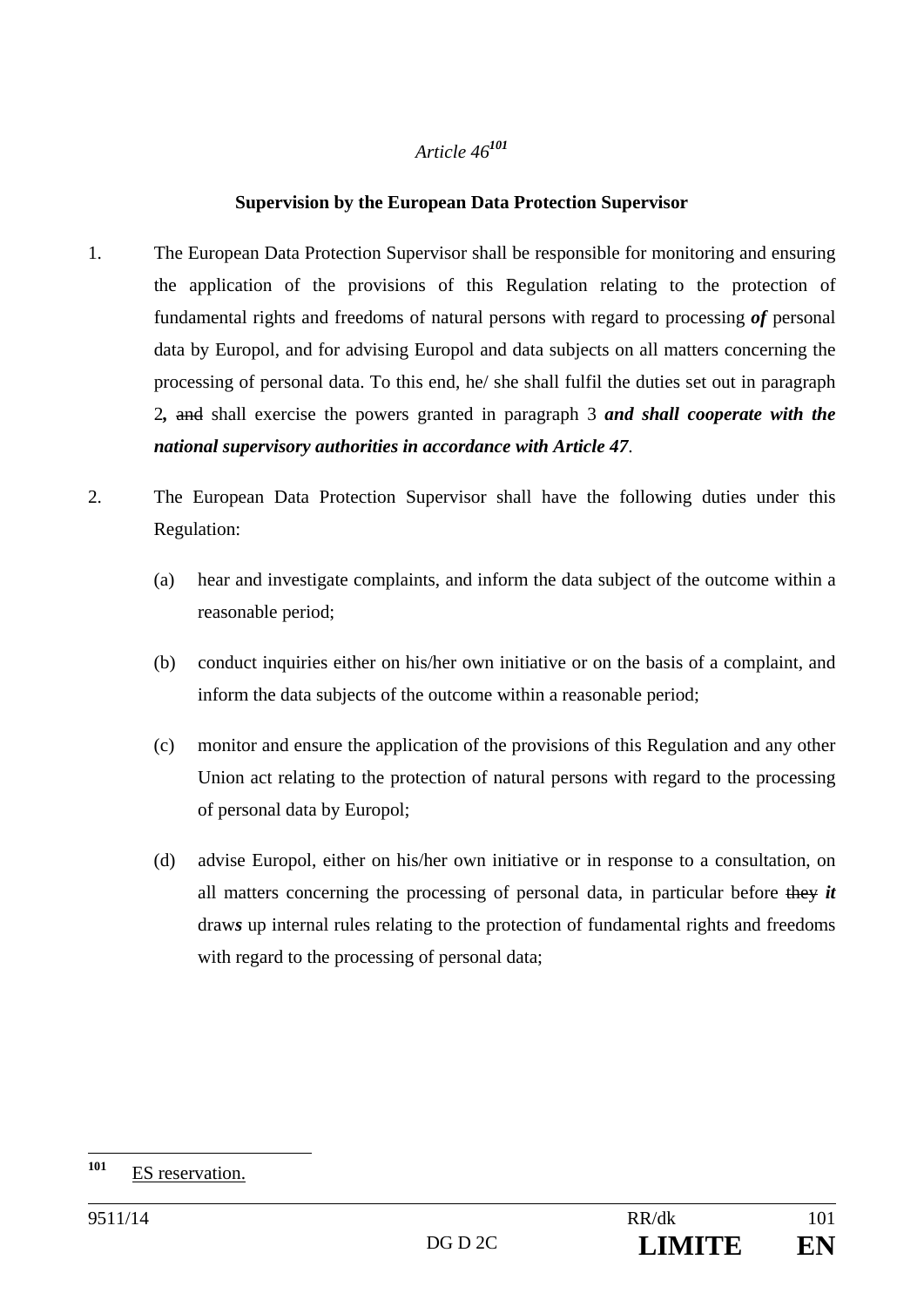*Article 46*[101]

**Supervision by the European Data Protection Supervisor**

1. The European Data Protection Supervisor shall be responsible for monitoring and ensuring the application of the provisions of this Regulation relating to the protection of fundamental rights and freedoms of natural persons with regard to processing ***of*** personal data by Europol, and for advising Europol and data subjects on all matters concerning the processing of personal data. To this end, he/ she shall fulfil the duties set out in paragraph 2***,*** ~~and~~ shall exercise the powers granted in paragraph 3 ***and shall cooperate with the national supervisory authorities in accordance with Article 47***.

2. The European Data Protection Supervisor shall have the following duties under this Regulation:

   (a) hear and investigate complaints, and inform the data subject of the outcome within a reasonable period;

   (b) conduct inquiries either on his/her own initiative or on the basis of a complaint, and inform the data subjects of the outcome within a reasonable period;

   (c) monitor and ensure the application of the provisions of this Regulation and any other Union act relating to the protection of natural persons with regard to the processing of personal data by Europol;

   (d) advise Europol, either on his/her own initiative or in response to a consultation, on all matters concerning the processing of personal data, in particular before ~~they~~ ***it*** draw***s*** up internal rules relating to the protection of fundamental rights and freedoms with regard to the processing of personal data;

---

[101] ES reservation.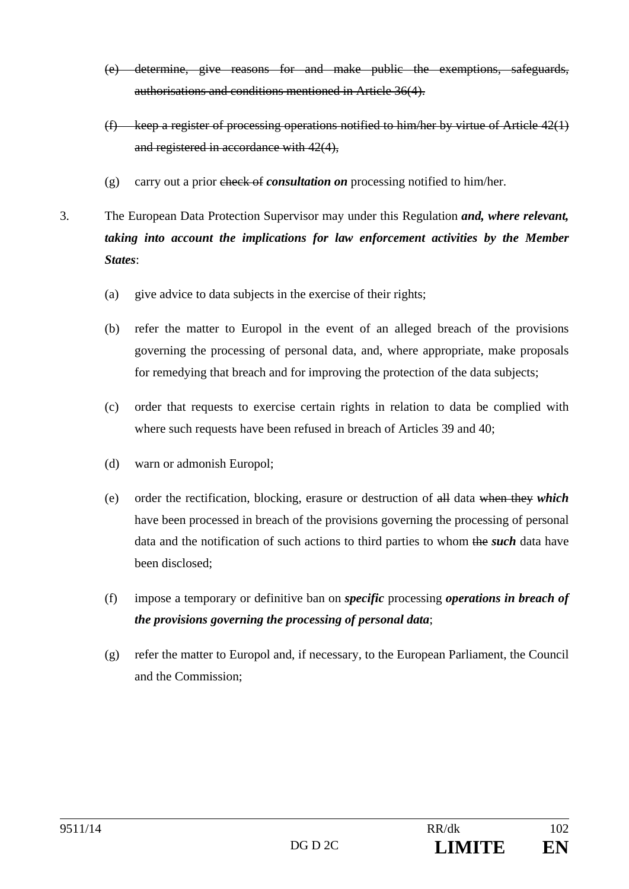(e) ~~determine, give reasons for and make public the exemptions, safeguards, authorisations and conditions mentioned in Article 36(4).~~

(f) ~~keep a register of processing operations notified to him/her by virtue of Article 42(1) and registered in accordance with 42(4),~~

(g) carry out a prior ~~check of~~ ***consultation on*** processing notified to him/her.

3. The European Data Protection Supervisor may under this Regulation ***and, where relevant, taking into account the implications for law enforcement activities by the Member States***:

(a) give advice to data subjects in the exercise of their rights;

(b) refer the matter to Europol in the event of an alleged breach of the provisions governing the processing of personal data, and, where appropriate, make proposals for remedying that breach and for improving the protection of the data subjects;

(c) order that requests to exercise certain rights in relation to data be complied with where such requests have been refused in breach of Articles 39 and 40;

(d) warn or admonish Europol;

(e) order the rectification, blocking, erasure or destruction of ~~all~~ data ~~when they~~ ***which*** have been processed in breach of the provisions governing the processing of personal data and the notification of such actions to third parties to whom ~~the~~ ***such*** data have been disclosed;

(f) impose a temporary or definitive ban on ***specific*** processing ***operations in breach of the provisions governing the processing of personal data***;

(g) refer the matter to Europol and, if necessary, to the European Parliament, the Council and the Commission;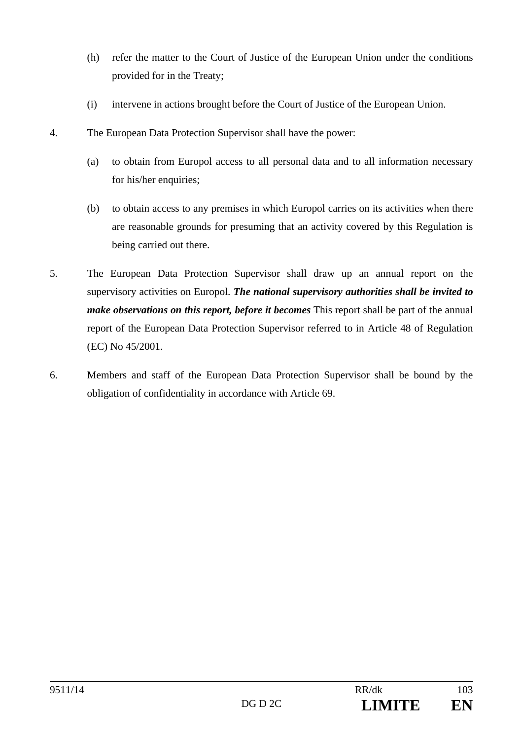(h) refer the matter to the Court of Justice of the European Union under the conditions provided for in the Treaty;

(i) intervene in actions brought before the Court of Justice of the European Union.

4. The European Data Protection Supervisor shall have the power:

(a) to obtain from Europol access to all personal data and to all information necessary for his/her enquiries;

(b) to obtain access to any premises in which Europol carries on its activities when there are reasonable grounds for presuming that an activity covered by this Regulation is being carried out there.

5. The European Data Protection Supervisor shall draw up an annual report on the supervisory activities on Europol. ***The national supervisory authorities shall be invited to make observations on this report, before it becomes*** ~~This report shall be~~ part of the annual report of the European Data Protection Supervisor referred to in Article 48 of Regulation (EC) No 45/2001.

6. Members and staff of the European Data Protection Supervisor shall be bound by the obligation of confidentiality in accordance with Article 69.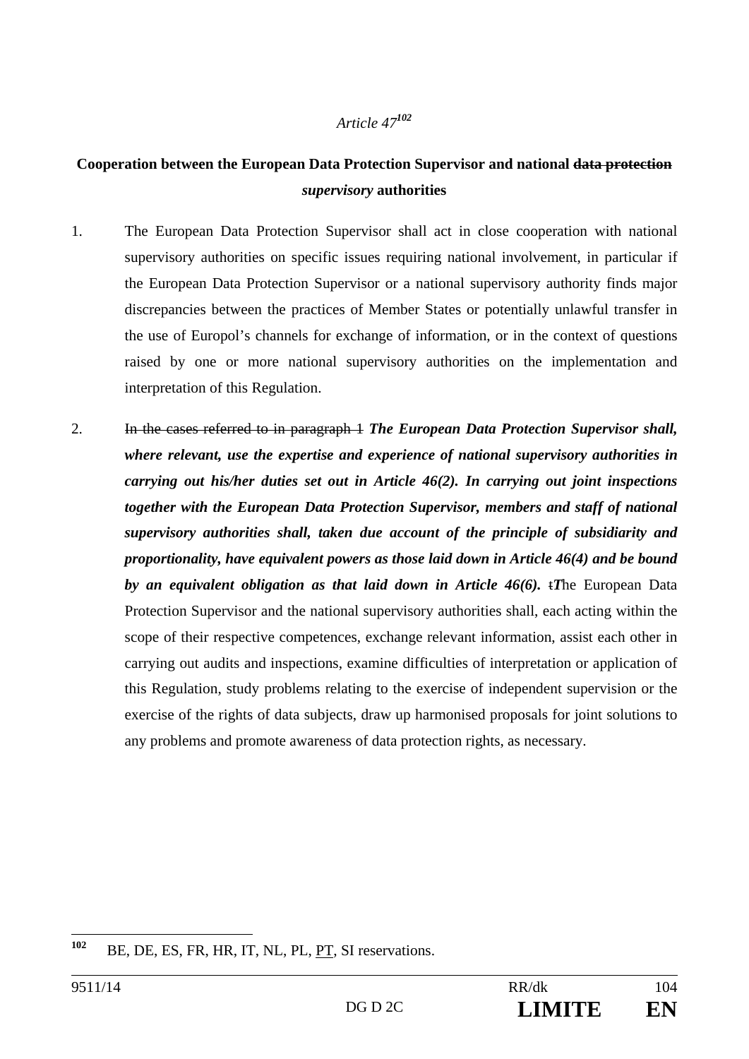*Article 47*[102]

**Cooperation between the European Data Protection Supervisor and national ~~data protection~~ *supervisory* authorities**

1. The European Data Protection Supervisor shall act in close cooperation with national supervisory authorities on specific issues requiring national involvement, in particular if the European Data Protection Supervisor or a national supervisory authority finds major discrepancies between the practices of Member States or potentially unlawful transfer in the use of Europol's channels for exchange of information, or in the context of questions raised by one or more national supervisory authorities on the implementation and interpretation of this Regulation.

2. ~~In the cases referred to in paragraph 1~~ ***The European Data Protection Supervisor shall, where relevant, use the expertise and experience of national supervisory authorities in carrying out his/her duties set out in Article 46(2). In carrying out joint inspections together with the European Data Protection Supervisor, members and staff of national supervisory authorities shall, taken due account of the principle of subsidiarity and proportionality, have equivalent powers as those laid down in Article 46(4) and be bound by an equivalent obligation as that laid down in Article 46(6).*** ~~t~~***T***he European Data Protection Supervisor and the national supervisory authorities shall, each acting within the scope of their respective competences, exchange relevant information, assist each other in carrying out audits and inspections, examine difficulties of interpretation or application of this Regulation, study problems relating to the exercise of independent supervision or the exercise of the rights of data subjects, draw up harmonised proposals for joint solutions to any problems and promote awareness of data protection rights, as necessary.

---

[102] BE, DE, ES, FR, HR, IT, NL, PL, <u>PT</u>, SI reservations.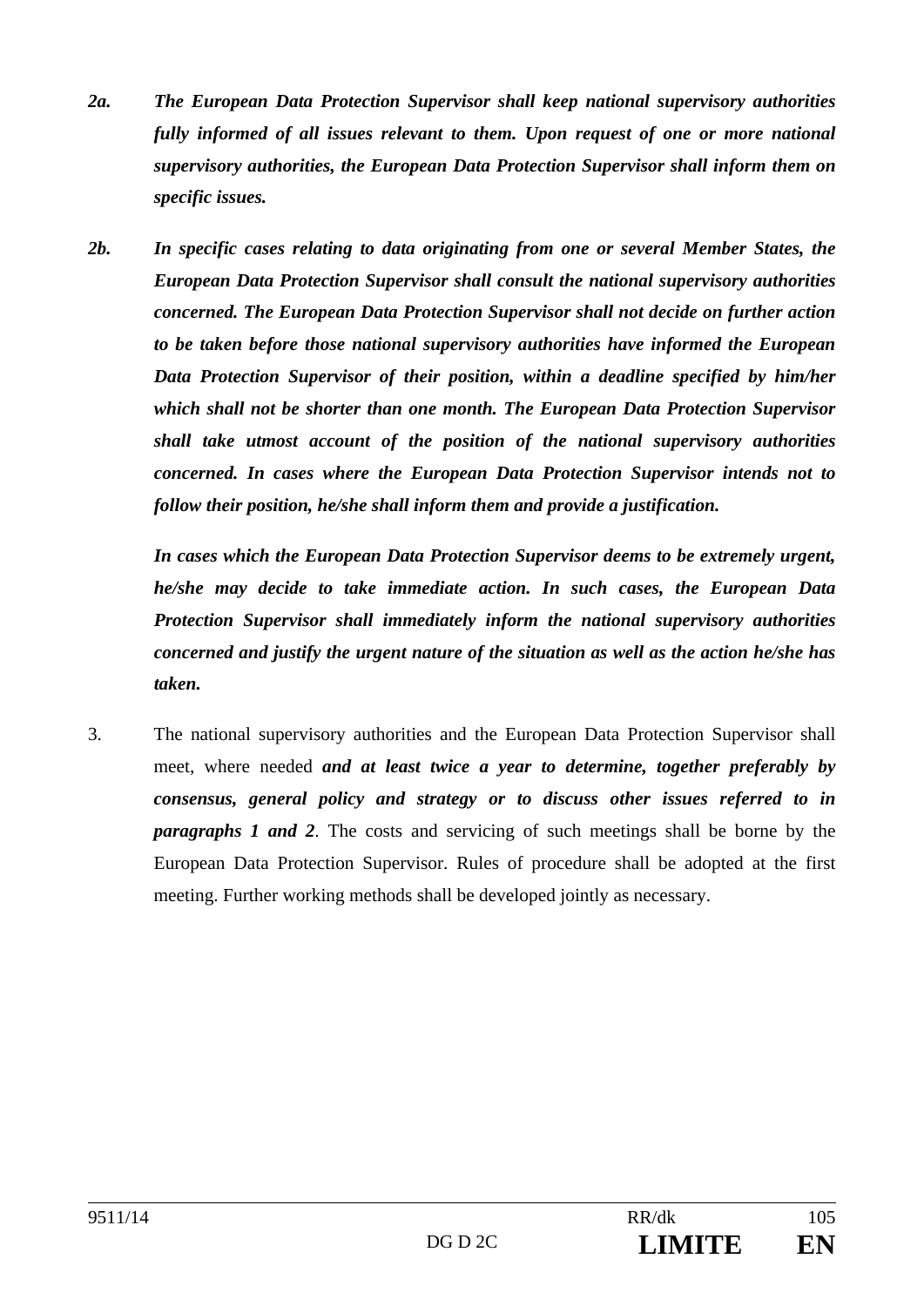*2a.* ***The European Data Protection Supervisor shall keep national supervisory authorities fully informed of all issues relevant to them. Upon request of one or more national supervisory authorities, the European Data Protection Supervisor shall inform them on specific issues.***

*2b.* ***In specific cases relating to data originating from one or several Member States, the European Data Protection Supervisor shall consult the national supervisory authorities concerned. The European Data Protection Supervisor shall not decide on further action to be taken before those national supervisory authorities have informed the European Data Protection Supervisor of their position, within a deadline specified by him/her which shall not be shorter than one month. The European Data Protection Supervisor shall take utmost account of the position of the national supervisory authorities concerned. In cases where the European Data Protection Supervisor intends not to follow their position, he/she shall inform them and provide a justification.***

***In cases which the European Data Protection Supervisor deems to be extremely urgent, he/she may decide to take immediate action. In such cases, the European Data Protection Supervisor shall immediately inform the national supervisory authorities concerned and justify the urgent nature of the situation as well as the action he/she has taken.***

3. The national supervisory authorities and the European Data Protection Supervisor shall meet, where needed ***and at least twice a year to determine, together preferably by consensus, general policy and strategy or to discuss other issues referred to in paragraphs 1 and 2***. The costs and servicing of such meetings shall be borne by the European Data Protection Supervisor. Rules of procedure shall be adopted at the first meeting. Further working methods shall be developed jointly as necessary.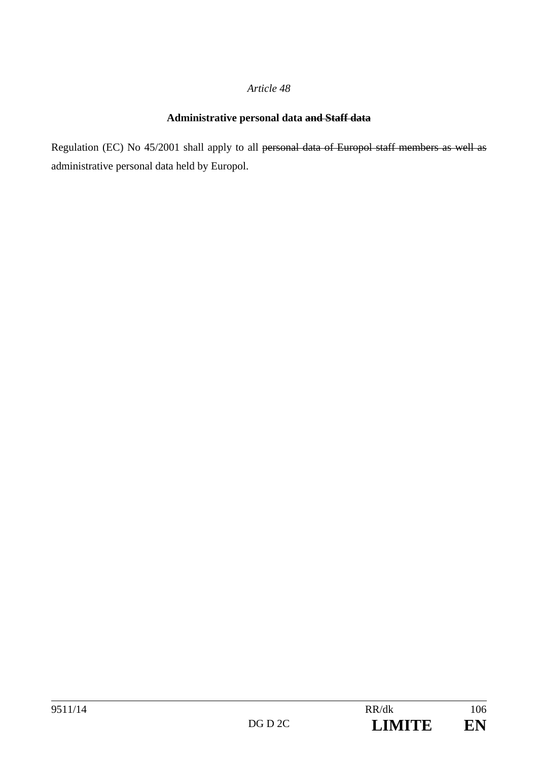*Article 48*

**Administrative personal data ~~and Staff data~~**

Regulation (EC) No 45/2001 shall apply to all ~~personal data of Europol staff members as well as~~ administrative personal data held by Europol.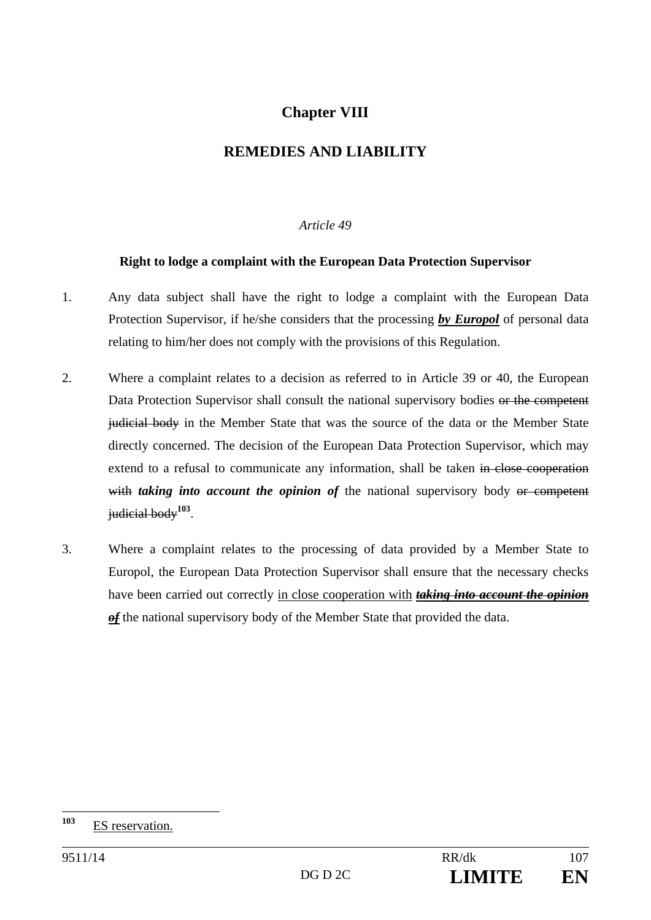# Chapter VIII

## REMEDIES AND LIABILITY

*Article 49*

**Right to lodge a complaint with the European Data Protection Supervisor**

1. Any data subject shall have the right to lodge a complaint with the European Data Protection Supervisor, if he/she considers that the processing ***by Europol*** of personal data relating to him/her does not comply with the provisions of this Regulation.

2. Where a complaint relates to a decision as referred to in Article 39 or 40, the European Data Protection Supervisor shall consult the national supervisory bodies ~~or the competent judicial body~~ in the Member State that was the source of the data or the Member State directly concerned. The decision of the European Data Protection Supervisor, which may extend to a refusal to communicate any information, shall be taken ~~in close cooperation with~~ ***taking into account the opinion of*** the national supervisory body ~~or competent judicial body~~[103].

3. Where a complaint relates to the processing of data provided by a Member State to Europol, the European Data Protection Supervisor shall ensure that the necessary checks have been carried out correctly in close cooperation with ~~***taking into account the opinion of***~~ the national supervisory body of the Member State that provided the data.

---

[103] ES reservation.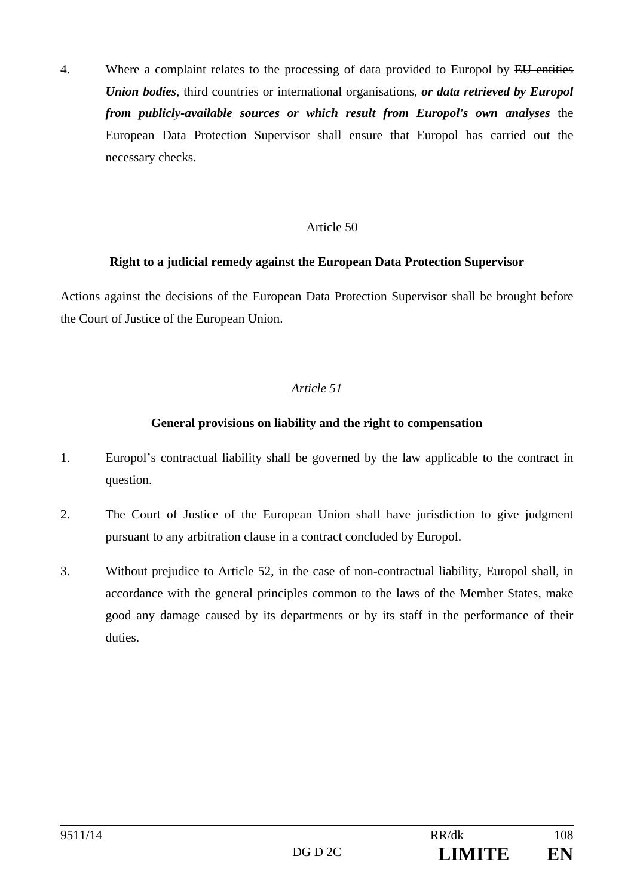4. Where a complaint relates to the processing of data provided to Europol by ~~EU entities~~ ***Union bodies***, third countries or international organisations, ***or data retrieved by Europol from publicly-available sources or which result from Europol's own analyses*** the European Data Protection Supervisor shall ensure that Europol has carried out the necessary checks.

Article 50

**Right to a judicial remedy against the European Data Protection Supervisor**

Actions against the decisions of the European Data Protection Supervisor shall be brought before the Court of Justice of the European Union.

*Article 51*

**General provisions on liability and the right to compensation**

1. Europol's contractual liability shall be governed by the law applicable to the contract in question.

2. The Court of Justice of the European Union shall have jurisdiction to give judgment pursuant to any arbitration clause in a contract concluded by Europol.

3. Without prejudice to Article 52, in the case of non-contractual liability, Europol shall, in accordance with the general principles common to the laws of the Member States, make good any damage caused by its departments or by its staff in the performance of their duties.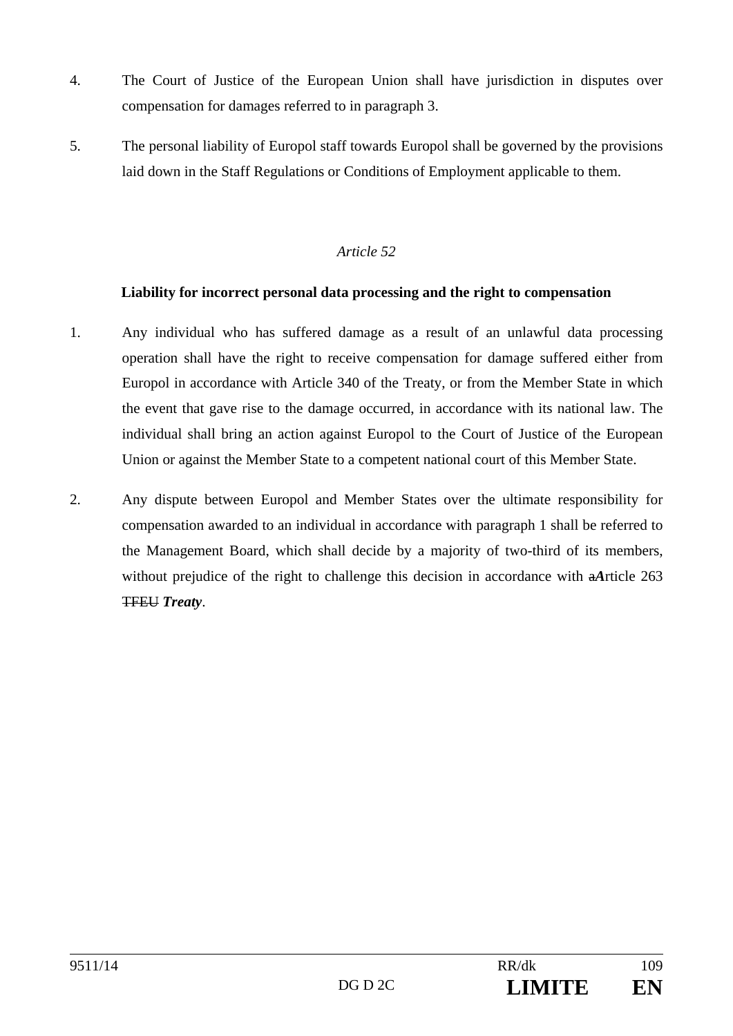4. The Court of Justice of the European Union shall have jurisdiction in disputes over compensation for damages referred to in paragraph 3.

5. The personal liability of Europol staff towards Europol shall be governed by the provisions laid down in the Staff Regulations or Conditions of Employment applicable to them.

*Article 52*

**Liability for incorrect personal data processing and the right to compensation**

1. Any individual who has suffered damage as a result of an unlawful data processing operation shall have the right to receive compensation for damage suffered either from Europol in accordance with Article 340 of the Treaty, or from the Member State in which the event that gave rise to the damage occurred, in accordance with its national law. The individual shall bring an action against Europol to the Court of Justice of the European Union or against the Member State to a competent national court of this Member State.

2. Any dispute between Europol and Member States over the ultimate responsibility for compensation awarded to an individual in accordance with paragraph 1 shall be referred to the Management Board, which shall decide by a majority of two-third of its members, without prejudice of the right to challenge this decision in accordance with ~~a~~***A***rticle 263 ~~TFEU~~ ***Treaty***.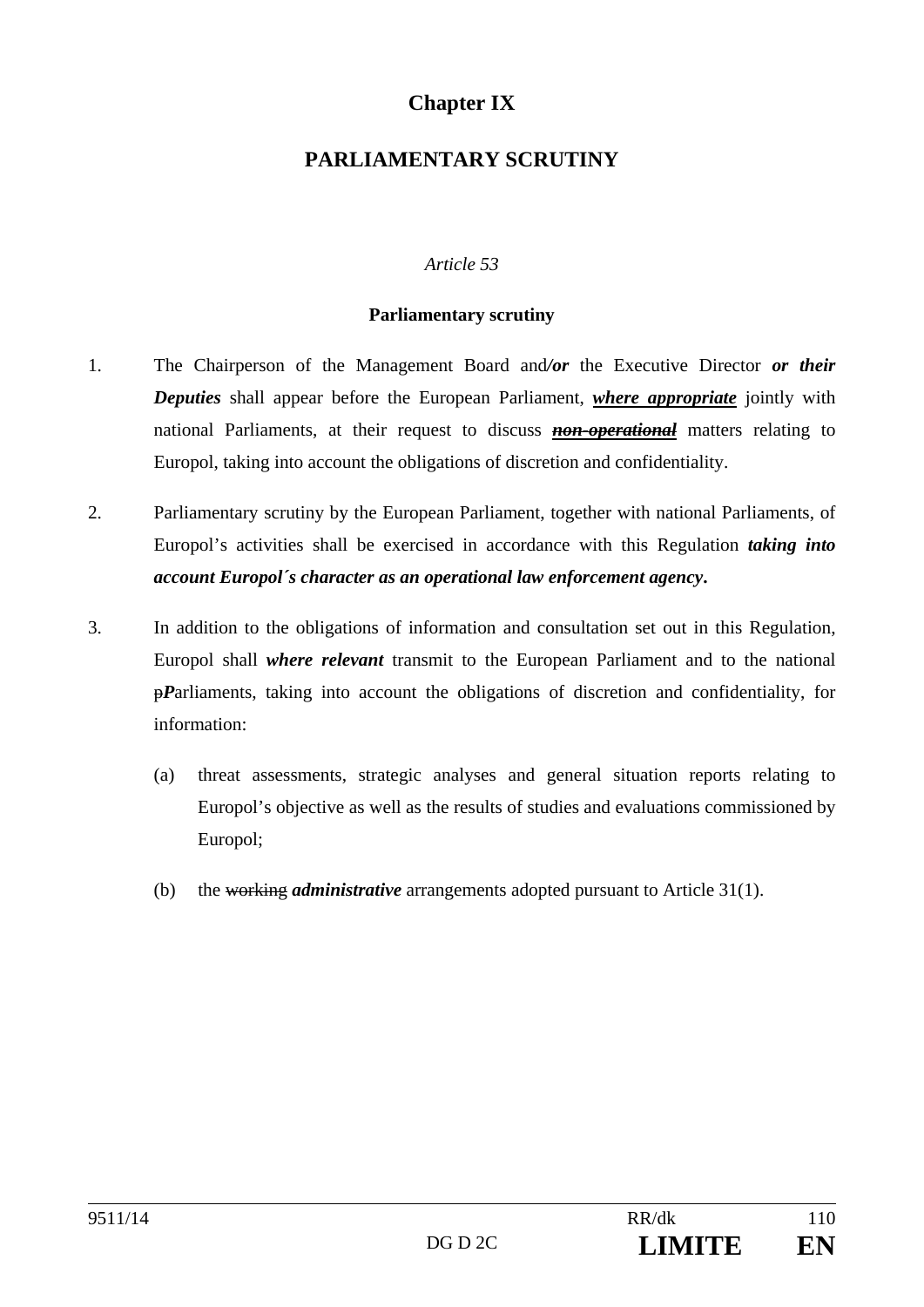# Chapter IX

# PARLIAMENTARY SCRUTINY

*Article 53*

**Parliamentary scrutiny**

1. The Chairperson of the Management Board and***/or*** the Executive Director ***or their Deputies*** shall appear before the European Parliament, ***where appropriate*** jointly with national Parliaments, at their request to discuss ~~***non-operational***~~ matters relating to Europol, taking into account the obligations of discretion and confidentiality.

2. Parliamentary scrutiny by the European Parliament, together with national Parliaments, of Europol's activities shall be exercised in accordance with this Regulation ***taking into account Europol´s character as an operational law enforcement agency*.**

3. In addition to the obligations of information and consultation set out in this Regulation, Europol shall ***where relevant*** transmit to the European Parliament and to the national ~~p~~***P***arliaments, taking into account the obligations of discretion and confidentiality, for information:

   (a) threat assessments, strategic analyses and general situation reports relating to Europol's objective as well as the results of studies and evaluations commissioned by Europol;

   (b) the ~~working~~ ***administrative*** arrangements adopted pursuant to Article 31(1).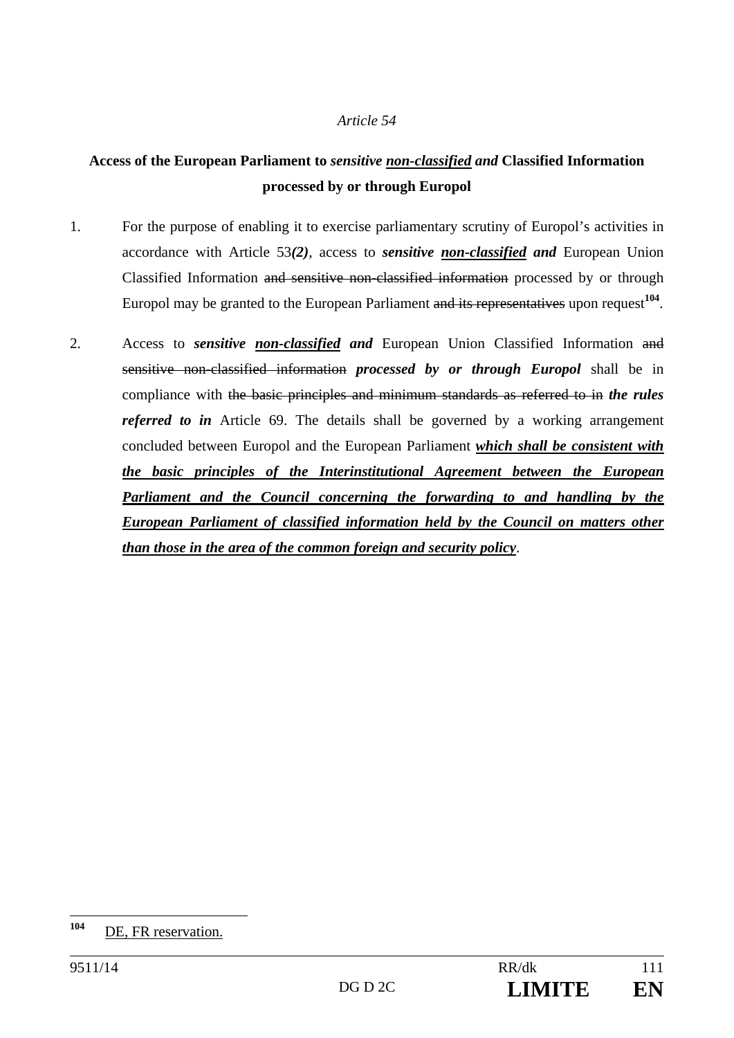*Article 54*

**Access of the European Parliament to *sensitive <u>non-classified</u> and* Classified Information processed by or through Europol**

1. For the purpose of enabling it to exercise parliamentary scrutiny of Europol's activities in accordance with Article 53***(2)***, access to ***sensitive <u>non-classified</u> and*** European Union Classified Information ~~and sensitive non-classified information~~ processed by or through Europol may be granted to the European Parliament ~~and its representatives~~ upon request[104].

2. Access to ***sensitive <u>non-classified</u> and*** European Union Classified Information ~~and sensitive non-classified information~~ ***processed by or through Europol*** shall be in compliance with ~~the basic principles and minimum standards as referred to in~~ ***the rules referred to in*** Article 69. The details shall be governed by a working arrangement concluded between Europol and the European Parliament ***<u>which shall be consistent with the basic principles of the Interinstitutional Agreement between the European Parliament and the Council concerning the forwarding to and handling by the European Parliament of classified information held by the Council on matters other than those in the area of the common foreign and security policy</u>***.

---

[104] <u>DE, FR reservation.</u>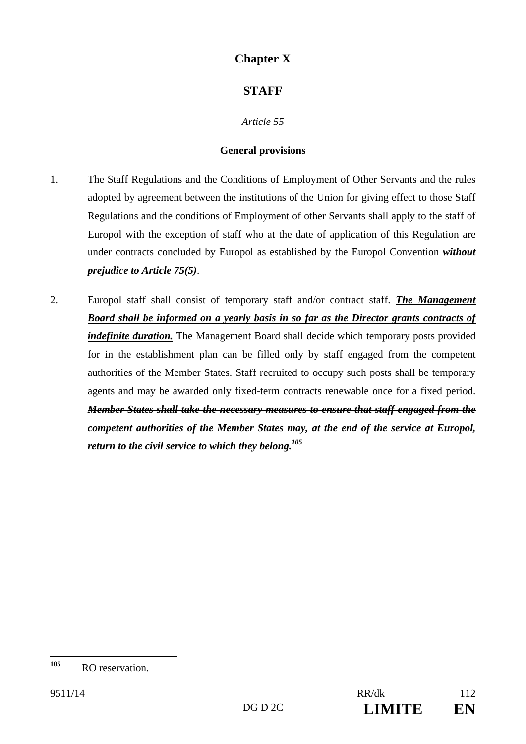# Chapter X

## STAFF

*Article 55*

**General provisions**

1. The Staff Regulations and the Conditions of Employment of Other Servants and the rules adopted by agreement between the institutions of the Union for giving effect to those Staff Regulations and the conditions of Employment of other Servants shall apply to the staff of Europol with the exception of staff who at the date of application of this Regulation are under contracts concluded by Europol as established by the Europol Convention ***without prejudice to Article 75(5)***.

2. Europol staff shall consist of temporary staff and/or contract staff. ***<u>The Management Board shall be informed on a yearly basis in so far as the Director grants contracts of indefinite duration.</u>*** The Management Board shall decide which temporary posts provided for in the establishment plan can be filled only by staff engaged from the competent authorities of the Member States. Staff recruited to occupy such posts shall be temporary agents and may be awarded only fixed-term contracts renewable once for a fixed period. ***~~Member States shall take the necessary measures to ensure that staff engaged from the competent authorities of the Member States may, at the end of the service at Europol, return to the civil service to which they belong.~~***[105]

---

[105] RO reservation.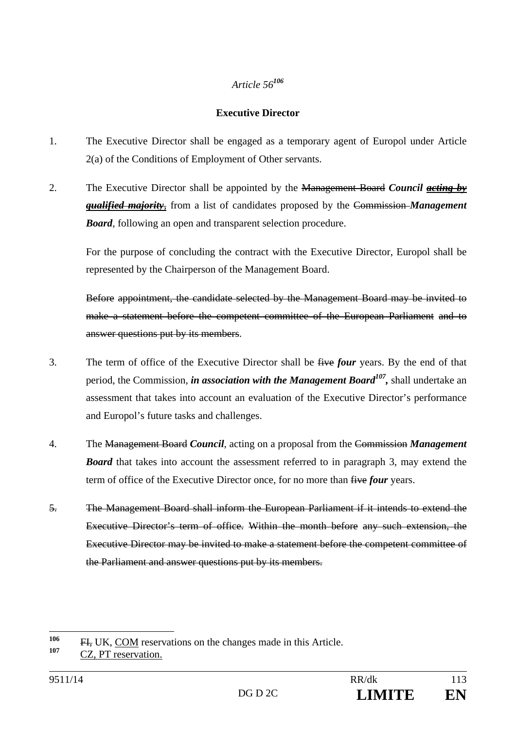*Article 56*[106]

**Executive Director**

1. The Executive Director shall be engaged as a temporary agent of Europol under Article 2(a) of the Conditions of Employment of Other servants.

2. The Executive Director shall be appointed by the ~~Management Board~~ ***Council*** ~~***acting by qualified majority***~~, from a list of candidates proposed by the ~~Commission~~ ***Management Board***, following an open and transparent selection procedure.

   For the purpose of concluding the contract with the Executive Director, Europol shall be represented by the Chairperson of the Management Board.

   ~~Before appointment, the candidate selected by the Management Board may be invited to make a statement before the competent committee of the European Parliament and to answer questions put by its members.~~

3. The term of office of the Executive Director shall be ~~five~~ ***four*** years. By the end of that period, the Commission, ***in association with the Management Board***[107]***,*** shall undertake an assessment that takes into account an evaluation of the Executive Director's performance and Europol's future tasks and challenges.

4. The ~~Management Board~~ ***Council***, acting on a proposal from the ~~Commission~~ ***Management Board*** that takes into account the assessment referred to in paragraph 3, may extend the term of office of the Executive Director once, for no more than ~~five~~ ***four*** years.

5. ~~The Management Board shall inform the European Parliament if it intends to extend the Executive Director's term of office. Within the month before any such extension, the Executive Director may be invited to make a statement before the competent committee of the Parliament and answer questions put by its members.~~

---

[106] ~~FI,~~ UK, COM reservations on the changes made in this Article.

[107] CZ, PT reservation.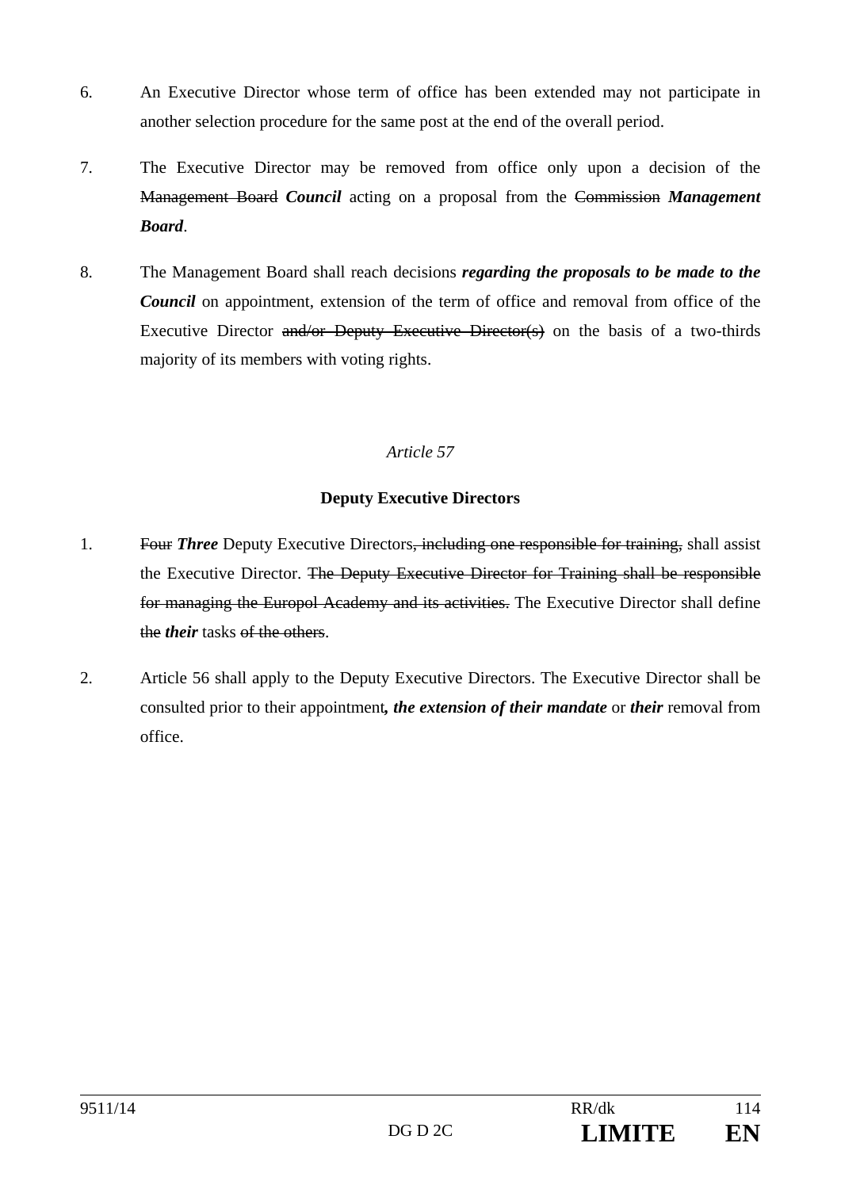6. An Executive Director whose term of office has been extended may not participate in another selection procedure for the same post at the end of the overall period.

7. The Executive Director may be removed from office only upon a decision of the ~~Management Board~~ ***Council*** acting on a proposal from the ~~Commission~~ ***Management Board***.

8. The Management Board shall reach decisions ***regarding the proposals to be made to the Council*** on appointment, extension of the term of office and removal from office of the Executive Director ~~and/or Deputy Executive Director(s)~~ on the basis of a two-thirds majority of its members with voting rights.

*Article 57*

**Deputy Executive Directors**

1. ~~Four~~ ***Three*** Deputy Executive Directors~~, including one responsible for training,~~ shall assist the Executive Director. ~~The Deputy Executive Director for Training shall be responsible for managing the Europol Academy and its activities.~~ The Executive Director shall define ~~the~~ ***their*** tasks ~~of the others~~.

2. Article 56 shall apply to the Deputy Executive Directors. The Executive Director shall be consulted prior to their appointment***, the extension of their mandate*** or ***their*** removal from office.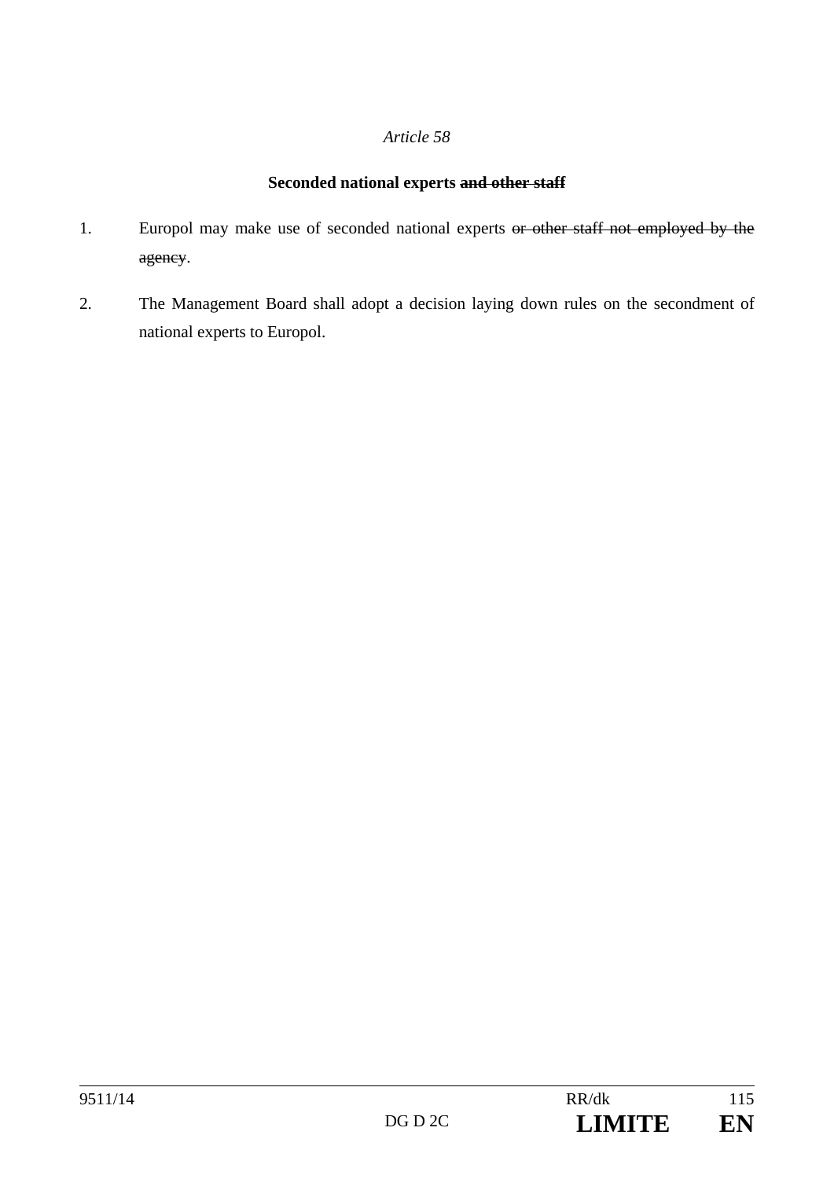*Article 58*

**Seconded national experts ~~and other staff~~**

1. Europol may make use of seconded national experts ~~or other staff not employed by the agency~~.

2. The Management Board shall adopt a decision laying down rules on the secondment of national experts to Europol.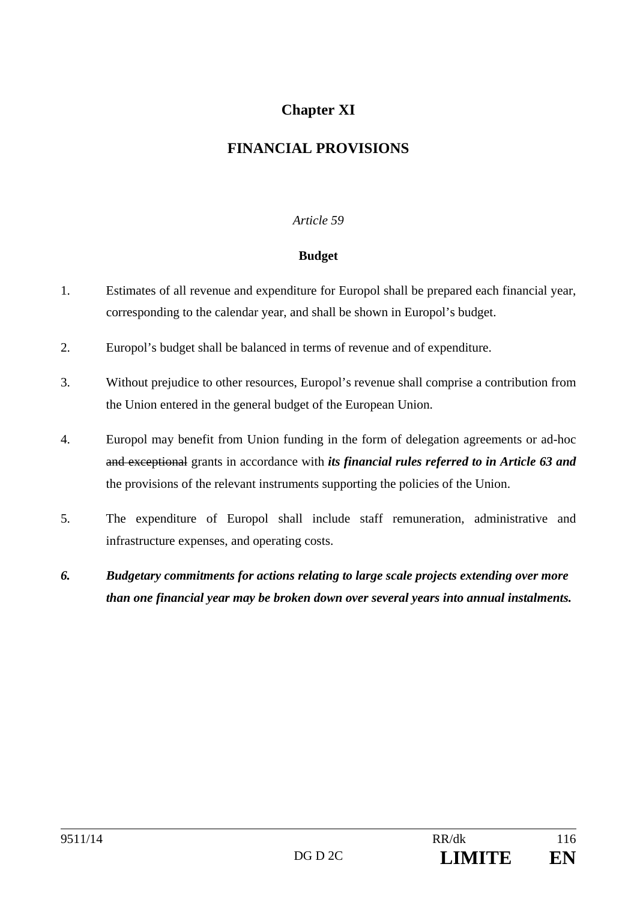## Chapter XI

## FINANCIAL PROVISIONS

*Article 59*

**Budget**

1. Estimates of all revenue and expenditure for Europol shall be prepared each financial year, corresponding to the calendar year, and shall be shown in Europol's budget.

2. Europol's budget shall be balanced in terms of revenue and of expenditure.

3. Without prejudice to other resources, Europol's revenue shall comprise a contribution from the Union entered in the general budget of the European Union.

4. Europol may benefit from Union funding in the form of delegation agreements or ad-hoc ~~and exceptional~~ grants in accordance with ***its financial rules referred to in Article 63 and*** the provisions of the relevant instruments supporting the policies of the Union.

5. The expenditure of Europol shall include staff remuneration, administrative and infrastructure expenses, and operating costs.

***6. Budgetary commitments for actions relating to large scale projects extending over more than one financial year may be broken down over several years into annual instalments.***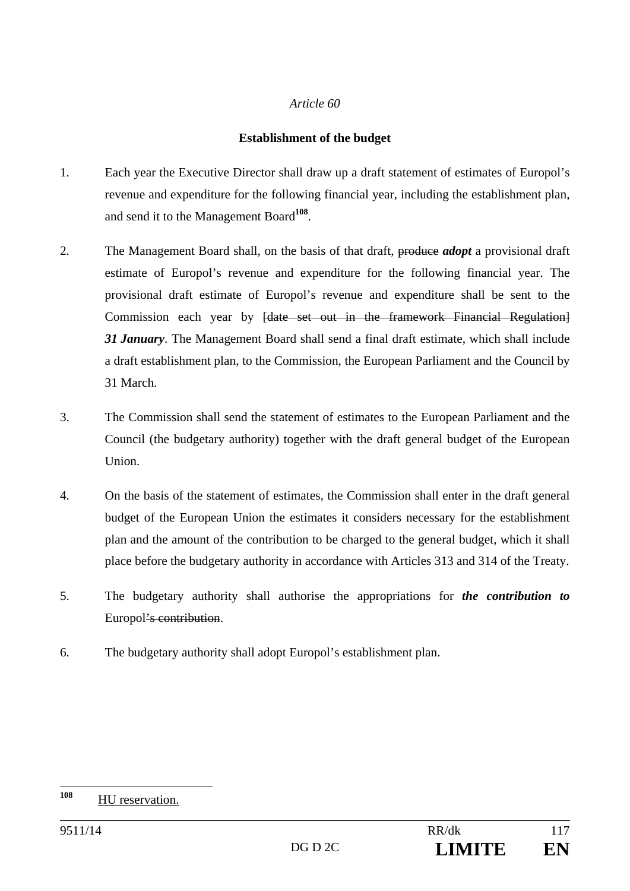*Article 60*

**Establishment of the budget**

1. Each year the Executive Director shall draw up a draft statement of estimates of Europol's revenue and expenditure for the following financial year, including the establishment plan, and send it to the Management Board[108].

2. The Management Board shall, on the basis of that draft, ~~produce~~ ***adopt*** a provisional draft estimate of Europol's revenue and expenditure for the following financial year. The provisional draft estimate of Europol's revenue and expenditure shall be sent to the Commission each year by ~~[date set out in the framework Financial Regulation]~~ ***31 January***. The Management Board shall send a final draft estimate, which shall include a draft establishment plan, to the Commission, the European Parliament and the Council by 31 March.

3. The Commission shall send the statement of estimates to the European Parliament and the Council (the budgetary authority) together with the draft general budget of the European Union.

4. On the basis of the statement of estimates, the Commission shall enter in the draft general budget of the European Union the estimates it considers necessary for the establishment plan and the amount of the contribution to be charged to the general budget, which it shall place before the budgetary authority in accordance with Articles 313 and 314 of the Treaty.

5. The budgetary authority shall authorise the appropriations for ***the contribution to*** Europol~~'s contribution~~.

6. The budgetary authority shall adopt Europol's establishment plan.

---

[108] HU reservation.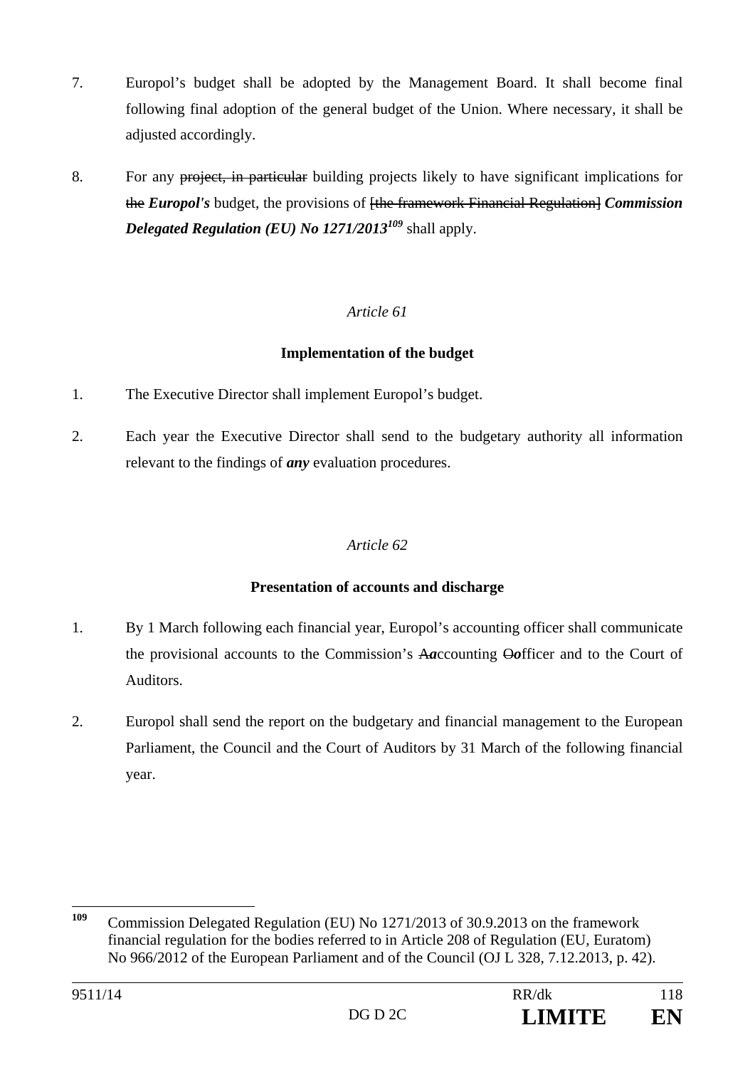7. Europol's budget shall be adopted by the Management Board. It shall become final following final adoption of the general budget of the Union. Where necessary, it shall be adjusted accordingly.

8. For any ~~project, in particular~~ building projects likely to have significant implications for ~~the~~ ***Europol's*** budget, the provisions of ~~[the framework Financial Regulation]~~ ***Commission Delegated Regulation (EU) No 1271/2013***[109] shall apply.

*Article 61*

**Implementation of the budget**

1. The Executive Director shall implement Europol's budget.

2. Each year the Executive Director shall send to the budgetary authority all information relevant to the findings of ***any*** evaluation procedures.

*Article 62*

**Presentation of accounts and discharge**

1. By 1 March following each financial year, Europol's accounting officer shall communicate the provisional accounts to the Commission's ~~A~~***a***ccounting ~~O~~***o***fficer and to the Court of Auditors.

2. Europol shall send the report on the budgetary and financial management to the European Parliament, the Council and the Court of Auditors by 31 March of the following financial year.

---

[109] Commission Delegated Regulation (EU) No 1271/2013 of 30.9.2013 on the framework financial regulation for the bodies referred to in Article 208 of Regulation (EU, Euratom) No 966/2012 of the European Parliament and of the Council (OJ L 328, 7.12.2013, p. 42).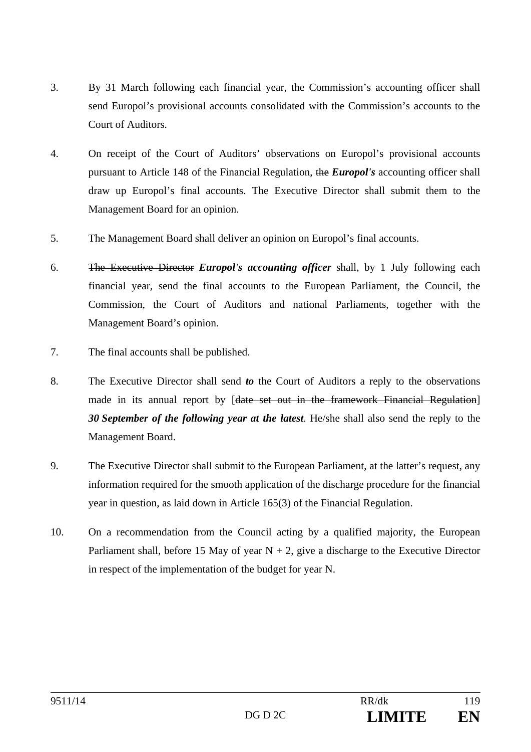3. By 31 March following each financial year, the Commission's accounting officer shall send Europol's provisional accounts consolidated with the Commission's accounts to the Court of Auditors.

4. On receipt of the Court of Auditors' observations on Europol's provisional accounts pursuant to Article 148 of the Financial Regulation, ~~the~~ ***Europol's*** accounting officer shall draw up Europol's final accounts. The Executive Director shall submit them to the Management Board for an opinion.

5. The Management Board shall deliver an opinion on Europol's final accounts.

6. ~~The Executive Director~~ ***Europol's accounting officer*** shall, by 1 July following each financial year, send the final accounts to the European Parliament, the Council, the Commission, the Court of Auditors and national Parliaments, together with the Management Board's opinion.

7. The final accounts shall be published.

8. The Executive Director shall send ***to*** the Court of Auditors a reply to the observations made in its annual report by [~~date set out in the framework Financial Regulation~~] ***30 September of the following year at the latest***. He/she shall also send the reply to the Management Board.

9. The Executive Director shall submit to the European Parliament, at the latter's request, any information required for the smooth application of the discharge procedure for the financial year in question, as laid down in Article 165(3) of the Financial Regulation.

10. On a recommendation from the Council acting by a qualified majority, the European Parliament shall, before 15 May of year N + 2, give a discharge to the Executive Director in respect of the implementation of the budget for year N.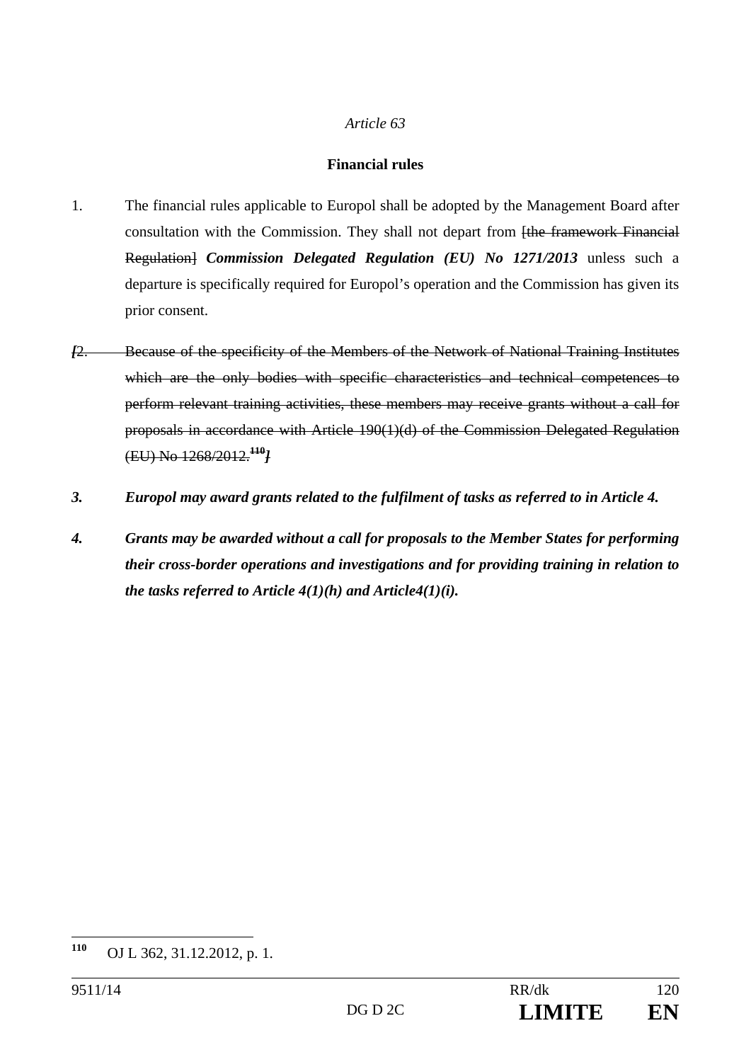*Article 63*

**Financial rules**

1. The financial rules applicable to Europol shall be adopted by the Management Board after consultation with the Commission. They shall not depart from ~~[the framework Financial Regulation]~~ ***Commission Delegated Regulation (EU) No 1271/2013*** unless such a departure is specifically required for Europol's operation and the Commission has given its prior consent.

***[***~~2. Because of the specificity of the Members of the Network of National Training Institutes which are the only bodies with specific characteristics and technical competences to perform relevant training activities, these members may receive grants without a call for proposals in accordance with Article 190(1)(d) of the Commission Delegated Regulation (EU) No 1268/2012.[110]~~***]***

***3. Europol may award grants related to the fulfilment of tasks as referred to in Article 4.***

***4. Grants may be awarded without a call for proposals to the Member States for performing their cross-border operations and investigations and for providing training in relation to the tasks referred to Article 4(1)(h) and Article4(1)(i).***

---

[110] OJ L 362, 31.12.2012, p. 1.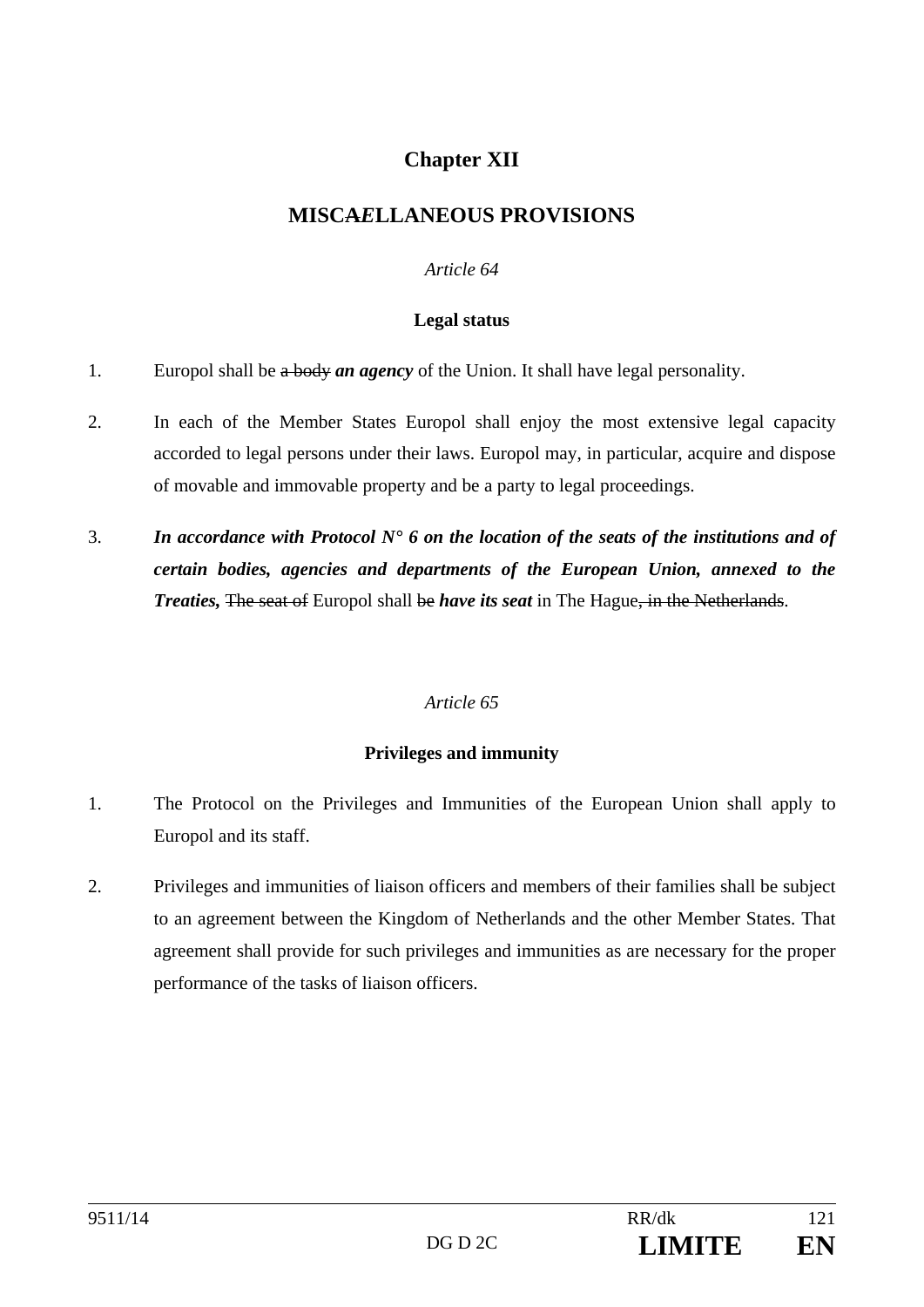## Chapter XII

## MISC~~A~~***E***LLANEOUS PROVISIONS

*Article 64*

**Legal status**

1. Europol shall be ~~a body~~ ***an agency*** of the Union. It shall have legal personality.

2. In each of the Member States Europol shall enjoy the most extensive legal capacity accorded to legal persons under their laws. Europol may, in particular, acquire and dispose of movable and immovable property and be a party to legal proceedings.

3. ***In accordance with Protocol N° 6 on the location of the seats of the institutions and of certain bodies, agencies and departments of the European Union, annexed to the Treaties,*** ~~The seat of~~ Europol shall ~~be~~ ***have its seat*** in The Hague~~, in the Netherlands~~.

*Article 65*

**Privileges and immunity**

1. The Protocol on the Privileges and Immunities of the European Union shall apply to Europol and its staff.

2. Privileges and immunities of liaison officers and members of their families shall be subject to an agreement between the Kingdom of Netherlands and the other Member States. That agreement shall provide for such privileges and immunities as are necessary for the proper performance of the tasks of liaison officers.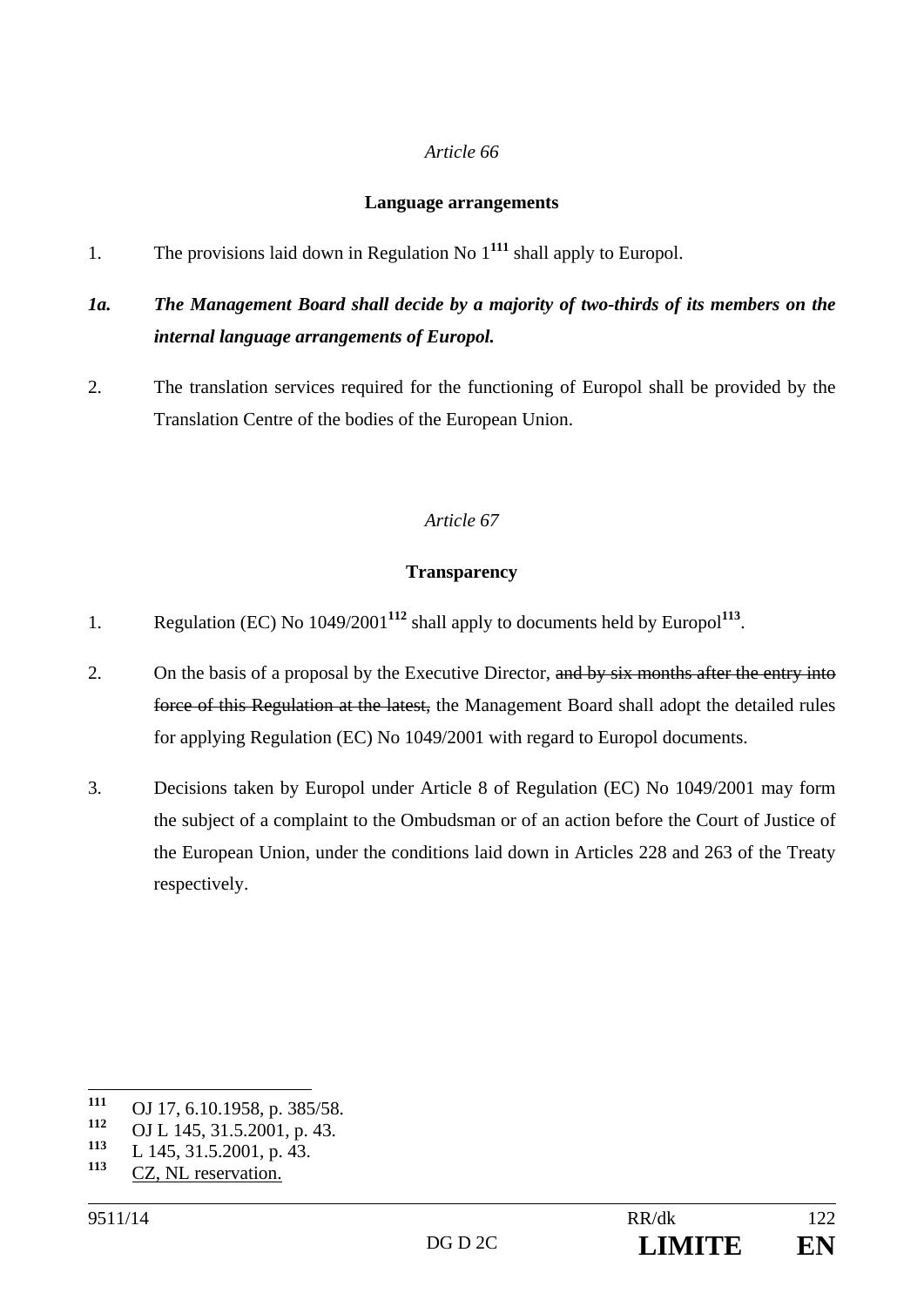*Article 66*

**Language arrangements**

1. The provisions laid down in Regulation No 1[111] shall apply to Europol.

***1a. The Management Board shall decide by a majority of two-thirds of its members on the internal language arrangements of Europol.***

2. The translation services required for the functioning of Europol shall be provided by the Translation Centre of the bodies of the European Union.

*Article 67*

**Transparency**

1. Regulation (EC) No 1049/2001[112] shall apply to documents held by Europol[113].

2. On the basis of a proposal by the Executive Director, ~~and by six months after the entry into force of this Regulation at the latest,~~ the Management Board shall adopt the detailed rules for applying Regulation (EC) No 1049/2001 with regard to Europol documents.

3. Decisions taken by Europol under Article 8 of Regulation (EC) No 1049/2001 may form the subject of a complaint to the Ombudsman or of an action before the Court of Justice of the European Union, under the conditions laid down in Articles 228 and 263 of the Treaty respectively.

---

[111] OJ 17, 6.10.1958, p. 385/58.

[112] OJ L 145, 31.5.2001, p. 43.

[113] L 145, 31.5.2001, p. 43.

[113] <u>CZ, NL reservation.</u>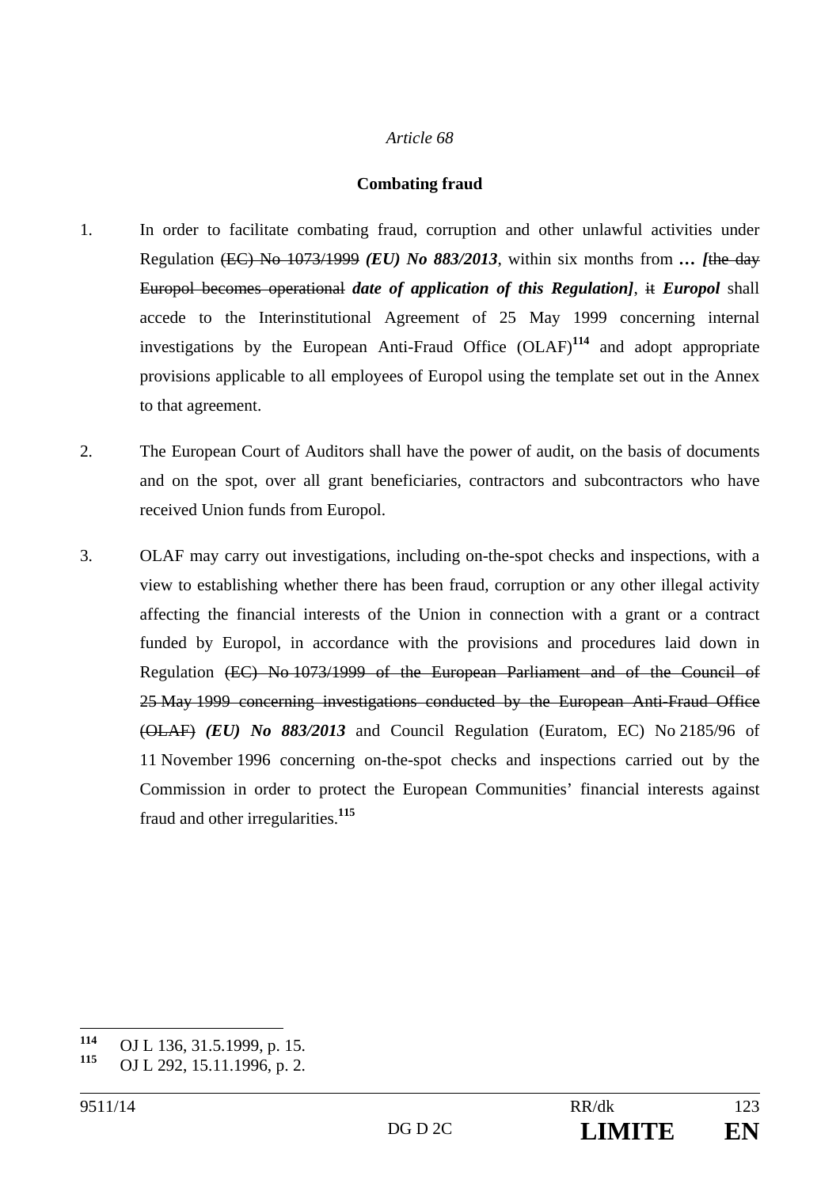*Article 68*

**Combating fraud**

1. In order to facilitate combating fraud, corruption and other unlawful activities under Regulation ~~(EC) No 1073/1999~~ ***(EU) No 883/2013***, within six months from ***… [***~~the day Europol becomes operational~~ ***date of application of this Regulation]***, ~~it~~ ***Europol*** shall accede to the Interinstitutional Agreement of 25 May 1999 concerning internal investigations by the European Anti-Fraud Office (OLAF)[114] and adopt appropriate provisions applicable to all employees of Europol using the template set out in the Annex to that agreement.

2. The European Court of Auditors shall have the power of audit, on the basis of documents and on the spot, over all grant beneficiaries, contractors and subcontractors who have received Union funds from Europol.

3. OLAF may carry out investigations, including on-the-spot checks and inspections, with a view to establishing whether there has been fraud, corruption or any other illegal activity affecting the financial interests of the Union in connection with a grant or a contract funded by Europol, in accordance with the provisions and procedures laid down in Regulation ~~(EC) No 1073/1999 of the European Parliament and of the Council of 25 May 1999 concerning investigations conducted by the European Anti-Fraud Office (OLAF)~~ ***(EU) No 883/2013*** and Council Regulation (Euratom, EC) No 2185/96 of 11 November 1996 concerning on-the-spot checks and inspections carried out by the Commission in order to protect the European Communities' financial interests against fraud and other irregularities.[115]

---

[114] OJ L 136, 31.5.1999, p. 15.
[115] OJ L 292, 15.11.1996, p. 2.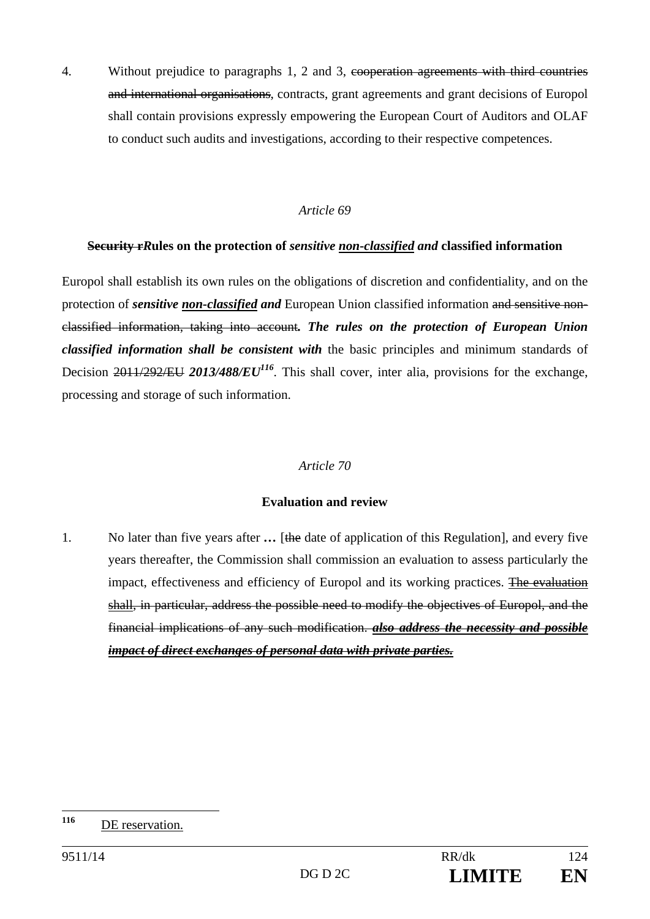4. Without prejudice to paragraphs 1, 2 and 3, ~~cooperation agreements with third countries and international organisations~~, contracts, grant agreements and grant decisions of Europol shall contain provisions expressly empowering the European Court of Auditors and OLAF to conduct such audits and investigations, according to their respective competences.

*Article 69*

**~~Security r~~*R*ules on the protection of *sensitive* <u>*non-classified*</u> *and* classified information**

Europol shall establish its own rules on the obligations of discretion and confidentiality, and on the protection of ***sensitive*** <u>***non-classified***</u> ***and*** European Union classified information ~~and sensitive non-classified information, taking into account~~***. The rules on the protection of European Union classified information shall be consistent with*** the basic principles and minimum standards of Decision ~~2011/292/EU~~ ***2013/488/EU***[116]. This shall cover, inter alia, provisions for the exchange, processing and storage of such information.

*Article 70*

**Evaluation and review**

1. No later than five years after **…** [~~the~~ date of application of this Regulation], and every five years thereafter, the Commission shall commission an evaluation to assess particularly the impact, effectiveness and efficiency of Europol and its working practices. <u>~~The evaluation shall~~</u>~~, in particular, address the possible need to modify the objectives of Europol, and the financial implications of any such modification.~~ <u>***~~also address the necessity and possible impact of direct exchanges of personal data with private parties.~~***</u>

[116] <u>DE reservation.</u>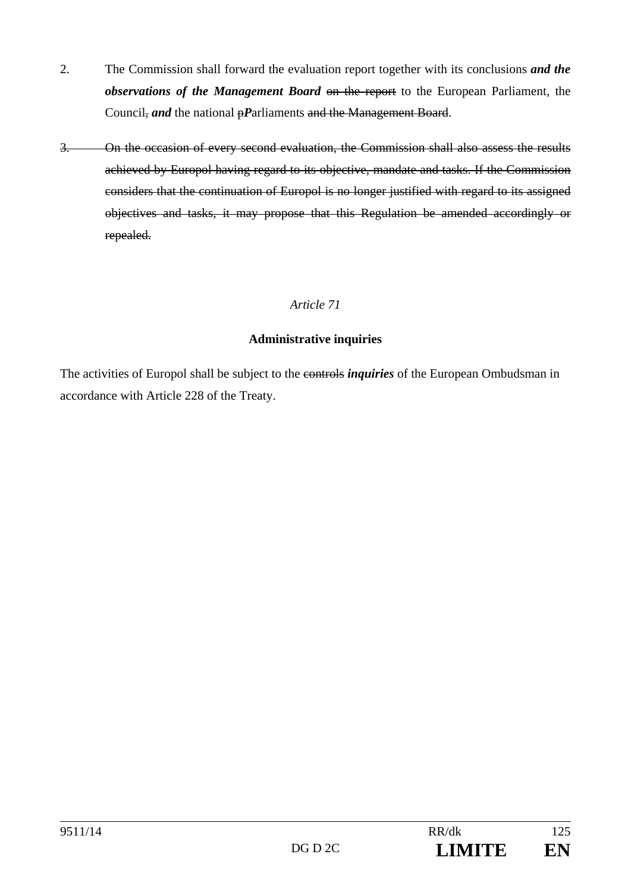2. The Commission shall forward the evaluation report together with its conclusions ***and the observations of the Management Board*** ~~on the report~~ to the European Parliament, the Council~~,~~ ***and*** the national ~~p~~***P***arliaments ~~and the Management Board~~.

~~3. On the occasion of every second evaluation, the Commission shall also assess the results achieved by Europol having regard to its objective, mandate and tasks. If the Commission considers that the continuation of Europol is no longer justified with regard to its assigned objectives and tasks, it may propose that this Regulation be amended accordingly or repealed.~~

*Article 71*

**Administrative inquiries**

The activities of Europol shall be subject to the ~~controls~~ ***inquiries*** of the European Ombudsman in accordance with Article 228 of the Treaty.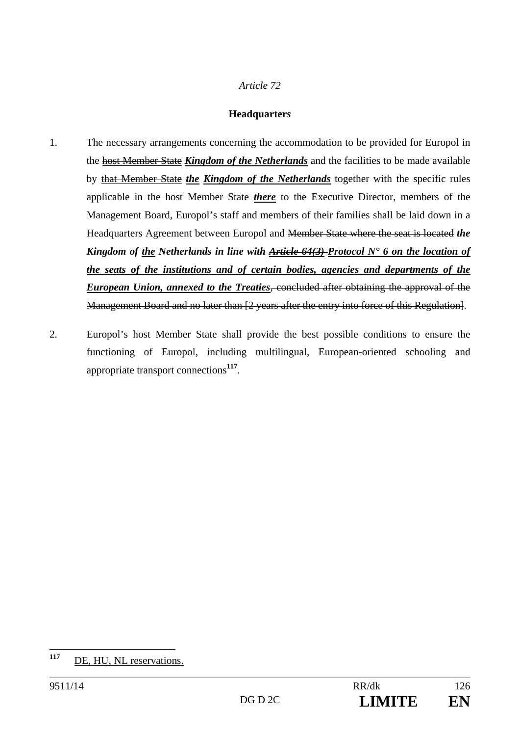*Article 72*

**Headquarter*s***

1. The necessary arrangements concerning the accommodation to be provided for Europol in the ~~host Member State~~ ***Kingdom of the Netherlands*** and the facilities to be made available by ~~that Member State~~ ***the Kingdom of the Netherlands*** together with the specific rules applicable ~~in the host Member State~~ ***there*** to the Executive Director, members of the Management Board, Europol's staff and members of their families shall be laid down in a Headquarters Agreement between Europol and ~~Member State where the seat is located~~ ***the Kingdom of the Netherlands in line with ~~Article 64(3)~~ Protocol N° 6 on the location of the seats of the institutions and of certain bodies, agencies and departments of the European Union, annexed to the Treaties***~~, concluded after obtaining the approval of the Management Board and no later than [2 years after the entry into force of this Regulation]~~.

2. Europol's host Member State shall provide the best possible conditions to ensure the functioning of Europol, including multilingual, European-oriented schooling and appropriate transport connections[117].

---

[117] DE, HU, NL reservations.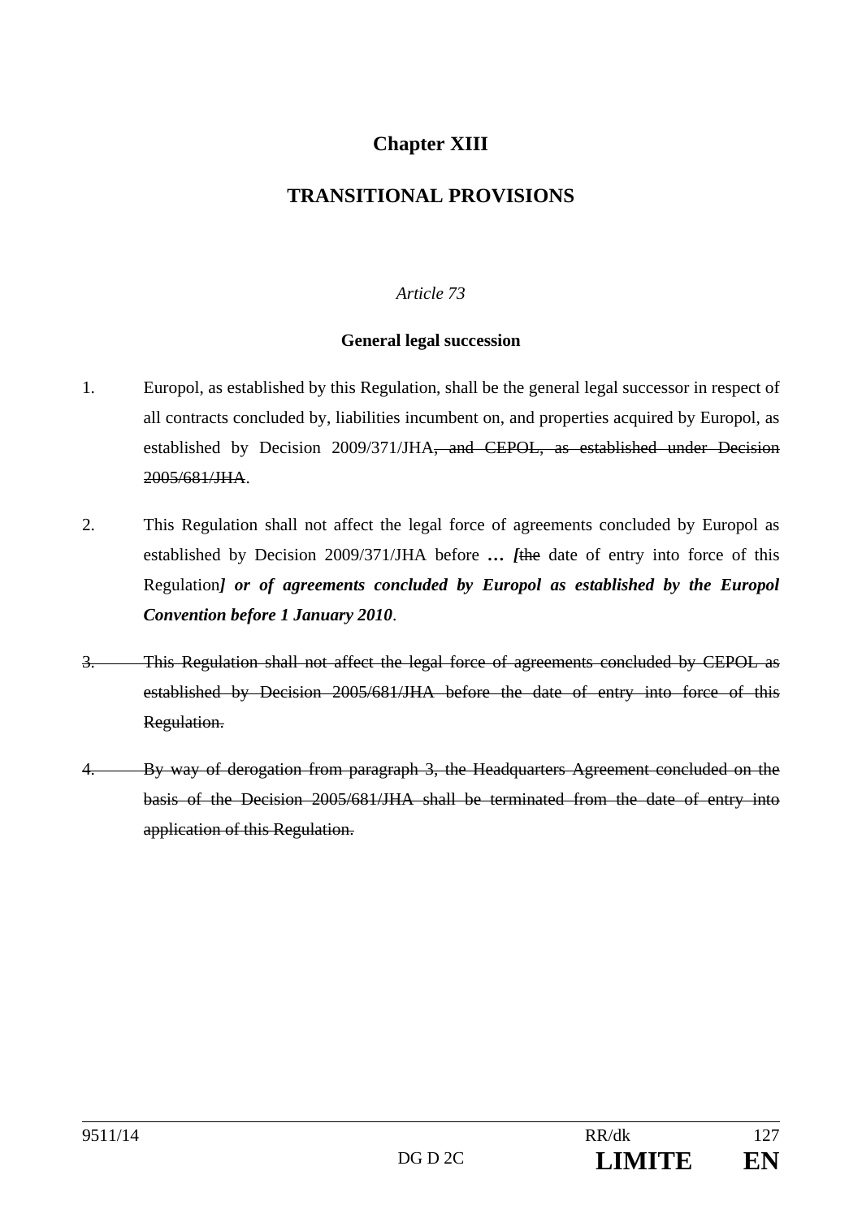# Chapter XIII

## TRANSITIONAL PROVISIONS

*Article 73*

**General legal succession**

1. Europol, as established by this Regulation, shall be the general legal successor in respect of all contracts concluded by, liabilities incumbent on, and properties acquired by Europol, as established by Decision 2009/371/JHA~~, and CEPOL, as established under Decision 2005/681/JHA~~.

2. This Regulation shall not affect the legal force of agreements concluded by Europol as established by Decision 2009/371/JHA before ***… [***~~the~~ date of entry into force of this Regulation***] or of agreements concluded by Europol as established by the Europol Convention before 1 January 2010***.

~~3. This Regulation shall not affect the legal force of agreements concluded by CEPOL as established by Decision 2005/681/JHA before the date of entry into force of this Regulation.~~

~~4. By way of derogation from paragraph 3, the Headquarters Agreement concluded on the basis of the Decision 2005/681/JHA shall be terminated from the date of entry into application of this Regulation.~~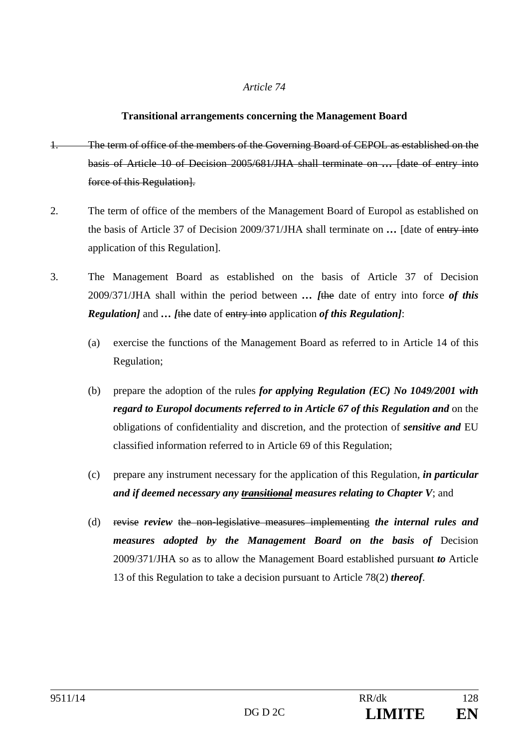*Article 74*

**Transitional arrangements concerning the Management Board**

1. ~~The term of office of the members of the Governing Board of CEPOL as established on the basis of Article 10 of Decision 2005/681/JHA shall terminate on **…** [date of entry into force of this Regulation].~~

2. The term of office of the members of the Management Board of Europol as established on the basis of Article 37 of Decision 2009/371/JHA shall terminate on **…** [date of ~~entry into~~ application of this Regulation].

3. The Management Board as established on the basis of Article 37 of Decision 2009/371/JHA shall within the period between **…** ***[***~~the~~ date of entry into force ***of this Regulation]*** and **…** ***[***~~the~~ date of ~~entry into~~ application ***of this Regulation]***:

   (a) exercise the functions of the Management Board as referred to in Article 14 of this Regulation;

   (b) prepare the adoption of the rules ***for applying Regulation (EC) No 1049/2001 with regard to Europol documents referred to in Article 67 of this Regulation and*** on the obligations of confidentiality and discretion, and the protection of ***sensitive and*** EU classified information referred to in Article 69 of this Regulation;

   (c) prepare any instrument necessary for the application of this Regulation, ***in particular and if deemed necessary any ~~transitional~~ measures relating to Chapter V***; and

   (d) ~~revise~~ ***review*** ~~the non-legislative measures implementing~~ ***the internal rules and measures adopted by the Management Board on the basis of*** Decision 2009/371/JHA so as to allow the Management Board established pursuant ***to*** Article 13 of this Regulation to take a decision pursuant to Article 78(2) ***thereof***.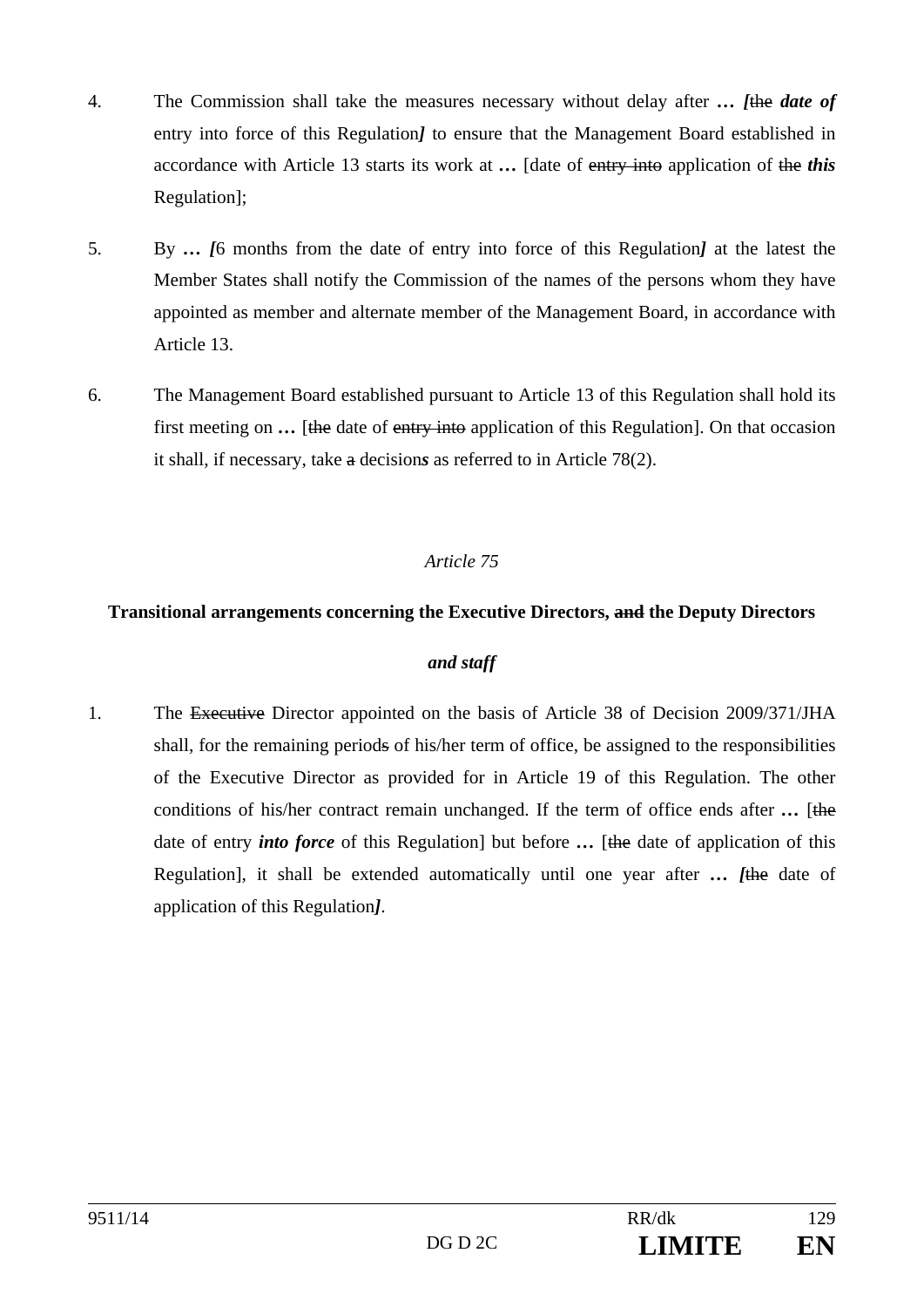4. The Commission shall take the measures necessary without delay after **…** ***[***~~the~~ ***date of*** entry into force of this Regulation***]*** to ensure that the Management Board established in accordance with Article 13 starts its work at **…** [date of ~~entry into~~ application of ~~the~~ ***this*** Regulation];

5. By **…** ***[***6 months from the date of entry into force of this Regulation***]*** at the latest the Member States shall notify the Commission of the names of the persons whom they have appointed as member and alternate member of the Management Board, in accordance with Article 13.

6. The Management Board established pursuant to Article 13 of this Regulation shall hold its first meeting on **…** [~~the~~ date of ~~entry into~~ application of this Regulation]. On that occasion it shall, if necessary, take ~~a~~ decision***s*** as referred to in Article 78(2).

*Article 75*

**Transitional arrangements concerning the Executive Directors, ~~and~~ the Deputy Directors**

***and staff***

1. The ~~Executive~~ Director appointed on the basis of Article 38 of Decision 2009/371/JHA shall, for the remaining period~~s~~ of his/her term of office, be assigned to the responsibilities of the Executive Director as provided for in Article 19 of this Regulation. The other conditions of his/her contract remain unchanged. If the term of office ends after **…** [~~the~~ date of entry ***into force*** of this Regulation] but before **…** [~~the~~ date of application of this Regulation], it shall be extended automatically until one year after **…** ***[***~~the~~ date of application of this Regulation***]***.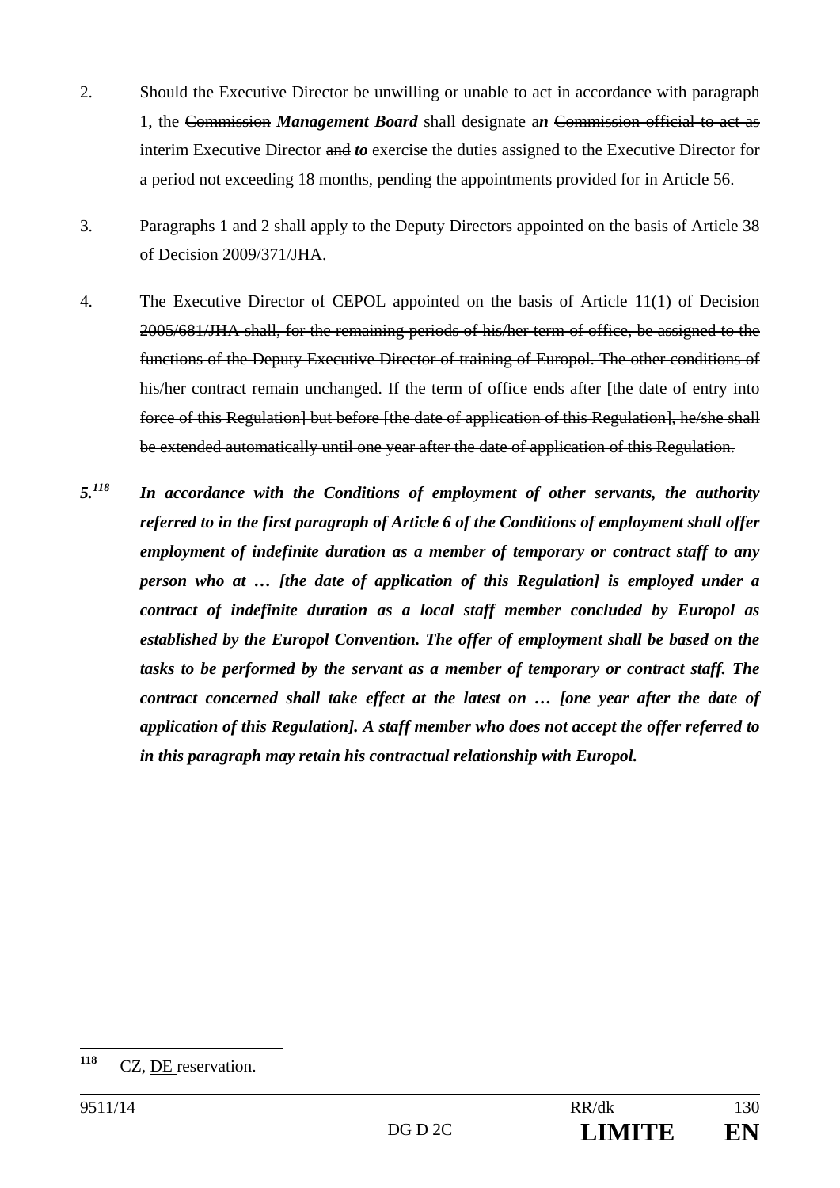2. Should the Executive Director be unwilling or unable to act in accordance with paragraph 1, the ~~Commission~~ ***Management Board*** shall designate a***n*** ~~Commission official to act as~~ interim Executive Director ~~and~~ ***to*** exercise the duties assigned to the Executive Director for a period not exceeding 18 months, pending the appointments provided for in Article 56.

3. Paragraphs 1 and 2 shall apply to the Deputy Directors appointed on the basis of Article 38 of Decision 2009/371/JHA.

~~4. The Executive Director of CEPOL appointed on the basis of Article 11(1) of Decision 2005/681/JHA shall, for the remaining periods of his/her term of office, be assigned to the functions of the Deputy Executive Director of training of Europol. The other conditions of his/her contract remain unchanged. If the term of office ends after [the date of entry into force of this Regulation] but before [the date of application of this Regulation], he/she shall be extended automatically until one year after the date of application of this Regulation.~~

***5.***[118] ***In accordance with the Conditions of employment of other servants, the authority referred to in the first paragraph of Article 6 of the Conditions of employment shall offer employment of indefinite duration as a member of temporary or contract staff to any person who at … [the date of application of this Regulation] is employed under a contract of indefinite duration as a local staff member concluded by Europol as established by the Europol Convention. The offer of employment shall be based on the tasks to be performed by the servant as a member of temporary or contract staff. The contract concerned shall take effect at the latest on … [one year after the date of application of this Regulation]. A staff member who does not accept the offer referred to in this paragraph may retain his contractual relationship with Europol.***

---

[118] CZ, DE reservation.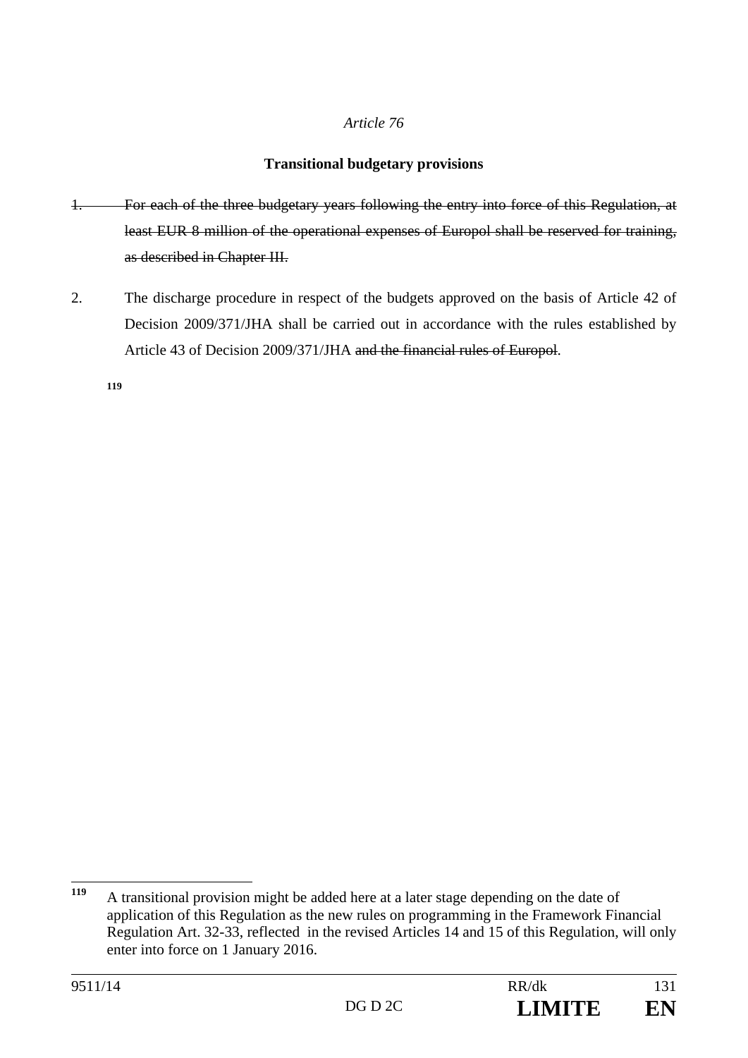*Article 76*

**Transitional budgetary provisions**

1. ~~For each of the three budgetary years following the entry into force of this Regulation, at least EUR 8 million of the operational expenses of Europol shall be reserved for training, as described in Chapter III.~~

2. The discharge procedure in respect of the budgets approved on the basis of Article 42 of Decision 2009/371/JHA shall be carried out in accordance with the rules established by Article 43 of Decision 2009/371/JHA ~~and the financial rules of Europol~~.

**119**

---

[119] A transitional provision might be added here at a later stage depending on the date of application of this Regulation as the new rules on programming in the Framework Financial Regulation Art. 32-33, reflected in the revised Articles 14 and 15 of this Regulation, will only enter into force on 1 January 2016.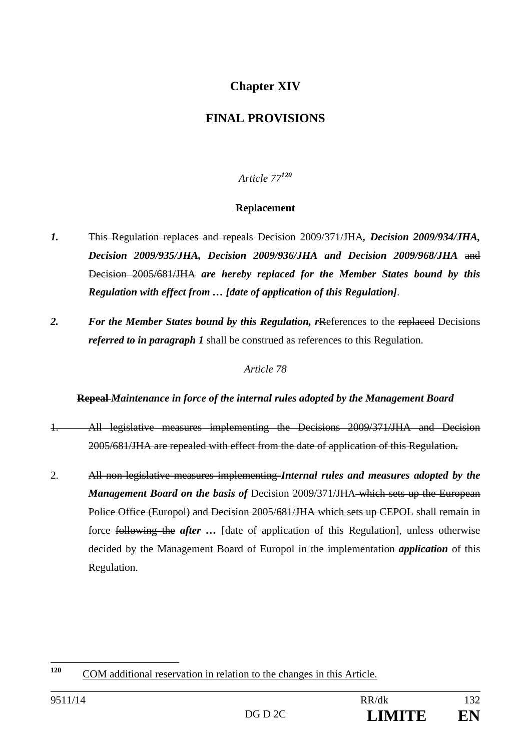# Chapter XIV

## FINAL PROVISIONS

*Article 77*[120]

**Replacement**

***1.*** ~~This Regulation replaces and repeals~~ Decision 2009/371/JHA***, Decision 2009/934/JHA, Decision 2009/935/JHA, Decision 2009/936/JHA and Decision 2009/968/JHA*** ~~and Decision 2005/681/JHA~~ ***are hereby replaced for the Member States bound by this Regulation with effect from … [date of application of this Regulation]***.

***2.*** ***For the Member States bound by this Regulation, r***~~R~~eferences to the ~~replaced~~ Decisions ***referred to in paragraph 1*** shall be construed as references to this Regulation.

*Article 78*

**~~Repeal~~ *Maintenance in force of the internal rules adopted by the Management Board***

~~1. All legislative measures implementing the Decisions 2009/371/JHA and Decision 2005/681/JHA are repealed with effect from the date of application of this Regulation.~~

2. ~~All non-legislative measures implementing~~ ***Internal rules and measures adopted by the Management Board on the basis of*** Decision 2009/371/JHA ~~which sets up the European Police Office (Europol)~~ ~~and Decision 2005/681/JHA which sets up CEPOL~~ shall remain in force ~~following the~~ ***after …*** [date of application of this Regulation], unless otherwise decided by the Management Board of Europol in the ~~implementation~~ ***application*** of this Regulation.

---

[120] COM additional reservation in relation to the changes in this Article.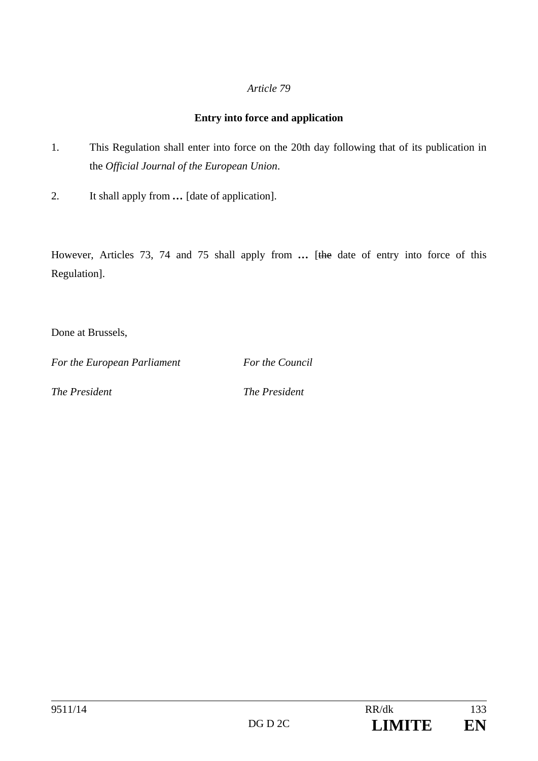*Article 79*

**Entry into force and application**

1. This Regulation shall enter into force on the 20th day following that of its publication in the *Official Journal of the European Union*.

2. It shall apply from **…** [date of application].

However, Articles 73, 74 and 75 shall apply from **…** [~~the~~ date of entry into force of this Regulation].

Done at Brussels,

*For the European Parliament* *For the Council*

*The President* *The President*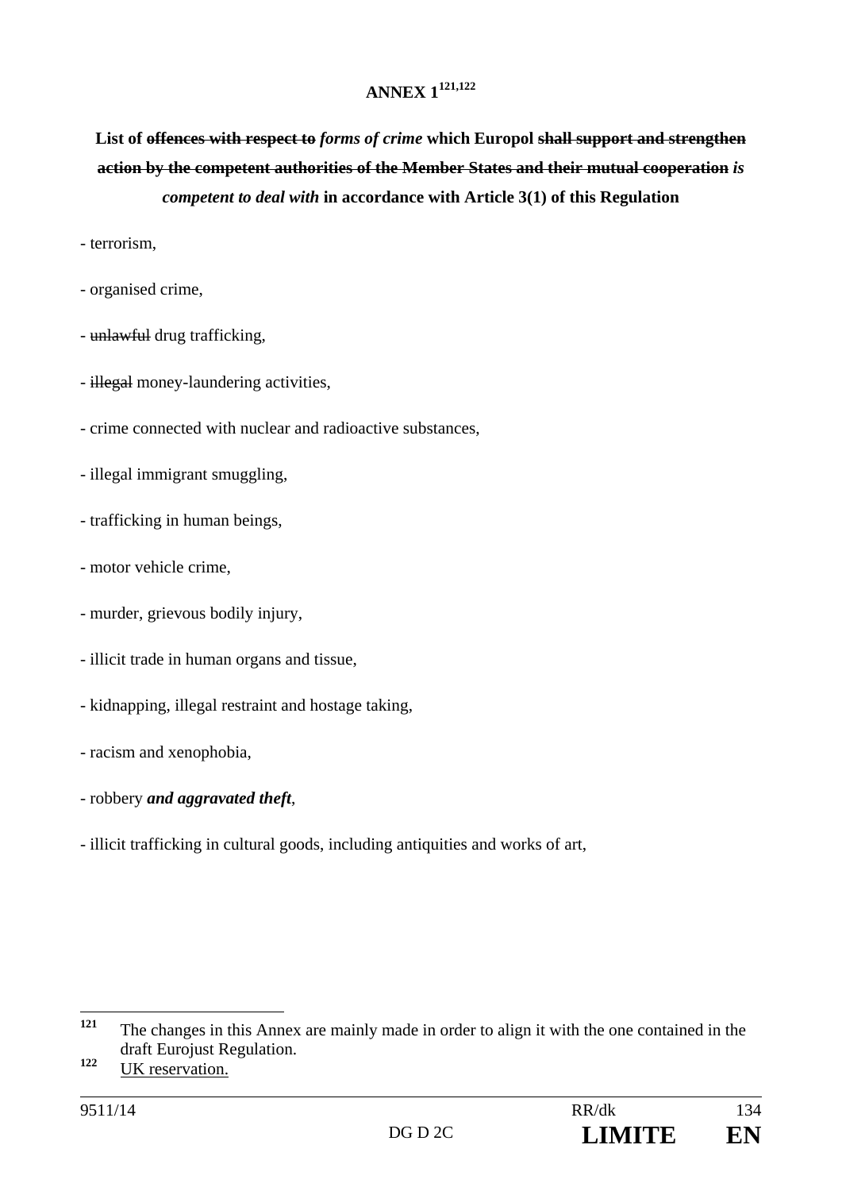# ANNEX 1[121,122]

**List of ~~offences with respect to~~ *forms of crime* which Europol ~~shall support and strengthen action by the competent authorities of the Member States and their mutual cooperation~~ *is competent to deal with* in accordance with Article 3(1) of this Regulation**

- terrorism,

- organised crime,

- ~~unlawful~~ drug trafficking,

- ~~illegal~~ money-laundering activities,

- crime connected with nuclear and radioactive substances,

- illegal immigrant smuggling,

- trafficking in human beings,

- motor vehicle crime,

- murder, grievous bodily injury,

- illicit trade in human organs and tissue,

- kidnapping, illegal restraint and hostage taking,

- racism and xenophobia,

- robbery ***and aggravated theft***,

- illicit trafficking in cultural goods, including antiquities and works of art,

---

[121] The changes in this Annex are mainly made in order to align it with the one contained in the draft Eurojust Regulation.

[122] UK reservation.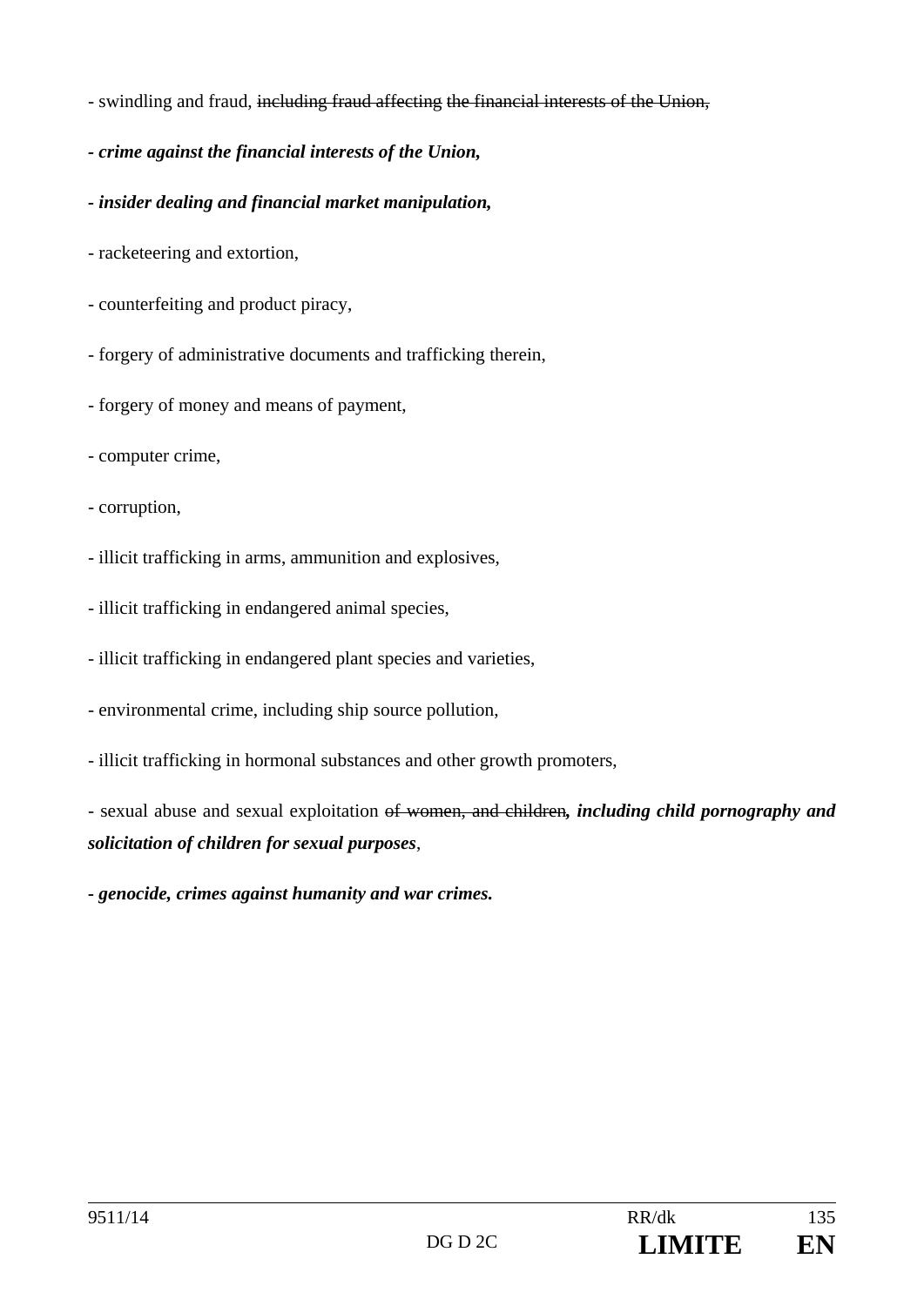- swindling and fraud, ~~including fraud affecting the financial interests of the Union,~~

***- crime against the financial interests of the Union,***

***- insider dealing and financial market manipulation,***

- racketeering and extortion,

- counterfeiting and product piracy,

- forgery of administrative documents and trafficking therein,

- forgery of money and means of payment,

- computer crime,

- corruption,

- illicit trafficking in arms, ammunition and explosives,

- illicit trafficking in endangered animal species,

- illicit trafficking in endangered plant species and varieties,

- environmental crime, including ship source pollution,

- illicit trafficking in hormonal substances and other growth promoters,

- sexual abuse and sexual exploitation ~~of women, and children~~***, including child pornography and solicitation of children for sexual purposes***,

***- genocide, crimes against humanity and war crimes.***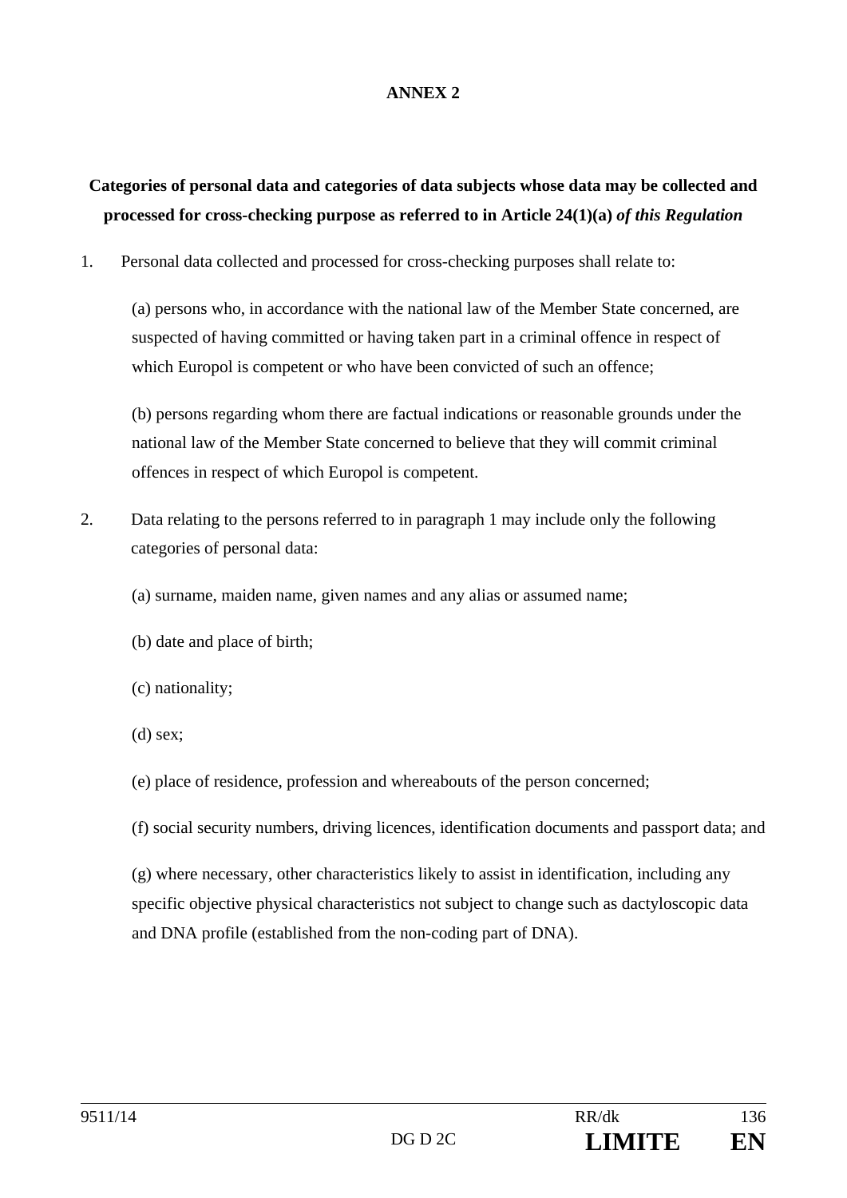# ANNEX 2

## Categories of personal data and categories of data subjects whose data may be collected and processed for cross-checking purpose as referred to in Article 24(1)(a) *of this Regulation*

1. Personal data collected and processed for cross-checking purposes shall relate to:

   (a) persons who, in accordance with the national law of the Member State concerned, are suspected of having committed or having taken part in a criminal offence in respect of which Europol is competent or who have been convicted of such an offence;

   (b) persons regarding whom there are factual indications or reasonable grounds under the national law of the Member State concerned to believe that they will commit criminal offences in respect of which Europol is competent.

2. Data relating to the persons referred to in paragraph 1 may include only the following categories of personal data:

   (a) surname, maiden name, given names and any alias or assumed name;

   (b) date and place of birth;

   (c) nationality;

   (d) sex;

   (e) place of residence, profession and whereabouts of the person concerned;

   (f) social security numbers, driving licences, identification documents and passport data; and

   (g) where necessary, other characteristics likely to assist in identification, including any specific objective physical characteristics not subject to change such as dactyloscopic data and DNA profile (established from the non-coding part of DNA).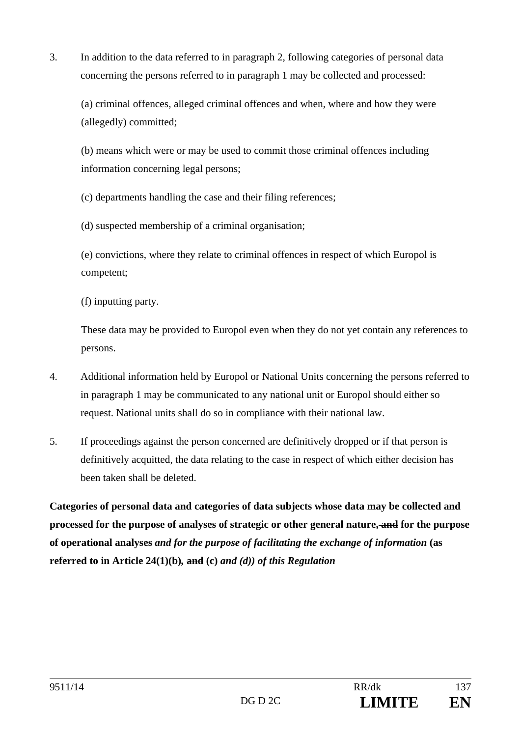3. In addition to the data referred to in paragraph 2, following categories of personal data concerning the persons referred to in paragraph 1 may be collected and processed:

   (a) criminal offences, alleged criminal offences and when, where and how they were (allegedly) committed;

   (b) means which were or may be used to commit those criminal offences including information concerning legal persons;

   (c) departments handling the case and their filing references;

   (d) suspected membership of a criminal organisation;

   (e) convictions, where they relate to criminal offences in respect of which Europol is competent;

   (f) inputting party.

   These data may be provided to Europol even when they do not yet contain any references to persons.

4. Additional information held by Europol or National Units concerning the persons referred to in paragraph 1 may be communicated to any national unit or Europol should either so request. National units shall do so in compliance with their national law.

5. If proceedings against the person concerned are definitively dropped or if that person is definitively acquitted, the data relating to the case in respect of which either decision has been taken shall be deleted.

**Categories of personal data and categories of data subjects whose data may be collected and processed for the purpose of analyses of strategic or other general nature, ~~and~~ for the purpose of operational analyses *and for the purpose of facilitating the exchange of information* (as referred to in Article 24(1)(b), ~~and~~ (c) *and (d)) of this Regulation***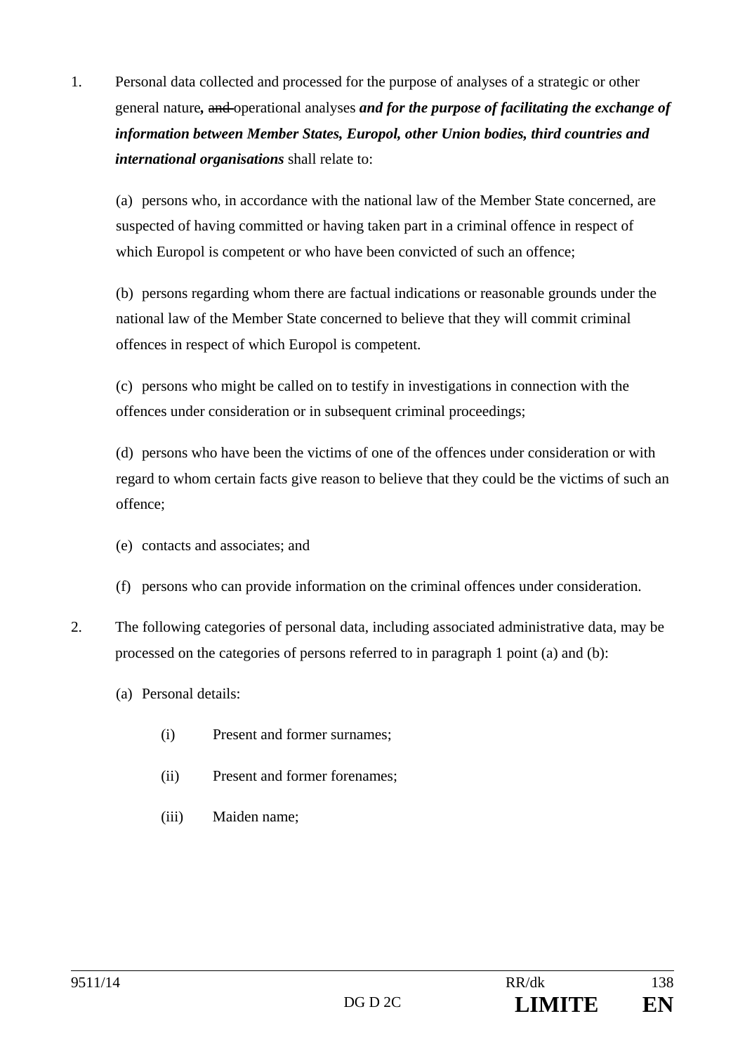1. Personal data collected and processed for the purpose of analyses of a strategic or other general nature**,** ~~and~~ operational analyses ***and for the purpose of facilitating the exchange of information between Member States, Europol, other Union bodies, third countries and international organisations*** shall relate to:

   (a) persons who, in accordance with the national law of the Member State concerned, are suspected of having committed or having taken part in a criminal offence in respect of which Europol is competent or who have been convicted of such an offence;

   (b) persons regarding whom there are factual indications or reasonable grounds under the national law of the Member State concerned to believe that they will commit criminal offences in respect of which Europol is competent.

   (c) persons who might be called on to testify in investigations in connection with the offences under consideration or in subsequent criminal proceedings;

   (d) persons who have been the victims of one of the offences under consideration or with regard to whom certain facts give reason to believe that they could be the victims of such an offence;

   (e) contacts and associates; and

   (f) persons who can provide information on the criminal offences under consideration.

2. The following categories of personal data, including associated administrative data, may be processed on the categories of persons referred to in paragraph 1 point (a) and (b):

   (a) Personal details:

      (i) Present and former surnames;

      (ii) Present and former forenames;

      (iii) Maiden name;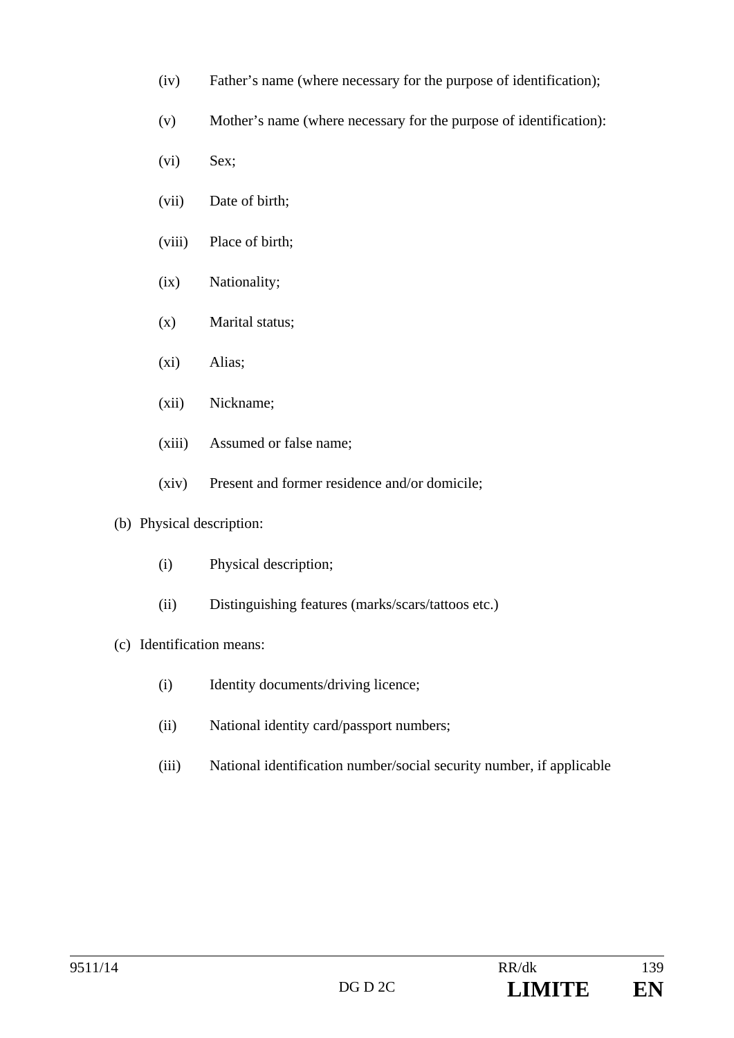(iv) Father's name (where necessary for the purpose of identification);

(v) Mother's name (where necessary for the purpose of identification):

(vi) Sex;

(vii) Date of birth;

(viii) Place of birth;

(ix) Nationality;

(x) Marital status;

(xi) Alias;

(xii) Nickname;

(xiii) Assumed or false name;

(xiv) Present and former residence and/or domicile;

(b) Physical description:

(i) Physical description;

(ii) Distinguishing features (marks/scars/tattoos etc.)

(c) Identification means:

(i) Identity documents/driving licence;

(ii) National identity card/passport numbers;

(iii) National identification number/social security number, if applicable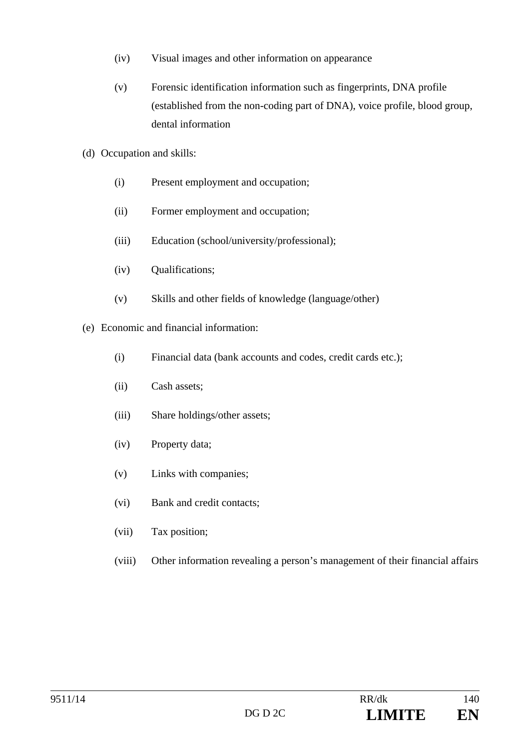(iv) Visual images and other information on appearance

(v) Forensic identification information such as fingerprints, DNA profile (established from the non-coding part of DNA), voice profile, blood group, dental information

(d) Occupation and skills:

(i) Present employment and occupation;

(ii) Former employment and occupation;

(iii) Education (school/university/professional);

(iv) Qualifications;

(v) Skills and other fields of knowledge (language/other)

(e) Economic and financial information:

(i) Financial data (bank accounts and codes, credit cards etc.);

(ii) Cash assets;

(iii) Share holdings/other assets;

(iv) Property data;

(v) Links with companies;

(vi) Bank and credit contacts;

(vii) Tax position;

(viii) Other information revealing a person's management of their financial affairs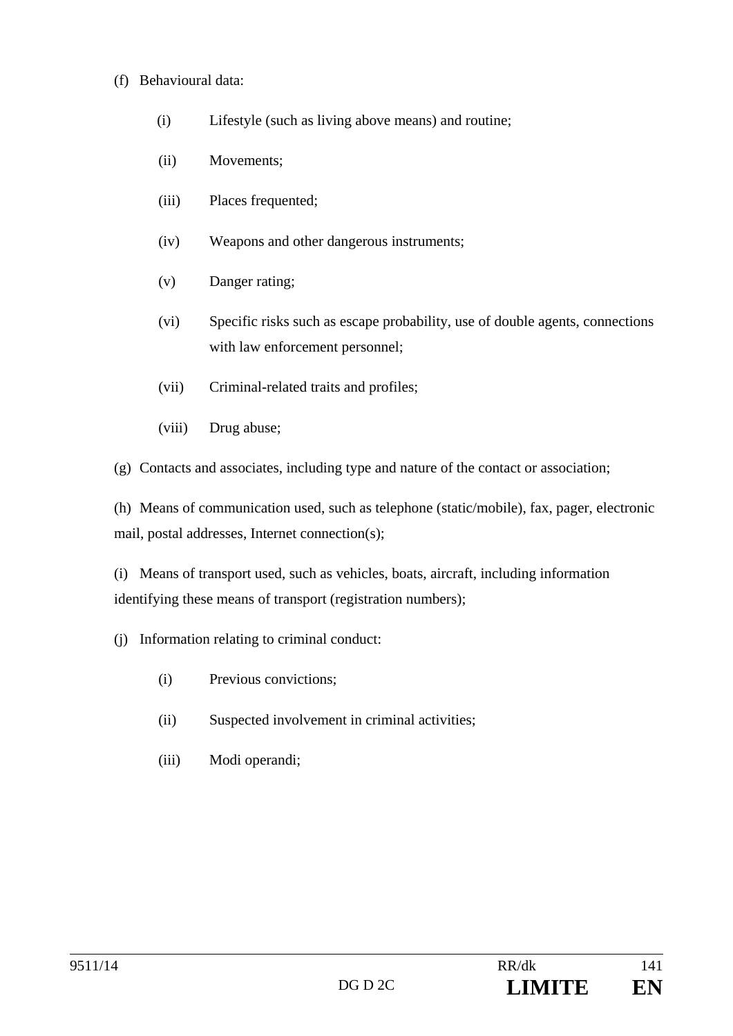(f) Behavioural data:

- (i) Lifestyle (such as living above means) and routine;
- (ii) Movements;
- (iii) Places frequented;
- (iv) Weapons and other dangerous instruments;
- (v) Danger rating;
- (vi) Specific risks such as escape probability, use of double agents, connections with law enforcement personnel;
- (vii) Criminal-related traits and profiles;
- (viii) Drug abuse;

(g) Contacts and associates, including type and nature of the contact or association;

(h) Means of communication used, such as telephone (static/mobile), fax, pager, electronic mail, postal addresses, Internet connection(s);

(i) Means of transport used, such as vehicles, boats, aircraft, including information identifying these means of transport (registration numbers);

(j) Information relating to criminal conduct:

- (i) Previous convictions;
- (ii) Suspected involvement in criminal activities;
- (iii) Modi operandi;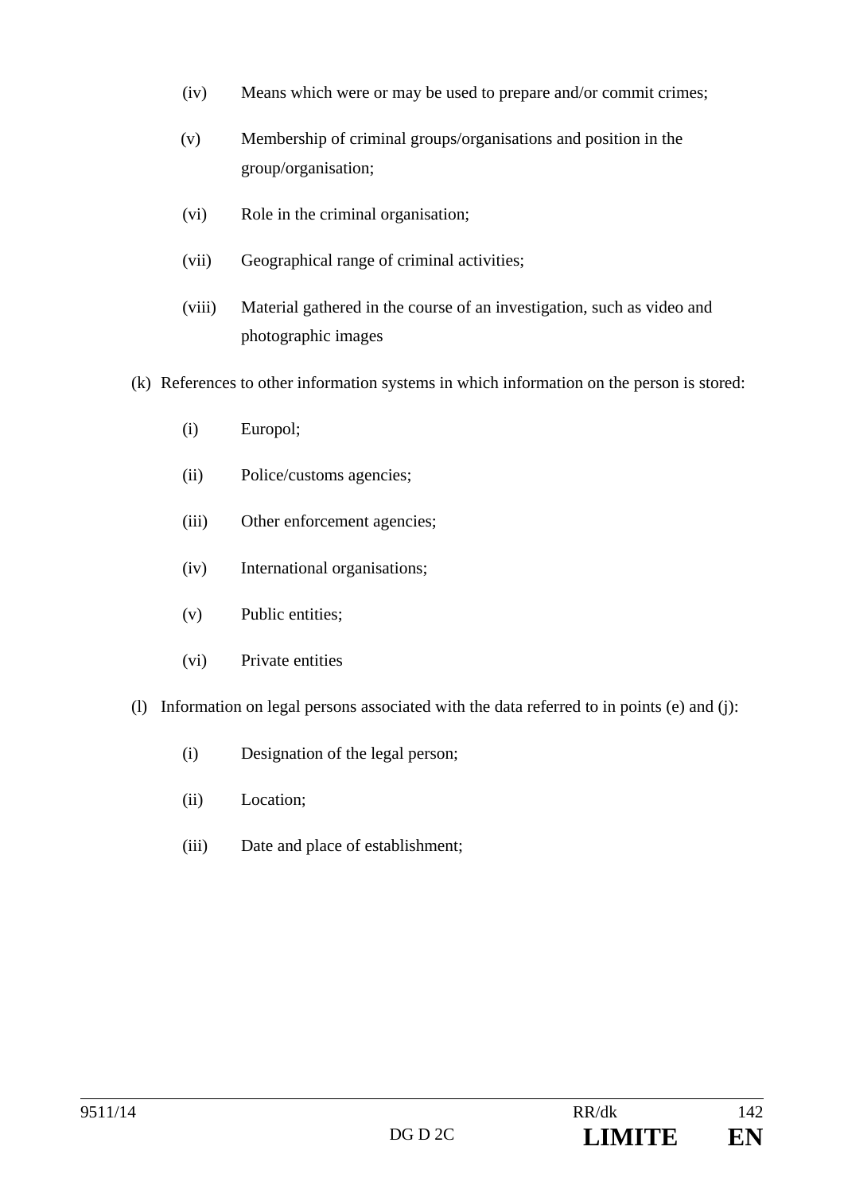(iv) Means which were or may be used to prepare and/or commit crimes;

(v) Membership of criminal groups/organisations and position in the group/organisation;

(vi) Role in the criminal organisation;

(vii) Geographical range of criminal activities;

(viii) Material gathered in the course of an investigation, such as video and photographic images

(k) References to other information systems in which information on the person is stored:

(i) Europol;

(ii) Police/customs agencies;

(iii) Other enforcement agencies;

(iv) International organisations;

(v) Public entities;

(vi) Private entities

(l) Information on legal persons associated with the data referred to in points (e) and (j):

(i) Designation of the legal person;

(ii) Location;

(iii) Date and place of establishment;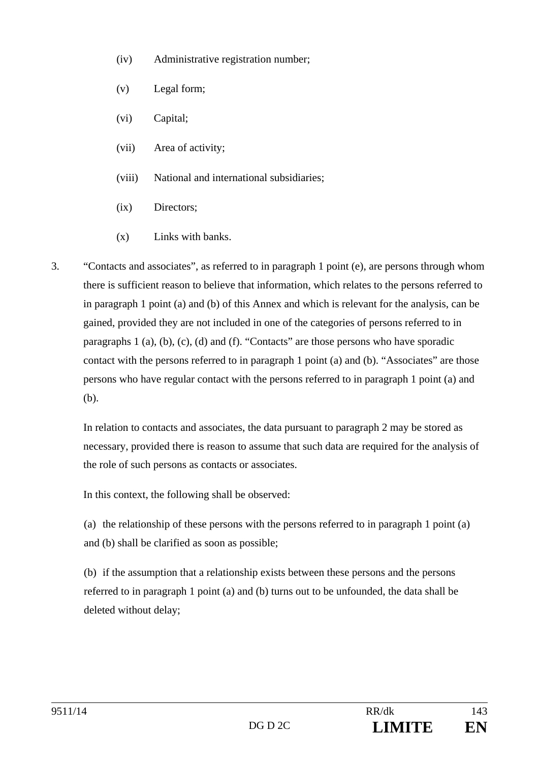(iv) Administrative registration number;

(v) Legal form;

(vi) Capital;

(vii) Area of activity;

(viii) National and international subsidiaries;

(ix) Directors;

(x) Links with banks.

3. “Contacts and associates”, as referred to in paragraph 1 point (e), are persons through whom there is sufficient reason to believe that information, which relates to the persons referred to in paragraph 1 point (a) and (b) of this Annex and which is relevant for the analysis, can be gained, provided they are not included in one of the categories of persons referred to in paragraphs 1 (a), (b), (c), (d) and (f). “Contacts” are those persons who have sporadic contact with the persons referred to in paragraph 1 point (a) and (b). “Associates” are those persons who have regular contact with the persons referred to in paragraph 1 point (a) and (b).

In relation to contacts and associates, the data pursuant to paragraph 2 may be stored as necessary, provided there is reason to assume that such data are required for the analysis of the role of such persons as contacts or associates.

In this context, the following shall be observed:

(a) the relationship of these persons with the persons referred to in paragraph 1 point (a) and (b) shall be clarified as soon as possible;

(b) if the assumption that a relationship exists between these persons and the persons referred to in paragraph 1 point (a) and (b) turns out to be unfounded, the data shall be deleted without delay;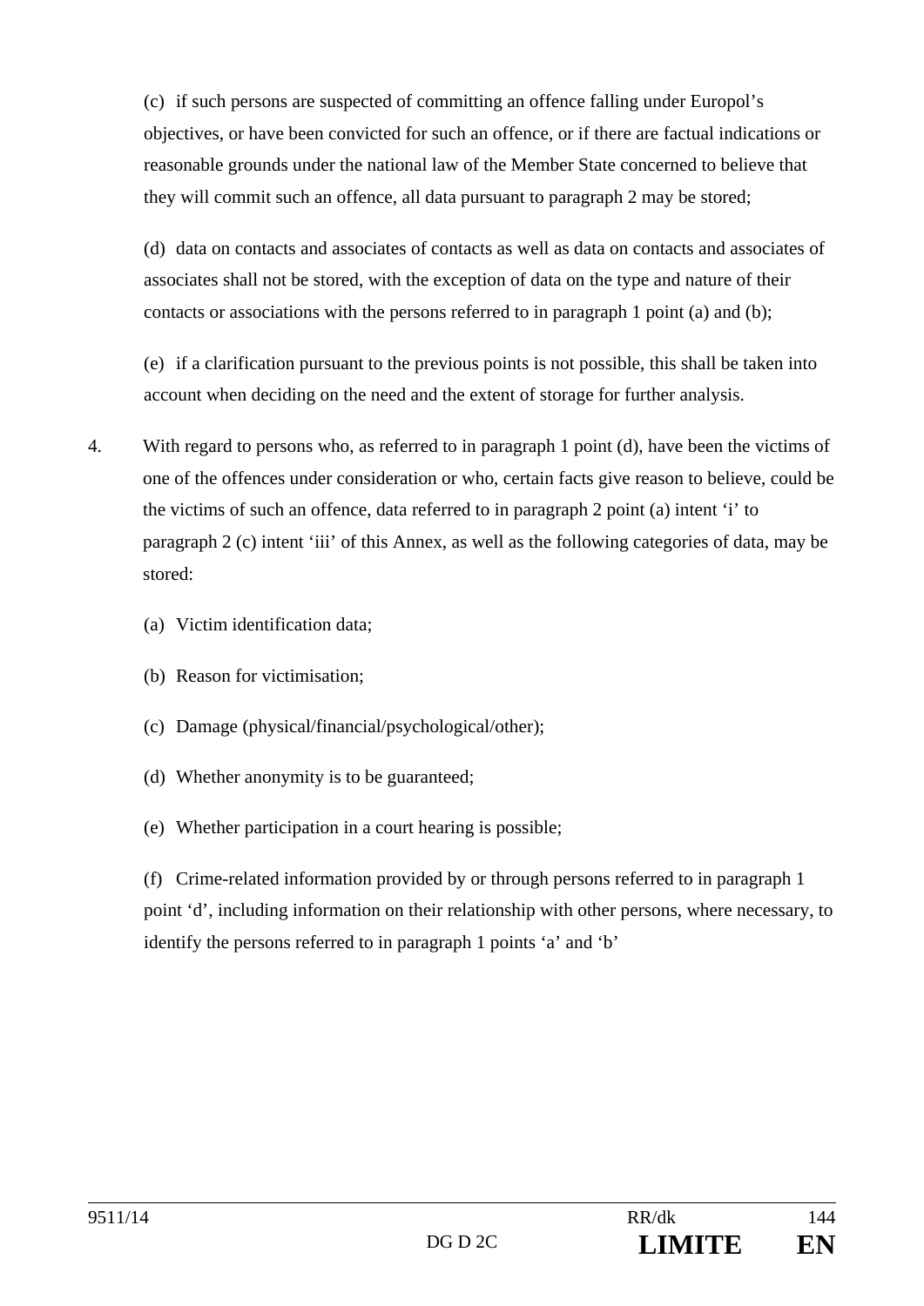(c) if such persons are suspected of committing an offence falling under Europol's objectives, or have been convicted for such an offence, or if there are factual indications or reasonable grounds under the national law of the Member State concerned to believe that they will commit such an offence, all data pursuant to paragraph 2 may be stored;

(d) data on contacts and associates of contacts as well as data on contacts and associates of associates shall not be stored, with the exception of data on the type and nature of their contacts or associations with the persons referred to in paragraph 1 point (a) and (b);

(e) if a clarification pursuant to the previous points is not possible, this shall be taken into account when deciding on the need and the extent of storage for further analysis.

4. With regard to persons who, as referred to in paragraph 1 point (d), have been the victims of one of the offences under consideration or who, certain facts give reason to believe, could be the victims of such an offence, data referred to in paragraph 2 point (a) intent 'i' to paragraph 2 (c) intent 'iii' of this Annex, as well as the following categories of data, may be stored:

   (a) Victim identification data;

   (b) Reason for victimisation;

   (c) Damage (physical/financial/psychological/other);

   (d) Whether anonymity is to be guaranteed;

   (e) Whether participation in a court hearing is possible;

   (f) Crime-related information provided by or through persons referred to in paragraph 1 point 'd', including information on their relationship with other persons, where necessary, to identify the persons referred to in paragraph 1 points 'a' and 'b'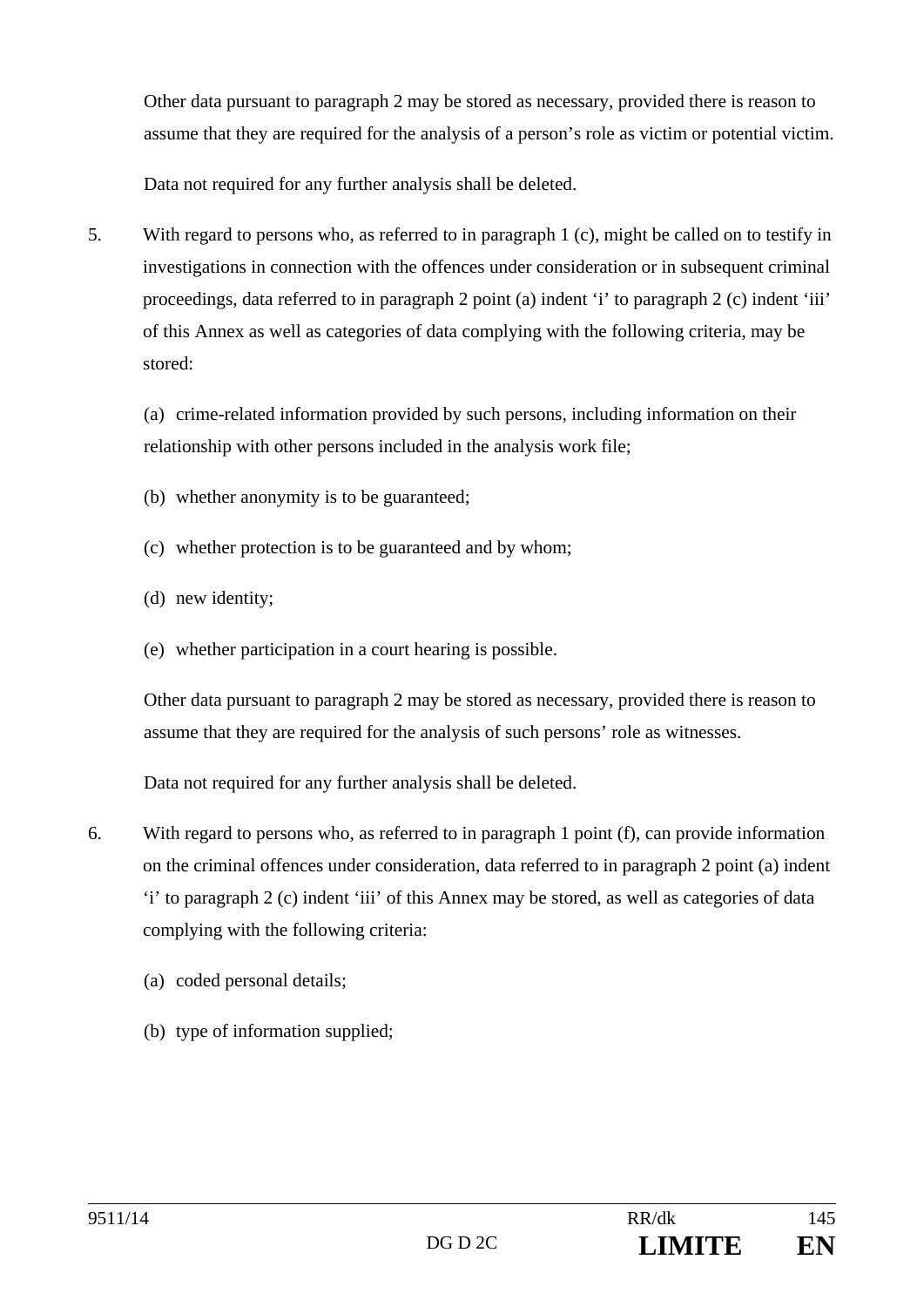Other data pursuant to paragraph 2 may be stored as necessary, provided there is reason to assume that they are required for the analysis of a person's role as victim or potential victim.

Data not required for any further analysis shall be deleted.

5. With regard to persons who, as referred to in paragraph 1 (c), might be called on to testify in investigations in connection with the offences under consideration or in subsequent criminal proceedings, data referred to in paragraph 2 point (a) indent 'i' to paragraph 2 (c) indent 'iii' of this Annex as well as categories of data complying with the following criteria, may be stored:

   (a) crime-related information provided by such persons, including information on their relationship with other persons included in the analysis work file;

   (b) whether anonymity is to be guaranteed;

   (c) whether protection is to be guaranteed and by whom;

   (d) new identity;

   (e) whether participation in a court hearing is possible.

   Other data pursuant to paragraph 2 may be stored as necessary, provided there is reason to assume that they are required for the analysis of such persons' role as witnesses.

   Data not required for any further analysis shall be deleted.

6. With regard to persons who, as referred to in paragraph 1 point (f), can provide information on the criminal offences under consideration, data referred to in paragraph 2 point (a) indent 'i' to paragraph 2 (c) indent 'iii' of this Annex may be stored, as well as categories of data complying with the following criteria:

   (a) coded personal details;

   (b) type of information supplied;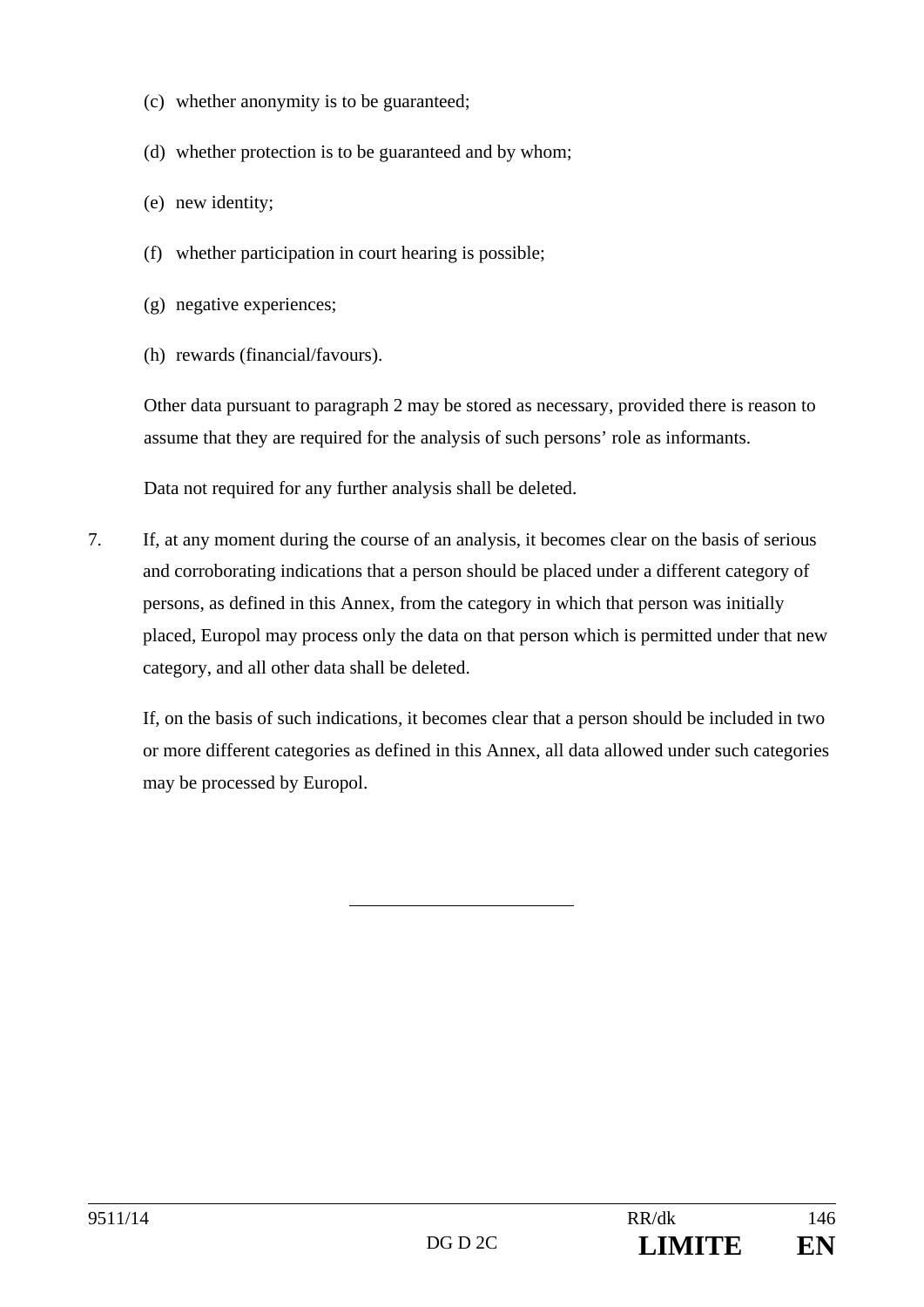(c) whether anonymity is to be guaranteed;

(d) whether protection is to be guaranteed and by whom;

(e) new identity;

(f) whether participation in court hearing is possible;

(g) negative experiences;

(h) rewards (financial/favours).

Other data pursuant to paragraph 2 may be stored as necessary, provided there is reason to assume that they are required for the analysis of such persons' role as informants.

Data not required for any further analysis shall be deleted.

7. If, at any moment during the course of an analysis, it becomes clear on the basis of serious and corroborating indications that a person should be placed under a different category of persons, as defined in this Annex, from the category in which that person was initially placed, Europol may process only the data on that person which is permitted under that new category, and all other data shall be deleted.

   If, on the basis of such indications, it becomes clear that a person should be included in two or more different categories as defined in this Annex, all data allowed under such categories may be processed by Europol.

---